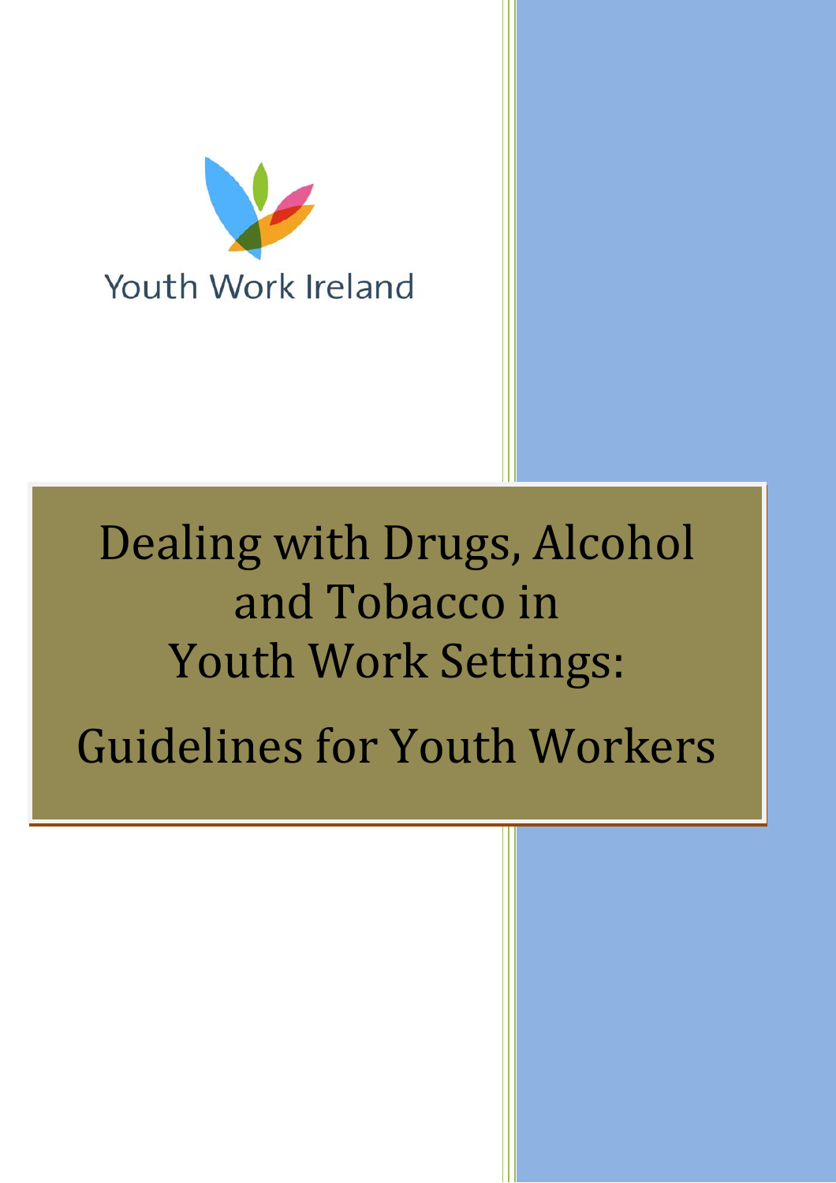Youth Work Ireland

# Dealing with Drugs, Alcohol and Tobacco in Youth Work Settings:

## Guidelines for Youth Workers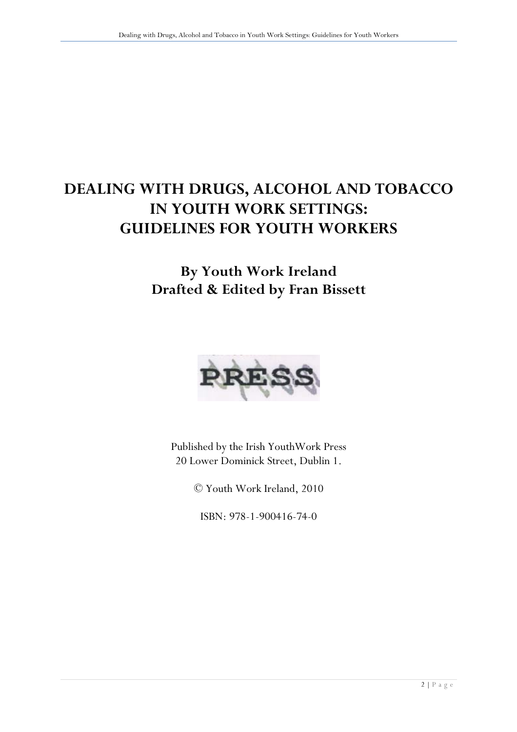# DEALING WITH DRUGS, ALCOHOL AND TOBACCO IN YOUTH WORK SETTINGS: GUIDELINES FOR YOUTH WORKERS

## By Youth Work Ireland
## Drafted & Edited by Fran Bissett

Published by the Irish YouthWork Press
20 Lower Dominick Street, Dublin 1.

© Youth Work Ireland, 2010

ISBN: 978-1-900416-74-0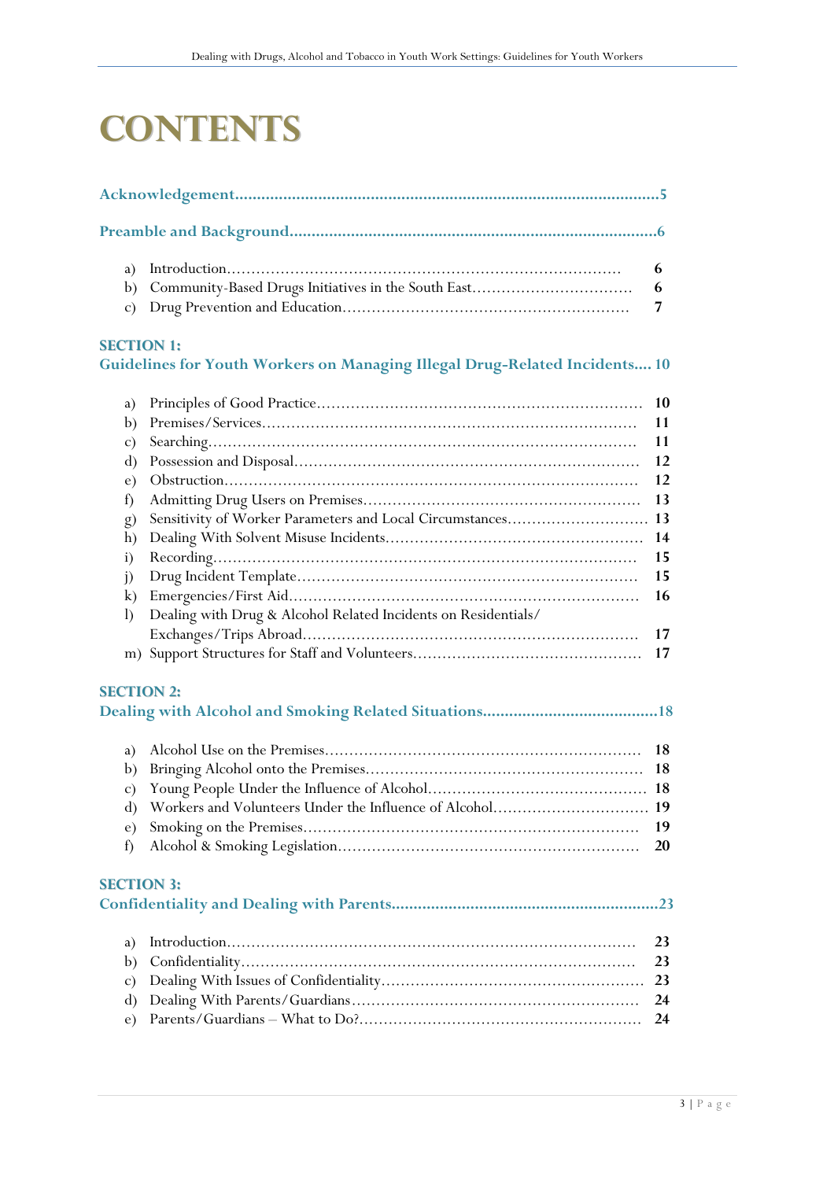# CONTENTS

**Acknowledgement....................................................................................................5**

**Preamble and Background.......................................................................................6**

a) Introduction.................................................................................. 6
b) Community-Based Drugs Initiatives in the South East.................................. 6
c) Drug Prevention and Education.............................................................. 7

**SECTION 1:**
**Guidelines for Youth Workers on Managing Illegal Drug-Related Incidents.... 10**

a) Principles of Good Practice.................................................................. 10
b) Premises/Services.............................................................................. 11
c) Searching......................................................................................... 11
d) Possession and Disposal...................................................................... 12
e) Obstruction...................................................................................... 12
f) Admitting Drug Users on Premises......................................................... 13
g) Sensitivity of Worker Parameters and Local Circumstances............................ 13
h) Dealing With Solvent Misuse Incidents.................................................... 14
i) Recording......................................................................................... 15
j) Drug Incident Template....................................................................... 15
k) Emergencies/First Aid......................................................................... 16
l) Dealing with Drug & Alcohol Related Incidents on Residentials/ Exchanges/Trips Abroad.................................................................... 17
m) Support Structures for Staff and Volunteers............................................... 17

**SECTION 2:**
**Dealing with Alcohol and Smoking Related Situations........................................18**

a) Alcohol Use on the Premises................................................................. 18
b) Bringing Alcohol onto the Premises........................................................ 18
c) Young People Under the Influence of Alcohol............................................ 18
d) Workers and Volunteers Under the Influence of Alcohol................................ 19
e) Smoking on the Premises..................................................................... 19
f) Alcohol & Smoking Legislation.............................................................. 20

**SECTION 3:**
**Confidentiality and Dealing with Parents..............................................................23**

a) Introduction..................................................................................... 23
b) Confidentiality................................................................................... 23
c) Dealing With Issues of Confidentiality...................................................... 23
d) Dealing With Parents/Guardians............................................................ 24
e) Parents/Guardians – What to Do?.......................................................... 24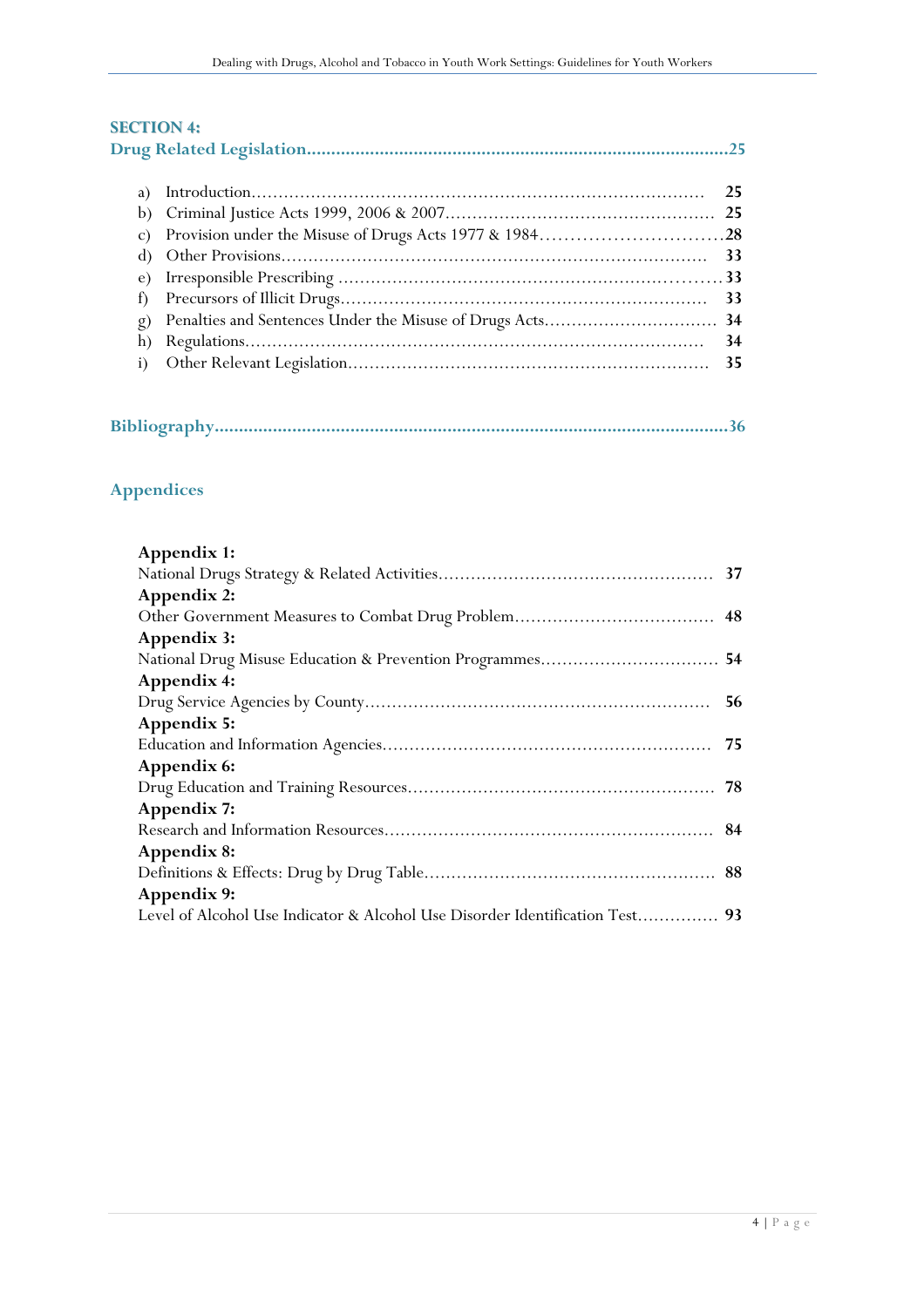## SECTION 4:
## Drug Related Legislation......25

a) Introduction...... 25
b) Criminal Justice Acts 1999, 2006 & 2007...... 25
c) Provision under the Misuse of Drugs Acts 1977 & 1984......28
d) Other Provisions...... 33
e) Irresponsible Prescribing ......33
f) Precursors of Illicit Drugs...... 33
g) Penalties and Sentences Under the Misuse of Drugs Acts...... 34
h) Regulations...... 34
i) Other Relevant Legislation...... 35

## Bibliography......36

## Appendices

**Appendix 1:**
National Drugs Strategy & Related Activities...... 37
**Appendix 2:**
Other Government Measures to Combat Drug Problem...... 48
**Appendix 3:**
National Drug Misuse Education & Prevention Programmes...... 54
**Appendix 4:**
Drug Service Agencies by County...... 56
**Appendix 5:**
Education and Information Agencies...... 75
**Appendix 6:**
Drug Education and Training Resources...... 78
**Appendix 7:**
Research and Information Resources...... 84
**Appendix 8:**
Definitions & Effects: Drug by Drug Table...... 88
**Appendix 9:**
Level of Alcohol Use Indicator & Alcohol Use Disorder Identification Test...... 93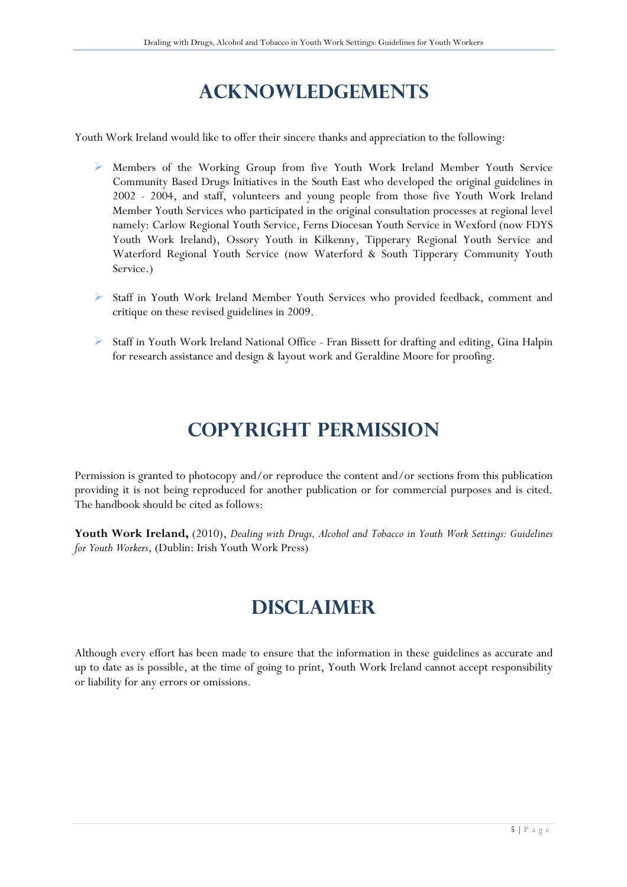# ACKNOWLEDGEMENTS

Youth Work Ireland would like to offer their sincere thanks and appreciation to the following:

- Members of the Working Group from five Youth Work Ireland Member Youth Service Community Based Drugs Initiatives in the South East who developed the original guidelines in 2002 - 2004, and staff, volunteers and young people from those five Youth Work Ireland Member Youth Services who participated in the original consultation processes at regional level namely: Carlow Regional Youth Service, Ferns Diocesan Youth Service in Wexford (now FDYS Youth Work Ireland), Ossory Youth in Kilkenny, Tipperary Regional Youth Service and Waterford Regional Youth Service (now Waterford & South Tipperary Community Youth Service.)

- Staff in Youth Work Ireland Member Youth Services who provided feedback, comment and critique on these revised guidelines in 2009.

- Staff in Youth Work Ireland National Office - Fran Bissett for drafting and editing, Gina Halpin for research assistance and design & layout work and Geraldine Moore for proofing.

# COPYRIGHT PERMISSION

Permission is granted to photocopy and/or reproduce the content and/or sections from this publication providing it is not being reproduced for another publication or for commercial purposes and is cited. The handbook should be cited as follows:

**Youth Work Ireland,** (2010), *Dealing with Drugs, Alcohol and Tobacco in Youth Work Settings: Guidelines for Youth Workers*, (Dublin: Irish Youth Work Press)

# DISCLAIMER

Although every effort has been made to ensure that the information in these guidelines as accurate and up to date as is possible, at the time of going to print, Youth Work Ireland cannot accept responsibility or liability for any errors or omissions.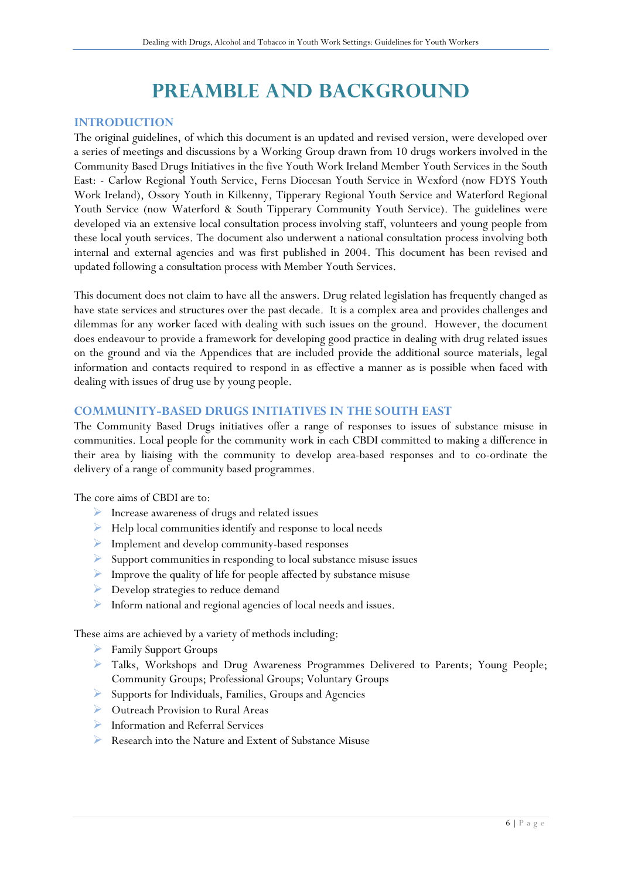# PREAMBLE AND BACKGROUND

## INTRODUCTION

The original guidelines, of which this document is an updated and revised version, were developed over a series of meetings and discussions by a Working Group drawn from 10 drugs workers involved in the Community Based Drugs Initiatives in the five Youth Work Ireland Member Youth Services in the South East: - Carlow Regional Youth Service, Ferns Diocesan Youth Service in Wexford (now FDYS Youth Work Ireland), Ossory Youth in Kilkenny, Tipperary Regional Youth Service and Waterford Regional Youth Service (now Waterford & South Tipperary Community Youth Service). The guidelines were developed via an extensive local consultation process involving staff, volunteers and young people from these local youth services. The document also underwent a national consultation process involving both internal and external agencies and was first published in 2004. This document has been revised and updated following a consultation process with Member Youth Services.

This document does not claim to have all the answers. Drug related legislation has frequently changed as have state services and structures over the past decade. It is a complex area and provides challenges and dilemmas for any worker faced with dealing with such issues on the ground. However, the document does endeavour to provide a framework for developing good practice in dealing with drug related issues on the ground and via the Appendices that are included provide the additional source materials, legal information and contacts required to respond in as effective a manner as is possible when faced with dealing with issues of drug use by young people.

## COMMUNITY-BASED DRUGS INITIATIVES IN THE SOUTH EAST

The Community Based Drugs initiatives offer a range of responses to issues of substance misuse in communities. Local people for the community work in each CBDI committed to making a difference in their area by liaising with the community to develop area-based responses and to co-ordinate the delivery of a range of community based programmes.

The core aims of CBDI are to:

- Increase awareness of drugs and related issues
- Help local communities identify and response to local needs
- Implement and develop community-based responses
- Support communities in responding to local substance misuse issues
- Improve the quality of life for people affected by substance misuse
- Develop strategies to reduce demand
- Inform national and regional agencies of local needs and issues.

These aims are achieved by a variety of methods including:

- Family Support Groups
- Talks, Workshops and Drug Awareness Programmes Delivered to Parents; Young People; Community Groups; Professional Groups; Voluntary Groups
- Supports for Individuals, Families, Groups and Agencies
- Outreach Provision to Rural Areas
- Information and Referral Services
- Research into the Nature and Extent of Substance Misuse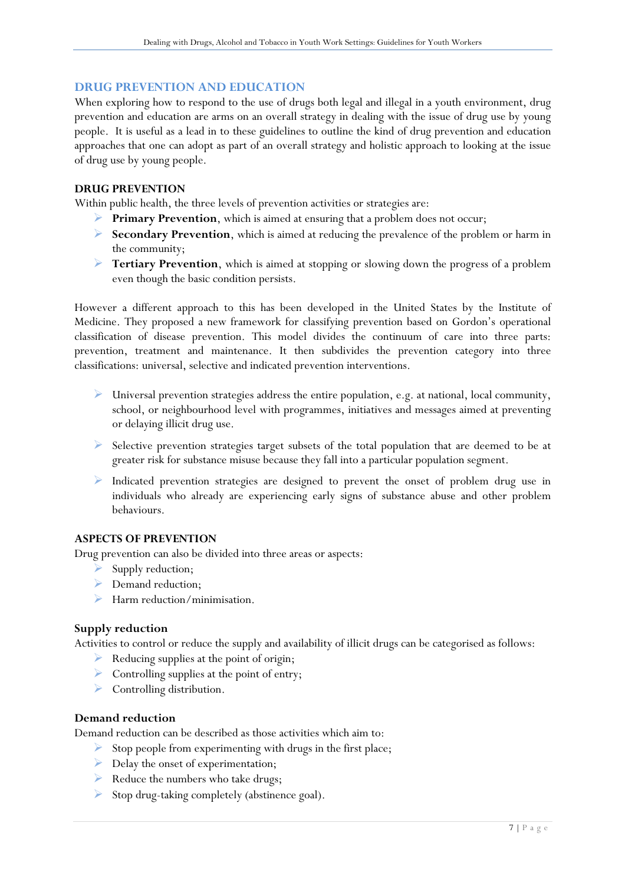## DRUG PREVENTION AND EDUCATION

When exploring how to respond to the use of drugs both legal and illegal in a youth environment, drug prevention and education are arms on an overall strategy in dealing with the issue of drug use by young people. It is useful as a lead in to these guidelines to outline the kind of drug prevention and education approaches that one can adopt as part of an overall strategy and holistic approach to looking at the issue of drug use by young people.

### DRUG PREVENTION

Within public health, the three levels of prevention activities or strategies are:

- **Primary Prevention**, which is aimed at ensuring that a problem does not occur;
- **Secondary Prevention**, which is aimed at reducing the prevalence of the problem or harm in the community;
- **Tertiary Prevention**, which is aimed at stopping or slowing down the progress of a problem even though the basic condition persists.

However a different approach to this has been developed in the United States by the Institute of Medicine. They proposed a new framework for classifying prevention based on Gordon's operational classification of disease prevention. This model divides the continuum of care into three parts: prevention, treatment and maintenance. It then subdivides the prevention category into three classifications: universal, selective and indicated prevention interventions.

- Universal prevention strategies address the entire population, e.g. at national, local community, school, or neighbourhood level with programmes, initiatives and messages aimed at preventing or delaying illicit drug use.
- Selective prevention strategies target subsets of the total population that are deemed to be at greater risk for substance misuse because they fall into a particular population segment.
- Indicated prevention strategies are designed to prevent the onset of problem drug use in individuals who already are experiencing early signs of substance abuse and other problem behaviours.

### ASPECTS OF PREVENTION

Drug prevention can also be divided into three areas or aspects:

- Supply reduction;
- Demand reduction;
- Harm reduction/minimisation.

#### Supply reduction

Activities to control or reduce the supply and availability of illicit drugs can be categorised as follows:

- Reducing supplies at the point of origin;
- Controlling supplies at the point of entry;
- Controlling distribution.

#### Demand reduction

Demand reduction can be described as those activities which aim to:

- Stop people from experimenting with drugs in the first place;
- Delay the onset of experimentation;
- Reduce the numbers who take drugs;
- Stop drug-taking completely (abstinence goal).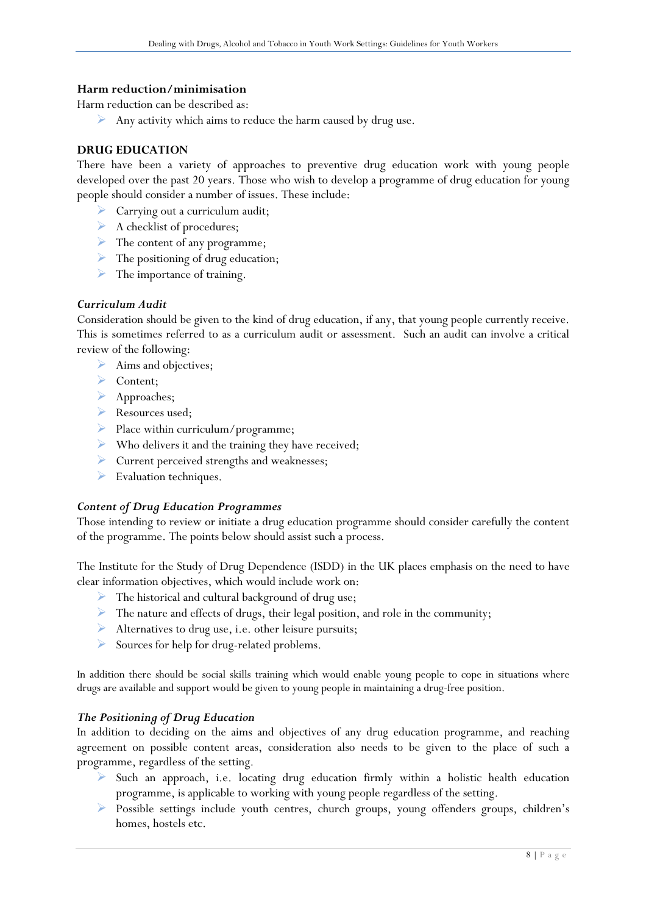**Harm reduction/minimisation**

Harm reduction can be described as:

- Any activity which aims to reduce the harm caused by drug use.

**DRUG EDUCATION**

There have been a variety of approaches to preventive drug education work with young people developed over the past 20 years. Those who wish to develop a programme of drug education for young people should consider a number of issues. These include:

- Carrying out a curriculum audit;
- A checklist of procedures;
- The content of any programme;
- The positioning of drug education;
- The importance of training.

***Curriculum Audit***

Consideration should be given to the kind of drug education, if any, that young people currently receive. This is sometimes referred to as a curriculum audit or assessment. Such an audit can involve a critical review of the following:

- Aims and objectives;
- Content;
- Approaches;
- Resources used;
- Place within curriculum/programme;
- Who delivers it and the training they have received;
- Current perceived strengths and weaknesses;
- Evaluation techniques.

***Content of Drug Education Programmes***

Those intending to review or initiate a drug education programme should consider carefully the content of the programme. The points below should assist such a process.

The Institute for the Study of Drug Dependence (ISDD) in the UK places emphasis on the need to have clear information objectives, which would include work on:

- The historical and cultural background of drug use;
- The nature and effects of drugs, their legal position, and role in the community;
- Alternatives to drug use, i.e. other leisure pursuits;
- Sources for help for drug-related problems.

In addition there should be social skills training which would enable young people to cope in situations where drugs are available and support would be given to young people in maintaining a drug-free position.

***The Positioning of Drug Education***

In addition to deciding on the aims and objectives of any drug education programme, and reaching agreement on possible content areas, consideration also needs to be given to the place of such a programme, regardless of the setting.

- Such an approach, i.e. locating drug education firmly within a holistic health education programme, is applicable to working with young people regardless of the setting.
- Possible settings include youth centres, church groups, young offenders groups, children's homes, hostels etc.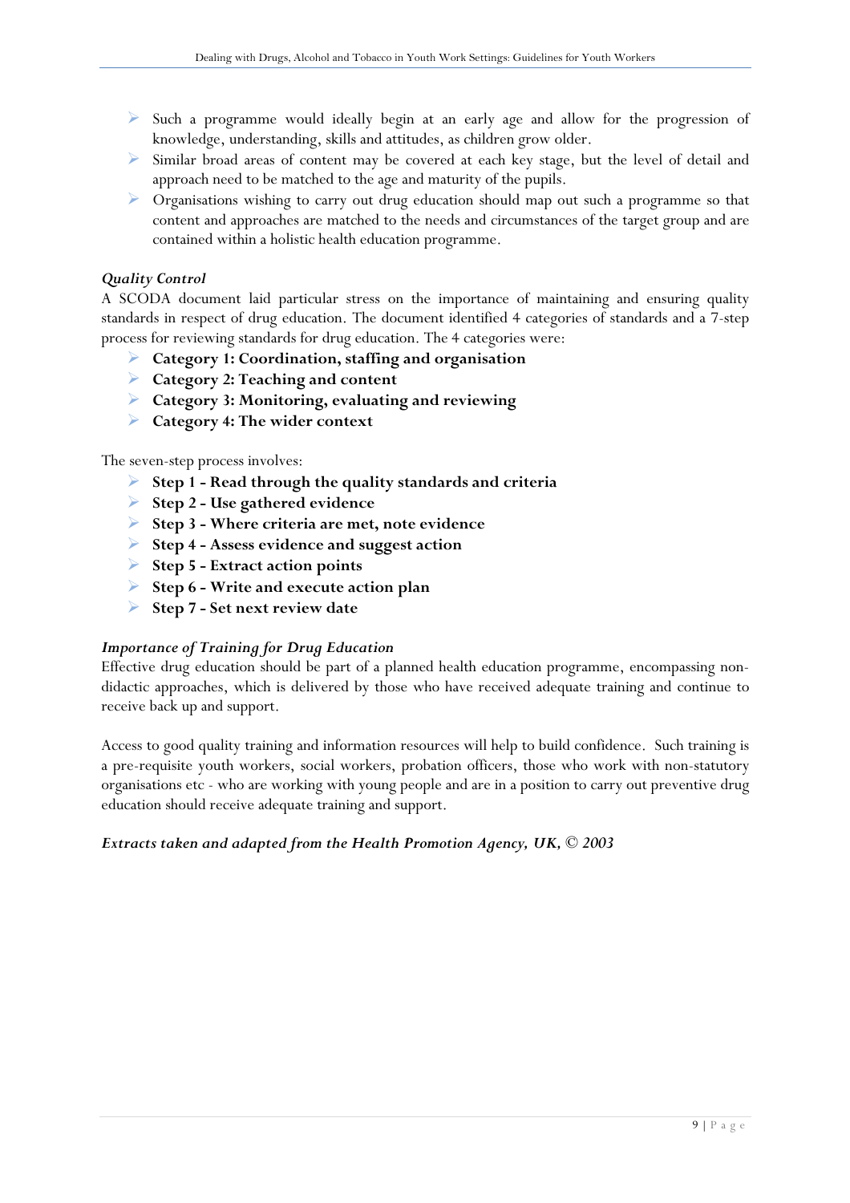- Such a programme would ideally begin at an early age and allow for the progression of knowledge, understanding, skills and attitudes, as children grow older.
- Similar broad areas of content may be covered at each key stage, but the level of detail and approach need to be matched to the age and maturity of the pupils.
- Organisations wishing to carry out drug education should map out such a programme so that content and approaches are matched to the needs and circumstances of the target group and are contained within a holistic health education programme.

***Quality Control***

A SCODA document laid particular stress on the importance of maintaining and ensuring quality standards in respect of drug education. The document identified 4 categories of standards and a 7-step process for reviewing standards for drug education. The 4 categories were:

- **Category 1: Coordination, staffing and organisation**
- **Category 2: Teaching and content**
- **Category 3: Monitoring, evaluating and reviewing**
- **Category 4: The wider context**

The seven-step process involves:

- **Step 1 - Read through the quality standards and criteria**
- **Step 2 - Use gathered evidence**
- **Step 3 - Where criteria are met, note evidence**
- **Step 4 - Assess evidence and suggest action**
- **Step 5 - Extract action points**
- **Step 6 - Write and execute action plan**
- **Step 7 - Set next review date**

***Importance of Training for Drug Education***

Effective drug education should be part of a planned health education programme, encompassing non-didactic approaches, which is delivered by those who have received adequate training and continue to receive back up and support.

Access to good quality training and information resources will help to build confidence. Such training is a pre-requisite youth workers, social workers, probation officers, those who work with non-statutory organisations etc - who are working with young people and are in a position to carry out preventive drug education should receive adequate training and support.

***Extracts taken and adapted from the Health Promotion Agency, UK, © 2003***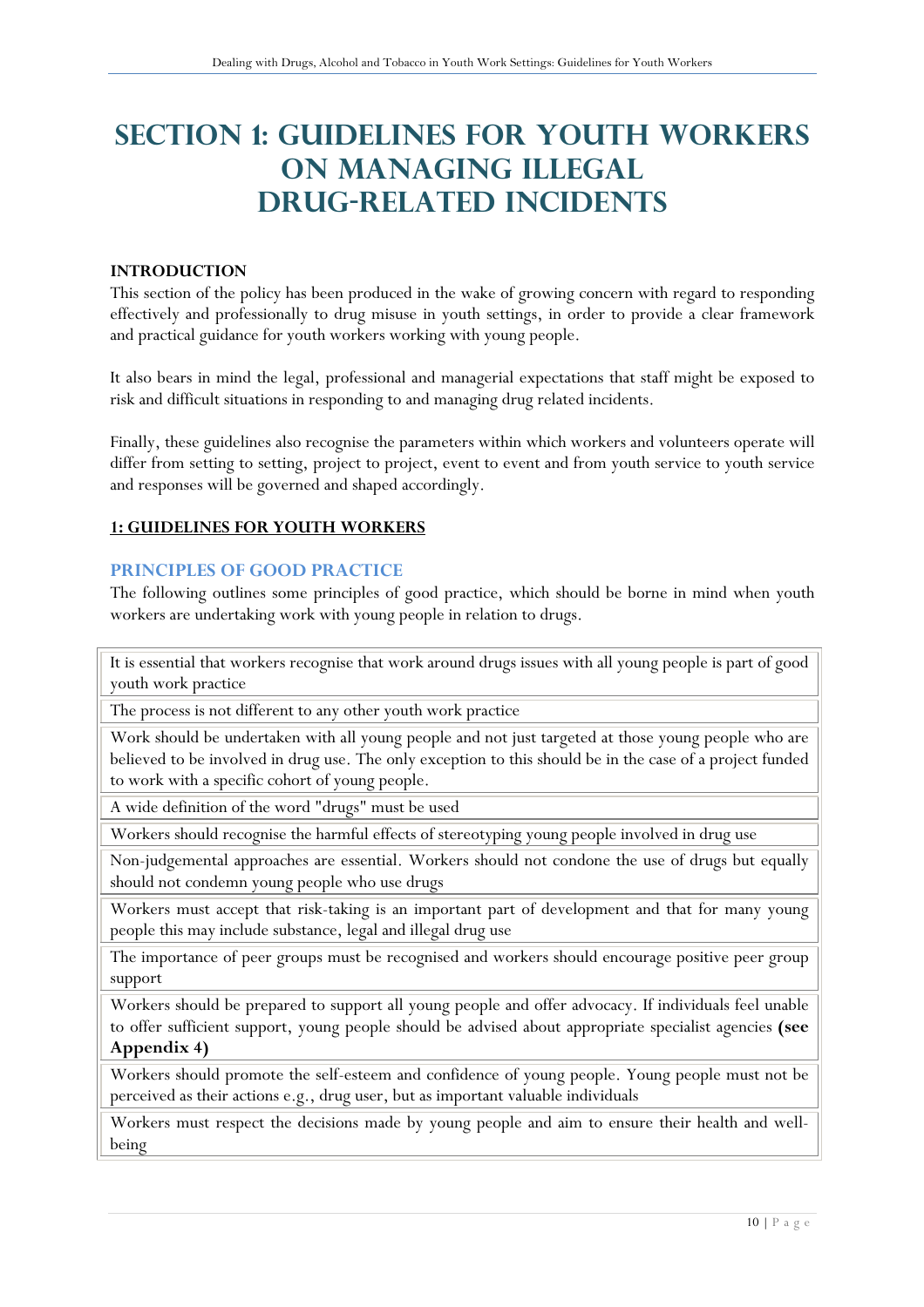# SECTION 1: GUIDELINES FOR YOUTH WORKERS ON MANAGING ILLEGAL DRUG-RELATED INCIDENTS

## INTRODUCTION

This section of the policy has been produced in the wake of growing concern with regard to responding effectively and professionally to drug misuse in youth settings, in order to provide a clear framework and practical guidance for youth workers working with young people.

It also bears in mind the legal, professional and managerial expectations that staff might be exposed to risk and difficult situations in responding to and managing drug related incidents.

Finally, these guidelines also recognise the parameters within which workers and volunteers operate will differ from setting to setting, project to project, event to event and from youth service to youth service and responses will be governed and shaped accordingly.

## 1: GUIDELINES FOR YOUTH WORKERS

### PRINCIPLES OF GOOD PRACTICE

The following outlines some principles of good practice, which should be borne in mind when youth workers are undertaking work with young people in relation to drugs.

| |
|---|
| It is essential that workers recognise that work around drugs issues with all young people is part of good youth work practice |
| The process is not different to any other youth work practice |
| Work should be undertaken with all young people and not just targeted at those young people who are believed to be involved in drug use. The only exception to this should be in the case of a project funded to work with a specific cohort of young people. |
| A wide definition of the word "drugs" must be used |
| Workers should recognise the harmful effects of stereotyping young people involved in drug use |
| Non-judgemental approaches are essential. Workers should not condone the use of drugs but equally should not condemn young people who use drugs |
| Workers must accept that risk-taking is an important part of development and that for many young people this may include substance, legal and illegal drug use |
| The importance of peer groups must be recognised and workers should encourage positive peer group support |
| Workers should be prepared to support all young people and offer advocacy. If individuals feel unable to offer sufficient support, young people should be advised about appropriate specialist agencies **(see Appendix 4)** |
| Workers should promote the self-esteem and confidence of young people. Young people must not be perceived as their actions e.g., drug user, but as important valuable individuals |
| Workers must respect the decisions made by young people and aim to ensure their health and well-being |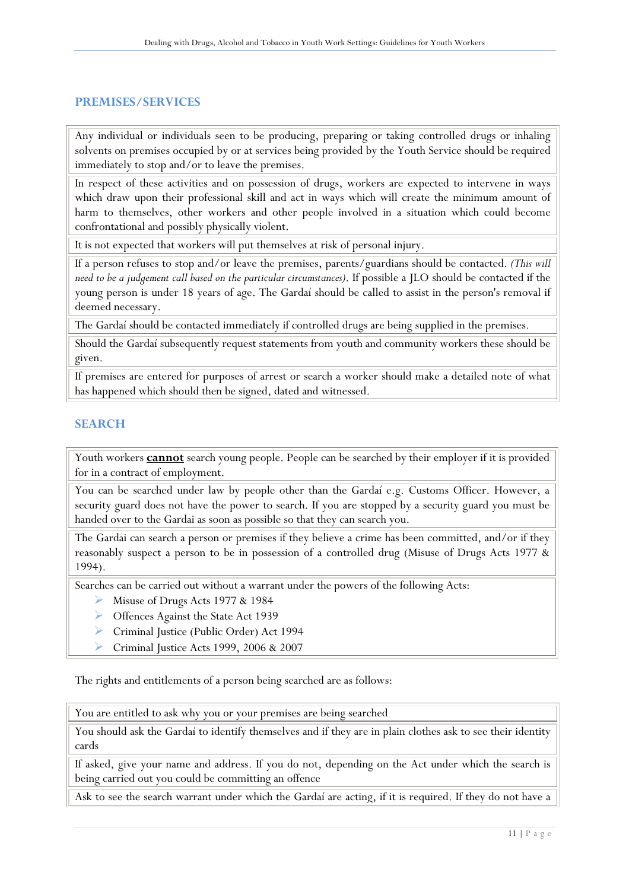## PREMISES/SERVICES

Any individual or individuals seen to be producing, preparing or taking controlled drugs or inhaling solvents on premises occupied by or at services being provided by the Youth Service should be required immediately to stop and/or to leave the premises.

In respect of these activities and on possession of drugs, workers are expected to intervene in ways which draw upon their professional skill and act in ways which will create the minimum amount of harm to themselves, other workers and other people involved in a situation which could become confrontational and possibly physically violent.

It is not expected that workers will put themselves at risk of personal injury.

If a person refuses to stop and/or leave the premises, parents/guardians should be contacted. *(This will need to be a judgement call based on the particular circumstances)*. If possible a JLO should be contacted if the young person is under 18 years of age. The Gardaí should be called to assist in the person's removal if deemed necessary.

The Gardaí should be contacted immediately if controlled drugs are being supplied in the premises.

Should the Gardaí subsequently request statements from youth and community workers these should be given.

If premises are entered for purposes of arrest or search a worker should make a detailed note of what has happened which should then be signed, dated and witnessed.

## SEARCH

Youth workers **cannot** search young people. People can be searched by their employer if it is provided for in a contract of employment.

You can be searched under law by people other than the Gardaí e.g. Customs Officer. However, a security guard does not have the power to search. If you are stopped by a security guard you must be handed over to the Gardai as soon as possible so that they can search you.

The Gardai can search a person or premises if they believe a crime has been committed, and/or if they reasonably suspect a person to be in possession of a controlled drug (Misuse of Drugs Acts 1977 & 1994).

Searches can be carried out without a warrant under the powers of the following Acts:

- Misuse of Drugs Acts 1977 & 1984
- Offences Against the State Act 1939
- Criminal Justice (Public Order) Act 1994
- Criminal Justice Acts 1999, 2006 & 2007

The rights and entitlements of a person being searched are as follows:

You are entitled to ask why you or your premises are being searched

You should ask the Gardaí to identify themselves and if they are in plain clothes ask to see their identity cards

If asked, give your name and address. If you do not, depending on the Act under which the search is being carried out you could be committing an offence

Ask to see the search warrant under which the Gardaí are acting, if it is required. If they do not have a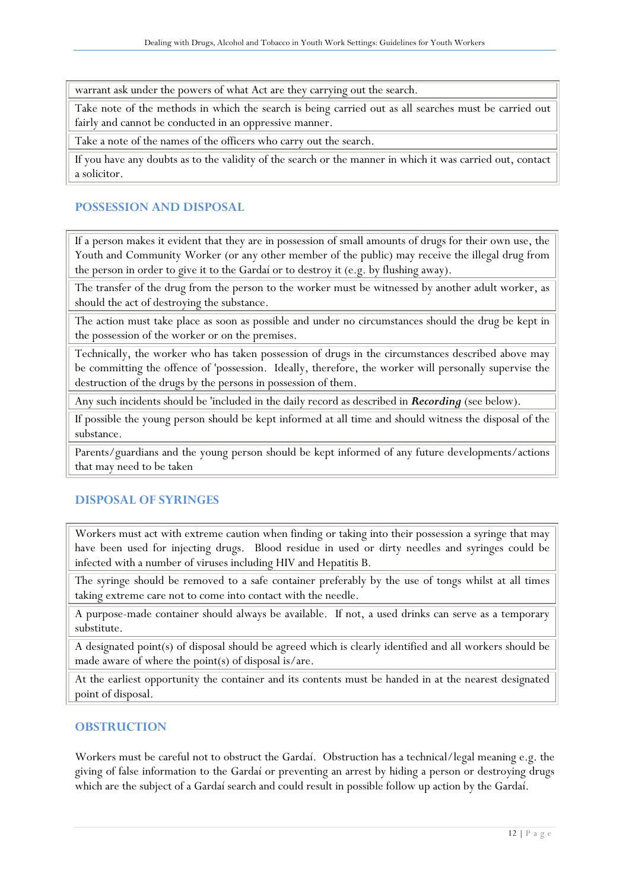| warrant ask under the powers of what Act are they carrying out the search. |
|---|
| Take note of the methods in which the search is being carried out as all searches must be carried out fairly and cannot be conducted in an oppressive manner. |
| Take a note of the names of the officers who carry out the search. |
| If you have any doubts as to the validity of the search or the manner in which it was carried out, contact a solicitor. |

## POSSESSION AND DISPOSAL

| If a person makes it evident that they are in possession of small amounts of drugs for their own use, the Youth and Community Worker (or any other member of the public) may receive the illegal drug from the person in order to give it to the Gardaí or to destroy it (e.g. by flushing away). |
|---|
| The transfer of the drug from the person to the worker must be witnessed by another adult worker, as should the act of destroying the substance. |
| The action must take place as soon as possible and under no circumstances should the drug be kept in the possession of the worker or on the premises. |
| Technically, the worker who has taken possession of drugs in the circumstances described above may be committing the offence of 'possession. Ideally, therefore, the worker will personally supervise the destruction of the drugs by the persons in possession of them. |
| Any such incidents should be 'included in the daily record as described in ***Recording*** (see below). |
| If possible the young person should be kept informed at all time and should witness the disposal of the substance. |
| Parents/guardians and the young person should be kept informed of any future developments/actions that may need to be taken |

## DISPOSAL OF SYRINGES

| Workers must act with extreme caution when finding or taking into their possession a syringe that may have been used for injecting drugs. Blood residue in used or dirty needles and syringes could be infected with a number of viruses including HIV and Hepatitis B. |
|---|
| The syringe should be removed to a safe container preferably by the use of tongs whilst at all times taking extreme care not to come into contact with the needle. |
| A purpose-made container should always be available. If not, a used drinks can serve as a temporary substitute. |
| A designated point(s) of disposal should be agreed which is clearly identified and all workers should be made aware of where the point(s) of disposal is/are. |
| At the earliest opportunity the container and its contents must be handed in at the nearest designated point of disposal. |

## OBSTRUCTION

Workers must be careful not to obstruct the Gardaí. Obstruction has a technical/legal meaning e.g. the giving of false information to the Gardaí or preventing an arrest by hiding a person or destroying drugs which are the subject of a Gardaí search and could result in possible follow up action by the Gardaí.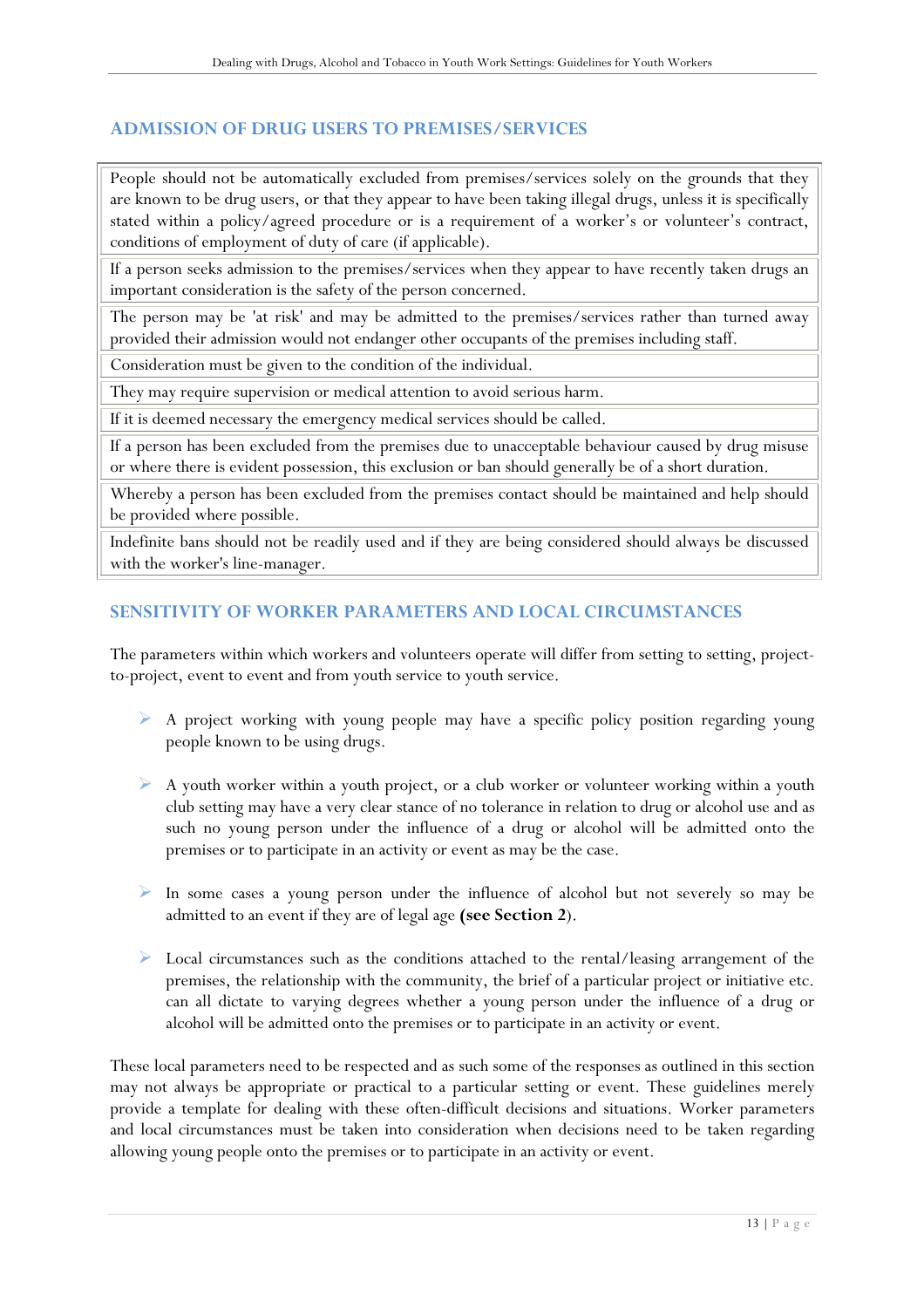## ADMISSION OF DRUG USERS TO PREMISES/SERVICES

| People should not be automatically excluded from premises/services solely on the grounds that they are known to be drug users, or that they appear to have been taking illegal drugs, unless it is specifically stated within a policy/agreed procedure or is a requirement of a worker's or volunteer's contract, conditions of employment of duty of care (if applicable). |
|---|
| If a person seeks admission to the premises/services when they appear to have recently taken drugs an important consideration is the safety of the person concerned. |
| The person may be 'at risk' and may be admitted to the premises/services rather than turned away provided their admission would not endanger other occupants of the premises including staff. |
| Consideration must be given to the condition of the individual. |
| They may require supervision or medical attention to avoid serious harm. |
| If it is deemed necessary the emergency medical services should be called. |
| If a person has been excluded from the premises due to unacceptable behaviour caused by drug misuse or where there is evident possession, this exclusion or ban should generally be of a short duration. |
| Whereby a person has been excluded from the premises contact should be maintained and help should be provided where possible. |
| Indefinite bans should not be readily used and if they are being considered should always be discussed with the worker's line-manager. |

## SENSITIVITY OF WORKER PARAMETERS AND LOCAL CIRCUMSTANCES

The parameters within which workers and volunteers operate will differ from setting to setting, project-to-project, event to event and from youth service to youth service.

- A project working with young people may have a specific policy position regarding young people known to be using drugs.
- A youth worker within a youth project, or a club worker or volunteer working within a youth club setting may have a very clear stance of no tolerance in relation to drug or alcohol use and as such no young person under the influence of a drug or alcohol will be admitted onto the premises or to participate in an activity or event as may be the case.
- In some cases a young person under the influence of alcohol but not severely so may be admitted to an event if they are of legal age **(see Section 2**).
- Local circumstances such as the conditions attached to the rental/leasing arrangement of the premises, the relationship with the community, the brief of a particular project or initiative etc. can all dictate to varying degrees whether a young person under the influence of a drug or alcohol will be admitted onto the premises or to participate in an activity or event.

These local parameters need to be respected and as such some of the responses as outlined in this section may not always be appropriate or practical to a particular setting or event. These guidelines merely provide a template for dealing with these often-difficult decisions and situations. Worker parameters and local circumstances must be taken into consideration when decisions need to be taken regarding allowing young people onto the premises or to participate in an activity or event.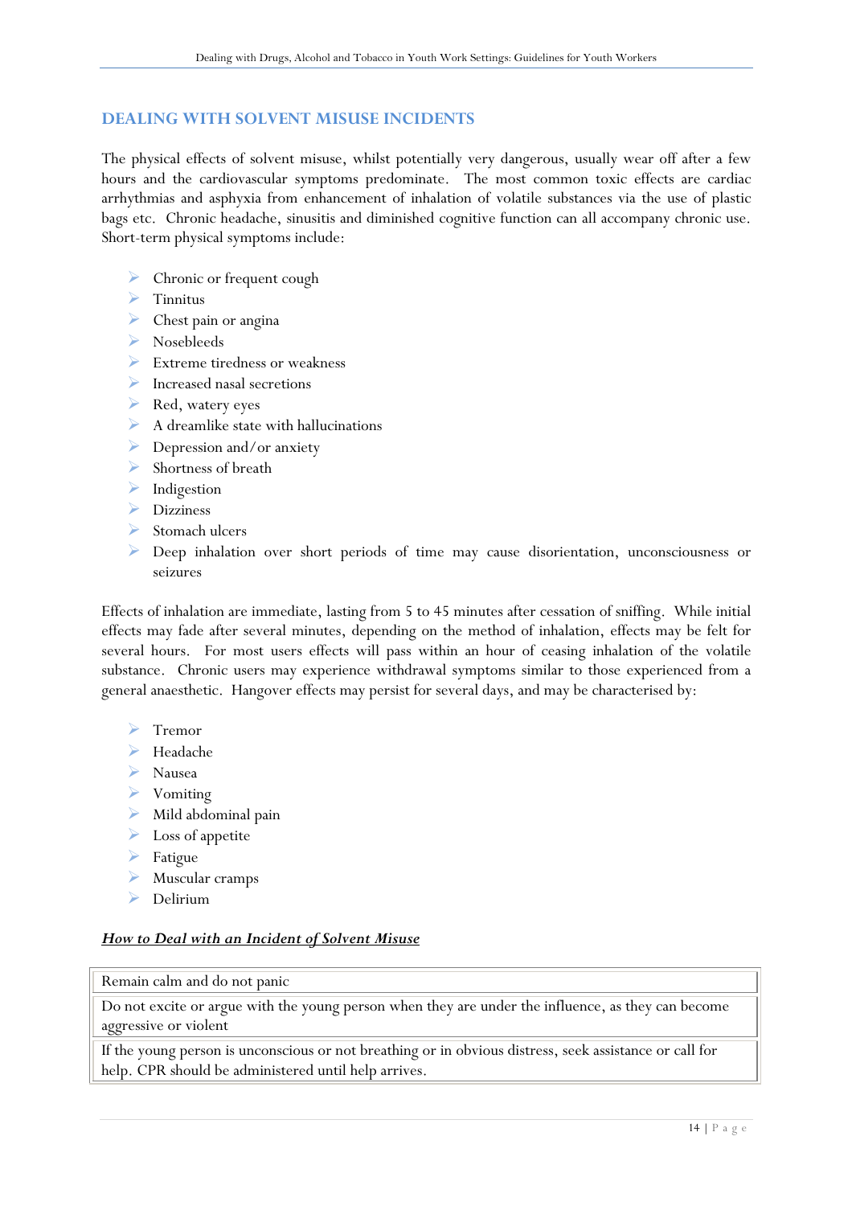## DEALING WITH SOLVENT MISUSE INCIDENTS

The physical effects of solvent misuse, whilst potentially very dangerous, usually wear off after a few hours and the cardiovascular symptoms predominate. The most common toxic effects are cardiac arrhythmias and asphyxia from enhancement of inhalation of volatile substances via the use of plastic bags etc. Chronic headache, sinusitis and diminished cognitive function can all accompany chronic use. Short-term physical symptoms include:

- Chronic or frequent cough
- Tinnitus
- Chest pain or angina
- Nosebleeds
- Extreme tiredness or weakness
- Increased nasal secretions
- Red, watery eyes
- A dreamlike state with hallucinations
- Depression and/or anxiety
- Shortness of breath
- Indigestion
- Dizziness
- Stomach ulcers
- Deep inhalation over short periods of time may cause disorientation, unconsciousness or seizures

Effects of inhalation are immediate, lasting from 5 to 45 minutes after cessation of sniffing. While initial effects may fade after several minutes, depending on the method of inhalation, effects may be felt for several hours. For most users effects will pass within an hour of ceasing inhalation of the volatile substance. Chronic users may experience withdrawal symptoms similar to those experienced from a general anaesthetic. Hangover effects may persist for several days, and may be characterised by:

- Tremor
- Headache
- Nausea
- Vomiting
- Mild abdominal pain
- Loss of appetite
- Fatigue
- Muscular cramps
- Delirium

### ***How to Deal with an Incident of Solvent Misuse***

| |
|---|
| Remain calm and do not panic |
| Do not excite or argue with the young person when they are under the influence, as they can become aggressive or violent |
| If the young person is unconscious or not breathing or in obvious distress, seek assistance or call for help. CPR should be administered until help arrives. |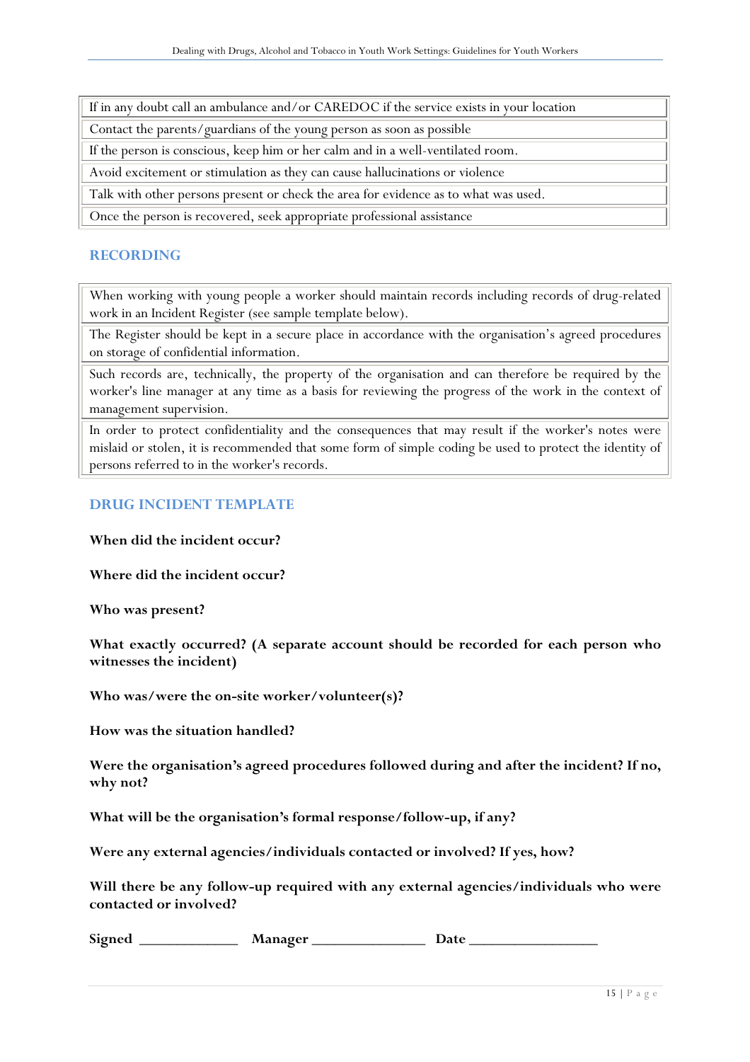| If in any doubt call an ambulance and/or CAREDOC if the service exists in your location |
|---|
| Contact the parents/guardians of the young person as soon as possible |
| If the person is conscious, keep him or her calm and in a well-ventilated room. |
| Avoid excitement or stimulation as they can cause hallucinations or violence |
| Talk with other persons present or check the area for evidence as to what was used. |
| Once the person is recovered, seek appropriate professional assistance |

## RECORDING

| When working with young people a worker should maintain records including records of drug-related work in an Incident Register (see sample template below). |
|---|
| The Register should be kept in a secure place in accordance with the organisation's agreed procedures on storage of confidential information. |
| Such records are, technically, the property of the organisation and can therefore be required by the worker's line manager at any time as a basis for reviewing the progress of the work in the context of management supervision. |
| In order to protect confidentiality and the consequences that may result if the worker's notes were mislaid or stolen, it is recommended that some form of simple coding be used to protect the identity of persons referred to in the worker's records. |

## DRUG INCIDENT TEMPLATE

**When did the incident occur?**

**Where did the incident occur?**

**Who was present?**

**What exactly occurred? (A separate account should be recorded for each person who witnesses the incident)**

**Who was/were the on-site worker/volunteer(s)?**

**How was the situation handled?**

**Were the organisation's agreed procedures followed during and after the incident? If no, why not?**

**What will be the organisation's formal response/follow-up, if any?**

**Were any external agencies/individuals contacted or involved? If yes, how?**

**Will there be any follow-up required with any external agencies/individuals who were contacted or involved?**

**Signed** _____________ **Manager** _______________ **Date** _________________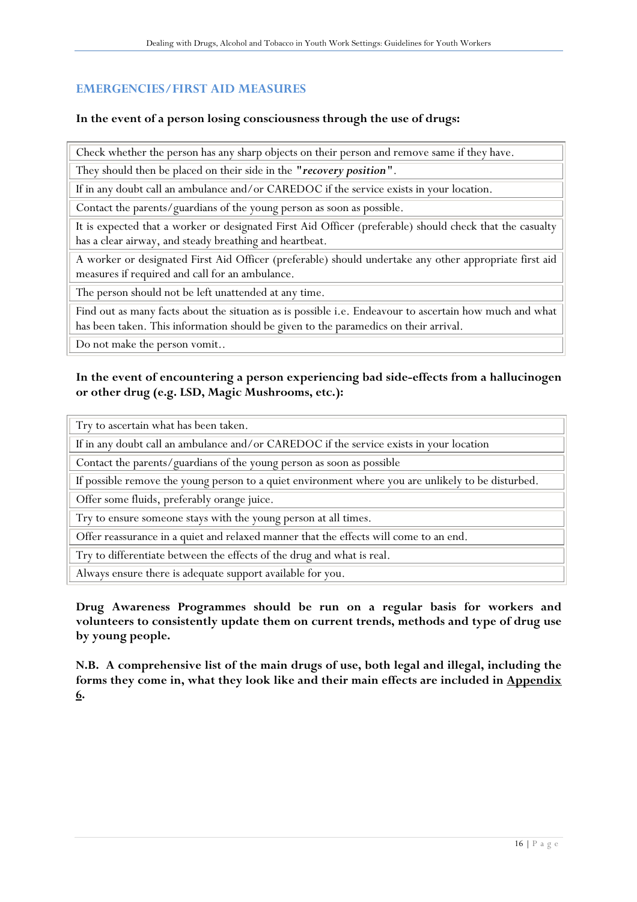## EMERGENCIES/FIRST AID MEASURES

**In the event of a person losing consciousness through the use of drugs:**

| Check whether the person has any sharp objects on their person and remove same if they have. |
|---|
| They should then be placed on their side in the "***recovery position***". |
| If in any doubt call an ambulance and/or CAREDOC if the service exists in your location. |
| Contact the parents/guardians of the young person as soon as possible. |
| It is expected that a worker or designated First Aid Officer (preferable) should check that the casualty has a clear airway, and steady breathing and heartbeat. |
| A worker or designated First Aid Officer (preferable) should undertake any other appropriate first aid measures if required and call for an ambulance. |
| The person should not be left unattended at any time. |
| Find out as many facts about the situation as is possible i.e. Endeavour to ascertain how much and what has been taken. This information should be given to the paramedics on their arrival. |
| Do not make the person vomit.. |

**In the event of encountering a person experiencing bad side-effects from a hallucinogen or other drug (e.g. LSD, Magic Mushrooms, etc.):**

| Try to ascertain what has been taken. |
|---|
| If in any doubt call an ambulance and/or CAREDOC if the service exists in your location |
| Contact the parents/guardians of the young person as soon as possible |
| If possible remove the young person to a quiet environment where you are unlikely to be disturbed. |
| Offer some fluids, preferably orange juice. |
| Try to ensure someone stays with the young person at all times. |
| Offer reassurance in a quiet and relaxed manner that the effects will come to an end. |
| Try to differentiate between the effects of the drug and what is real. |
| Always ensure there is adequate support available for you. |

**Drug Awareness Programmes should be run on a regular basis for workers and volunteers to consistently update them on current trends, methods and type of drug use by young people.**

**N.B. A comprehensive list of the main drugs of use, both legal and illegal, including the forms they come in, what they look like and their main effects are included in Appendix 6.**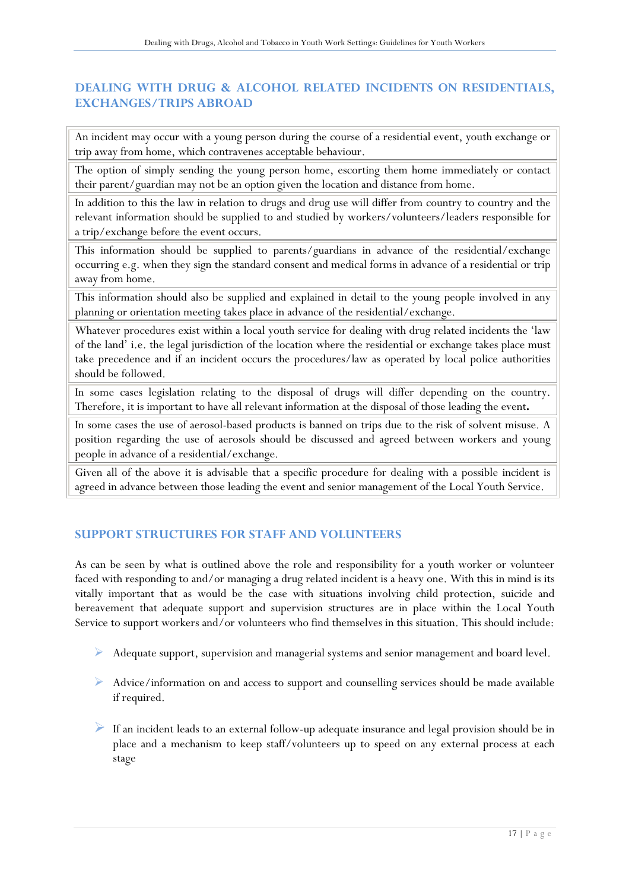## DEALING WITH DRUG & ALCOHOL RELATED INCIDENTS ON RESIDENTIALS, EXCHANGES/TRIPS ABROAD

| |
|---|
| An incident may occur with a young person during the course of a residential event, youth exchange or trip away from home, which contravenes acceptable behaviour. |
| The option of simply sending the young person home, escorting them home immediately or contact their parent/guardian may not be an option given the location and distance from home. |
| In addition to this the law in relation to drugs and drug use will differ from country to country and the relevant information should be supplied to and studied by workers/volunteers/leaders responsible for a trip/exchange before the event occurs. |
| This information should be supplied to parents/guardians in advance of the residential/exchange occurring e.g. when they sign the standard consent and medical forms in advance of a residential or trip away from home. |
| This information should also be supplied and explained in detail to the young people involved in any planning or orientation meeting takes place in advance of the residential/exchange. |
| Whatever procedures exist within a local youth service for dealing with drug related incidents the 'law of the land' i.e. the legal jurisdiction of the location where the residential or exchange takes place must take precedence and if an incident occurs the procedures/law as operated by local police authorities should be followed. |
| In some cases legislation relating to the disposal of drugs will differ depending on the country. Therefore, it is important to have all relevant information at the disposal of those leading the event**.** |
| In some cases the use of aerosol-based products is banned on trips due to the risk of solvent misuse. A position regarding the use of aerosols should be discussed and agreed between workers and young people in advance of a residential/exchange. |
| Given all of the above it is advisable that a specific procedure for dealing with a possible incident is agreed in advance between those leading the event and senior management of the Local Youth Service. |

## SUPPORT STRUCTURES FOR STAFF AND VOLUNTEERS

As can be seen by what is outlined above the role and responsibility for a youth worker or volunteer faced with responding to and/or managing a drug related incident is a heavy one. With this in mind is its vitally important that as would be the case with situations involving child protection, suicide and bereavement that adequate support and supervision structures are in place within the Local Youth Service to support workers and/or volunteers who find themselves in this situation. This should include:

- Adequate support, supervision and managerial systems and senior management and board level.
- Advice/information on and access to support and counselling services should be made available if required.
- If an incident leads to an external follow-up adequate insurance and legal provision should be in place and a mechanism to keep staff/volunteers up to speed on any external process at each stage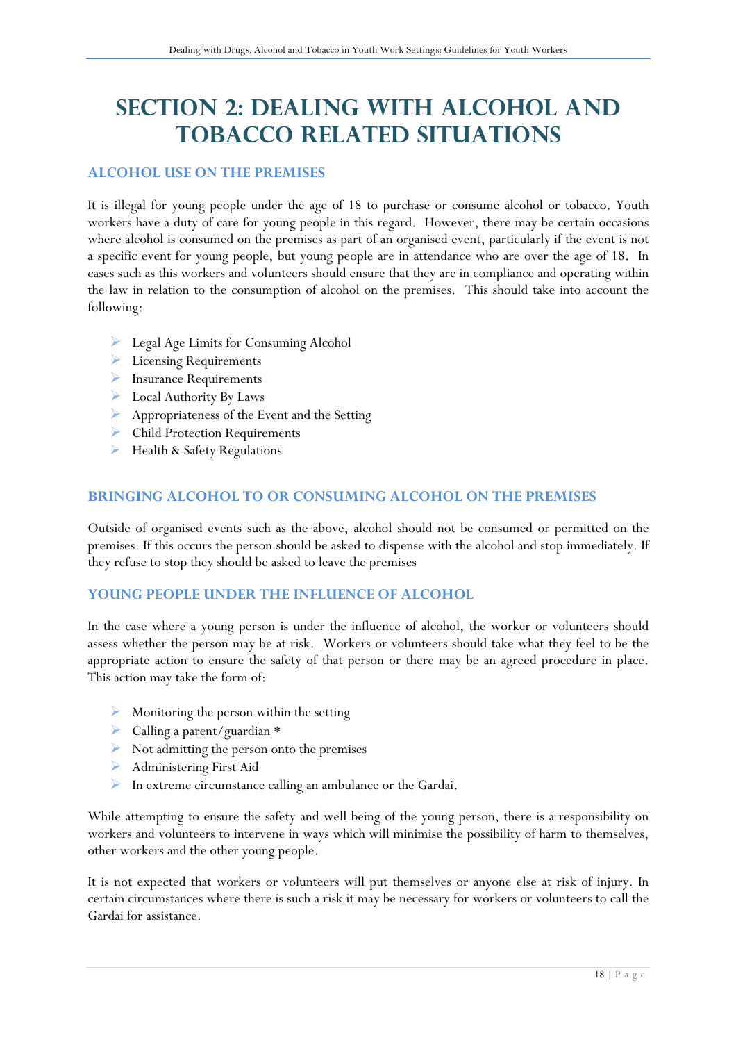# SECTION 2: DEALING WITH ALCOHOL AND TOBACCO RELATED SITUATIONS

## ALCOHOL USE ON THE PREMISES

It is illegal for young people under the age of 18 to purchase or consume alcohol or tobacco. Youth workers have a duty of care for young people in this regard. However, there may be certain occasions where alcohol is consumed on the premises as part of an organised event, particularly if the event is not a specific event for young people, but young people are in attendance who are over the age of 18. In cases such as this workers and volunteers should ensure that they are in compliance and operating within the law in relation to the consumption of alcohol on the premises. This should take into account the following:

- Legal Age Limits for Consuming Alcohol
- Licensing Requirements
- Insurance Requirements
- Local Authority By Laws
- Appropriateness of the Event and the Setting
- Child Protection Requirements
- Health & Safety Regulations

## BRINGING ALCOHOL TO OR CONSUMING ALCOHOL ON THE PREMISES

Outside of organised events such as the above, alcohol should not be consumed or permitted on the premises. If this occurs the person should be asked to dispense with the alcohol and stop immediately. If they refuse to stop they should be asked to leave the premises

## YOUNG PEOPLE UNDER THE INFLUENCE OF ALCOHOL

In the case where a young person is under the influence of alcohol, the worker or volunteers should assess whether the person may be at risk. Workers or volunteers should take what they feel to be the appropriate action to ensure the safety of that person or there may be an agreed procedure in place. This action may take the form of:

- Monitoring the person within the setting
- Calling a parent/guardian *
- Not admitting the person onto the premises
- Administering First Aid
- In extreme circumstance calling an ambulance or the Gardai.

While attempting to ensure the safety and well being of the young person, there is a responsibility on workers and volunteers to intervene in ways which will minimise the possibility of harm to themselves, other workers and the other young people.

It is not expected that workers or volunteers will put themselves or anyone else at risk of injury. In certain circumstances where there is such a risk it may be necessary for workers or volunteers to call the Gardai for assistance.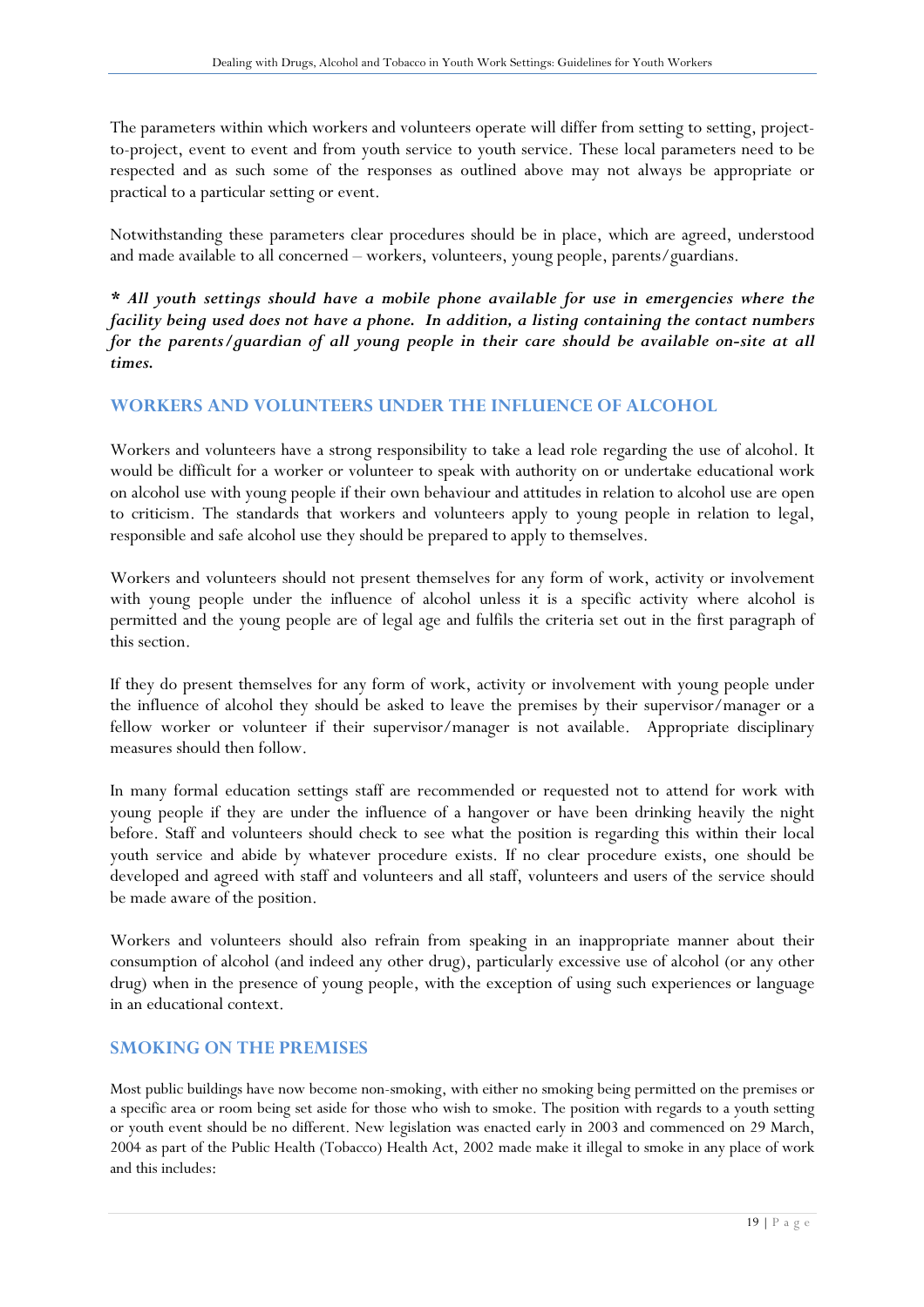The parameters within which workers and volunteers operate will differ from setting to setting, project-to-project, event to event and from youth service to youth service. These local parameters need to be respected and as such some of the responses as outlined above may not always be appropriate or practical to a particular setting or event.

Notwithstanding these parameters clear procedures should be in place, which are agreed, understood and made available to all concerned – workers, volunteers, young people, parents/guardians.

***\* All youth settings should have a mobile phone available for use in emergencies where the facility being used does not have a phone. In addition, a listing containing the contact numbers for the parents/guardian of all young people in their care should be available on-site at all times.***

## WORKERS AND VOLUNTEERS UNDER THE INFLUENCE OF ALCOHOL

Workers and volunteers have a strong responsibility to take a lead role regarding the use of alcohol. It would be difficult for a worker or volunteer to speak with authority on or undertake educational work on alcohol use with young people if their own behaviour and attitudes in relation to alcohol use are open to criticism. The standards that workers and volunteers apply to young people in relation to legal, responsible and safe alcohol use they should be prepared to apply to themselves.

Workers and volunteers should not present themselves for any form of work, activity or involvement with young people under the influence of alcohol unless it is a specific activity where alcohol is permitted and the young people are of legal age and fulfils the criteria set out in the first paragraph of this section.

If they do present themselves for any form of work, activity or involvement with young people under the influence of alcohol they should be asked to leave the premises by their supervisor/manager or a fellow worker or volunteer if their supervisor/manager is not available. Appropriate disciplinary measures should then follow.

In many formal education settings staff are recommended or requested not to attend for work with young people if they are under the influence of a hangover or have been drinking heavily the night before. Staff and volunteers should check to see what the position is regarding this within their local youth service and abide by whatever procedure exists. If no clear procedure exists, one should be developed and agreed with staff and volunteers and all staff, volunteers and users of the service should be made aware of the position.

Workers and volunteers should also refrain from speaking in an inappropriate manner about their consumption of alcohol (and indeed any other drug), particularly excessive use of alcohol (or any other drug) when in the presence of young people, with the exception of using such experiences or language in an educational context.

## SMOKING ON THE PREMISES

Most public buildings have now become non-smoking, with either no smoking being permitted on the premises or a specific area or room being set aside for those who wish to smoke. The position with regards to a youth setting or youth event should be no different. New legislation was enacted early in 2003 and commenced on 29 March, 2004 as part of the Public Health (Tobacco) Health Act, 2002 made make it illegal to smoke in any place of work and this includes: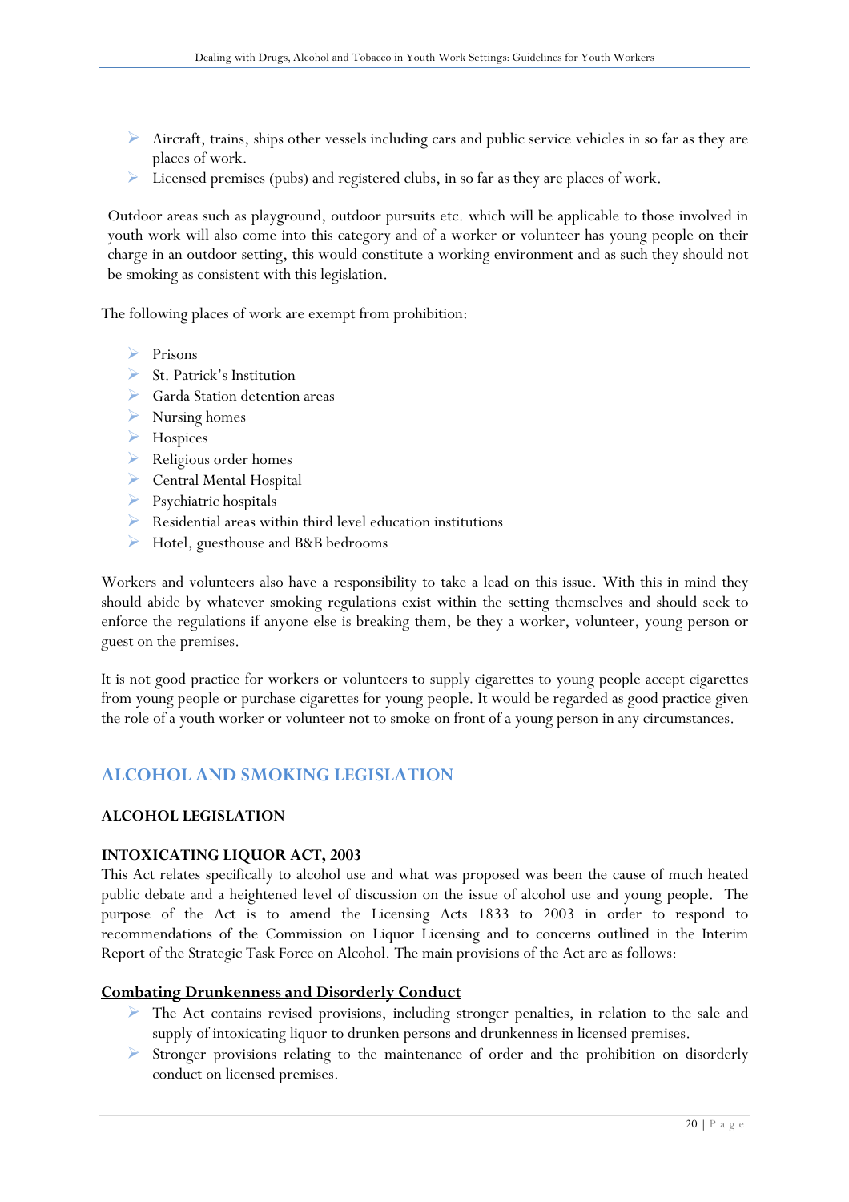- Aircraft, trains, ships other vessels including cars and public service vehicles in so far as they are places of work.
- Licensed premises (pubs) and registered clubs, in so far as they are places of work.

Outdoor areas such as playground, outdoor pursuits etc. which will be applicable to those involved in youth work will also come into this category and of a worker or volunteer has young people on their charge in an outdoor setting, this would constitute a working environment and as such they should not be smoking as consistent with this legislation.

The following places of work are exempt from prohibition:

- Prisons
- St. Patrick's Institution
- Garda Station detention areas
- Nursing homes
- Hospices
- Religious order homes
- Central Mental Hospital
- Psychiatric hospitals
- Residential areas within third level education institutions
- Hotel, guesthouse and B&B bedrooms

Workers and volunteers also have a responsibility to take a lead on this issue. With this in mind they should abide by whatever smoking regulations exist within the setting themselves and should seek to enforce the regulations if anyone else is breaking them, be they a worker, volunteer, young person or guest on the premises.

It is not good practice for workers or volunteers to supply cigarettes to young people accept cigarettes from young people or purchase cigarettes for young people. It would be regarded as good practice given the role of a youth worker or volunteer not to smoke on front of a young person in any circumstances.

## ALCOHOL AND SMOKING LEGISLATION

### ALCOHOL LEGISLATION

#### INTOXICATING LIQUOR ACT, 2003

This Act relates specifically to alcohol use and what was proposed was been the cause of much heated public debate and a heightened level of discussion on the issue of alcohol use and young people. The purpose of the Act is to amend the Licensing Acts 1833 to 2003 in order to respond to recommendations of the Commission on Liquor Licensing and to concerns outlined in the Interim Report of the Strategic Task Force on Alcohol. The main provisions of the Act are as follows:

**Combating Drunkenness and Disorderly Conduct**

- The Act contains revised provisions, including stronger penalties, in relation to the sale and supply of intoxicating liquor to drunken persons and drunkenness in licensed premises.
- Stronger provisions relating to the maintenance of order and the prohibition on disorderly conduct on licensed premises.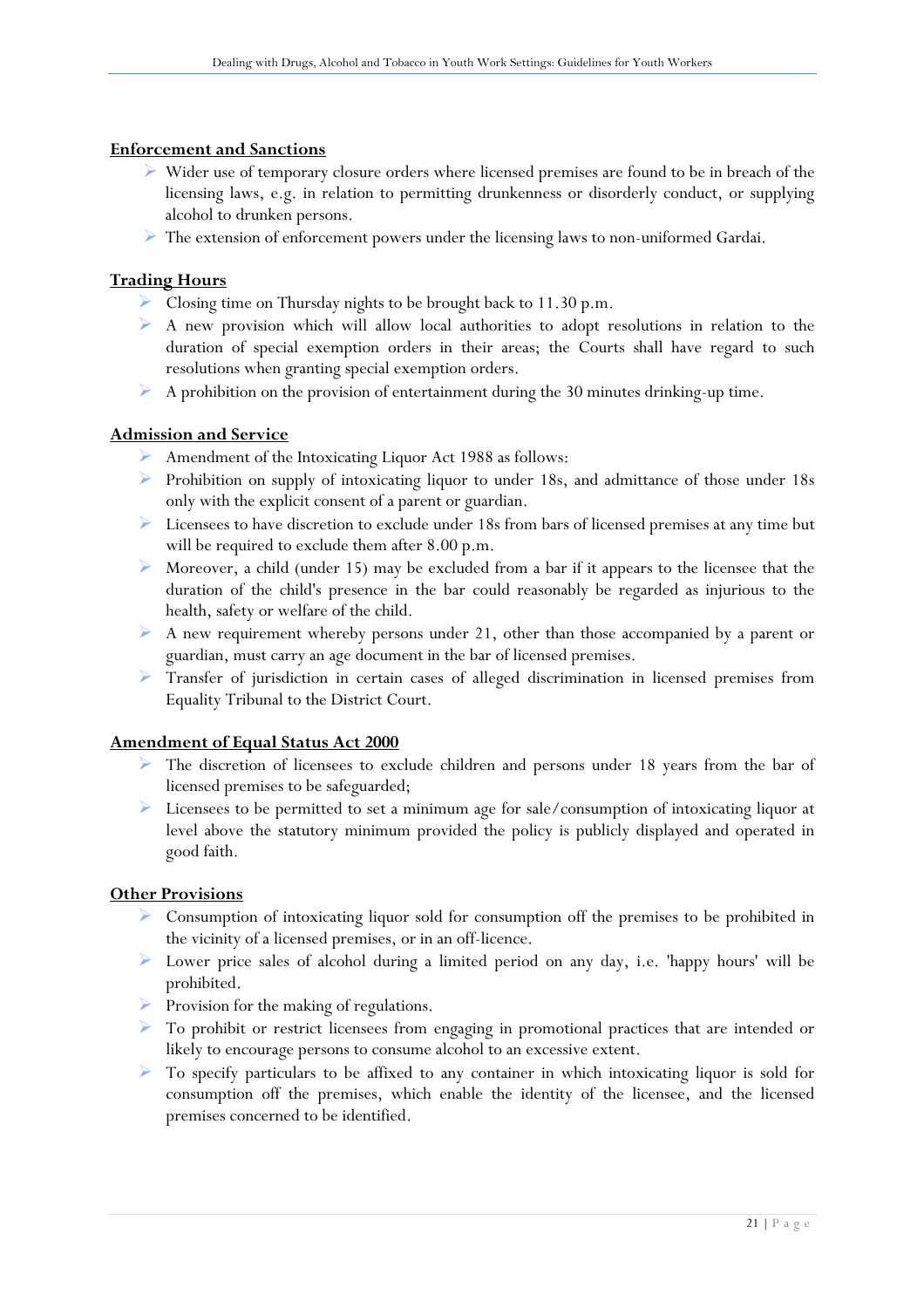**Enforcement and Sanctions**

- Wider use of temporary closure orders where licensed premises are found to be in breach of the licensing laws, e.g. in relation to permitting drunkenness or disorderly conduct, or supplying alcohol to drunken persons.
- The extension of enforcement powers under the licensing laws to non-uniformed Gardai.

**Trading Hours**

- Closing time on Thursday nights to be brought back to 11.30 p.m.
- A new provision which will allow local authorities to adopt resolutions in relation to the duration of special exemption orders in their areas; the Courts shall have regard to such resolutions when granting special exemption orders.
- A prohibition on the provision of entertainment during the 30 minutes drinking-up time.

**Admission and Service**

- Amendment of the Intoxicating Liquor Act 1988 as follows:
- Prohibition on supply of intoxicating liquor to under 18s, and admittance of those under 18s only with the explicit consent of a parent or guardian.
- Licensees to have discretion to exclude under 18s from bars of licensed premises at any time but will be required to exclude them after 8.00 p.m.
- Moreover, a child (under 15) may be excluded from a bar if it appears to the licensee that the duration of the child's presence in the bar could reasonably be regarded as injurious to the health, safety or welfare of the child.
- A new requirement whereby persons under 21, other than those accompanied by a parent or guardian, must carry an age document in the bar of licensed premises.
- Transfer of jurisdiction in certain cases of alleged discrimination in licensed premises from Equality Tribunal to the District Court.

**Amendment of Equal Status Act 2000**

- The discretion of licensees to exclude children and persons under 18 years from the bar of licensed premises to be safeguarded;
- Licensees to be permitted to set a minimum age for sale/consumption of intoxicating liquor at level above the statutory minimum provided the policy is publicly displayed and operated in good faith.

**Other Provisions**

- Consumption of intoxicating liquor sold for consumption off the premises to be prohibited in the vicinity of a licensed premises, or in an off-licence.
- Lower price sales of alcohol during a limited period on any day, i.e. 'happy hours' will be prohibited.
- Provision for the making of regulations.
- To prohibit or restrict licensees from engaging in promotional practices that are intended or likely to encourage persons to consume alcohol to an excessive extent.
- To specify particulars to be affixed to any container in which intoxicating liquor is sold for consumption off the premises, which enable the identity of the licensee, and the licensed premises concerned to be identified.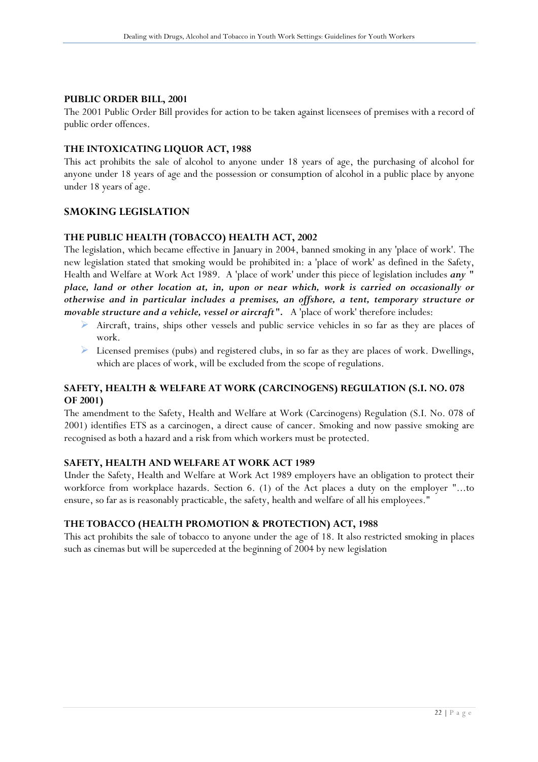### PUBLIC ORDER BILL, 2001

The 2001 Public Order Bill provides for action to be taken against licensees of premises with a record of public order offences.

### THE INTOXICATING LIQUOR ACT, 1988

This act prohibits the sale of alcohol to anyone under 18 years of age, the purchasing of alcohol for anyone under 18 years of age and the possession or consumption of alcohol in a public place by anyone under 18 years of age.

## SMOKING LEGISLATION

### THE PUBLIC HEALTH (TOBACCO) HEALTH ACT, 2002

The legislation, which became effective in January in 2004, banned smoking in any 'place of work'. The new legislation stated that smoking would be prohibited in: a 'place of work' as defined in the Safety, Health and Welfare at Work Act 1989. A 'place of work' under this piece of legislation includes ***any " place, land or other location at, in, upon or near which, work is carried on occasionally or otherwise and in particular includes a premises, an offshore, a tent, temporary structure or movable structure and a vehicle, vessel or aircraft".*** A 'place of work' therefore includes:

- Aircraft, trains, ships other vessels and public service vehicles in so far as they are places of work.
- Licensed premises (pubs) and registered clubs, in so far as they are places of work. Dwellings, which are places of work, will be excluded from the scope of regulations.

### SAFETY, HEALTH & WELFARE AT WORK (CARCINOGENS) REGULATION (S.I. NO. 078 OF 2001)

The amendment to the Safety, Health and Welfare at Work (Carcinogens) Regulation (S.I. No. 078 of 2001) identifies ETS as a carcinogen, a direct cause of cancer. Smoking and now passive smoking are recognised as both a hazard and a risk from which workers must be protected.

### SAFETY, HEALTH AND WELFARE AT WORK ACT 1989

Under the Safety, Health and Welfare at Work Act 1989 employers have an obligation to protect their workforce from workplace hazards. Section 6. (1) of the Act places a duty on the employer "...to ensure, so far as is reasonably practicable, the safety, health and welfare of all his employees."

### THE TOBACCO (HEALTH PROMOTION & PROTECTION) ACT, 1988

This act prohibits the sale of tobacco to anyone under the age of 18. It also restricted smoking in places such as cinemas but will be superceded at the beginning of 2004 by new legislation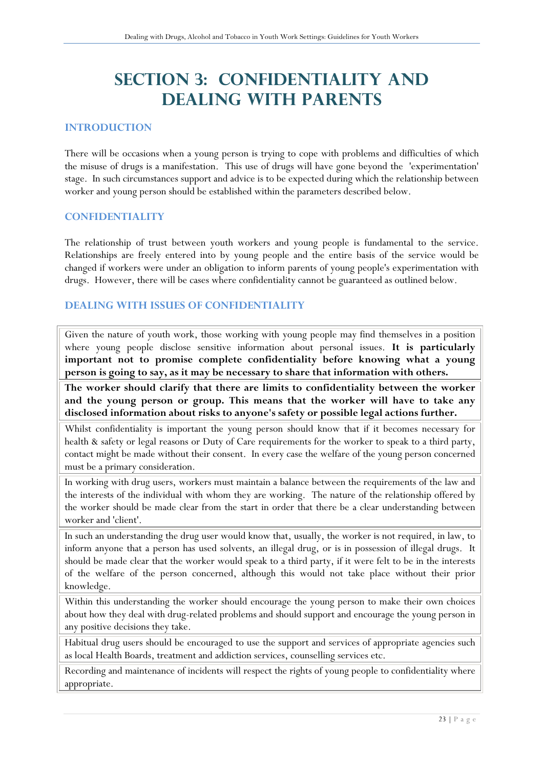# SECTION 3: CONFIDENTIALITY AND DEALING WITH PARENTS

## INTRODUCTION

There will be occasions when a young person is trying to cope with problems and difficulties of which the misuse of drugs is a manifestation. This use of drugs will have gone beyond the 'experimentation' stage. In such circumstances support and advice is to be expected during which the relationship between worker and young person should be established within the parameters described below.

## CONFIDENTIALITY

The relationship of trust between youth workers and young people is fundamental to the service. Relationships are freely entered into by young people and the entire basis of the service would be changed if workers were under an obligation to inform parents of young people's experimentation with drugs. However, there will be cases where confidentiality cannot be guaranteed as outlined below.

## DEALING WITH ISSUES OF CONFIDENTIALITY

Given the nature of youth work, those working with young people may find themselves in a position where young people disclose sensitive information about personal issues. **It is particularly important not to promise complete confidentiality before knowing what a young person is going to say, as it may be necessary to share that information with others.**

**The worker should clarify that there are limits to confidentiality between the worker and the young person or group. This means that the worker will have to take any disclosed information about risks to anyone's safety or possible legal actions further.**

Whilst confidentiality is important the young person should know that if it becomes necessary for health & safety or legal reasons or Duty of Care requirements for the worker to speak to a third party, contact might be made without their consent. In every case the welfare of the young person concerned must be a primary consideration.

In working with drug users, workers must maintain a balance between the requirements of the law and the interests of the individual with whom they are working. The nature of the relationship offered by the worker should be made clear from the start in order that there be a clear understanding between worker and 'client'.

In such an understanding the drug user would know that, usually, the worker is not required, in law, to inform anyone that a person has used solvents, an illegal drug, or is in possession of illegal drugs. It should be made clear that the worker would speak to a third party, if it were felt to be in the interests of the welfare of the person concerned, although this would not take place without their prior knowledge.

Within this understanding the worker should encourage the young person to make their own choices about how they deal with drug-related problems and should support and encourage the young person in any positive decisions they take.

Habitual drug users should be encouraged to use the support and services of appropriate agencies such as local Health Boards, treatment and addiction services, counselling services etc.

Recording and maintenance of incidents will respect the rights of young people to confidentiality where appropriate.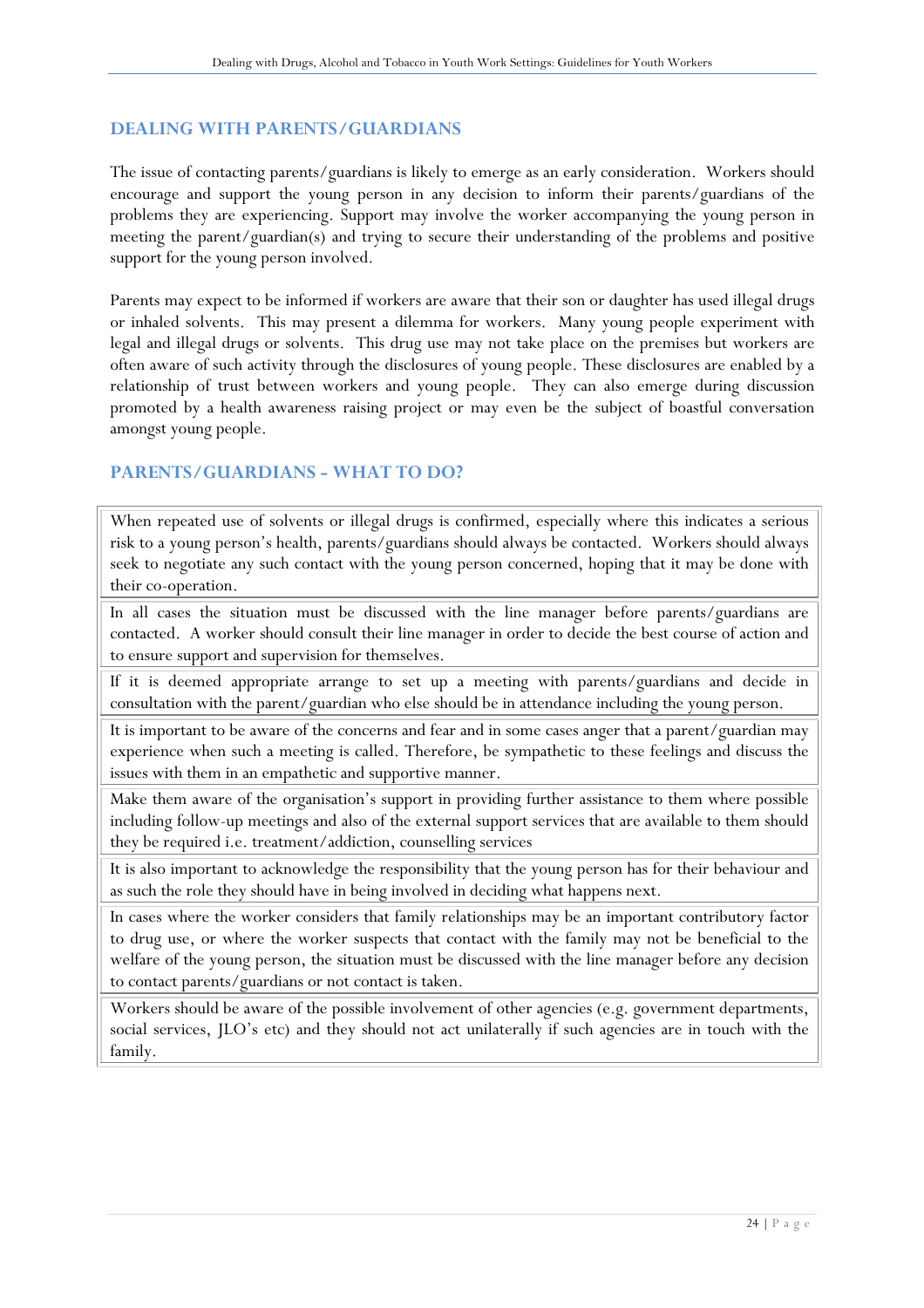## DEALING WITH PARENTS/GUARDIANS

The issue of contacting parents/guardians is likely to emerge as an early consideration. Workers should encourage and support the young person in any decision to inform their parents/guardians of the problems they are experiencing. Support may involve the worker accompanying the young person in meeting the parent/guardian(s) and trying to secure their understanding of the problems and positive support for the young person involved.

Parents may expect to be informed if workers are aware that their son or daughter has used illegal drugs or inhaled solvents. This may present a dilemma for workers. Many young people experiment with legal and illegal drugs or solvents. This drug use may not take place on the premises but workers are often aware of such activity through the disclosures of young people. These disclosures are enabled by a relationship of trust between workers and young people. They can also emerge during discussion promoted by a health awareness raising project or may even be the subject of boastful conversation amongst young people.

## PARENTS/GUARDIANS - WHAT TO DO?

| |
|---|
| When repeated use of solvents or illegal drugs is confirmed, especially where this indicates a serious risk to a young person's health, parents/guardians should always be contacted. Workers should always seek to negotiate any such contact with the young person concerned, hoping that it may be done with their co-operation. |
| In all cases the situation must be discussed with the line manager before parents/guardians are contacted. A worker should consult their line manager in order to decide the best course of action and to ensure support and supervision for themselves. |
| If it is deemed appropriate arrange to set up a meeting with parents/guardians and decide in consultation with the parent/guardian who else should be in attendance including the young person. |
| It is important to be aware of the concerns and fear and in some cases anger that a parent/guardian may experience when such a meeting is called. Therefore, be sympathetic to these feelings and discuss the issues with them in an empathetic and supportive manner. |
| Make them aware of the organisation's support in providing further assistance to them where possible including follow-up meetings and also of the external support services that are available to them should they be required i.e. treatment/addiction, counselling services |
| It is also important to acknowledge the responsibility that the young person has for their behaviour and as such the role they should have in being involved in deciding what happens next. |
| In cases where the worker considers that family relationships may be an important contributory factor to drug use, or where the worker suspects that contact with the family may not be beneficial to the welfare of the young person, the situation must be discussed with the line manager before any decision to contact parents/guardians or not contact is taken. |
| Workers should be aware of the possible involvement of other agencies (e.g. government departments, social services, JLO's etc) and they should not act unilaterally if such agencies are in touch with the family. |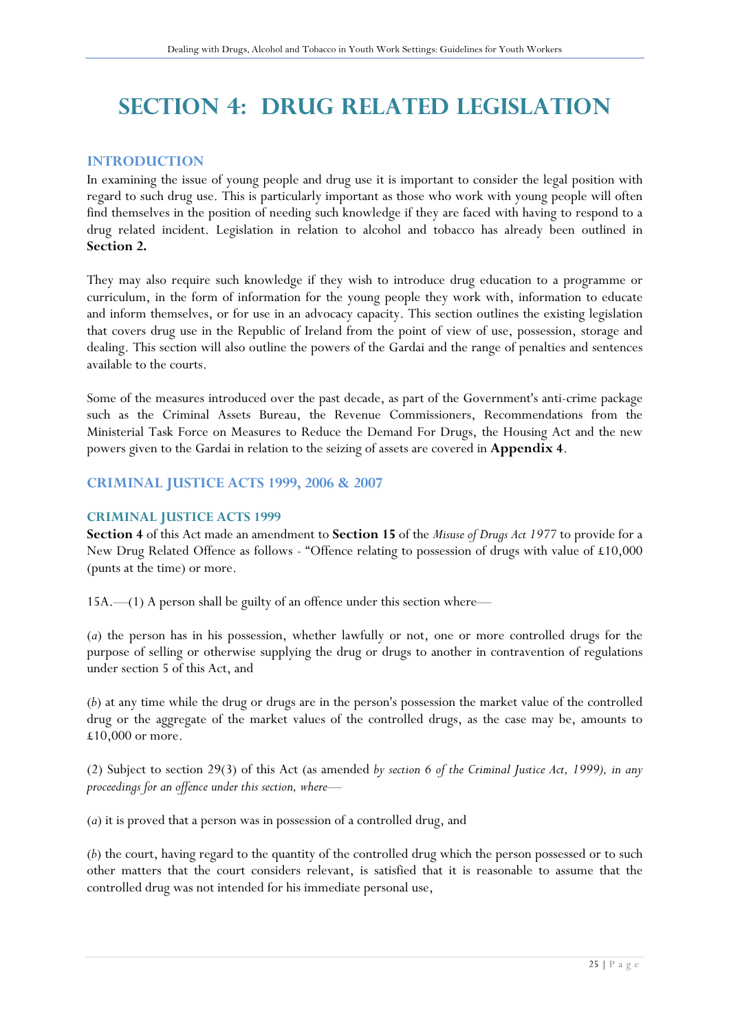# SECTION 4: DRUG RELATED LEGISLATION

## INTRODUCTION

In examining the issue of young people and drug use it is important to consider the legal position with regard to such drug use. This is particularly important as those who work with young people will often find themselves in the position of needing such knowledge if they are faced with having to respond to a drug related incident. Legislation in relation to alcohol and tobacco has already been outlined in **Section 2.**

They may also require such knowledge if they wish to introduce drug education to a programme or curriculum, in the form of information for the young people they work with, information to educate and inform themselves, or for use in an advocacy capacity. This section outlines the existing legislation that covers drug use in the Republic of Ireland from the point of view of use, possession, storage and dealing. This section will also outline the powers of the Gardai and the range of penalties and sentences available to the courts.

Some of the measures introduced over the past decade, as part of the Government's anti-crime package such as the Criminal Assets Bureau, the Revenue Commissioners, Recommendations from the Ministerial Task Force on Measures to Reduce the Demand For Drugs, the Housing Act and the new powers given to the Gardai in relation to the seizing of assets are covered in **Appendix 4**.

## CRIMINAL JUSTICE ACTS 1999, 2006 & 2007

### CRIMINAL JUSTICE ACTS 1999

**Section 4** of this Act made an amendment to **Section 15** of the *Misuse of Drugs Act 1977* to provide for a New Drug Related Offence as follows - "Offence relating to possession of drugs with value of £10,000 (punts at the time) or more.

15A.—(1) A person shall be guilty of an offence under this section where—

(*a*) the person has in his possession, whether lawfully or not, one or more controlled drugs for the purpose of selling or otherwise supplying the drug or drugs to another in contravention of regulations under section 5 of this Act, and

(*b*) at any time while the drug or drugs are in the person's possession the market value of the controlled drug or the aggregate of the market values of the controlled drugs, as the case may be, amounts to £10,000 or more.

(2) Subject to section 29(3) of this Act (as amended *by section 6 of the Criminal Justice Act, 1999), in any proceedings for an offence under this section, where—*

(*a*) it is proved that a person was in possession of a controlled drug, and

(*b*) the court, having regard to the quantity of the controlled drug which the person possessed or to such other matters that the court considers relevant, is satisfied that it is reasonable to assume that the controlled drug was not intended for his immediate personal use,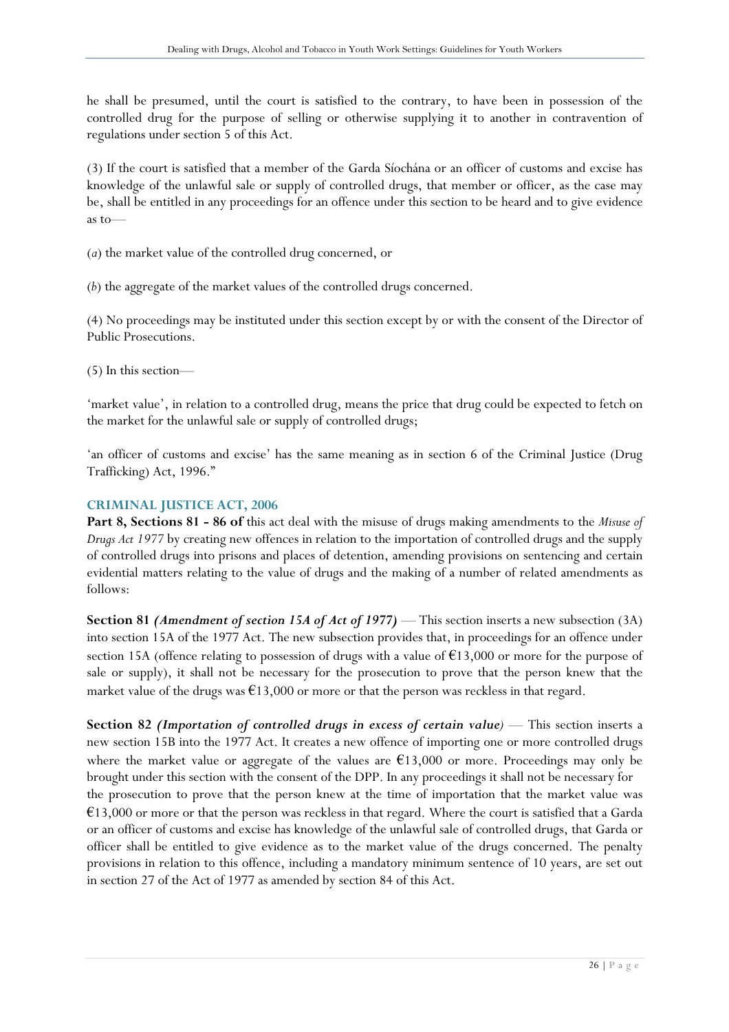he shall be presumed, until the court is satisfied to the contrary, to have been in possession of the controlled drug for the purpose of selling or otherwise supplying it to another in contravention of regulations under section 5 of this Act.

(3) If the court is satisfied that a member of the Garda Síochána or an officer of customs and excise has knowledge of the unlawful sale or supply of controlled drugs, that member or officer, as the case may be, shall be entitled in any proceedings for an offence under this section to be heard and to give evidence as to—

(*a*) the market value of the controlled drug concerned, or

(*b*) the aggregate of the market values of the controlled drugs concerned.

(4) No proceedings may be instituted under this section except by or with the consent of the Director of Public Prosecutions.

(5) In this section—

'market value', in relation to a controlled drug, means the price that drug could be expected to fetch on the market for the unlawful sale or supply of controlled drugs;

'an officer of customs and excise' has the same meaning as in section 6 of the Criminal Justice (Drug Trafficking) Act, 1996."

### CRIMINAL JUSTICE ACT, 2006

**Part 8, Sections 81 - 86 of** this act deal with the misuse of drugs making amendments to the *Misuse of Drugs Act 1977* by creating new offences in relation to the importation of controlled drugs and the supply of controlled drugs into prisons and places of detention, amending provisions on sentencing and certain evidential matters relating to the value of drugs and the making of a number of related amendments as follows:

**Section 81** ***(Amendment of section 15A of Act of 1977)*** — This section inserts a new subsection (3A) into section 15A of the 1977 Act. The new subsection provides that, in proceedings for an offence under section 15A (offence relating to possession of drugs with a value of €13,000 or more for the purpose of sale or supply), it shall not be necessary for the prosecution to prove that the person knew that the market value of the drugs was €13,000 or more or that the person was reckless in that regard.

**Section 82** ***(Importation of controlled drugs in excess of certain value)*** — This section inserts a new section 15B into the 1977 Act. It creates a new offence of importing one or more controlled drugs where the market value or aggregate of the values are €13,000 or more. Proceedings may only be brought under this section with the consent of the DPP. In any proceedings it shall not be necessary for the prosecution to prove that the person knew at the time of importation that the market value was €13,000 or more or that the person was reckless in that regard. Where the court is satisfied that a Garda or an officer of customs and excise has knowledge of the unlawful sale of controlled drugs, that Garda or officer shall be entitled to give evidence as to the market value of the drugs concerned. The penalty provisions in relation to this offence, including a mandatory minimum sentence of 10 years, are set out in section 27 of the Act of 1977 as amended by section 84 of this Act.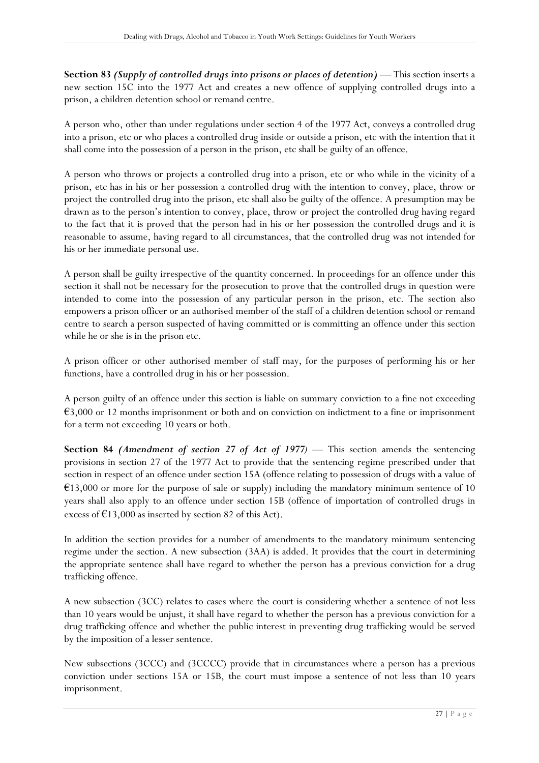**Section 83** ***(Supply of controlled drugs into prisons or places of detention)*** — This section inserts a new section 15C into the 1977 Act and creates a new offence of supplying controlled drugs into a prison, a children detention school or remand centre.

A person who, other than under regulations under section 4 of the 1977 Act, conveys a controlled drug into a prison, etc or who places a controlled drug inside or outside a prison, etc with the intention that it shall come into the possession of a person in the prison, etc shall be guilty of an offence.

A person who throws or projects a controlled drug into a prison, etc or who while in the vicinity of a prison, etc has in his or her possession a controlled drug with the intention to convey, place, throw or project the controlled drug into the prison, etc shall also be guilty of the offence. A presumption may be drawn as to the person's intention to convey, place, throw or project the controlled drug having regard to the fact that it is proved that the person had in his or her possession the controlled drugs and it is reasonable to assume, having regard to all circumstances, that the controlled drug was not intended for his or her immediate personal use.

A person shall be guilty irrespective of the quantity concerned. In proceedings for an offence under this section it shall not be necessary for the prosecution to prove that the controlled drugs in question were intended to come into the possession of any particular person in the prison, etc. The section also empowers a prison officer or an authorised member of the staff of a children detention school or remand centre to search a person suspected of having committed or is committing an offence under this section while he or she is in the prison etc.

A prison officer or other authorised member of staff may, for the purposes of performing his or her functions, have a controlled drug in his or her possession.

A person guilty of an offence under this section is liable on summary conviction to a fine not exceeding €3,000 or 12 months imprisonment or both and on conviction on indictment to a fine or imprisonment for a term not exceeding 10 years or both.

**Section 84** ***(Amendment of section 27 of Act of 1977)*** — This section amends the sentencing provisions in section 27 of the 1977 Act to provide that the sentencing regime prescribed under that section in respect of an offence under section 15A (offence relating to possession of drugs with a value of €13,000 or more for the purpose of sale or supply) including the mandatory minimum sentence of 10 years shall also apply to an offence under section 15B (offence of importation of controlled drugs in excess of €13,000 as inserted by section 82 of this Act).

In addition the section provides for a number of amendments to the mandatory minimum sentencing regime under the section. A new subsection (3AA) is added. It provides that the court in determining the appropriate sentence shall have regard to whether the person has a previous conviction for a drug trafficking offence.

A new subsection (3CC) relates to cases where the court is considering whether a sentence of not less than 10 years would be unjust, it shall have regard to whether the person has a previous conviction for a drug trafficking offence and whether the public interest in preventing drug trafficking would be served by the imposition of a lesser sentence.

New subsections (3CCC) and (3CCCC) provide that in circumstances where a person has a previous conviction under sections 15A or 15B, the court must impose a sentence of not less than 10 years imprisonment.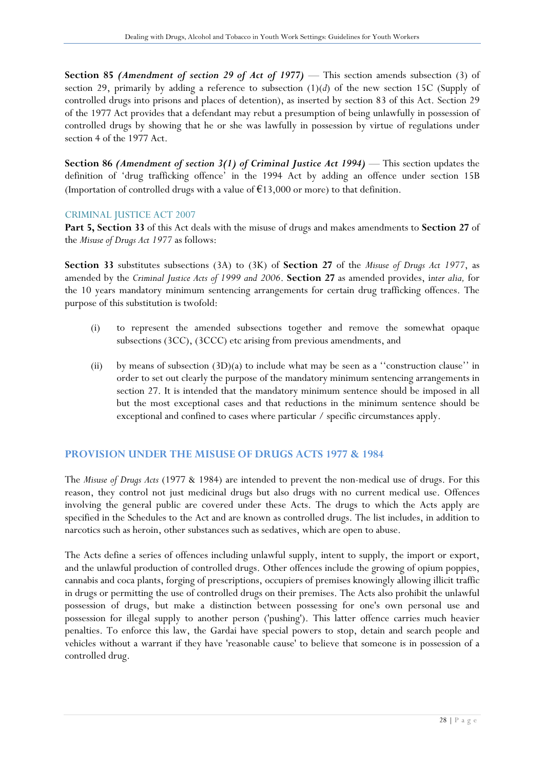**Section 85** ***(Amendment of section 29 of Act of 1977)*** — This section amends subsection (3) of section 29, primarily by adding a reference to subsection (1)(*d*) of the new section 15C (Supply of controlled drugs into prisons and places of detention), as inserted by section 83 of this Act. Section 29 of the 1977 Act provides that a defendant may rebut a presumption of being unlawfully in possession of controlled drugs by showing that he or she was lawfully in possession by virtue of regulations under section 4 of the 1977 Act.

**Section 86** ***(Amendment of section 3(1) of Criminal Justice Act 1994)*** — This section updates the definition of 'drug trafficking offence' in the 1994 Act by adding an offence under section 15B (Importation of controlled drugs with a value of €13,000 or more) to that definition.

### CRIMINAL JUSTICE ACT 2007

**Part 5, Section 33** of this Act deals with the misuse of drugs and makes amendments to **Section 27** of the *Misuse of Drugs Act 1977* as follows:

**Section 33** substitutes subsections (3A) to (3K) of **Section 27** of the *Misuse of Drugs Act 1977*, as amended by the *Criminal Justice Acts of 1999 and 2006*. **Section 27** as amended provides, i*nter alia,* for the 10 years mandatory minimum sentencing arrangements for certain drug trafficking offences. The purpose of this substitution is twofold:

(i) to represent the amended subsections together and remove the somewhat opaque subsections (3CC), (3CCC) etc arising from previous amendments, and

(ii) by means of subsection (3D)(a) to include what may be seen as a ''construction clause'' in order to set out clearly the purpose of the mandatory minimum sentencing arrangements in section 27. It is intended that the mandatory minimum sentence should be imposed in all but the most exceptional cases and that reductions in the minimum sentence should be exceptional and confined to cases where particular / specific circumstances apply.

## PROVISION UNDER THE MISUSE OF DRUGS ACTS 1977 & 1984

The *Misuse of Drugs Acts* (1977 & 1984) are intended to prevent the non-medical use of drugs. For this reason, they control not just medicinal drugs but also drugs with no current medical use. Offences involving the general public are covered under these Acts. The drugs to which the Acts apply are specified in the Schedules to the Act and are known as controlled drugs. The list includes, in addition to narcotics such as heroin, other substances such as sedatives, which are open to abuse.

The Acts define a series of offences including unlawful supply, intent to supply, the import or export, and the unlawful production of controlled drugs. Other offences include the growing of opium poppies, cannabis and coca plants, forging of prescriptions, occupiers of premises knowingly allowing illicit traffic in drugs or permitting the use of controlled drugs on their premises. The Acts also prohibit the unlawful possession of drugs, but make a distinction between possessing for one's own personal use and possession for illegal supply to another person ('pushing'). This latter offence carries much heavier penalties. To enforce this law, the Gardai have special powers to stop, detain and search people and vehicles without a warrant if they have 'reasonable cause' to believe that someone is in possession of a controlled drug.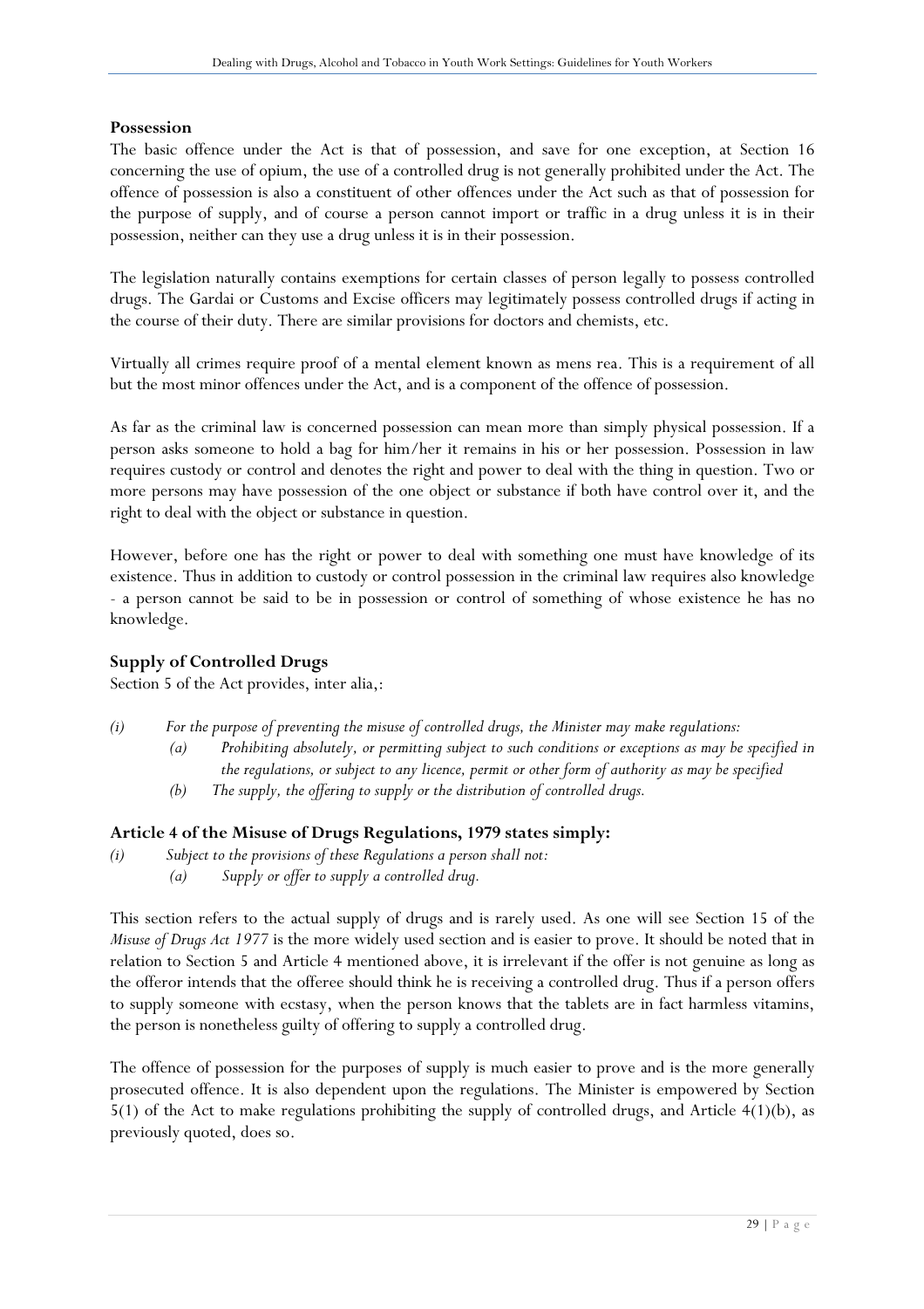### Possession

The basic offence under the Act is that of possession, and save for one exception, at Section 16 concerning the use of opium, the use of a controlled drug is not generally prohibited under the Act. The offence of possession is also a constituent of other offences under the Act such as that of possession for the purpose of supply, and of course a person cannot import or traffic in a drug unless it is in their possession, neither can they use a drug unless it is in their possession.

The legislation naturally contains exemptions for certain classes of person legally to possess controlled drugs. The Gardai or Customs and Excise officers may legitimately possess controlled drugs if acting in the course of their duty. There are similar provisions for doctors and chemists, etc.

Virtually all crimes require proof of a mental element known as mens rea. This is a requirement of all but the most minor offences under the Act, and is a component of the offence of possession.

As far as the criminal law is concerned possession can mean more than simply physical possession. If a person asks someone to hold a bag for him/her it remains in his or her possession. Possession in law requires custody or control and denotes the right and power to deal with the thing in question. Two or more persons may have possession of the one object or substance if both have control over it, and the right to deal with the object or substance in question.

However, before one has the right or power to deal with something one must have knowledge of its existence. Thus in addition to custody or control possession in the criminal law requires also knowledge - a person cannot be said to be in possession or control of something of whose existence he has no knowledge.

### Supply of Controlled Drugs

Section 5 of the Act provides, inter alia,:

*(i) For the purpose of preventing the misuse of controlled drugs, the Minister may make regulations:*

*(a) Prohibiting absolutely, or permitting subject to such conditions or exceptions as may be specified in the regulations, or subject to any licence, permit or other form of authority as may be specified*

*(b) The supply, the offering to supply or the distribution of controlled drugs.*

### Article 4 of the Misuse of Drugs Regulations, 1979 states simply:

*(i) Subject to the provisions of these Regulations a person shall not:*

*(a) Supply or offer to supply a controlled drug.*

This section refers to the actual supply of drugs and is rarely used. As one will see Section 15 of the *Misuse of Drugs Act 1977* is the more widely used section and is easier to prove. It should be noted that in relation to Section 5 and Article 4 mentioned above, it is irrelevant if the offer is not genuine as long as the offeror intends that the offeree should think he is receiving a controlled drug. Thus if a person offers to supply someone with ecstasy, when the person knows that the tablets are in fact harmless vitamins, the person is nonetheless guilty of offering to supply a controlled drug.

The offence of possession for the purposes of supply is much easier to prove and is the more generally prosecuted offence. It is also dependent upon the regulations. The Minister is empowered by Section 5(1) of the Act to make regulations prohibiting the supply of controlled drugs, and Article 4(1)(b), as previously quoted, does so.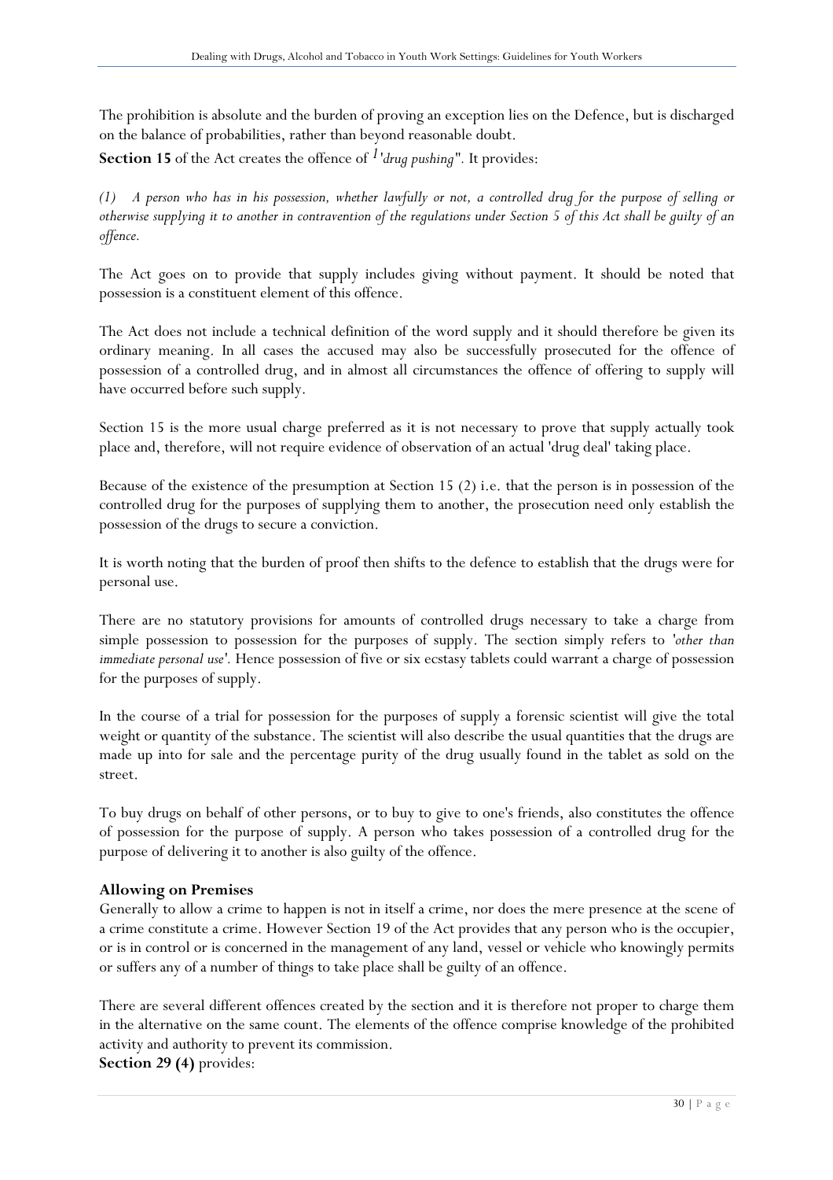The prohibition is absolute and the burden of proving an exception lies on the Defence, but is discharged on the balance of probabilities, rather than beyond reasonable doubt.

**Section 15** of the Act creates the offence of [1]*'drug pushing".* It provides:

*(1) A person who has in his possession, whether lawfully or not, a controlled drug for the purpose of selling or otherwise supplying it to another in contravention of the regulations under Section 5 of this Act shall be guilty of an offence.*

The Act goes on to provide that supply includes giving without payment. It should be noted that possession is a constituent element of this offence.

The Act does not include a technical definition of the word supply and it should therefore be given its ordinary meaning. In all cases the accused may also be successfully prosecuted for the offence of possession of a controlled drug, and in almost all circumstances the offence of offering to supply will have occurred before such supply.

Section 15 is the more usual charge preferred as it is not necessary to prove that supply actually took place and, therefore, will not require evidence of observation of an actual 'drug deal' taking place.

Because of the existence of the presumption at Section 15 (2) i.e. that the person is in possession of the controlled drug for the purposes of supplying them to another, the prosecution need only establish the possession of the drugs to secure a conviction.

It is worth noting that the burden of proof then shifts to the defence to establish that the drugs were for personal use.

There are no statutory provisions for amounts of controlled drugs necessary to take a charge from simple possession to possession for the purposes of supply. The section simply refers to '*other than immediate personal use'.* Hence possession of five or six ecstasy tablets could warrant a charge of possession for the purposes of supply.

In the course of a trial for possession for the purposes of supply a forensic scientist will give the total weight or quantity of the substance. The scientist will also describe the usual quantities that the drugs are made up into for sale and the percentage purity of the drug usually found in the tablet as sold on the street.

To buy drugs on behalf of other persons, or to buy to give to one's friends, also constitutes the offence of possession for the purpose of supply. A person who takes possession of a controlled drug for the purpose of delivering it to another is also guilty of the offence.

### Allowing on Premises

Generally to allow a crime to happen is not in itself a crime, nor does the mere presence at the scene of a crime constitute a crime. However Section 19 of the Act provides that any person who is the occupier, or is in control or is concerned in the management of any land, vessel or vehicle who knowingly permits or suffers any of a number of things to take place shall be guilty of an offence.

There are several different offences created by the section and it is therefore not proper to charge them in the alternative on the same count. The elements of the offence comprise knowledge of the prohibited activity and authority to prevent its commission.

**Section 29 (4)** provides: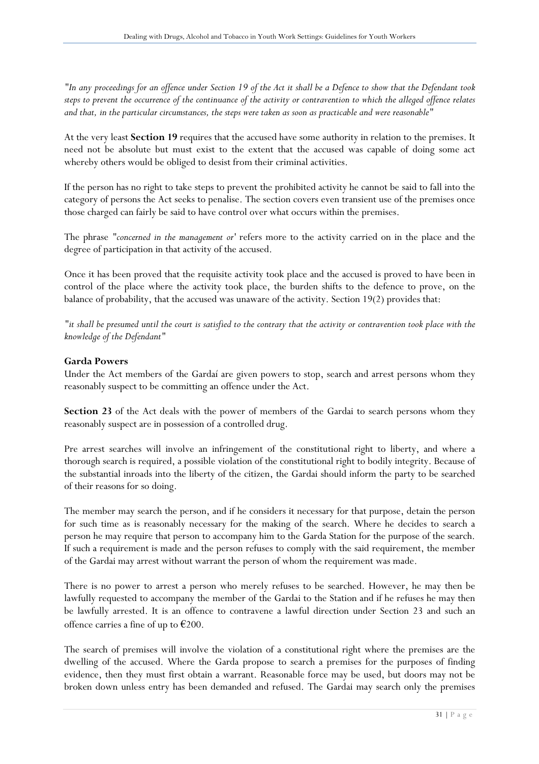"*In any proceedings for an offence under Section 19 of the Act it shall be a Defence to show that the Defendant took steps to prevent the occurrence of the continuance of the activity or contravention to which the alleged offence relates and that, in the particular circumstances, the steps were taken as soon as practicable and were reasonable*"

At the very least **Section 19** requires that the accused have some authority in relation to the premises. It need not be absolute but must exist to the extent that the accused was capable of doing some act whereby others would be obliged to desist from their criminal activities.

If the person has no right to take steps to prevent the prohibited activity he cannot be said to fall into the category of persons the Act seeks to penalise. The section covers even transient use of the premises once those charged can fairly be said to have control over what occurs within the premises.

The phrase "*concerned in the management or*' refers more to the activity carried on in the place and the degree of participation in that activity of the accused.

Once it has been proved that the requisite activity took place and the accused is proved to have been in control of the place where the activity took place, the burden shifts to the defence to prove, on the balance of probability, that the accused was unaware of the activity. Section 19(2) provides that:

"*it shall be presumed until the court is satisfied to the contrary that the activity or contravention took place with the knowledge of the Defendant*"

**Garda Powers**

Under the Act members of the Gardaí are given powers to stop, search and arrest persons whom they reasonably suspect to be committing an offence under the Act.

**Section 23** of the Act deals with the power of members of the Gardai to search persons whom they reasonably suspect are in possession of a controlled drug.

Pre arrest searches will involve an infringement of the constitutional right to liberty, and where a thorough search is required, a possible violation of the constitutional right to bodily integrity. Because of the substantial inroads into the liberty of the citizen, the Gardai should inform the party to be searched of their reasons for so doing.

The member may search the person, and if he considers it necessary for that purpose, detain the person for such time as is reasonably necessary for the making of the search. Where he decides to search a person he may require that person to accompany him to the Garda Station for the purpose of the search. If such a requirement is made and the person refuses to comply with the said requirement, the member of the Gardai may arrest without warrant the person of whom the requirement was made.

There is no power to arrest a person who merely refuses to be searched. However, he may then be lawfully requested to accompany the member of the Gardai to the Station and if he refuses he may then be lawfully arrested. It is an offence to contravene a lawful direction under Section 23 and such an offence carries a fine of up to €200.

The search of premises will involve the violation of a constitutional right where the premises are the dwelling of the accused. Where the Garda propose to search a premises for the purposes of finding evidence, then they must first obtain a warrant. Reasonable force may be used, but doors may not be broken down unless entry has been demanded and refused. The Gardai may search only the premises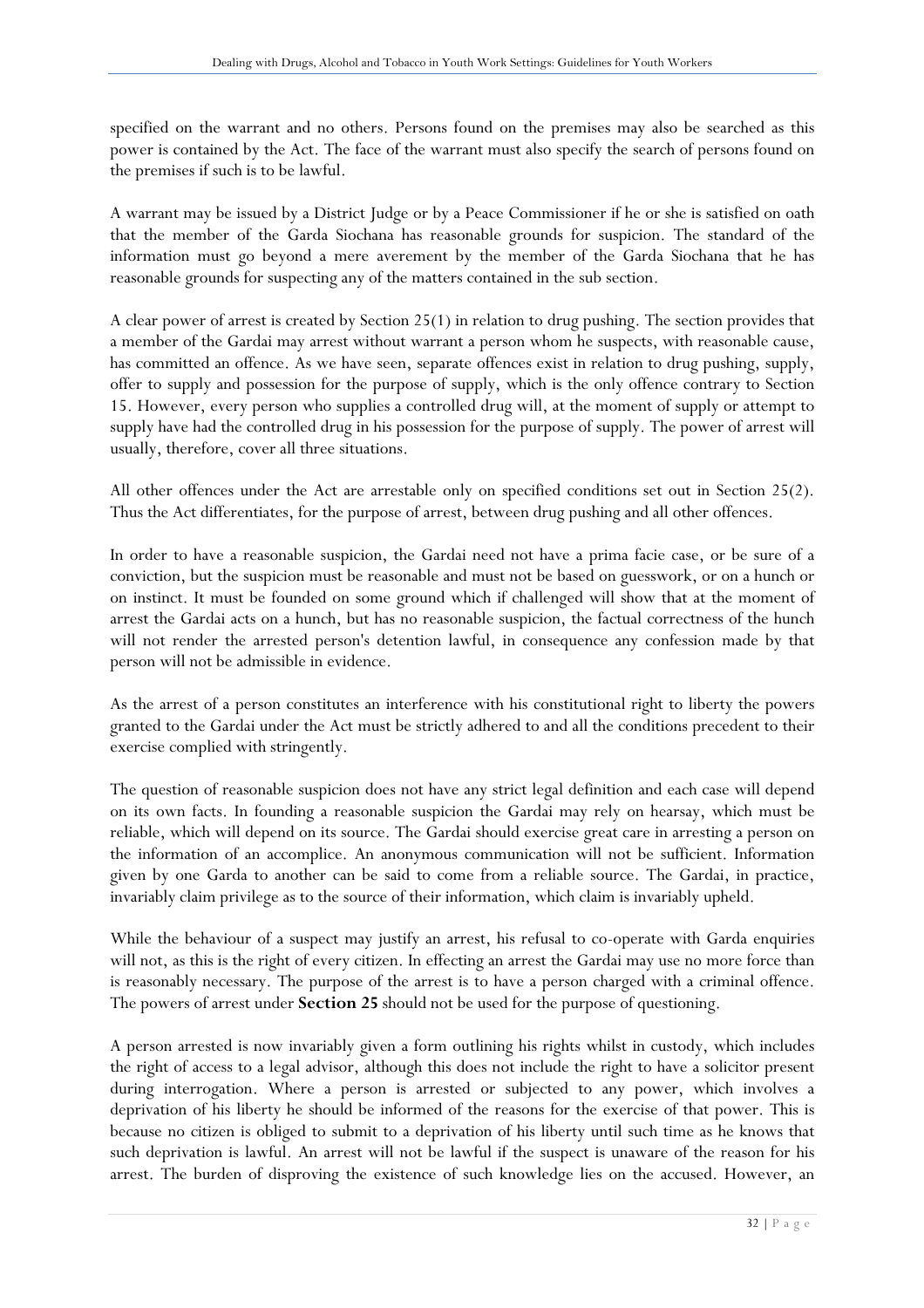specified on the warrant and no others. Persons found on the premises may also be searched as this power is contained by the Act. The face of the warrant must also specify the search of persons found on the premises if such is to be lawful.

A warrant may be issued by a District Judge or by a Peace Commissioner if he or she is satisfied on oath that the member of the Garda Siochana has reasonable grounds for suspicion. The standard of the information must go beyond a mere averement by the member of the Garda Siochana that he has reasonable grounds for suspecting any of the matters contained in the sub section.

A clear power of arrest is created by Section 25(1) in relation to drug pushing. The section provides that a member of the Gardai may arrest without warrant a person whom he suspects, with reasonable cause, has committed an offence. As we have seen, separate offences exist in relation to drug pushing, supply, offer to supply and possession for the purpose of supply, which is the only offence contrary to Section 15. However, every person who supplies a controlled drug will, at the moment of supply or attempt to supply have had the controlled drug in his possession for the purpose of supply. The power of arrest will usually, therefore, cover all three situations.

All other offences under the Act are arrestable only on specified conditions set out in Section 25(2). Thus the Act differentiates, for the purpose of arrest, between drug pushing and all other offences.

In order to have a reasonable suspicion, the Gardai need not have a prima facie case, or be sure of a conviction, but the suspicion must be reasonable and must not be based on guesswork, or on a hunch or on instinct. It must be founded on some ground which if challenged will show that at the moment of arrest the Gardai acts on a hunch, but has no reasonable suspicion, the factual correctness of the hunch will not render the arrested person's detention lawful, in consequence any confession made by that person will not be admissible in evidence.

As the arrest of a person constitutes an interference with his constitutional right to liberty the powers granted to the Gardai under the Act must be strictly adhered to and all the conditions precedent to their exercise complied with stringently.

The question of reasonable suspicion does not have any strict legal definition and each case will depend on its own facts. In founding a reasonable suspicion the Gardai may rely on hearsay, which must be reliable, which will depend on its source. The Gardai should exercise great care in arresting a person on the information of an accomplice. An anonymous communication will not be sufficient. Information given by one Garda to another can be said to come from a reliable source. The Gardai, in practice, invariably claim privilege as to the source of their information, which claim is invariably upheld.

While the behaviour of a suspect may justify an arrest, his refusal to co-operate with Garda enquiries will not, as this is the right of every citizen. In effecting an arrest the Gardai may use no more force than is reasonably necessary. The purpose of the arrest is to have a person charged with a criminal offence. The powers of arrest under **Section 25** should not be used for the purpose of questioning.

A person arrested is now invariably given a form outlining his rights whilst in custody, which includes the right of access to a legal advisor, although this does not include the right to have a solicitor present during interrogation. Where a person is arrested or subjected to any power, which involves a deprivation of his liberty he should be informed of the reasons for the exercise of that power. This is because no citizen is obliged to submit to a deprivation of his liberty until such time as he knows that such deprivation is lawful. An arrest will not be lawful if the suspect is unaware of the reason for his arrest. The burden of disproving the existence of such knowledge lies on the accused. However, an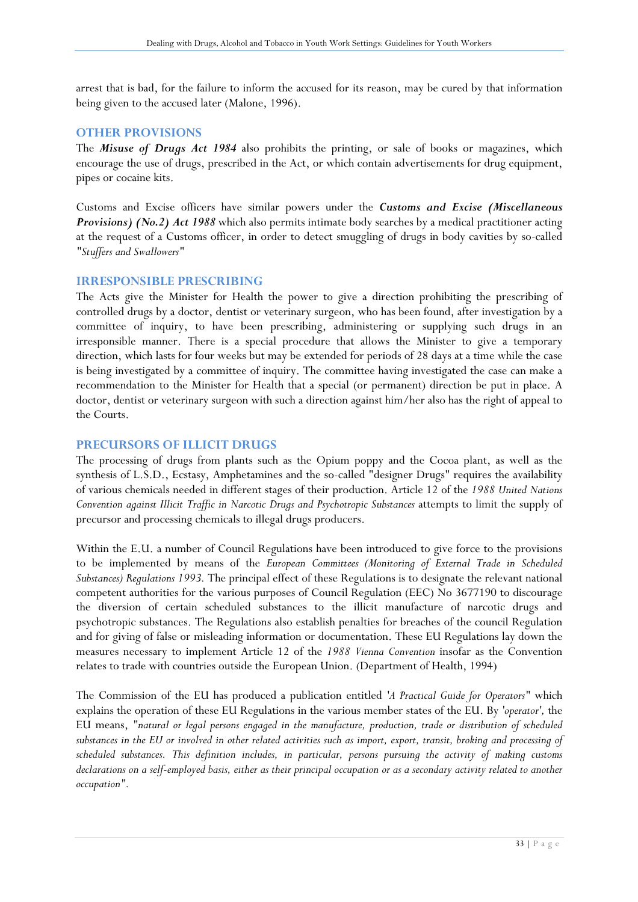arrest that is bad, for the failure to inform the accused for its reason, may be cured by that information being given to the accused later (Malone, 1996).

## OTHER PROVISIONS

The ***Misuse of Drugs Act 1984*** also prohibits the printing, or sale of books or magazines, which encourage the use of drugs, prescribed in the Act, or which contain advertisements for drug equipment, pipes or cocaine kits.

Customs and Excise officers have similar powers under the ***Customs and Excise (Miscellaneous Provisions) (No.2) Act 1988*** which also permits intimate body searches by a medical practitioner acting at the request of a Customs officer, in order to detect smuggling of drugs in body cavities by so-called "*Stuffers and Swallowers*"

## IRRESPONSIBLE PRESCRIBING

The Acts give the Minister for Health the power to give a direction prohibiting the prescribing of controlled drugs by a doctor, dentist or veterinary surgeon, who has been found, after investigation by a committee of inquiry, to have been prescribing, administering or supplying such drugs in an irresponsible manner. There is a special procedure that allows the Minister to give a temporary direction, which lasts for four weeks but may be extended for periods of 28 days at a time while the case is being investigated by a committee of inquiry. The committee having investigated the case can make a recommendation to the Minister for Health that a special (or permanent) direction be put in place. A doctor, dentist or veterinary surgeon with such a direction against him/her also has the right of appeal to the Courts.

## PRECURSORS OF ILLICIT DRUGS

The processing of drugs from plants such as the Opium poppy and the Cocoa plant, as well as the synthesis of L.S.D., Ecstasy, Amphetamines and the so-called "designer Drugs" requires the availability of various chemicals needed in different stages of their production. Article 12 of the *1988 United Nations Convention against Illicit Traffic in Narcotic Drugs and Psychotropic Substances* attempts to limit the supply of precursor and processing chemicals to illegal drugs producers.

Within the E.U. a number of Council Regulations have been introduced to give force to the provisions to be implemented by means of the *European Committees (Monitoring of External Trade in Scheduled Substances) Regulations 1993.* The principal effect of these Regulations is to designate the relevant national competent authorities for the various purposes of Council Regulation (EEC) No 3677190 to discourage the diversion of certain scheduled substances to the illicit manufacture of narcotic drugs and psychotropic substances. The Regulations also establish penalties for breaches of the council Regulation and for giving of false or misleading information or documentation. These EU Regulations lay down the measures necessary to implement Article 12 of the *1988 Vienna Convention* insofar as the Convention relates to trade with countries outside the European Union. (Department of Health, 1994)

The Commission of the EU has produced a publication entitled '*A Practical Guide for Operators*" which explains the operation of these EU Regulations in the various member states of the EU. By '*operator*', the EU means, "*natural or legal persons engaged in the manufacture, production, trade or distribution of scheduled substances in the EU or involved in other related activities such as import, export, transit, broking and processing of scheduled substances. This definition includes, in particular, persons pursuing the activity of making customs declarations on a self-employed basis, either as their principal occupation or as a secondary activity related to another occupation*".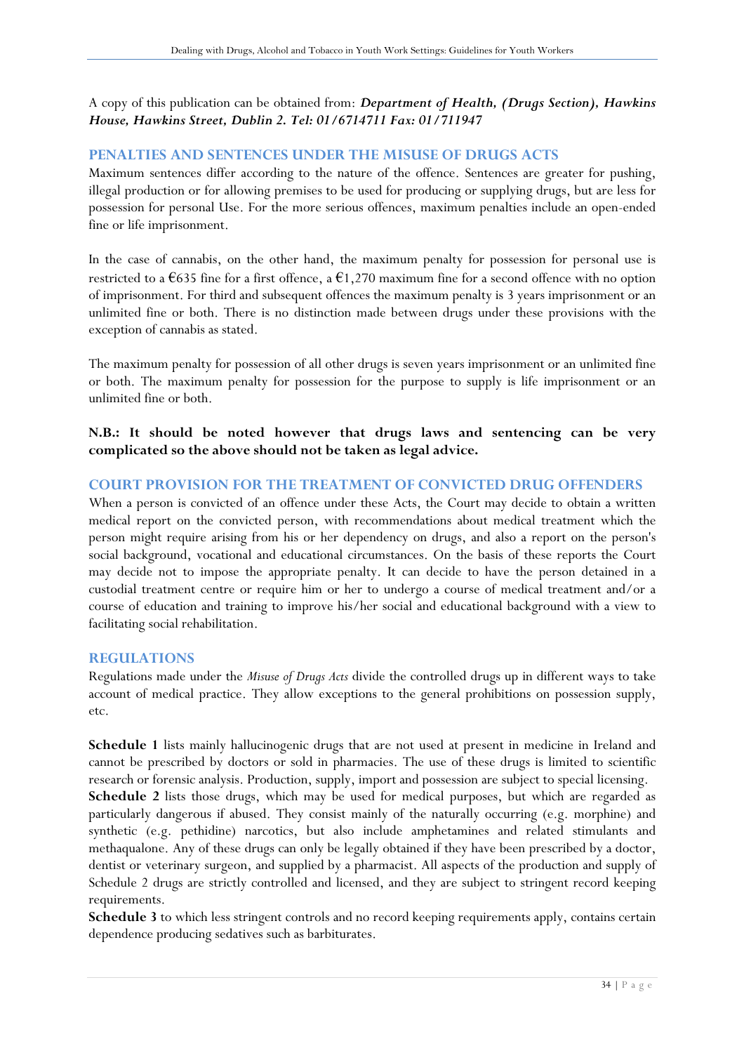A copy of this publication can be obtained from: ***Department of Health, (Drugs Section), Hawkins House, Hawkins Street, Dublin 2. Tel: 01/6714711 Fax: 01/711947***

## PENALTIES AND SENTENCES UNDER THE MISUSE OF DRUGS ACTS

Maximum sentences differ according to the nature of the offence. Sentences are greater for pushing, illegal production or for allowing premises to be used for producing or supplying drugs, but are less for possession for personal Use. For the more serious offences, maximum penalties include an open-ended fine or life imprisonment.

In the case of cannabis, on the other hand, the maximum penalty for possession for personal use is restricted to a €635 fine for a first offence, a €1,270 maximum fine for a second offence with no option of imprisonment. For third and subsequent offences the maximum penalty is 3 years imprisonment or an unlimited fine or both. There is no distinction made between drugs under these provisions with the exception of cannabis as stated.

The maximum penalty for possession of all other drugs is seven years imprisonment or an unlimited fine or both. The maximum penalty for possession for the purpose to supply is life imprisonment or an unlimited fine or both.

**N.B.: It should be noted however that drugs laws and sentencing can be very complicated so the above should not be taken as legal advice.**

## COURT PROVISION FOR THE TREATMENT OF CONVICTED DRUG OFFENDERS

When a person is convicted of an offence under these Acts, the Court may decide to obtain a written medical report on the convicted person, with recommendations about medical treatment which the person might require arising from his or her dependency on drugs, and also a report on the person's social background, vocational and educational circumstances. On the basis of these reports the Court may decide not to impose the appropriate penalty. It can decide to have the person detained in a custodial treatment centre or require him or her to undergo a course of medical treatment and/or a course of education and training to improve his/her social and educational background with a view to facilitating social rehabilitation.

## REGULATIONS

Regulations made under the *Misuse of Drugs Acts* divide the controlled drugs up in different ways to take account of medical practice. They allow exceptions to the general prohibitions on possession supply, etc.

**Schedule 1** lists mainly hallucinogenic drugs that are not used at present in medicine in Ireland and cannot be prescribed by doctors or sold in pharmacies. The use of these drugs is limited to scientific research or forensic analysis. Production, supply, import and possession are subject to special licensing.

**Schedule 2** lists those drugs, which may be used for medical purposes, but which are regarded as particularly dangerous if abused. They consist mainly of the naturally occurring (e.g. morphine) and synthetic (e.g. pethidine) narcotics, but also include amphetamines and related stimulants and methaqualone. Any of these drugs can only be legally obtained if they have been prescribed by a doctor, dentist or veterinary surgeon, and supplied by a pharmacist. All aspects of the production and supply of Schedule 2 drugs are strictly controlled and licensed, and they are subject to stringent record keeping requirements.

**Schedule 3** to which less stringent controls and no record keeping requirements apply, contains certain dependence producing sedatives such as barbiturates.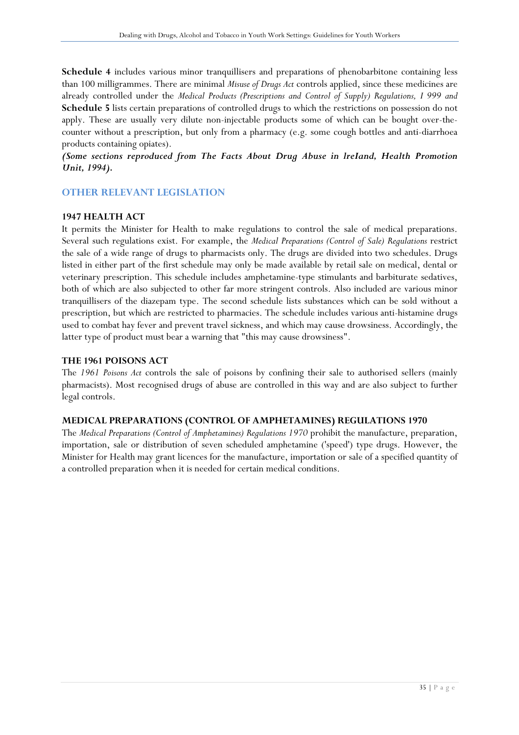**Schedule 4** includes various minor tranquillisers and preparations of phenobarbitone containing less than 100 milligrammes. There are minimal *Misuse of Drugs Act* controls applied, since these medicines are already controlled under the *Medical Products (Prescriptions and Control of Supply) Regulations, I 999 and* **Schedule 5** lists certain preparations of controlled drugs to which the restrictions on possession do not apply. These are usually very dilute non-injectable products some of which can be bought over-the-counter without a prescription, but only from a pharmacy (e.g. some cough bottles and anti-diarrhoea products containing opiates).

***(Some sections reproduced from The Facts About Drug Abuse in lreIand, Health Promotion Unit, 1994).***

## OTHER RELEVANT LEGISLATION

### 1947 HEALTH ACT

It permits the Minister for Health to make regulations to control the sale of medical preparations. Several such regulations exist. For example, the *Medical Preparations (Control of Sale) Regulations* restrict the sale of a wide range of drugs to pharmacists only. The drugs are divided into two schedules. Drugs listed in either part of the first schedule may only be made available by retail sale on medical, dental or veterinary prescription. This schedule includes amphetamine-type stimulants and barbiturate sedatives, both of which are also subjected to other far more stringent controls. Also included are various minor tranquillisers of the diazepam type. The second schedule lists substances which can be sold without a prescription, but which are restricted to pharmacies. The schedule includes various anti-histamine drugs used to combat hay fever and prevent travel sickness, and which may cause drowsiness. Accordingly, the latter type of product must bear a warning that "this may cause drowsiness".

### THE 1961 POISONS ACT

The *1961 Poisons Act* controls the sale of poisons by confining their sale to authorised sellers (mainly pharmacists). Most recognised drugs of abuse are controlled in this way and are also subject to further legal controls.

### MEDICAL PREPARATIONS (CONTROL OF AMPHETAMINES) REGULATIONS 1970

The *Medical Preparations (Control of Amphetamines) Regulations 1970* prohibit the manufacture, preparation, importation, sale or distribution of seven scheduled amphetamine ('speed') type drugs. However, the Minister for Health may grant licences for the manufacture, importation or sale of a specified quantity of a controlled preparation when it is needed for certain medical conditions.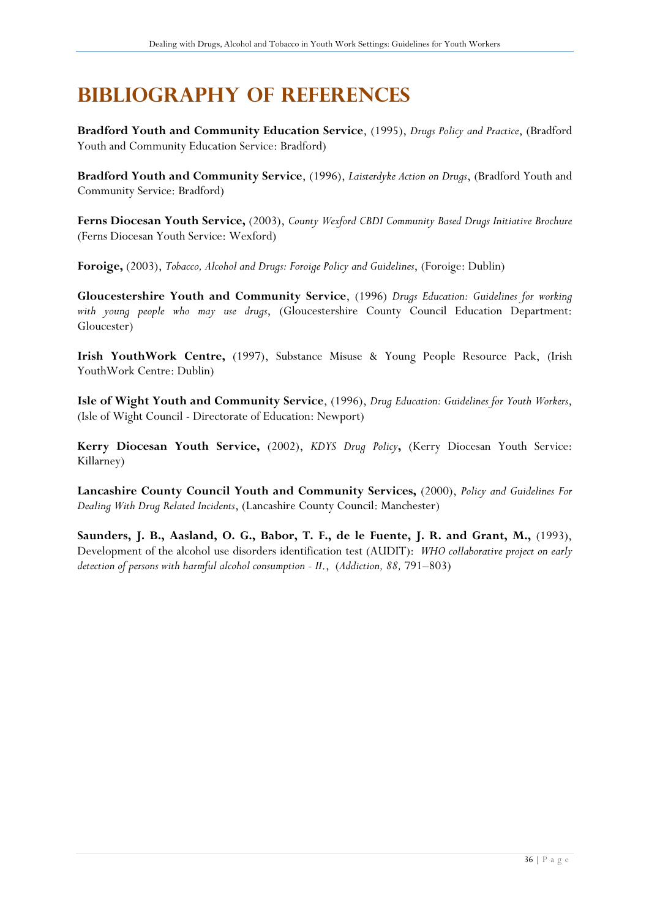# BIBLIOGRAPHY OF REFERENCES

**Bradford Youth and Community Education Service**, (1995), *Drugs Policy and Practice*, (Bradford Youth and Community Education Service: Bradford)

**Bradford Youth and Community Service**, (1996), *Laisterdyke Action on Drugs*, (Bradford Youth and Community Service: Bradford)

**Ferns Diocesan Youth Service,** (2003), *County Wexford CBDI Community Based Drugs Initiative Brochure* (Ferns Diocesan Youth Service: Wexford)

**Foroige,** (2003), *Tobacco, Alcohol and Drugs: Foroige Policy and Guidelines*, (Foroige: Dublin)

**Gloucestershire Youth and Community Service**, (1996) *Drugs Education: Guidelines for working with young people who may use drugs*, (Gloucestershire County Council Education Department: Gloucester)

**Irish YouthWork Centre,** (1997), Substance Misuse & Young People Resource Pack, (Irish YouthWork Centre: Dublin)

**Isle of Wight Youth and Community Service**, (1996), *Drug Education: Guidelines for Youth Workers*, (Isle of Wight Council - Directorate of Education: Newport)

**Kerry Diocesan Youth Service,** (2002), *KDYS Drug Policy***,** (Kerry Diocesan Youth Service: Killarney)

**Lancashire County Council Youth and Community Services,** (2000), *Policy and Guidelines For Dealing With Drug Related Incidents*, (Lancashire County Council: Manchester)

**Saunders, J. B., Aasland, O. G., Babor, T. F., de le Fuente, J. R. and Grant, M.,** (1993), Development of the alcohol use disorders identification test (AUDIT): *WHO collaborative project on early detection of persons with harmful alcohol consumption - II.*, (*Addiction, 88,* 791–803)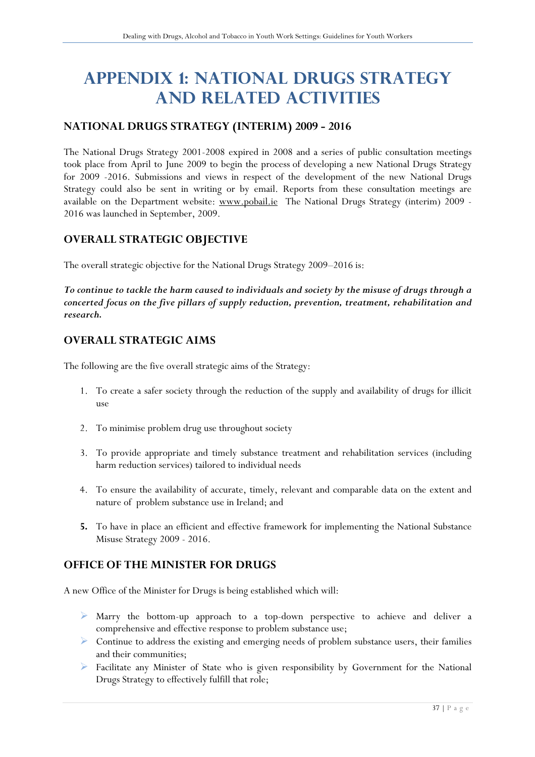# APPENDIX 1: NATIONAL DRUGS STRATEGY AND RELATED ACTIVITIES

## NATIONAL DRUGS STRATEGY (INTERIM) 2009 - 2016

The National Drugs Strategy 2001-2008 expired in 2008 and a series of public consultation meetings took place from April to June 2009 to begin the process of developing a new National Drugs Strategy for 2009 -2016. Submissions and views in respect of the development of the new National Drugs Strategy could also be sent in writing or by email. Reports from these consultation meetings are available on the Department website: www.pobail.ie The National Drugs Strategy (interim) 2009 - 2016 was launched in September, 2009.

## OVERALL STRATEGIC OBJECTIVE

The overall strategic objective for the National Drugs Strategy 2009–2016 is:

***To continue to tackle the harm caused to individuals and society by the misuse of drugs through a concerted focus on the five pillars of supply reduction, prevention, treatment, rehabilitation and research.***

## OVERALL STRATEGIC AIMS

The following are the five overall strategic aims of the Strategy:

1. To create a safer society through the reduction of the supply and availability of drugs for illicit use
2. To minimise problem drug use throughout society
3. To provide appropriate and timely substance treatment and rehabilitation services (including harm reduction services) tailored to individual needs
4. To ensure the availability of accurate, timely, relevant and comparable data on the extent and nature of problem substance use in Ireland; and
5. To have in place an efficient and effective framework for implementing the National Substance Misuse Strategy 2009 - 2016.

## OFFICE OF THE MINISTER FOR DRUGS

A new Office of the Minister for Drugs is being established which will:

- Marry the bottom-up approach to a top-down perspective to achieve and deliver a comprehensive and effective response to problem substance use;
- Continue to address the existing and emerging needs of problem substance users, their families and their communities;
- Facilitate any Minister of State who is given responsibility by Government for the National Drugs Strategy to effectively fulfill that role;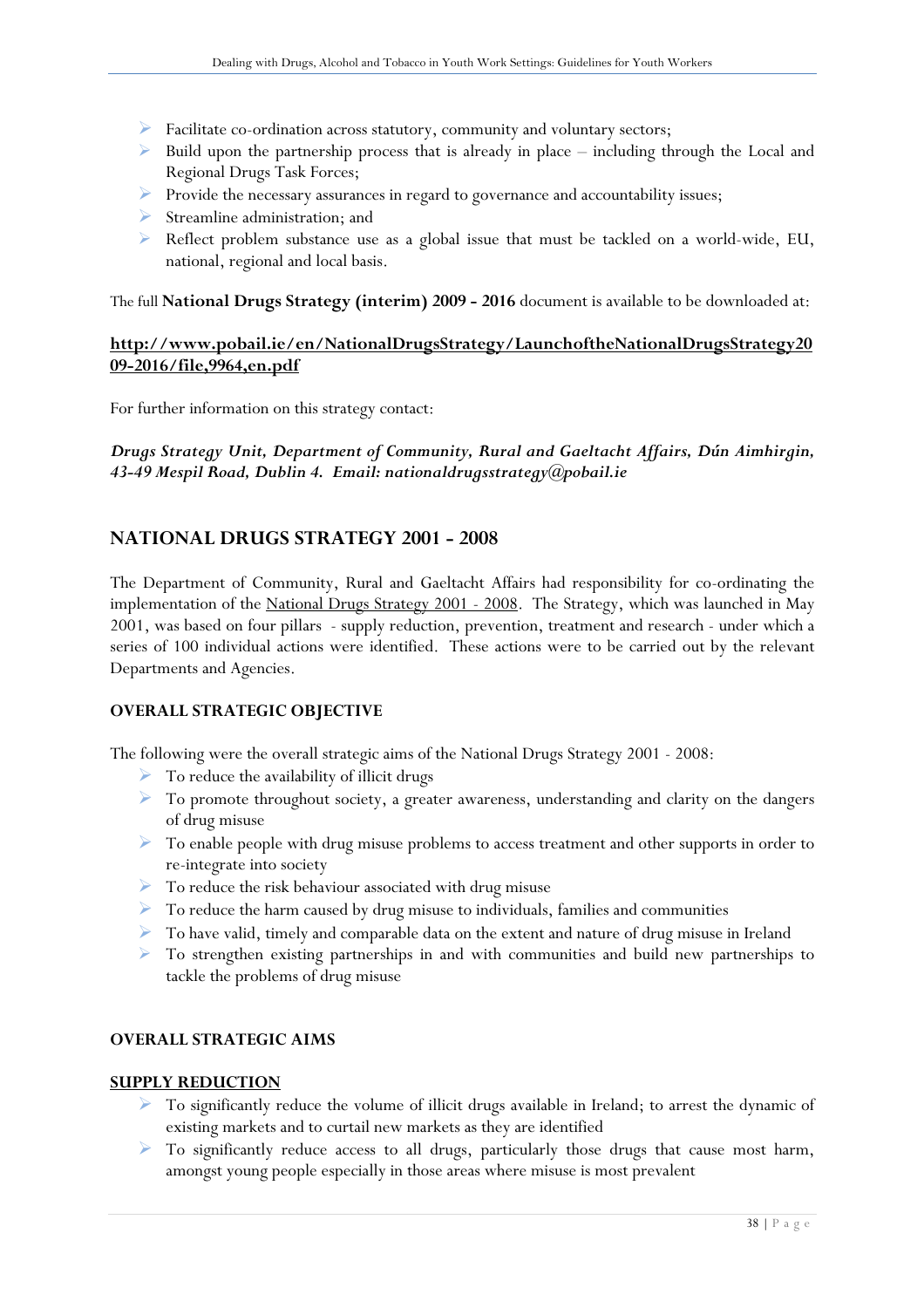- Facilitate co-ordination across statutory, community and voluntary sectors;
- Build upon the partnership process that is already in place – including through the Local and Regional Drugs Task Forces;
- Provide the necessary assurances in regard to governance and accountability issues;
- Streamline administration; and
- Reflect problem substance use as a global issue that must be tackled on a world-wide, EU, national, regional and local basis.

The full **National Drugs Strategy (interim) 2009 - 2016** document is available to be downloaded at:

**http://www.pobail.ie/en/NationalDrugsStrategy/LaunchoftheNationalDrugsStrategy2009-2016/file,9964,en.pdf**

For further information on this strategy contact:

***Drugs Strategy Unit, Department of Community, Rural and Gaeltacht Affairs, Dún Aimhirgin, 43-49 Mespil Road, Dublin 4. Email: nationaldrugsstrategy@pobail.ie***

## NATIONAL DRUGS STRATEGY 2001 - 2008

The Department of Community, Rural and Gaeltacht Affairs had responsibility for co-ordinating the implementation of the National Drugs Strategy 2001 - 2008. The Strategy, which was launched in May 2001, was based on four pillars - supply reduction, prevention, treatment and research - under which a series of 100 individual actions were identified. These actions were to be carried out by the relevant Departments and Agencies.

### OVERALL STRATEGIC OBJECTIVE

The following were the overall strategic aims of the National Drugs Strategy 2001 - 2008:

- To reduce the availability of illicit drugs
- To promote throughout society, a greater awareness, understanding and clarity on the dangers of drug misuse
- To enable people with drug misuse problems to access treatment and other supports in order to re-integrate into society
- To reduce the risk behaviour associated with drug misuse
- To reduce the harm caused by drug misuse to individuals, families and communities
- To have valid, timely and comparable data on the extent and nature of drug misuse in Ireland
- To strengthen existing partnerships in and with communities and build new partnerships to tackle the problems of drug misuse

### OVERALL STRATEGIC AIMS

**SUPPLY REDUCTION**

- To significantly reduce the volume of illicit drugs available in Ireland; to arrest the dynamic of existing markets and to curtail new markets as they are identified
- To significantly reduce access to all drugs, particularly those drugs that cause most harm, amongst young people especially in those areas where misuse is most prevalent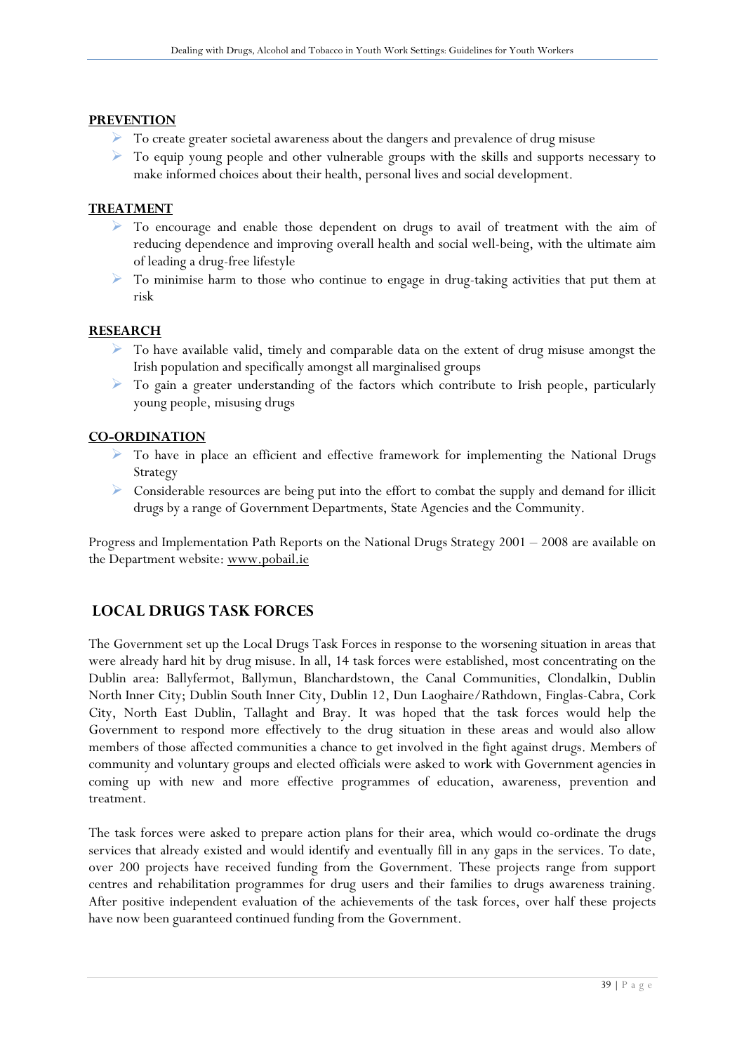**PREVENTION**

- To create greater societal awareness about the dangers and prevalence of drug misuse
- To equip young people and other vulnerable groups with the skills and supports necessary to make informed choices about their health, personal lives and social development.

**TREATMENT**

- To encourage and enable those dependent on drugs to avail of treatment with the aim of reducing dependence and improving overall health and social well-being, with the ultimate aim of leading a drug-free lifestyle
- To minimise harm to those who continue to engage in drug-taking activities that put them at risk

**RESEARCH**

- To have available valid, timely and comparable data on the extent of drug misuse amongst the Irish population and specifically amongst all marginalised groups
- To gain a greater understanding of the factors which contribute to Irish people, particularly young people, misusing drugs

**CO-ORDINATION**

- To have in place an efficient and effective framework for implementing the National Drugs Strategy
- Considerable resources are being put into the effort to combat the supply and demand for illicit drugs by a range of Government Departments, State Agencies and the Community.

Progress and Implementation Path Reports on the National Drugs Strategy 2001 – 2008 are available on the Department website: www.pobail.ie

## LOCAL DRUGS TASK FORCES

The Government set up the Local Drugs Task Forces in response to the worsening situation in areas that were already hard hit by drug misuse. In all, 14 task forces were established, most concentrating on the Dublin area: Ballyfermot, Ballymun, Blanchardstown, the Canal Communities, Clondalkin, Dublin North Inner City; Dublin South Inner City, Dublin 12, Dun Laoghaire/Rathdown, Finglas-Cabra, Cork City, North East Dublin, Tallaght and Bray. It was hoped that the task forces would help the Government to respond more effectively to the drug situation in these areas and would also allow members of those affected communities a chance to get involved in the fight against drugs. Members of community and voluntary groups and elected officials were asked to work with Government agencies in coming up with new and more effective programmes of education, awareness, prevention and treatment.

The task forces were asked to prepare action plans for their area, which would co-ordinate the drugs services that already existed and would identify and eventually fill in any gaps in the services. To date, over 200 projects have received funding from the Government. These projects range from support centres and rehabilitation programmes for drug users and their families to drugs awareness training. After positive independent evaluation of the achievements of the task forces, over half these projects have now been guaranteed continued funding from the Government.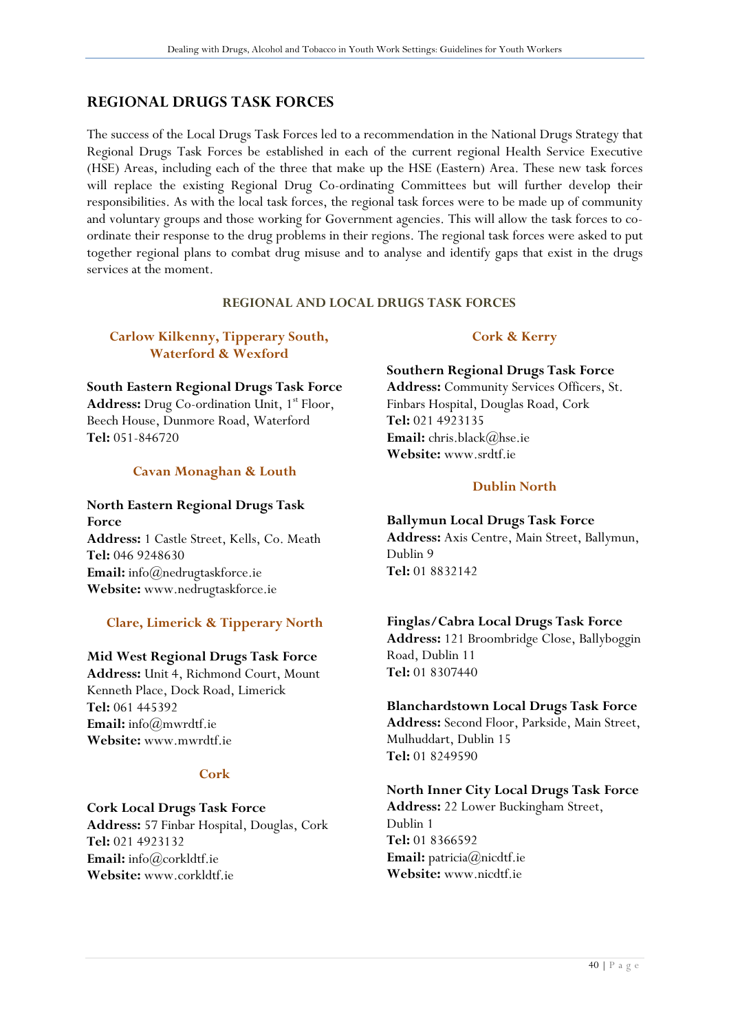## REGIONAL DRUGS TASK FORCES

The success of the Local Drugs Task Forces led to a recommendation in the National Drugs Strategy that Regional Drugs Task Forces be established in each of the current regional Health Service Executive (HSE) Areas, including each of the three that make up the HSE (Eastern) Area. These new task forces will replace the existing Regional Drug Co-ordinating Committees but will further develop their responsibilities. As with the local task forces, the regional task forces were to be made up of community and voluntary groups and those working for Government agencies. This will allow the task forces to co-ordinate their response to the drug problems in their regions. The regional task forces were asked to put together regional plans to combat drug misuse and to analyse and identify gaps that exist in the drugs services at the moment.

### REGIONAL AND LOCAL DRUGS TASK FORCES

#### Carlow Kilkenny, Tipperary South, Waterford & Wexford

**South Eastern Regional Drugs Task Force**
**Address:** Drug Co-ordination Unit, 1st Floor, Beech House, Dunmore Road, Waterford
**Tel:** 051-846720

#### Cavan Monaghan & Louth

**North Eastern Regional Drugs Task Force**
**Address:** 1 Castle Street, Kells, Co. Meath
**Tel:** 046 9248630
**Email:** info@nedrugtaskforce.ie
**Website:** www.nedrugtaskforce.ie

#### Clare, Limerick & Tipperary North

**Mid West Regional Drugs Task Force**
**Address:** Unit 4, Richmond Court, Mount Kenneth Place, Dock Road, Limerick
**Tel:** 061 445392
**Email:** info@mwrdtf.ie
**Website:** www.mwrdtf.ie

#### Cork

**Cork Local Drugs Task Force**
**Address:** 57 Finbar Hospital, Douglas, Cork
**Tel:** 021 4923132
**Email:** info@corkldtf.ie
**Website:** www.corkldtf.ie

#### Cork & Kerry

**Southern Regional Drugs Task Force**
**Address:** Community Services Officers, St. Finbars Hospital, Douglas Road, Cork
**Tel:** 021 4923135
**Email:** chris.black@hse.ie
**Website:** www.srdtf.ie

#### Dublin North

**Ballymun Local Drugs Task Force**
**Address:** Axis Centre, Main Street, Ballymun, Dublin 9
**Tel:** 01 8832142

**Finglas/Cabra Local Drugs Task Force**
**Address:** 121 Broombridge Close, Ballyboggin Road, Dublin 11
**Tel:** 01 8307440

**Blanchardstown Local Drugs Task Force**
**Address:** Second Floor, Parkside, Main Street, Mulhuddart, Dublin 15
**Tel:** 01 8249590

**North Inner City Local Drugs Task Force**
**Address:** 22 Lower Buckingham Street, Dublin 1
**Tel:** 01 8366592
**Email:** patricia@nicdtf.ie
**Website:** www.nicdtf.ie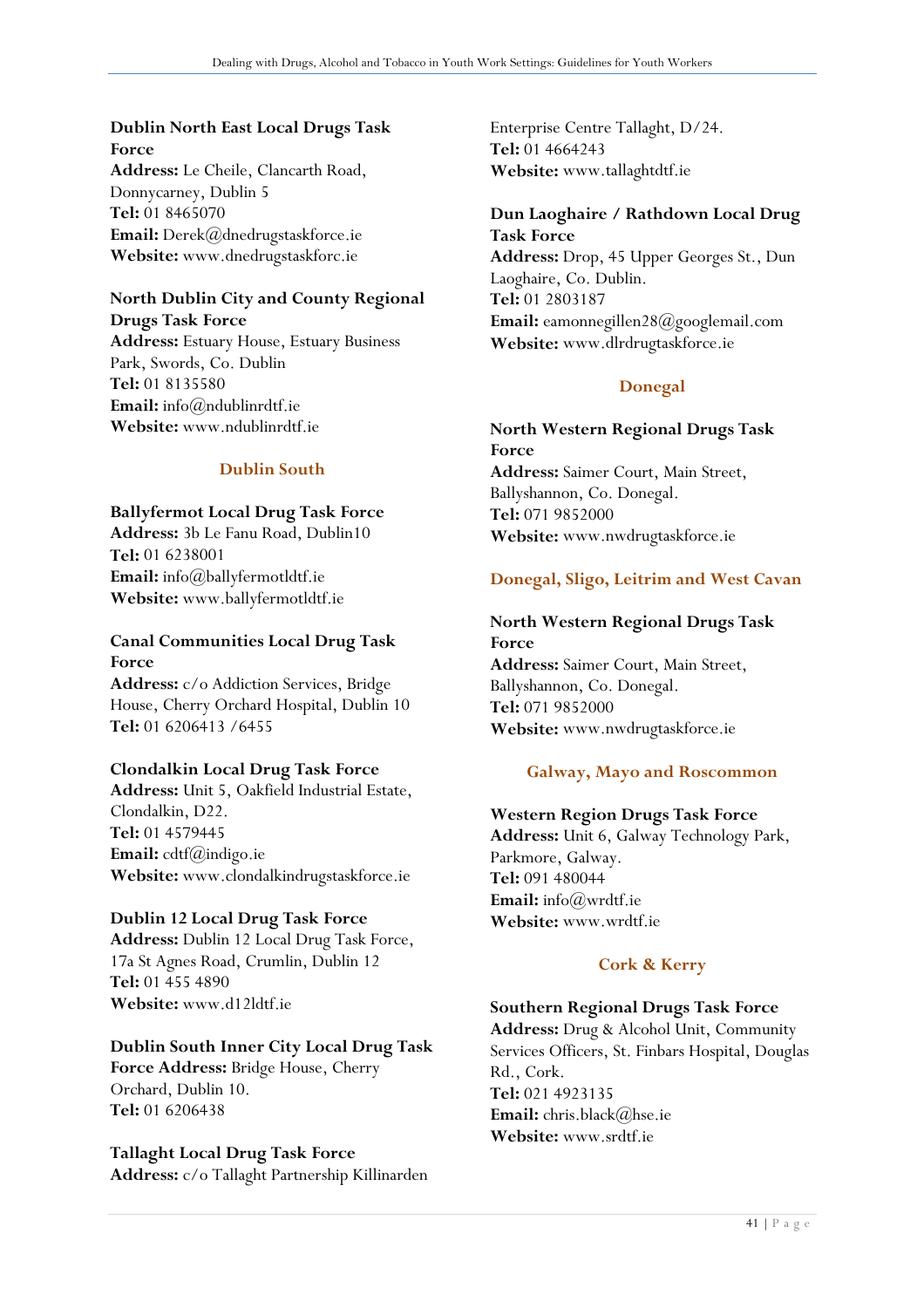**Dublin North East Local Drugs Task Force**
**Address:** Le Cheile, Clancarth Road, Donnycarney, Dublin 5
**Tel:** 01 8465070
**Email:** Derek@dnedrugstaskforce.ie
**Website:** www.dnedrugstaskforc.ie

**North Dublin City and County Regional Drugs Task Force**
**Address:** Estuary House, Estuary Business Park, Swords, Co. Dublin
**Tel:** 01 8135580
**Email:** info@ndublinrdtf.ie
**Website:** www.ndublinrdtf.ie

### Dublin South

**Ballyfermot Local Drug Task Force**
**Address:** 3b Le Fanu Road, Dublin10
**Tel:** 01 6238001
**Email:** info@ballyfermotldtf.ie
**Website:** www.ballyfermotldtf.ie

**Canal Communities Local Drug Task Force**
**Address:** c/o Addiction Services, Bridge House, Cherry Orchard Hospital, Dublin 10
**Tel:** 01 6206413 /6455

**Clondalkin Local Drug Task Force**
**Address:** Unit 5, Oakfield Industrial Estate, Clondalkin, D22.
**Tel:** 01 4579445
**Email:** cdtf@indigo.ie
**Website:** www.clondalkindrugstaskforce.ie

**Dublin 12 Local Drug Task Force**
**Address:** Dublin 12 Local Drug Task Force, 17a St Agnes Road, Crumlin, Dublin 12
**Tel:** 01 455 4890
**Website:** www.d12ldtf.ie

**Dublin South Inner City Local Drug Task Force Address:** Bridge House, Cherry Orchard, Dublin 10.
**Tel:** 01 6206438

**Tallaght Local Drug Task Force**
**Address:** c/o Tallaght Partnership Killinarden Enterprise Centre Tallaght, D/24.
**Tel:** 01 4664243
**Website:** www.tallaghtdtf.ie

**Dun Laoghaire / Rathdown Local Drug Task Force**
**Address:** Drop, 45 Upper Georges St., Dun Laoghaire, Co. Dublin.
**Tel:** 01 2803187
**Email:** eamonnegillen28@googlemail.com
**Website:** www.dlrdrugtaskforce.ie

### Donegal

**North Western Regional Drugs Task Force**
**Address:** Saimer Court, Main Street, Ballyshannon, Co. Donegal.
**Tel:** 071 9852000
**Website:** www.nwdrugtaskforce.ie

### Donegal, Sligo, Leitrim and West Cavan

**North Western Regional Drugs Task Force**
**Address:** Saimer Court, Main Street, Ballyshannon, Co. Donegal.
**Tel:** 071 9852000
**Website:** www.nwdrugtaskforce.ie

### Galway, Mayo and Roscommon

**Western Region Drugs Task Force**
**Address:** Unit 6, Galway Technology Park, Parkmore, Galway.
**Tel:** 091 480044
**Email:** info@wrdtf.ie
**Website:** www.wrdtf.ie

### Cork & Kerry

**Southern Regional Drugs Task Force**
**Address:** Drug & Alcohol Unit, Community Services Officers, St. Finbars Hospital, Douglas Rd., Cork.
**Tel:** 021 4923135
**Email:** chris.black@hse.ie
**Website:** www.srdtf.ie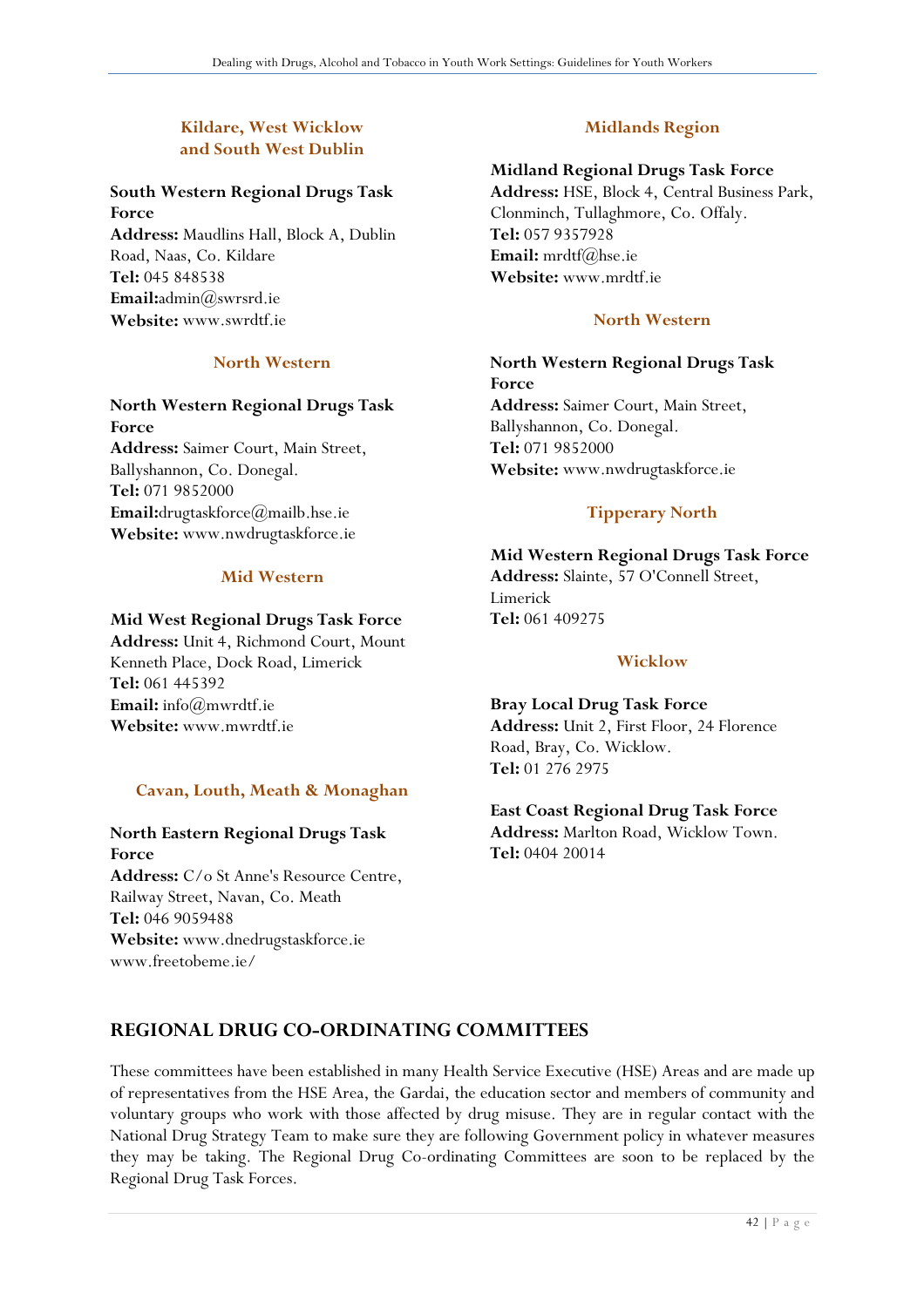### Kildare, West Wicklow and South West Dublin

**South Western Regional Drugs Task Force**
**Address:** Maudlins Hall, Block A, Dublin Road, Naas, Co. Kildare
**Tel:** 045 848538
**Email:**admin@swrsrd.ie
**Website:** www.swrdtf.ie

### North Western

**North Western Regional Drugs Task Force**
**Address:** Saimer Court, Main Street, Ballyshannon, Co. Donegal.
**Tel:** 071 9852000
**Email:**drugtaskforce@mailb.hse.ie
**Website:** www.nwdrugtaskforce.ie

### Mid Western

**Mid West Regional Drugs Task Force**
**Address:** Unit 4, Richmond Court, Mount Kenneth Place, Dock Road, Limerick
**Tel:** 061 445392
**Email:** info@mwrdtf.ie
**Website:** www.mwrdtf.ie

### Cavan, Louth, Meath & Monaghan

**North Eastern Regional Drugs Task Force**
**Address:** C/o St Anne's Resource Centre, Railway Street, Navan, Co. Meath
**Tel:** 046 9059488
**Website:** www.dnedrugstaskforce.ie
www.freetobeme.ie/

### Midlands Region

**Midland Regional Drugs Task Force**
**Address:** HSE, Block 4, Central Business Park, Clonminch, Tullaghmore, Co. Offaly.
**Tel:** 057 9357928
**Email:** mrdtf@hse.ie
**Website:** www.mrdtf.ie

### North Western

**North Western Regional Drugs Task Force**
**Address:** Saimer Court, Main Street, Ballyshannon, Co. Donegal.
**Tel:** 071 9852000
**Website:** www.nwdrugtaskforce.ie

### Tipperary North

**Mid Western Regional Drugs Task Force**
**Address:** Slainte, 57 O'Connell Street, Limerick
**Tel:** 061 409275

### Wicklow

**Bray Local Drug Task Force**
**Address:** Unit 2, First Floor, 24 Florence Road, Bray, Co. Wicklow.
**Tel:** 01 276 2975

**East Coast Regional Drug Task Force**
**Address:** Marlton Road, Wicklow Town.
**Tel:** 0404 20014

## REGIONAL DRUG CO-ORDINATING COMMITTEES

These committees have been established in many Health Service Executive (HSE) Areas and are made up of representatives from the HSE Area, the Gardai, the education sector and members of community and voluntary groups who work with those affected by drug misuse. They are in regular contact with the National Drug Strategy Team to make sure they are following Government policy in whatever measures they may be taking. The Regional Drug Co-ordinating Committees are soon to be replaced by the Regional Drug Task Forces.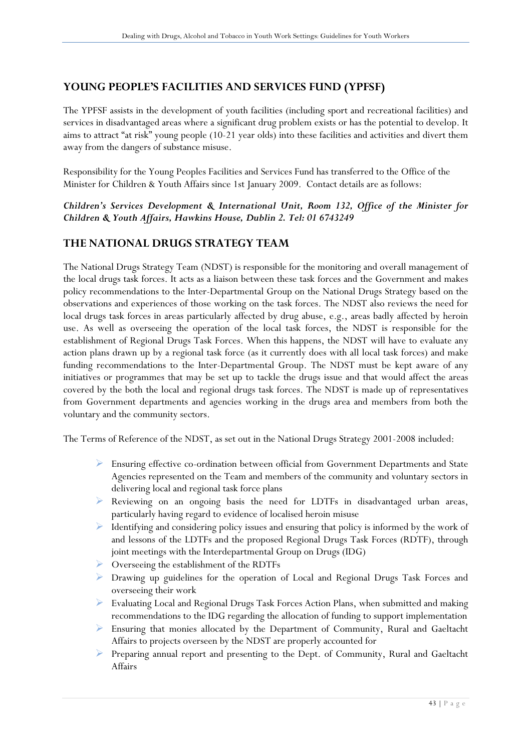## YOUNG PEOPLE'S FACILITIES AND SERVICES FUND (YPFSF)

The YPFSF assists in the development of youth facilities (including sport and recreational facilities) and services in disadvantaged areas where a significant drug problem exists or has the potential to develop. It aims to attract "at risk" young people (10-21 year olds) into these facilities and activities and divert them away from the dangers of substance misuse.

Responsibility for the Young Peoples Facilities and Services Fund has transferred to the Office of the Minister for Children & Youth Affairs since 1st January 2009. Contact details are as follows:

***Children's Services Development & International Unit, Room 132, Office of the Minister for Children & Youth Affairs, Hawkins House, Dublin 2. Tel: 01 6743249***

## THE NATIONAL DRUGS STRATEGY TEAM

The National Drugs Strategy Team (NDST) is responsible for the monitoring and overall management of the local drugs task forces. It acts as a liaison between these task forces and the Government and makes policy recommendations to the Inter-Departmental Group on the National Drugs Strategy based on the observations and experiences of those working on the task forces. The NDST also reviews the need for local drugs task forces in areas particularly affected by drug abuse, e.g., areas badly affected by heroin use. As well as overseeing the operation of the local task forces, the NDST is responsible for the establishment of Regional Drugs Task Forces. When this happens, the NDST will have to evaluate any action plans drawn up by a regional task force (as it currently does with all local task forces) and make funding recommendations to the Inter-Departmental Group. The NDST must be kept aware of any initiatives or programmes that may be set up to tackle the drugs issue and that would affect the areas covered by the both the local and regional drugs task forces. The NDST is made up of representatives from Government departments and agencies working in the drugs area and members from both the voluntary and the community sectors.

The Terms of Reference of the NDST, as set out in the National Drugs Strategy 2001-2008 included:

- Ensuring effective co-ordination between official from Government Departments and State Agencies represented on the Team and members of the community and voluntary sectors in delivering local and regional task force plans
- Reviewing on an ongoing basis the need for LDTFs in disadvantaged urban areas, particularly having regard to evidence of localised heroin misuse
- Identifying and considering policy issues and ensuring that policy is informed by the work of and lessons of the LDTFs and the proposed Regional Drugs Task Forces (RDTF), through joint meetings with the Interdepartmental Group on Drugs (IDG)
- Overseeing the establishment of the RDTFs
- Drawing up guidelines for the operation of Local and Regional Drugs Task Forces and overseeing their work
- Evaluating Local and Regional Drugs Task Forces Action Plans, when submitted and making recommendations to the IDG regarding the allocation of funding to support implementation
- Ensuring that monies allocated by the Department of Community, Rural and Gaeltacht Affairs to projects overseen by the NDST are properly accounted for
- Preparing annual report and presenting to the Dept. of Community, Rural and Gaeltacht Affairs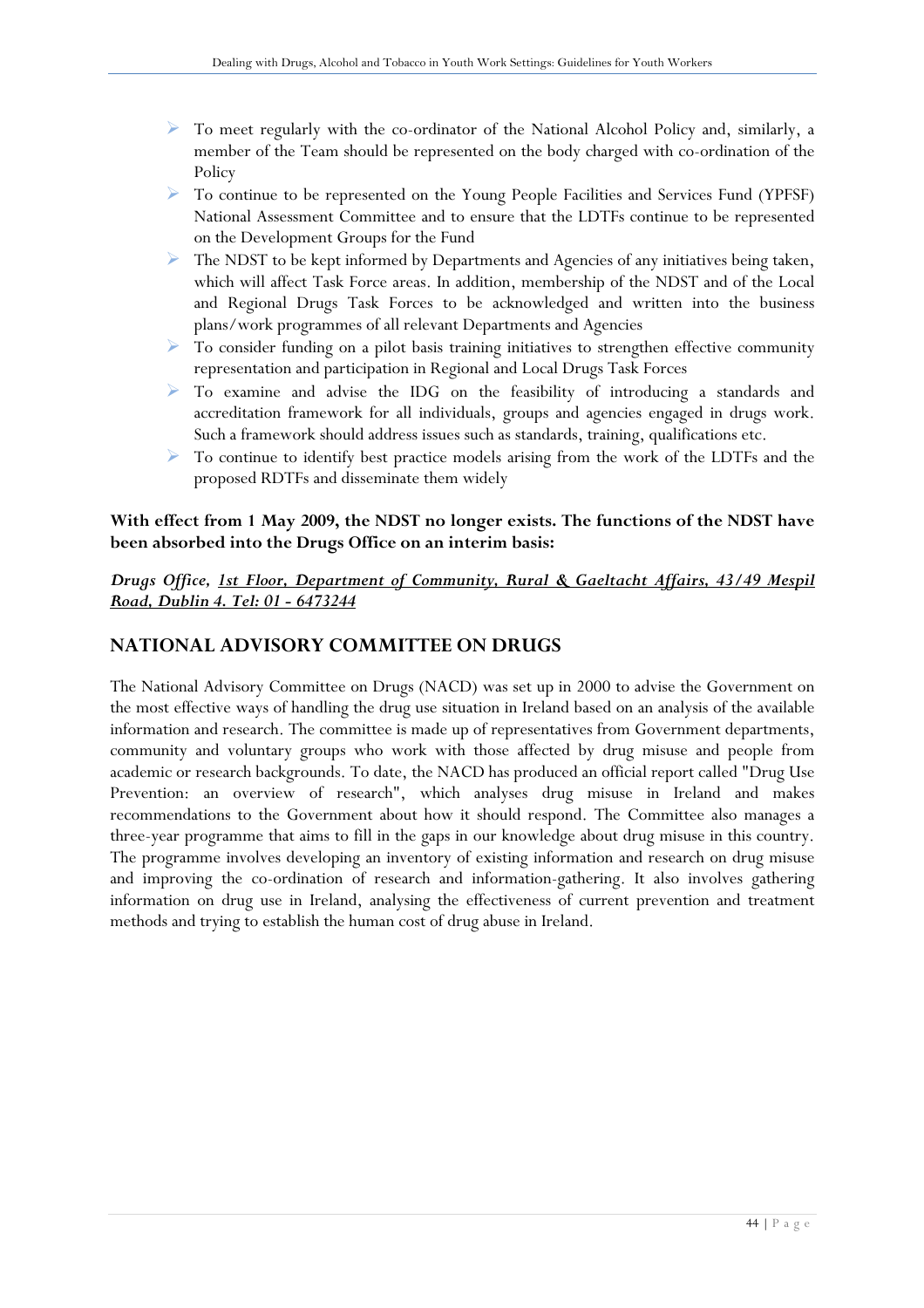- To meet regularly with the co-ordinator of the National Alcohol Policy and, similarly, a member of the Team should be represented on the body charged with co-ordination of the Policy
- To continue to be represented on the Young People Facilities and Services Fund (YPFSF) National Assessment Committee and to ensure that the LDTFs continue to be represented on the Development Groups for the Fund
- The NDST to be kept informed by Departments and Agencies of any initiatives being taken, which will affect Task Force areas. In addition, membership of the NDST and of the Local and Regional Drugs Task Forces to be acknowledged and written into the business plans/work programmes of all relevant Departments and Agencies
- To consider funding on a pilot basis training initiatives to strengthen effective community representation and participation in Regional and Local Drugs Task Forces
- To examine and advise the IDG on the feasibility of introducing a standards and accreditation framework for all individuals, groups and agencies engaged in drugs work. Such a framework should address issues such as standards, training, qualifications etc.
- To continue to identify best practice models arising from the work of the LDTFs and the proposed RDTFs and disseminate them widely

**With effect from 1 May 2009, the NDST no longer exists. The functions of the NDST have been absorbed into the Drugs Office on an interim basis:**

***Drugs Office, <u>1st Floor, Department of Community, Rural & Gaeltacht Affairs, 43/49 Mespil Road, Dublin 4. Tel: 01 - 6473244</u>***

## NATIONAL ADVISORY COMMITTEE ON DRUGS

The National Advisory Committee on Drugs (NACD) was set up in 2000 to advise the Government on the most effective ways of handling the drug use situation in Ireland based on an analysis of the available information and research. The committee is made up of representatives from Government departments, community and voluntary groups who work with those affected by drug misuse and people from academic or research backgrounds. To date, the NACD has produced an official report called "Drug Use Prevention: an overview of research", which analyses drug misuse in Ireland and makes recommendations to the Government about how it should respond. The Committee also manages a three-year programme that aims to fill in the gaps in our knowledge about drug misuse in this country. The programme involves developing an inventory of existing information and research on drug misuse and improving the co-ordination of research and information-gathering. It also involves gathering information on drug use in Ireland, analysing the effectiveness of current prevention and treatment methods and trying to establish the human cost of drug abuse in Ireland.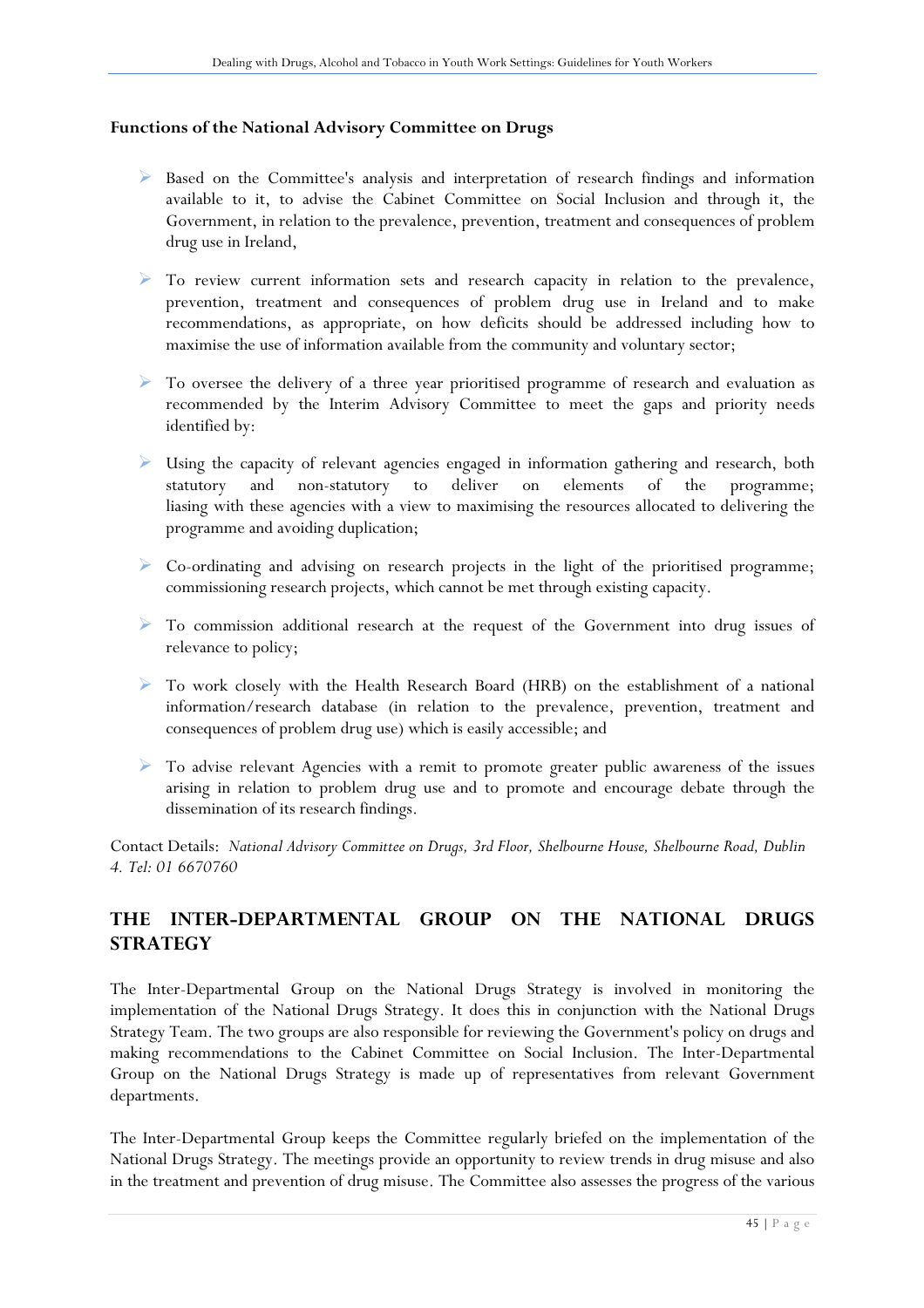**Functions of the National Advisory Committee on Drugs**

- Based on the Committee's analysis and interpretation of research findings and information available to it, to advise the Cabinet Committee on Social Inclusion and through it, the Government, in relation to the prevalence, prevention, treatment and consequences of problem drug use in Ireland,
- To review current information sets and research capacity in relation to the prevalence, prevention, treatment and consequences of problem drug use in Ireland and to make recommendations, as appropriate, on how deficits should be addressed including how to maximise the use of information available from the community and voluntary sector;
- To oversee the delivery of a three year prioritised programme of research and evaluation as recommended by the Interim Advisory Committee to meet the gaps and priority needs identified by:
- Using the capacity of relevant agencies engaged in information gathering and research, both statutory and non-statutory to deliver on elements of the programme; liasing with these agencies with a view to maximising the resources allocated to delivering the programme and avoiding duplication;
- Co-ordinating and advising on research projects in the light of the prioritised programme; commissioning research projects, which cannot be met through existing capacity.
- To commission additional research at the request of the Government into drug issues of relevance to policy;
- To work closely with the Health Research Board (HRB) on the establishment of a national information/research database (in relation to the prevalence, prevention, treatment and consequences of problem drug use) which is easily accessible; and
- To advise relevant Agencies with a remit to promote greater public awareness of the issues arising in relation to problem drug use and to promote and encourage debate through the dissemination of its research findings.

Contact Details: *National Advisory Committee on Drugs, 3rd Floor, Shelbourne House, Shelbourne Road, Dublin 4. Tel: 01 6670760*

## THE INTER-DEPARTMENTAL GROUP ON THE NATIONAL DRUGS STRATEGY

The Inter-Departmental Group on the National Drugs Strategy is involved in monitoring the implementation of the National Drugs Strategy. It does this in conjunction with the National Drugs Strategy Team. The two groups are also responsible for reviewing the Government's policy on drugs and making recommendations to the Cabinet Committee on Social Inclusion. The Inter-Departmental Group on the National Drugs Strategy is made up of representatives from relevant Government departments.

The Inter-Departmental Group keeps the Committee regularly briefed on the implementation of the National Drugs Strategy. The meetings provide an opportunity to review trends in drug misuse and also in the treatment and prevention of drug misuse. The Committee also assesses the progress of the various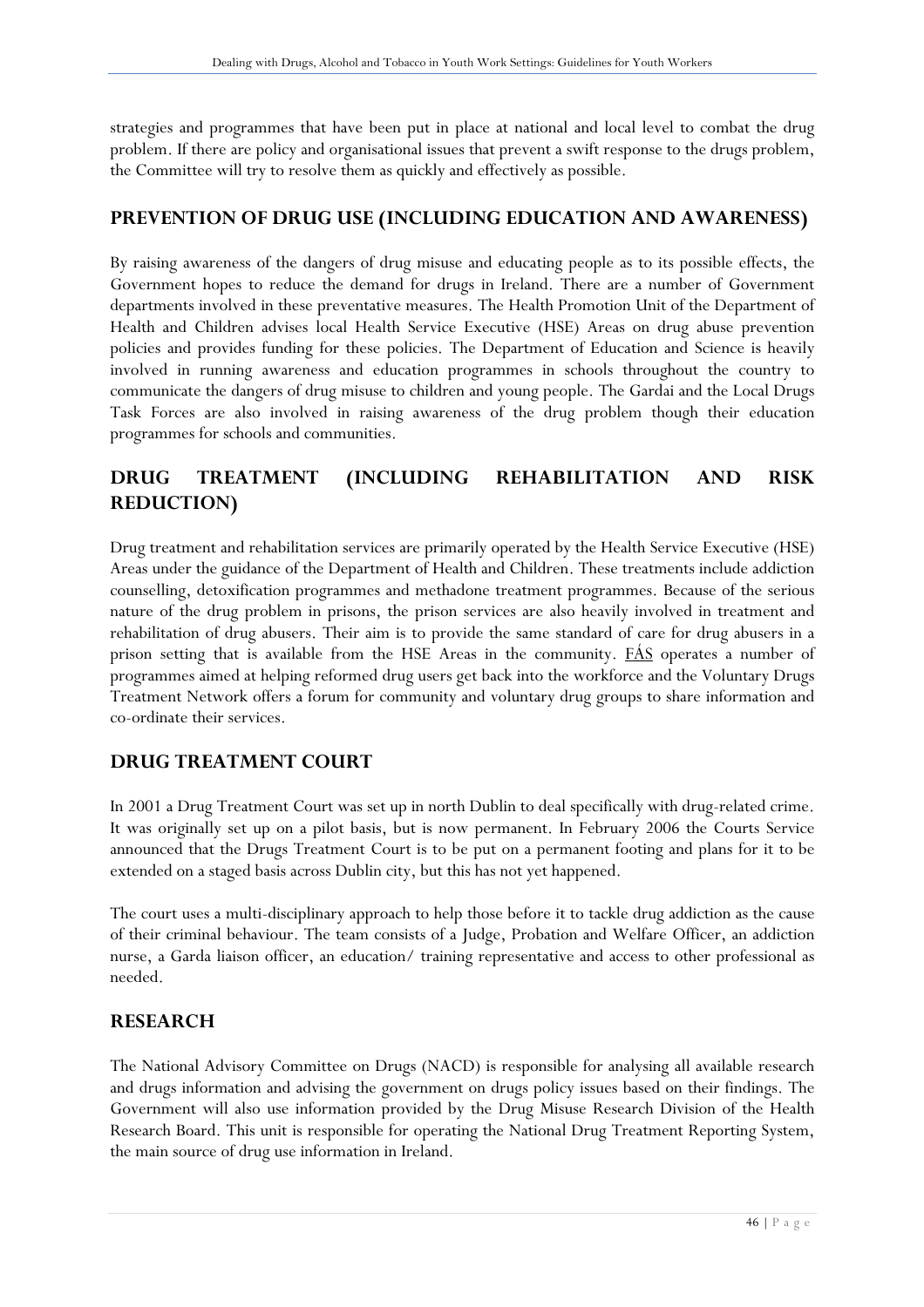strategies and programmes that have been put in place at national and local level to combat the drug problem. If there are policy and organisational issues that prevent a swift response to the drugs problem, the Committee will try to resolve them as quickly and effectively as possible.

## PREVENTION OF DRUG USE (INCLUDING EDUCATION AND AWARENESS)

By raising awareness of the dangers of drug misuse and educating people as to its possible effects, the Government hopes to reduce the demand for drugs in Ireland. There are a number of Government departments involved in these preventative measures. The Health Promotion Unit of the Department of Health and Children advises local Health Service Executive (HSE) Areas on drug abuse prevention policies and provides funding for these policies. The Department of Education and Science is heavily involved in running awareness and education programmes in schools throughout the country to communicate the dangers of drug misuse to children and young people. The Gardai and the Local Drugs Task Forces are also involved in raising awareness of the drug problem though their education programmes for schools and communities.

## DRUG TREATMENT (INCLUDING REHABILITATION AND RISK REDUCTION)

Drug treatment and rehabilitation services are primarily operated by the Health Service Executive (HSE) Areas under the guidance of the Department of Health and Children. These treatments include addiction counselling, detoxification programmes and methadone treatment programmes. Because of the serious nature of the drug problem in prisons, the prison services are also heavily involved in treatment and rehabilitation of drug abusers. Their aim is to provide the same standard of care for drug abusers in a prison setting that is available from the HSE Areas in the community. FÁS operates a number of programmes aimed at helping reformed drug users get back into the workforce and the Voluntary Drugs Treatment Network offers a forum for community and voluntary drug groups to share information and co-ordinate their services.

## DRUG TREATMENT COURT

In 2001 a Drug Treatment Court was set up in north Dublin to deal specifically with drug-related crime. It was originally set up on a pilot basis, but is now permanent. In February 2006 the Courts Service announced that the Drugs Treatment Court is to be put on a permanent footing and plans for it to be extended on a staged basis across Dublin city, but this has not yet happened.

The court uses a multi-disciplinary approach to help those before it to tackle drug addiction as the cause of their criminal behaviour. The team consists of a Judge, Probation and Welfare Officer, an addiction nurse, a Garda liaison officer, an education/ training representative and access to other professional as needed.

## RESEARCH

The National Advisory Committee on Drugs (NACD) is responsible for analysing all available research and drugs information and advising the government on drugs policy issues based on their findings. The Government will also use information provided by the Drug Misuse Research Division of the Health Research Board. This unit is responsible for operating the National Drug Treatment Reporting System, the main source of drug use information in Ireland.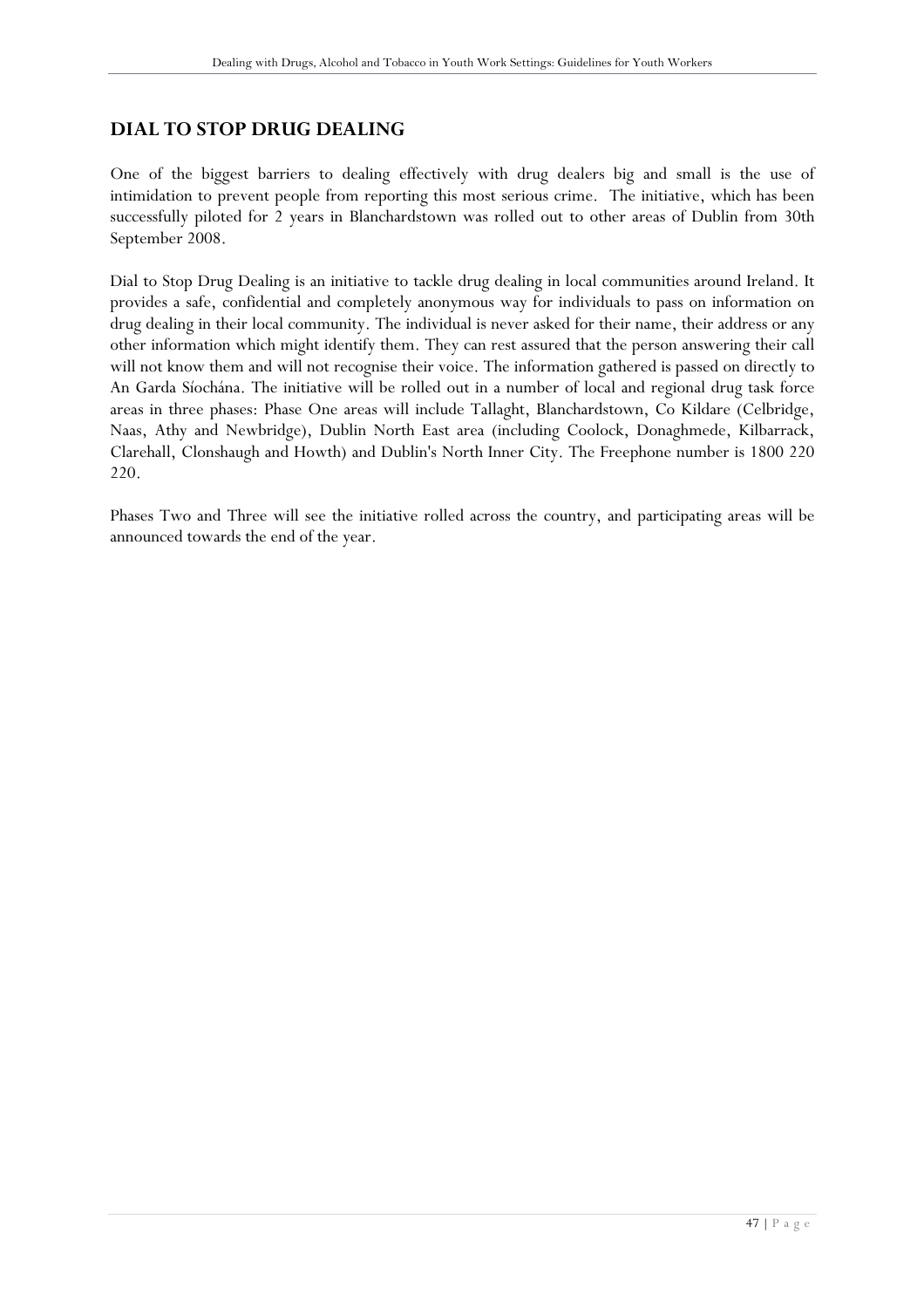## DIAL TO STOP DRUG DEALING

One of the biggest barriers to dealing effectively with drug dealers big and small is the use of intimidation to prevent people from reporting this most serious crime. The initiative, which has been successfully piloted for 2 years in Blanchardstown was rolled out to other areas of Dublin from 30th September 2008.

Dial to Stop Drug Dealing is an initiative to tackle drug dealing in local communities around Ireland. It provides a safe, confidential and completely anonymous way for individuals to pass on information on drug dealing in their local community. The individual is never asked for their name, their address or any other information which might identify them. They can rest assured that the person answering their call will not know them and will not recognise their voice. The information gathered is passed on directly to An Garda Síochána. The initiative will be rolled out in a number of local and regional drug task force areas in three phases: Phase One areas will include Tallaght, Blanchardstown, Co Kildare (Celbridge, Naas, Athy and Newbridge), Dublin North East area (including Coolock, Donaghmede, Kilbarrack, Clarehall, Clonshaugh and Howth) and Dublin's North Inner City. The Freephone number is 1800 220 220.

Phases Two and Three will see the initiative rolled across the country, and participating areas will be announced towards the end of the year.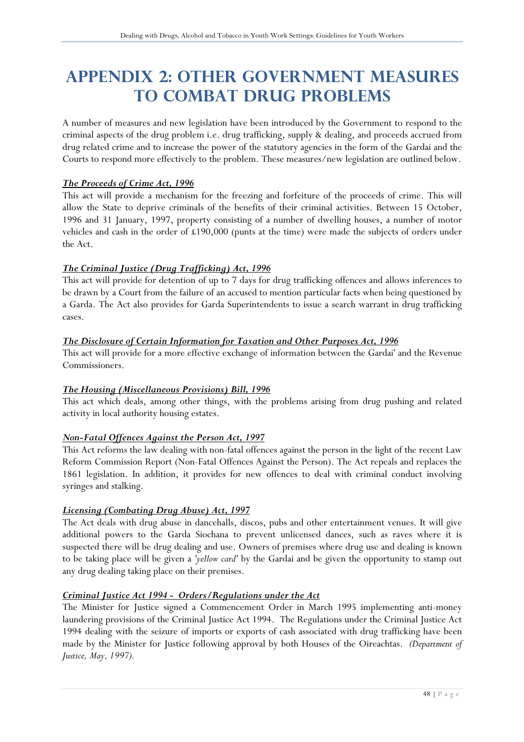# APPENDIX 2: OTHER GOVERNMENT MEASURES TO COMBAT DRUG PROBLEMS

A number of measures and new legislation have been introduced by the Government to respond to the criminal aspects of the drug problem i.e. drug trafficking, supply & dealing, and proceeds accrued from drug related crime and to increase the power of the statutory agencies in the form of the Gardai and the Courts to respond more effectively to the problem. These measures/new legislation are outlined below.

***The Proceeds of Crime Act, 1996***

This act will provide a mechanism for the freezing and forfeiture of the proceeds of crime. This will allow the State to deprive criminals of the benefits of their criminal activities. Between 15 October, 1996 and 31 January, 1997, property consisting of a number of dwelling houses, a number of motor vehicles and cash in the order of £190,000 (punts at the time) were made the subjects of orders under the Act.

***The Criminal Justice (Drug Trafficking) Act, 1996***

This act will provide for detention of up to 7 days for drug trafficking offences and allows inferences to be drawn by a Court from the failure of an accused to mention particular facts when being questioned by a Garda. The Act also provides for Garda Superintendents to issue a search warrant in drug trafficking cases.

***The Disclosure of Certain Information for Taxation and Other Purposes Act, 1996***

This act will provide for a more effective exchange of information between the Gardai' and the Revenue Commissioners.

***The Housing (Miscellaneous Provisions) Bill, 1996***

This act which deals, among other things, with the problems arising from drug pushing and related activity in local authority housing estates.

***Non-Fatal Offences Against the Person Act, 1997***

This Act reforms the law dealing with non-fatal offences against the person in the light of the recent Law Reform Commission Report (Non-Fatal Offences Against the Person). The Act repeals and replaces the 1861 legislation. In addition, it provides for new offences to deal with criminal conduct involving syringes and stalking.

***Licensing (Combating Drug Abuse) Act, 1997***

The Act deals with drug abuse in dancehalls, discos, pubs and other entertainment venues. It will give additional powers to the Garda Siochana to prevent unlicensed dances, such as raves where it is suspected there will be drug dealing and use. Owners of premises where drug use and dealing is known to be taking place will be given a '*yellow card*' by the Gardai and be given the opportunity to stamp out any drug dealing taking place on their premises.

***Criminal Justice Act 1994 - Orders/Regulations under the Act***

The Minister for Justice signed a Commencement Order in March 1995 implementing anti-money laundering provisions of the Criminal Justice Act 1994. The Regulations under the Criminal Justice Act 1994 dealing with the seizure of imports or exports of cash associated with drug trafficking have been made by the Minister for Justice following approval by both Houses of the Oireachtas. *(Department of Justice, May, 1997).*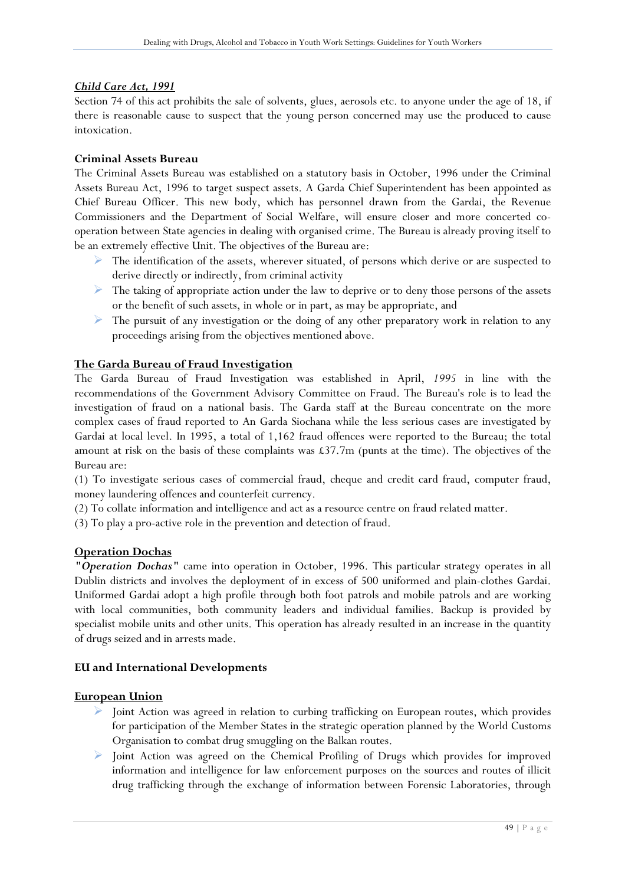### ***Child Care Act, 1991***

Section 74 of this act prohibits the sale of solvents, glues, aerosols etc. to anyone under the age of 18, if there is reasonable cause to suspect that the young person concerned may use the produced to cause intoxication.

### **Criminal Assets Bureau**

The Criminal Assets Bureau was established on a statutory basis in October, 1996 under the Criminal Assets Bureau Act, 1996 to target suspect assets. A Garda Chief Superintendent has been appointed as Chief Bureau Officer. This new body, which has personnel drawn from the Gardai, the Revenue Commissioners and the Department of Social Welfare, will ensure closer and more concerted co-operation between State agencies in dealing with organised crime. The Bureau is already proving itself to be an extremely effective Unit. The objectives of the Bureau are:

- The identification of the assets, wherever situated, of persons which derive or are suspected to derive directly or indirectly, from criminal activity
- The taking of appropriate action under the law to deprive or to deny those persons of the assets or the benefit of such assets, in whole or in part, as may be appropriate, and
- The pursuit of any investigation or the doing of any other preparatory work in relation to any proceedings arising from the objectives mentioned above.

### **The Garda Bureau of Fraud Investigation**

The Garda Bureau of Fraud Investigation was established in April, *1995* in line with the recommendations of the Government Advisory Committee on Fraud. The Bureau's role is to lead the investigation of fraud on a national basis. The Garda staff at the Bureau concentrate on the more complex cases of fraud reported to An Garda Siochana while the less serious cases are investigated by Gardai at local level. In 1995, a total of 1,162 fraud offences were reported to the Bureau; the total amount at risk on the basis of these complaints was £37.7m (punts at the time). The objectives of the Bureau are:

(1) To investigate serious cases of commercial fraud, cheque and credit card fraud, computer fraud, money laundering offences and counterfeit currency.

(2) To collate information and intelligence and act as a resource centre on fraud related matter.

(3) To play a pro-active role in the prevention and detection of fraud.

### **Operation Dochas**

***"Operation Dochas"*** came into operation in October, 1996. This particular strategy operates in all Dublin districts and involves the deployment of in excess of 500 uniformed and plain-clothes Gardai. Uniformed Gardai adopt a high profile through both foot patrols and mobile patrols and are working with local communities, both community leaders and individual families. Backup is provided by specialist mobile units and other units. This operation has already resulted in an increase in the quantity of drugs seized and in arrests made.

## **EU and International Developments**

### **European Union**

- Joint Action was agreed in relation to curbing trafficking on European routes, which provides for participation of the Member States in the strategic operation planned by the World Customs Organisation to combat drug smuggling on the Balkan routes.
- Joint Action was agreed on the Chemical Profiling of Drugs which provides for improved information and intelligence for law enforcement purposes on the sources and routes of illicit drug trafficking through the exchange of information between Forensic Laboratories, through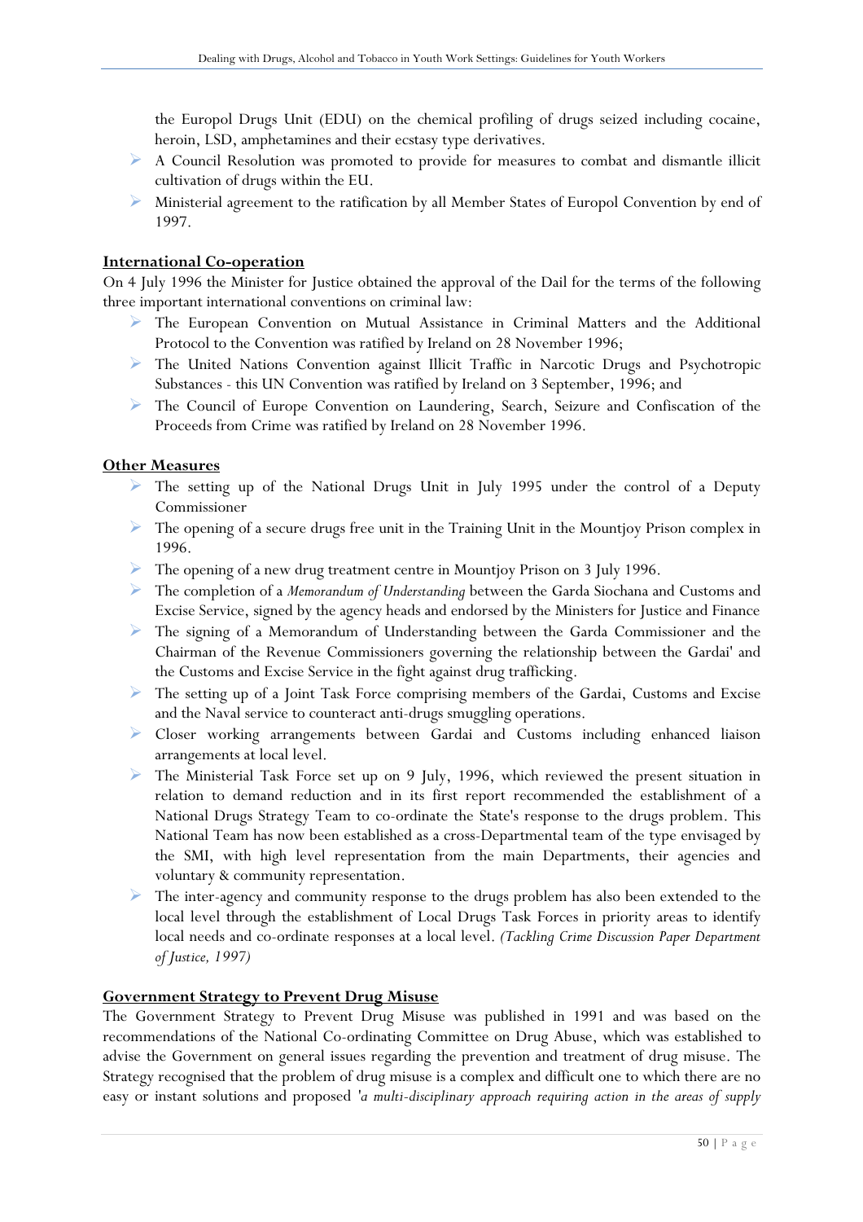the Europol Drugs Unit (EDU) on the chemical profiling of drugs seized including cocaine, heroin, LSD, amphetamines and their ecstasy type derivatives.

- A Council Resolution was promoted to provide for measures to combat and dismantle illicit cultivation of drugs within the EU.
- Ministerial agreement to the ratification by all Member States of Europol Convention by end of 1997.

## International Co-operation

On 4 July 1996 the Minister for Justice obtained the approval of the Dail for the terms of the following three important international conventions on criminal law:

- The European Convention on Mutual Assistance in Criminal Matters and the Additional Protocol to the Convention was ratified by Ireland on 28 November 1996;
- The United Nations Convention against Illicit Traffic in Narcotic Drugs and Psychotropic Substances - this UN Convention was ratified by Ireland on 3 September, 1996; and
- The Council of Europe Convention on Laundering, Search, Seizure and Confiscation of the Proceeds from Crime was ratified by Ireland on 28 November 1996.

## Other Measures

- The setting up of the National Drugs Unit in July 1995 under the control of a Deputy Commissioner
- The opening of a secure drugs free unit in the Training Unit in the Mountjoy Prison complex in 1996.
- The opening of a new drug treatment centre in Mountjoy Prison on 3 July 1996.
- The completion of a *Memorandum of Understanding* between the Garda Siochana and Customs and Excise Service, signed by the agency heads and endorsed by the Ministers for Justice and Finance
- The signing of a Memorandum of Understanding between the Garda Commissioner and the Chairman of the Revenue Commissioners governing the relationship between the Gardai' and the Customs and Excise Service in the fight against drug trafficking.
- The setting up of a Joint Task Force comprising members of the Gardai, Customs and Excise and the Naval service to counteract anti-drugs smuggling operations.
- Closer working arrangements between Gardai and Customs including enhanced liaison arrangements at local level.
- The Ministerial Task Force set up on 9 July, 1996, which reviewed the present situation in relation to demand reduction and in its first report recommended the establishment of a National Drugs Strategy Team to co-ordinate the State's response to the drugs problem. This National Team has now been established as a cross-Departmental team of the type envisaged by the SMI, with high level representation from the main Departments, their agencies and voluntary & community representation.
- The inter-agency and community response to the drugs problem has also been extended to the local level through the establishment of Local Drugs Task Forces in priority areas to identify local needs and co-ordinate responses at a local level. *(Tackling Crime Discussion Paper Department of Justice, 1997)*

## Government Strategy to Prevent Drug Misuse

The Government Strategy to Prevent Drug Misuse was published in 1991 and was based on the recommendations of the National Co-ordinating Committee on Drug Abuse, which was established to advise the Government on general issues regarding the prevention and treatment of drug misuse. The Strategy recognised that the problem of drug misuse is a complex and difficult one to which there are no easy or instant solutions and proposed '*a multi-disciplinary approach requiring action in the areas of supply*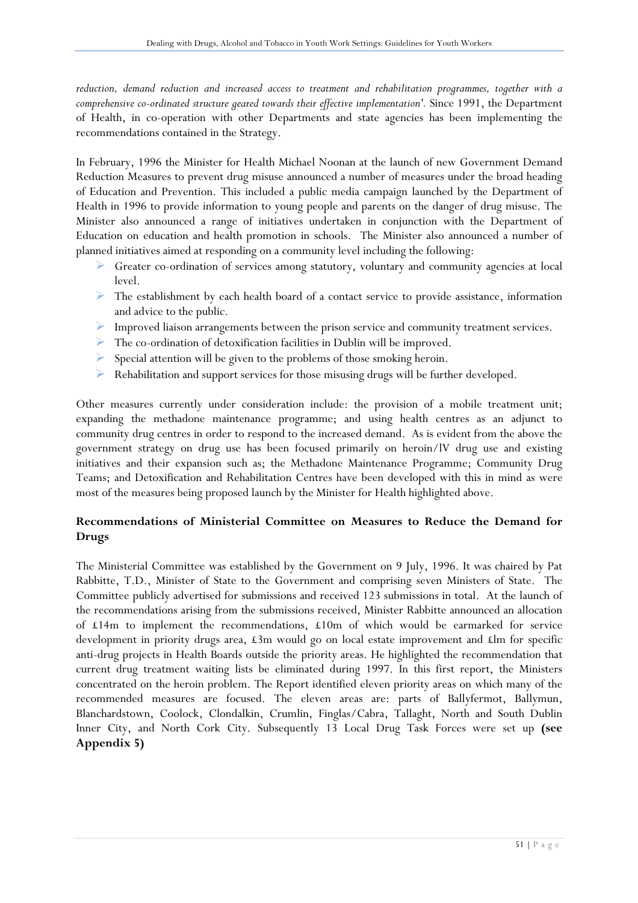*reduction, demand reduction and increased access to treatment and rehabilitation programmes, together with a comprehensive co-ordinated structure geared towards their effective implementation'.* Since 1991, the Department of Health, in co-operation with other Departments and state agencies has been implementing the recommendations contained in the Strategy.

In February, 1996 the Minister for Health Michael Noonan at the launch of new Government Demand Reduction Measures to prevent drug misuse announced a number of measures under the broad heading of Education and Prevention. This included a public media campaign launched by the Department of Health in 1996 to provide information to young people and parents on the danger of drug misuse. The Minister also announced a range of initiatives undertaken in conjunction with the Department of Education on education and health promotion in schools. The Minister also announced a number of planned initiatives aimed at responding on a community level including the following:

- Greater co-ordination of services among statutory, voluntary and community agencies at local level.
- The establishment by each health board of a contact service to provide assistance, information and advice to the public.
- Improved liaison arrangements between the prison service and community treatment services.
- The co-ordination of detoxification facilities in Dublin will be improved.
- Special attention will be given to the problems of those smoking heroin.
- Rehabilitation and support services for those misusing drugs will be further developed.

Other measures currently under consideration include: the provision of a mobile treatment unit; expanding the methadone maintenance programme; and using health centres as an adjunct to community drug centres in order to respond to the increased demand. As is evident from the above the government strategy on drug use has been focused primarily on heroin/lV drug use and existing initiatives and their expansion such as; the Methadone Maintenance Programme; Community Drug Teams; and Detoxification and Rehabilitation Centres have been developed with this in mind as were most of the measures being proposed launch by the Minister for Health highlighted above.

**Recommendations of Ministerial Committee on Measures to Reduce the Demand for Drugs**

The Ministerial Committee was established by the Government on 9 July, 1996. It was chaired by Pat Rabbitte, T.D., Minister of State to the Government and comprising seven Ministers of State. The Committee publicly advertised for submissions and received 123 submissions in total. At the launch of the recommendations arising from the submissions received, Minister Rabbitte announced an allocation of £14m to implement the recommendations, £10m of which would be earmarked for service development in priority drugs area, £3m would go on local estate improvement and £lm for specific anti-drug projects in Health Boards outside the priority areas. He highlighted the recommendation that current drug treatment waiting lists be eliminated during 1997. In this first report, the Ministers concentrated on the heroin problem. The Report identified eleven priority areas on which many of the recommended measures are focused. The eleven areas are: parts of Ballyfermot, Ballymun, Blanchardstown, Coolock, Clondalkin, Crumlin, Finglas/Cabra, Tallaght, North and South Dublin Inner City, and North Cork City. Subsequently 13 Local Drug Task Forces were set up **(see Appendix 5)**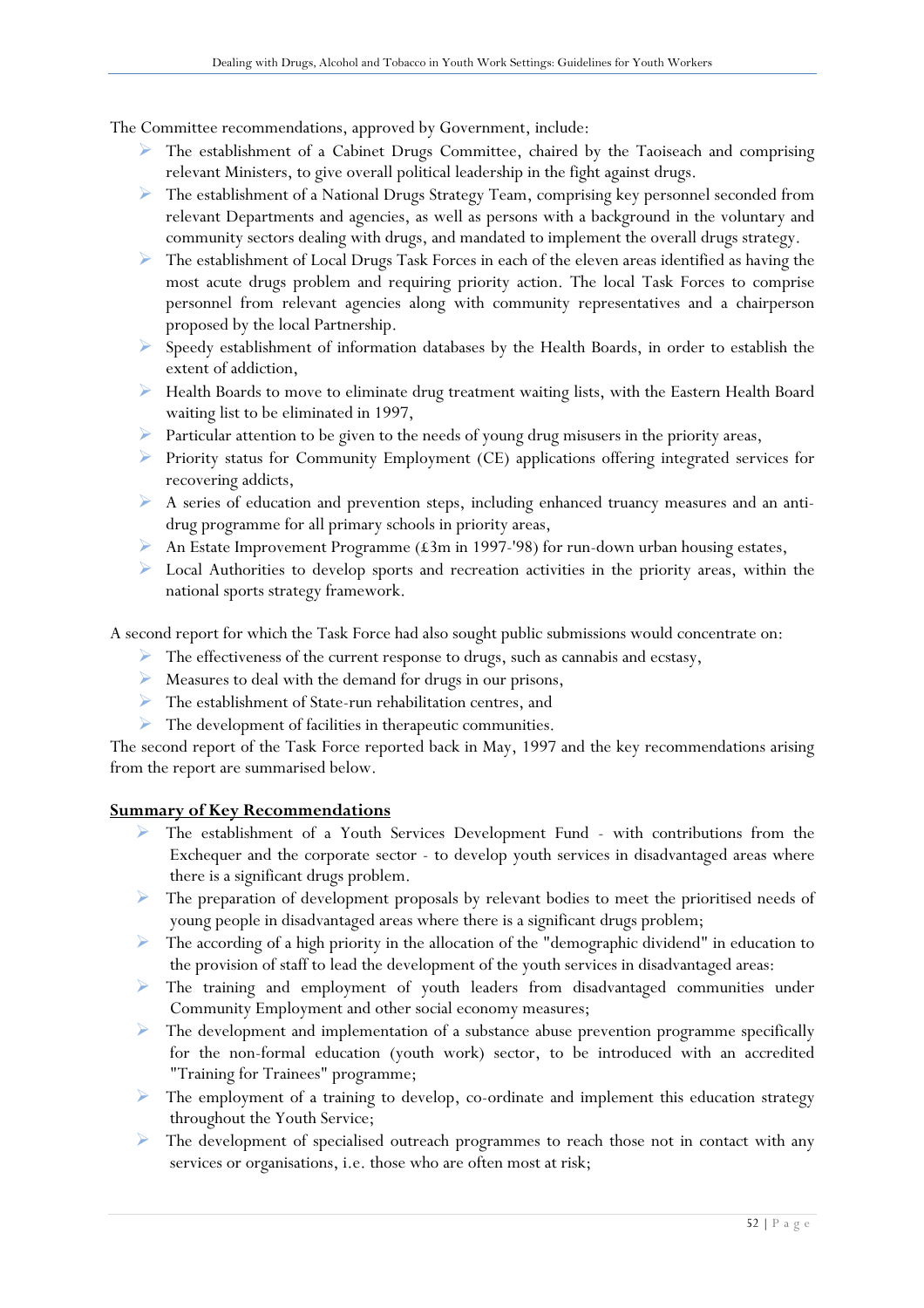The Committee recommendations, approved by Government, include:

- The establishment of a Cabinet Drugs Committee, chaired by the Taoiseach and comprising relevant Ministers, to give overall political leadership in the fight against drugs.
- The establishment of a National Drugs Strategy Team, comprising key personnel seconded from relevant Departments and agencies, as well as persons with a background in the voluntary and community sectors dealing with drugs, and mandated to implement the overall drugs strategy.
- The establishment of Local Drugs Task Forces in each of the eleven areas identified as having the most acute drugs problem and requiring priority action. The local Task Forces to comprise personnel from relevant agencies along with community representatives and a chairperson proposed by the local Partnership.
- Speedy establishment of information databases by the Health Boards, in order to establish the extent of addiction,
- Health Boards to move to eliminate drug treatment waiting lists, with the Eastern Health Board waiting list to be eliminated in 1997,
- Particular attention to be given to the needs of young drug misusers in the priority areas,
- Priority status for Community Employment (CE) applications offering integrated services for recovering addicts,
- A series of education and prevention steps, including enhanced truancy measures and an anti-drug programme for all primary schools in priority areas,
- An Estate Improvement Programme (£3m in 1997-'98) for run-down urban housing estates,
- Local Authorities to develop sports and recreation activities in the priority areas, within the national sports strategy framework.

A second report for which the Task Force had also sought public submissions would concentrate on:

- The effectiveness of the current response to drugs, such as cannabis and ecstasy,
- Measures to deal with the demand for drugs in our prisons,
- The establishment of State-run rehabilitation centres, and
- The development of facilities in therapeutic communities.

The second report of the Task Force reported back in May, 1997 and the key recommendations arising from the report are summarised below.

**Summary of Key Recommendations**

- The establishment of a Youth Services Development Fund - with contributions from the Exchequer and the corporate sector - to develop youth services in disadvantaged areas where there is a significant drugs problem.
- The preparation of development proposals by relevant bodies to meet the prioritised needs of young people in disadvantaged areas where there is a significant drugs problem;
- The according of a high priority in the allocation of the "demographic dividend" in education to the provision of staff to lead the development of the youth services in disadvantaged areas:
- The training and employment of youth leaders from disadvantaged communities under Community Employment and other social economy measures;
- The development and implementation of a substance abuse prevention programme specifically for the non-formal education (youth work) sector, to be introduced with an accredited "Training for Trainees" programme;
- The employment of a training to develop, co-ordinate and implement this education strategy throughout the Youth Service;
- The development of specialised outreach programmes to reach those not in contact with any services or organisations, i.e. those who are often most at risk;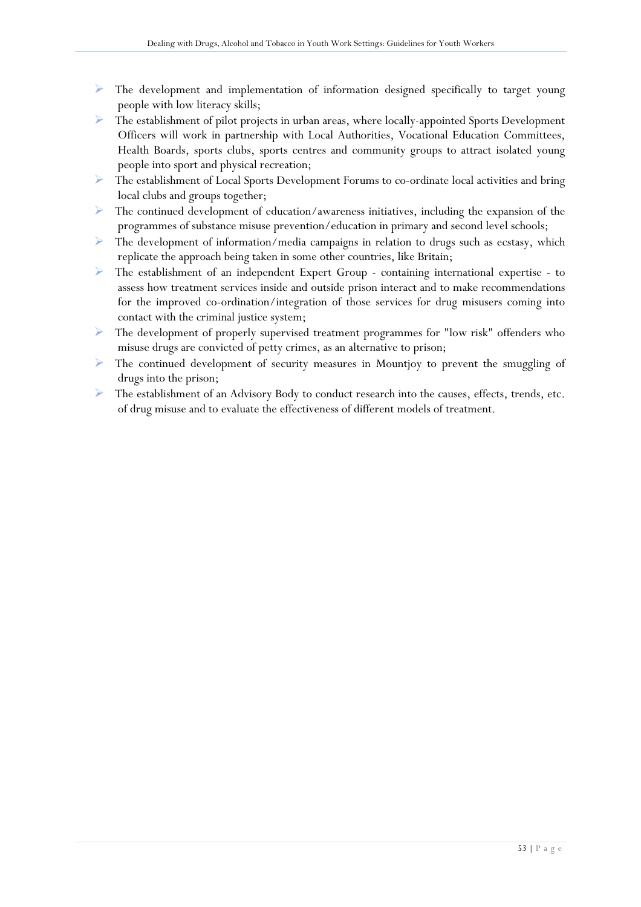- The development and implementation of information designed specifically to target young people with low literacy skills;
- The establishment of pilot projects in urban areas, where locally-appointed Sports Development Officers will work in partnership with Local Authorities, Vocational Education Committees, Health Boards, sports clubs, sports centres and community groups to attract isolated young people into sport and physical recreation;
- The establishment of Local Sports Development Forums to co-ordinate local activities and bring local clubs and groups together;
- The continued development of education/awareness initiatives, including the expansion of the programmes of substance misuse prevention/education in primary and second level schools;
- The development of information/media campaigns in relation to drugs such as ecstasy, which replicate the approach being taken in some other countries, like Britain;
- The establishment of an independent Expert Group - containing international expertise - to assess how treatment services inside and outside prison interact and to make recommendations for the improved co-ordination/integration of those services for drug misusers coming into contact with the criminal justice system;
- The development of properly supervised treatment programmes for "low risk" offenders who misuse drugs are convicted of petty crimes, as an alternative to prison;
- The continued development of security measures in Mountjoy to prevent the smuggling of drugs into the prison;
- The establishment of an Advisory Body to conduct research into the causes, effects, trends, etc. of drug misuse and to evaluate the effectiveness of different models of treatment.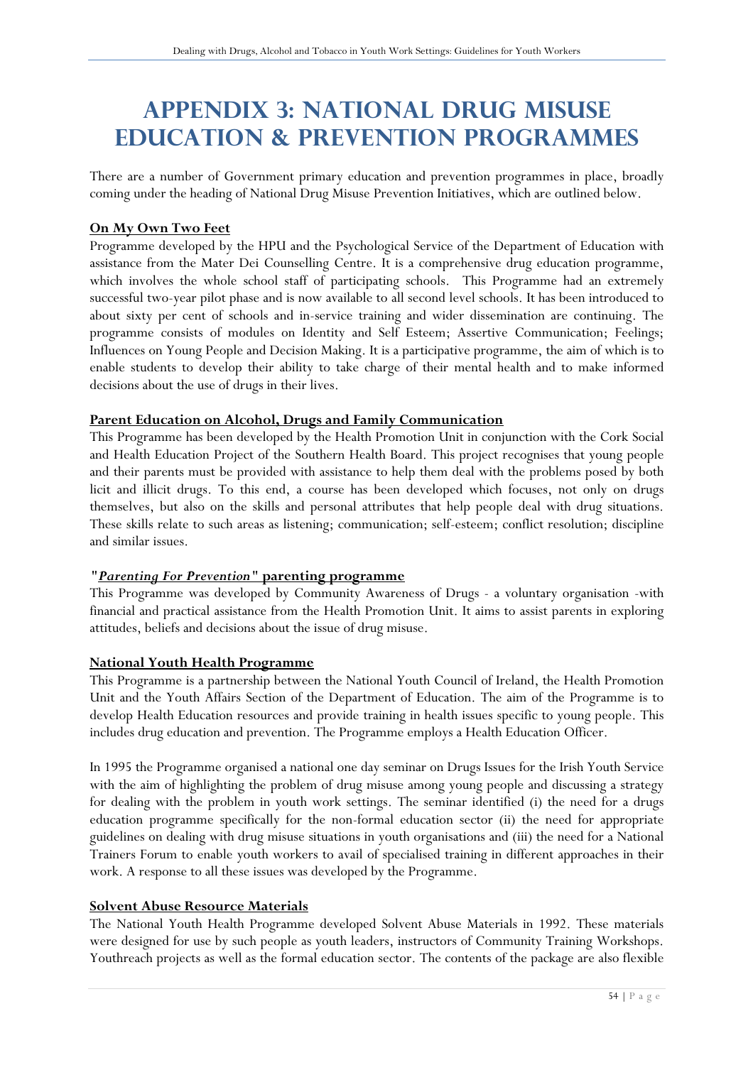# APPENDIX 3: NATIONAL DRUG MISUSE EDUCATION & PREVENTION PROGRAMMES

There are a number of Government primary education and prevention programmes in place, broadly coming under the heading of National Drug Misuse Prevention Initiatives, which are outlined below.

**On My Own Two Feet**

Programme developed by the HPU and the Psychological Service of the Department of Education with assistance from the Mater Dei Counselling Centre. It is a comprehensive drug education programme, which involves the whole school staff of participating schools. This Programme had an extremely successful two-year pilot phase and is now available to all second level schools. It has been introduced to about sixty per cent of schools and in-service training and wider dissemination are continuing. The programme consists of modules on Identity and Self Esteem; Assertive Communication; Feelings; Influences on Young People and Decision Making. It is a participative programme, the aim of which is to enable students to develop their ability to take charge of their mental health and to make informed decisions about the use of drugs in their lives.

**Parent Education on Alcohol, Drugs and Family Communication**

This Programme has been developed by the Health Promotion Unit in conjunction with the Cork Social and Health Education Project of the Southern Health Board. This project recognises that young people and their parents must be provided with assistance to help them deal with the problems posed by both licit and illicit drugs. To this end, a course has been developed which focuses, not only on drugs themselves, but also on the skills and personal attributes that help people deal with drug situations. These skills relate to such areas as listening; communication; self-esteem; conflict resolution; discipline and similar issues.

**"*Parenting For Prevention*" parenting programme**

This Programme was developed by Community Awareness of Drugs - a voluntary organisation -with financial and practical assistance from the Health Promotion Unit. It aims to assist parents in exploring attitudes, beliefs and decisions about the issue of drug misuse.

**National Youth Health Programme**

This Programme is a partnership between the National Youth Council of Ireland, the Health Promotion Unit and the Youth Affairs Section of the Department of Education. The aim of the Programme is to develop Health Education resources and provide training in health issues specific to young people. This includes drug education and prevention. The Programme employs a Health Education Officer.

In 1995 the Programme organised a national one day seminar on Drugs Issues for the Irish Youth Service with the aim of highlighting the problem of drug misuse among young people and discussing a strategy for dealing with the problem in youth work settings. The seminar identified (i) the need for a drugs education programme specifically for the non-formal education sector (ii) the need for appropriate guidelines on dealing with drug misuse situations in youth organisations and (iii) the need for a National Trainers Forum to enable youth workers to avail of specialised training in different approaches in their work. A response to all these issues was developed by the Programme.

**Solvent Abuse Resource Materials**

The National Youth Health Programme developed Solvent Abuse Materials in 1992. These materials were designed for use by such people as youth leaders, instructors of Community Training Workshops. Youthreach projects as well as the formal education sector. The contents of the package are also flexible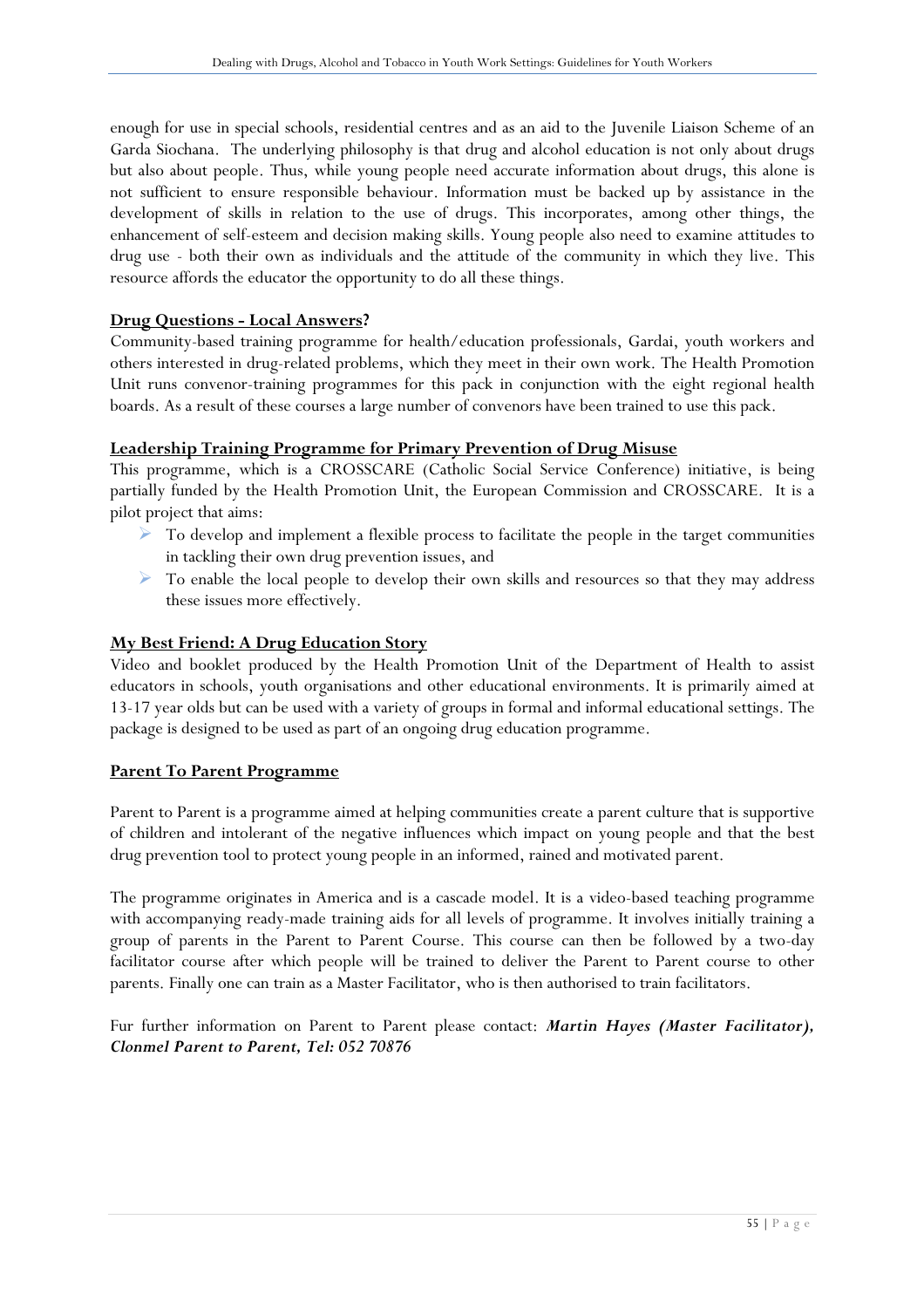enough for use in special schools, residential centres and as an aid to the Juvenile Liaison Scheme of an Garda Siochana. The underlying philosophy is that drug and alcohol education is not only about drugs but also about people. Thus, while young people need accurate information about drugs, this alone is not sufficient to ensure responsible behaviour. Information must be backed up by assistance in the development of skills in relation to the use of drugs. This incorporates, among other things, the enhancement of self-esteem and decision making skills. Young people also need to examine attitudes to drug use - both their own as individuals and the attitude of the community in which they live. This resource affords the educator the opportunity to do all these things.

**Drug Questions - Local Answers?**

Community-based training programme for health/education professionals, Gardai, youth workers and others interested in drug-related problems, which they meet in their own work. The Health Promotion Unit runs convenor-training programmes for this pack in conjunction with the eight regional health boards. As a result of these courses a large number of convenors have been trained to use this pack.

**Leadership Training Programme for Primary Prevention of Drug Misuse**

This programme, which is a CROSSCARE (Catholic Social Service Conference) initiative, is being partially funded by the Health Promotion Unit, the European Commission and CROSSCARE. It is a pilot project that aims:

- To develop and implement a flexible process to facilitate the people in the target communities in tackling their own drug prevention issues, and
- To enable the local people to develop their own skills and resources so that they may address these issues more effectively.

**My Best Friend: A Drug Education Story**

Video and booklet produced by the Health Promotion Unit of the Department of Health to assist educators in schools, youth organisations and other educational environments. It is primarily aimed at 13-17 year olds but can be used with a variety of groups in formal and informal educational settings. The package is designed to be used as part of an ongoing drug education programme.

**Parent To Parent Programme**

Parent to Parent is a programme aimed at helping communities create a parent culture that is supportive of children and intolerant of the negative influences which impact on young people and that the best drug prevention tool to protect young people in an informed, rained and motivated parent.

The programme originates in America and is a cascade model. It is a video-based teaching programme with accompanying ready-made training aids for all levels of programme. It involves initially training a group of parents in the Parent to Parent Course. This course can then be followed by a two-day facilitator course after which people will be trained to deliver the Parent to Parent course to other parents. Finally one can train as a Master Facilitator, who is then authorised to train facilitators.

Fur further information on Parent to Parent please contact: ***Martin Hayes (Master Facilitator), Clonmel Parent to Parent, Tel: 052 70876***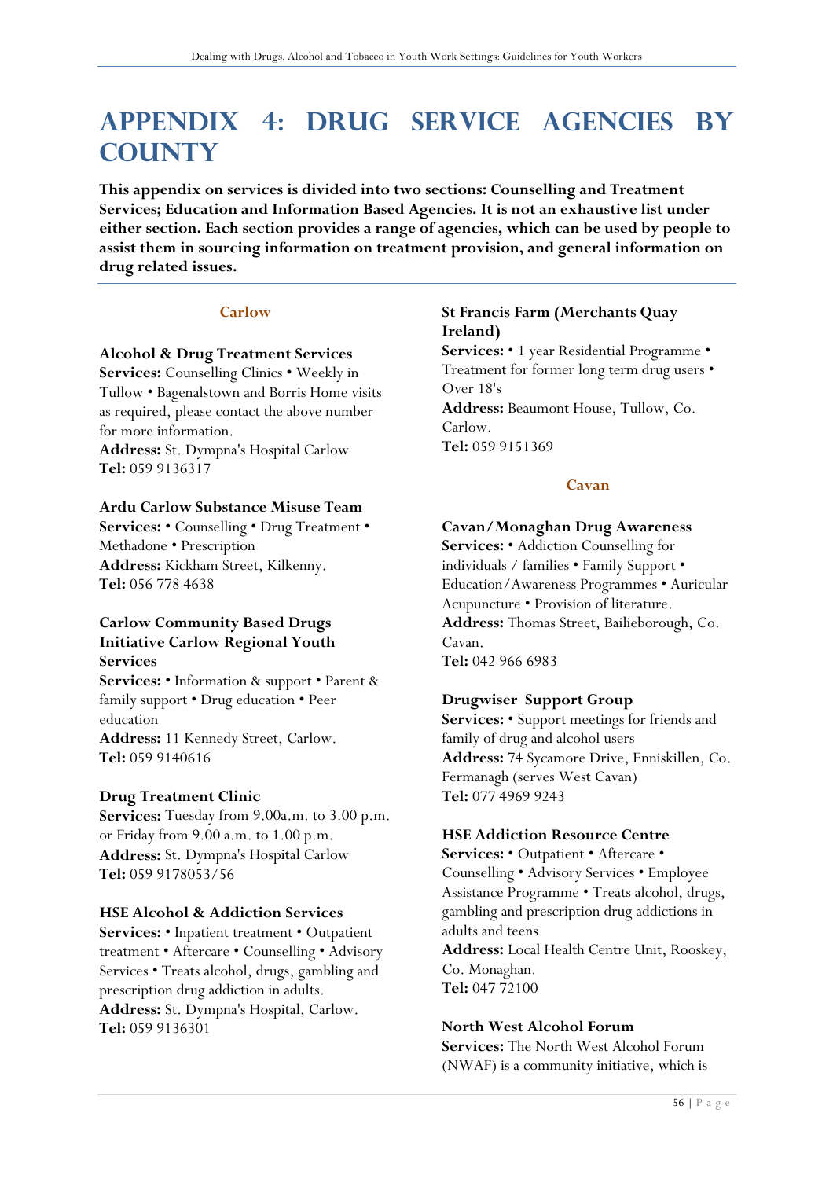# APPENDIX 4: DRUG SERVICE AGENCIES BY COUNTY

**This appendix on services is divided into two sections: Counselling and Treatment Services; Education and Information Based Agencies. It is not an exhaustive list under either section. Each section provides a range of agencies, which can be used by people to assist them in sourcing information on treatment provision, and general information on drug related issues.**

## Carlow

### Alcohol & Drug Treatment Services

**Services:** Counselling Clinics • Weekly in Tullow • Bagenalstown and Borris Home visits as required, please contact the above number for more information.
**Address:** St. Dympna's Hospital Carlow
**Tel:** 059 9136317

### Ardu Carlow Substance Misuse Team

**Services:** • Counselling • Drug Treatment • Methadone • Prescription
**Address:** Kickham Street, Kilkenny.
**Tel:** 056 778 4638

### Carlow Community Based Drugs Initiative Carlow Regional Youth Services

**Services:** • Information & support • Parent & family support • Drug education • Peer education
**Address:** 11 Kennedy Street, Carlow.
**Tel:** 059 9140616

### Drug Treatment Clinic

**Services:** Tuesday from 9.00a.m. to 3.00 p.m. or Friday from 9.00 a.m. to 1.00 p.m.
**Address:** St. Dympna's Hospital Carlow
**Tel:** 059 9178053/56

### HSE Alcohol & Addiction Services

**Services:** • Inpatient treatment • Outpatient treatment • Aftercare • Counselling • Advisory Services • Treats alcohol, drugs, gambling and prescription drug addiction in adults.
**Address:** St. Dympna's Hospital, Carlow.
**Tel:** 059 9136301

### St Francis Farm (Merchants Quay Ireland)

**Services:** • 1 year Residential Programme • Treatment for former long term drug users • Over 18's
**Address:** Beaumont House, Tullow, Co. Carlow.
**Tel:** 059 9151369

## Cavan

### Cavan/Monaghan Drug Awareness

**Services:** • Addiction Counselling for individuals / families • Family Support • Education/Awareness Programmes • Auricular Acupuncture • Provision of literature.
**Address:** Thomas Street, Bailieborough, Co. Cavan.
**Tel:** 042 966 6983

### Drugwiser Support Group

**Services:** • Support meetings for friends and family of drug and alcohol users
**Address:** 74 Sycamore Drive, Enniskillen, Co. Fermanagh (serves West Cavan)
**Tel:** 077 4969 9243

### HSE Addiction Resource Centre

**Services:** • Outpatient • Aftercare • Counselling • Advisory Services • Employee Assistance Programme • Treats alcohol, drugs, gambling and prescription drug addictions in adults and teens
**Address:** Local Health Centre Unit, Rooskey, Co. Monaghan.
**Tel:** 047 72100

### North West Alcohol Forum

**Services:** The North West Alcohol Forum (NWAF) is a community initiative, which is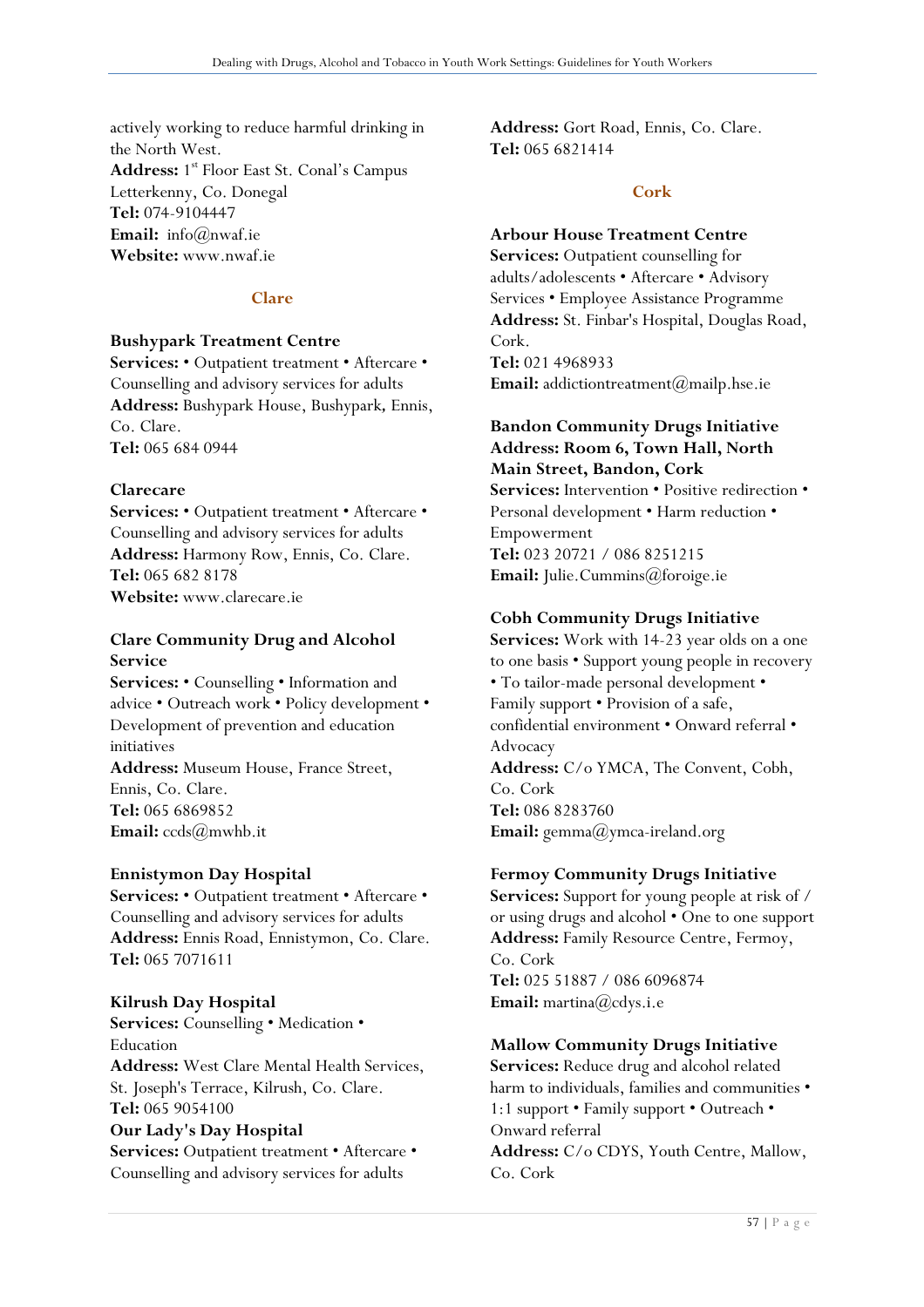actively working to reduce harmful drinking in the North West.
**Address:** 1st Floor East St. Conal's Campus Letterkenny, Co. Donegal
**Tel:** 074-9104447
**Email:** info@nwaf.ie
**Website:** www.nwaf.ie

## Clare

**Bushypark Treatment Centre**
**Services:** • Outpatient treatment • Aftercare • Counselling and advisory services for adults
**Address:** Bushypark House, Bushypark, Ennis, Co. Clare.
**Tel:** 065 684 0944

**Clarecare**
**Services:** • Outpatient treatment • Aftercare • Counselling and advisory services for adults
**Address:** Harmony Row, Ennis, Co. Clare.
**Tel:** 065 682 8178
**Website:** www.clarecare.ie

**Clare Community Drug and Alcohol Service**
**Services:** • Counselling • Information and advice • Outreach work • Policy development • Development of prevention and education initiatives
**Address:** Museum House, France Street, Ennis, Co. Clare.
**Tel:** 065 6869852
**Email:** ccds@mwhb.it

**Ennistymon Day Hospital**
**Services:** • Outpatient treatment • Aftercare • Counselling and advisory services for adults
**Address:** Ennis Road, Ennistymon, Co. Clare.
**Tel:** 065 7071611

**Kilrush Day Hospital**
**Services:** Counselling • Medication • Education
**Address:** West Clare Mental Health Services, St. Joseph's Terrace, Kilrush, Co. Clare.
**Tel:** 065 9054100

**Our Lady's Day Hospital**
**Services:** Outpatient treatment • Aftercare • Counselling and advisory services for adults
**Address:** Gort Road, Ennis, Co. Clare.
**Tel:** 065 6821414

## Cork

**Arbour House Treatment Centre**
**Services:** Outpatient counselling for adults/adolescents • Aftercare • Advisory Services • Employee Assistance Programme
**Address:** St. Finbar's Hospital, Douglas Road, Cork.
**Tel:** 021 4968933
**Email:** addictiontreatment@mailp.hse.ie

**Bandon Community Drugs Initiative**
**Address: Room 6, Town Hall, North Main Street, Bandon, Cork**
**Services:** Intervention • Positive redirection • Personal development • Harm reduction • Empowerment
**Tel:** 023 20721 / 086 8251215
**Email:** Julie.Cummins@foroige.ie

**Cobh Community Drugs Initiative**
**Services:** Work with 14-23 year olds on a one to one basis • Support young people in recovery • To tailor-made personal development • Family support • Provision of a safe, confidential environment • Onward referral • Advocacy
**Address:** C/o YMCA, The Convent, Cobh, Co. Cork
**Tel:** 086 8283760
**Email:** gemma@ymca-ireland.org

**Fermoy Community Drugs Initiative**
**Services:** Support for young people at risk of / or using drugs and alcohol • One to one support
**Address:** Family Resource Centre, Fermoy, Co. Cork
**Tel:** 025 51887 / 086 6096874
**Email:** martina@cdys.i.e

**Mallow Community Drugs Initiative**
**Services:** Reduce drug and alcohol related harm to individuals, families and communities • 1:1 support • Family support • Outreach • Onward referral
**Address:** C/o CDYS, Youth Centre, Mallow, Co. Cork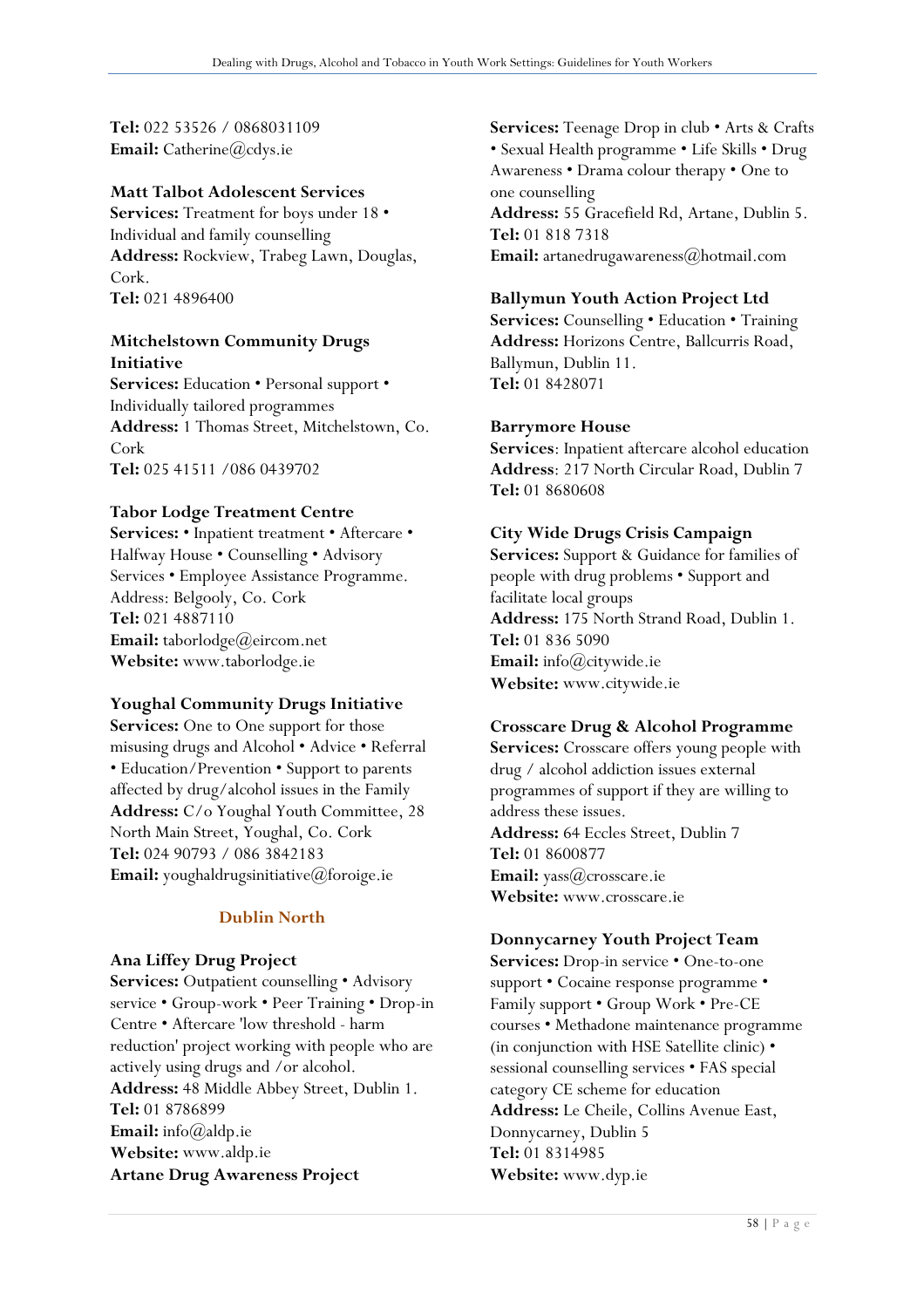**Tel:** 022 53526 / 0868031109
**Email:** Catherine@cdys.ie

**Matt Talbot Adolescent Services**
**Services:** Treatment for boys under 18 • Individual and family counselling
**Address:** Rockview, Trabeg Lawn, Douglas, Cork.
**Tel:** 021 4896400

**Mitchelstown Community Drugs Initiative**
**Services:** Education • Personal support • Individually tailored programmes
**Address:** 1 Thomas Street, Mitchelstown, Co. Cork
**Tel:** 025 41511 /086 0439702

**Tabor Lodge Treatment Centre**
**Services:** • Inpatient treatment • Aftercare • Halfway House • Counselling • Advisory Services • Employee Assistance Programme.
Address: Belgooly, Co. Cork
**Tel:** 021 4887110
**Email:** taborlodge@eircom.net
**Website:** www.taborlodge.ie

**Youghal Community Drugs Initiative**
**Services:** One to One support for those misusing drugs and Alcohol • Advice • Referral • Education/Prevention • Support to parents affected by drug/alcohol issues in the Family
**Address:** C/o Youghal Youth Committee, 28 North Main Street, Youghal, Co. Cork
**Tel:** 024 90793 / 086 3842183
**Email:** youghaldrugsinitiative@foroige.ie

## Dublin North

**Ana Liffey Drug Project**
**Services:** Outpatient counselling • Advisory service • Group-work • Peer Training • Drop-in Centre • Aftercare 'low threshold - harm reduction' project working with people who are actively using drugs and /or alcohol.
**Address:** 48 Middle Abbey Street, Dublin 1.
**Tel:** 01 8786899
**Email:** info@aldp.ie
**Website:** www.aldp.ie

**Artane Drug Awareness Project**
**Services:** Teenage Drop in club • Arts & Crafts • Sexual Health programme • Life Skills • Drug Awareness • Drama colour therapy • One to one counselling
**Address:** 55 Gracefield Rd, Artane, Dublin 5.
**Tel:** 01 818 7318
**Email:** artanedrugawareness@hotmail.com

**Ballymun Youth Action Project Ltd**
**Services:** Counselling • Education • Training
**Address:** Horizons Centre, Ballcurris Road, Ballymun, Dublin 11.
**Tel:** 01 8428071

**Barrymore House**
**Services**: Inpatient aftercare alcohol education
**Address**: 217 North Circular Road, Dublin 7
**Tel:** 01 8680608

**City Wide Drugs Crisis Campaign**
**Services:** Support & Guidance for families of people with drug problems • Support and facilitate local groups
**Address:** 175 North Strand Road, Dublin 1.
**Tel:** 01 836 5090
**Email:** info@citywide.ie
**Website:** www.citywide.ie

**Crosscare Drug & Alcohol Programme**
**Services:** Crosscare offers young people with drug / alcohol addiction issues external programmes of support if they are willing to address these issues.
**Address:** 64 Eccles Street, Dublin 7
**Tel:** 01 8600877
**Email:** yass@crosscare.ie
**Website:** www.crosscare.ie

**Donnycarney Youth Project Team**
**Services:** Drop-in service • One-to-one support • Cocaine response programme • Family support • Group Work • Pre-CE courses • Methadone maintenance programme (in conjunction with HSE Satellite clinic) • sessional counselling services • FAS special category CE scheme for education
**Address:** Le Cheile, Collins Avenue East, Donnycarney, Dublin 5
**Tel:** 01 8314985
**Website:** www.dyp.ie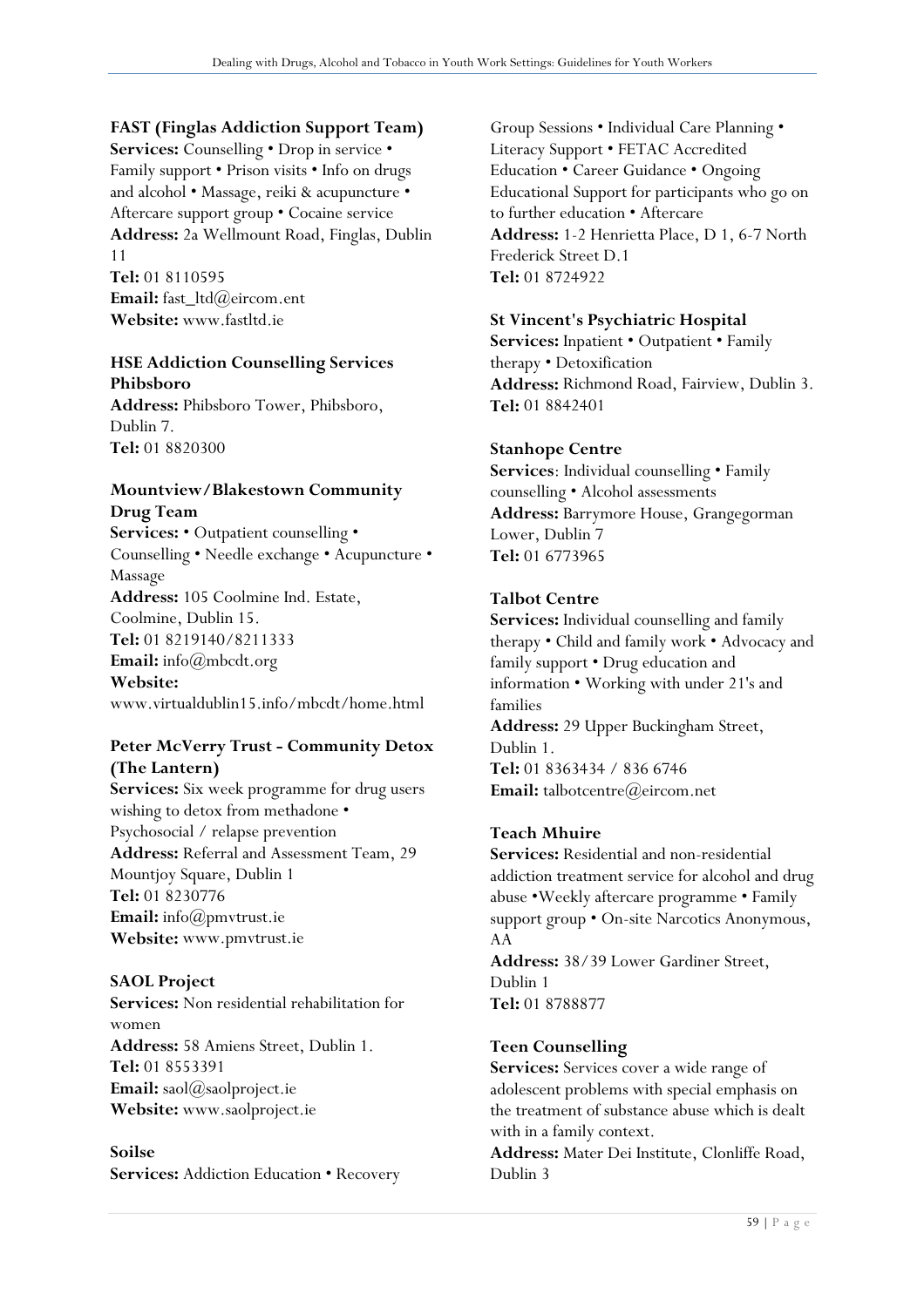### FAST (Finglas Addiction Support Team)

**Services:** Counselling • Drop in service • Family support • Prison visits • Info on drugs and alcohol • Massage, reiki & acupuncture • Aftercare support group • Cocaine service
**Address:** 2a Wellmount Road, Finglas, Dublin 11
**Tel:** 01 8110595
**Email:** fast_ltd@eircom.ent
**Website:** www.fastltd.ie

### HSE Addiction Counselling Services Phibsboro

**Address:** Phibsboro Tower, Phibsboro, Dublin 7.
**Tel:** 01 8820300

### Mountview/Blakestown Community Drug Team

**Services:** • Outpatient counselling • Counselling • Needle exchange • Acupuncture • Massage
**Address:** 105 Coolmine Ind. Estate, Coolmine, Dublin 15.
**Tel:** 01 8219140/8211333
**Email:** info@mbcdt.org
**Website:** www.virtualdublin15.info/mbcdt/home.html

### Peter McVerry Trust - Community Detox (The Lantern)

**Services:** Six week programme for drug users wishing to detox from methadone • Psychosocial / relapse prevention
**Address:** Referral and Assessment Team, 29 Mountjoy Square, Dublin 1
**Tel:** 01 8230776
**Email:** info@pmvtrust.ie
**Website:** www.pmvtrust.ie

### SAOL Project

**Services:** Non residential rehabilitation for women
**Address:** 58 Amiens Street, Dublin 1.
**Tel:** 01 8553391
**Email:** saol@saolproject.ie
**Website:** www.saolproject.ie

### Soilse

**Services:** Addiction Education • Recovery Group Sessions • Individual Care Planning • Literacy Support • FETAC Accredited Education • Career Guidance • Ongoing Educational Support for participants who go on to further education • Aftercare
**Address:** 1-2 Henrietta Place, D 1, 6-7 North Frederick Street D.1
**Tel:** 01 8724922

### St Vincent's Psychiatric Hospital

**Services:** Inpatient • Outpatient • Family therapy • Detoxification
**Address:** Richmond Road, Fairview, Dublin 3.
**Tel:** 01 8842401

### Stanhope Centre

**Services**: Individual counselling • Family counselling • Alcohol assessments
**Address:** Barrymore House, Grangegorman Lower, Dublin 7
**Tel:** 01 6773965

### Talbot Centre

**Services:** Individual counselling and family therapy • Child and family work • Advocacy and family support • Drug education and information • Working with under 21's and families
**Address:** 29 Upper Buckingham Street, Dublin 1.
**Tel:** 01 8363434 / 836 6746
**Email:** talbotcentre@eircom.net

### Teach Mhuire

**Services:** Residential and non-residential addiction treatment service for alcohol and drug abuse •Weekly aftercare programme • Family support group • On-site Narcotics Anonymous, AA
**Address:** 38/39 Lower Gardiner Street, Dublin 1
**Tel:** 01 8788877

### Teen Counselling

**Services:** Services cover a wide range of adolescent problems with special emphasis on the treatment of substance abuse which is dealt with in a family context.
**Address:** Mater Dei Institute, Clonliffe Road, Dublin 3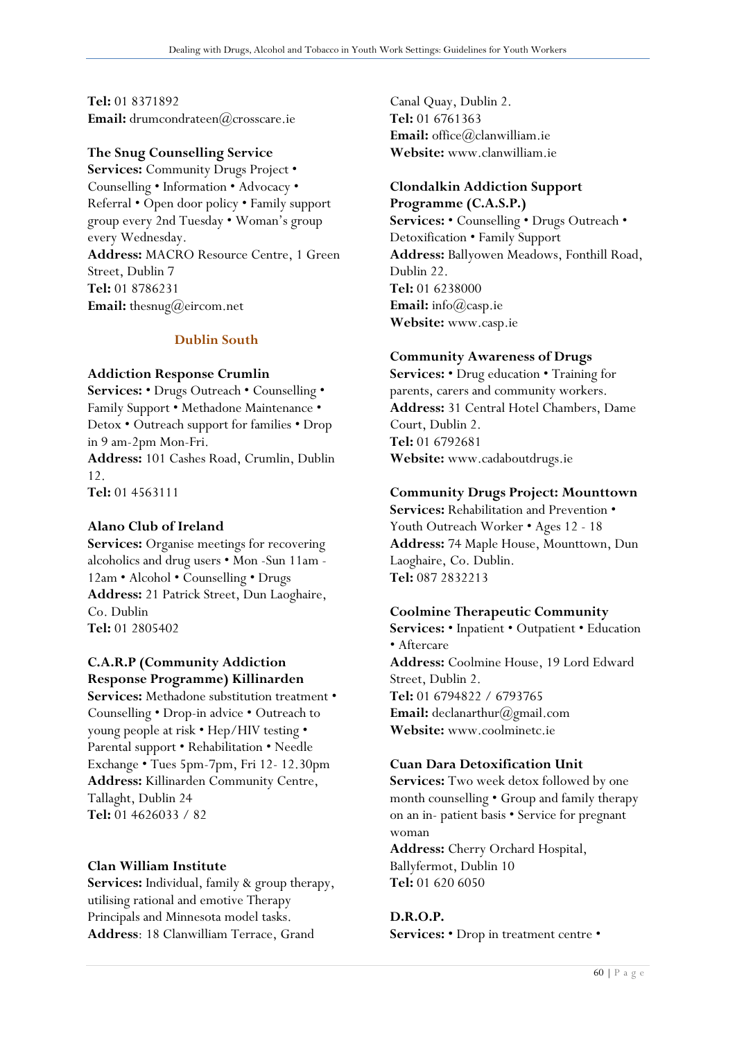**Tel:** 01 8371892
**Email:** drumcondrateen@crosscare.ie

**The Snug Counselling Service**
**Services:** Community Drugs Project • Counselling • Information • Advocacy • Referral • Open door policy • Family support group every 2nd Tuesday • Woman's group every Wednesday.
**Address:** MACRO Resource Centre, 1 Green Street, Dublin 7
**Tel:** 01 8786231
**Email:** thesnug@eircom.net

### Dublin South

**Addiction Response Crumlin**
**Services:** • Drugs Outreach • Counselling • Family Support • Methadone Maintenance • Detox • Outreach support for families • Drop in 9 am-2pm Mon-Fri.
**Address:** 101 Cashes Road, Crumlin, Dublin 12.
**Tel:** 01 4563111

**Alano Club of Ireland**
**Services:** Organise meetings for recovering alcoholics and drug users • Mon -Sun 11am - 12am • Alcohol • Counselling • Drugs
**Address:** 21 Patrick Street, Dun Laoghaire, Co. Dublin
**Tel:** 01 2805402

**C.A.R.P (Community Addiction Response Programme) Killinarden**
**Services:** Methadone substitution treatment • Counselling • Drop-in advice • Outreach to young people at risk • Hep/HIV testing • Parental support • Rehabilitation • Needle Exchange • Tues 5pm-7pm, Fri 12- 12.30pm
**Address:** Killinarden Community Centre, Tallaght, Dublin 24
**Tel:** 01 4626033 / 82

**Clan William Institute**
**Services:** Individual, family & group therapy, utilising rational and emotive Therapy Principals and Minnesota model tasks.
**Address**: 18 Clanwilliam Terrace, Grand Canal Quay, Dublin 2.
**Tel:** 01 6761363
**Email:** office@clanwilliam.ie
**Website:** www.clanwilliam.ie

**Clondalkin Addiction Support Programme (C.A.S.P.)**
**Services:** • Counselling • Drugs Outreach • Detoxification • Family Support
**Address:** Ballyowen Meadows, Fonthill Road, Dublin 22.
**Tel:** 01 6238000
**Email:** info@casp.ie
**Website:** www.casp.ie

**Community Awareness of Drugs**
**Services:** • Drug education • Training for parents, carers and community workers.
**Address:** 31 Central Hotel Chambers, Dame Court, Dublin 2.
**Tel:** 01 6792681
**Website:** www.cadaboutdrugs.ie

**Community Drugs Project: Mounttown**
**Services:** Rehabilitation and Prevention • Youth Outreach Worker • Ages 12 - 18
**Address:** 74 Maple House, Mounttown, Dun Laoghaire, Co. Dublin.
**Tel:** 087 2832213

**Coolmine Therapeutic Community**
**Services:** • Inpatient • Outpatient • Education • Aftercare
**Address:** Coolmine House, 19 Lord Edward Street, Dublin 2.
**Tel:** 01 6794822 / 6793765
**Email:** declanarthur@gmail.com
**Website:** www.coolminetc.ie

**Cuan Dara Detoxification Unit**
**Services:** Two week detox followed by one month counselling • Group and family therapy on an in- patient basis • Service for pregnant woman
**Address:** Cherry Orchard Hospital, Ballyfermot, Dublin 10
**Tel:** 01 620 6050

**D.R.O.P.**
**Services:** • Drop in treatment centre •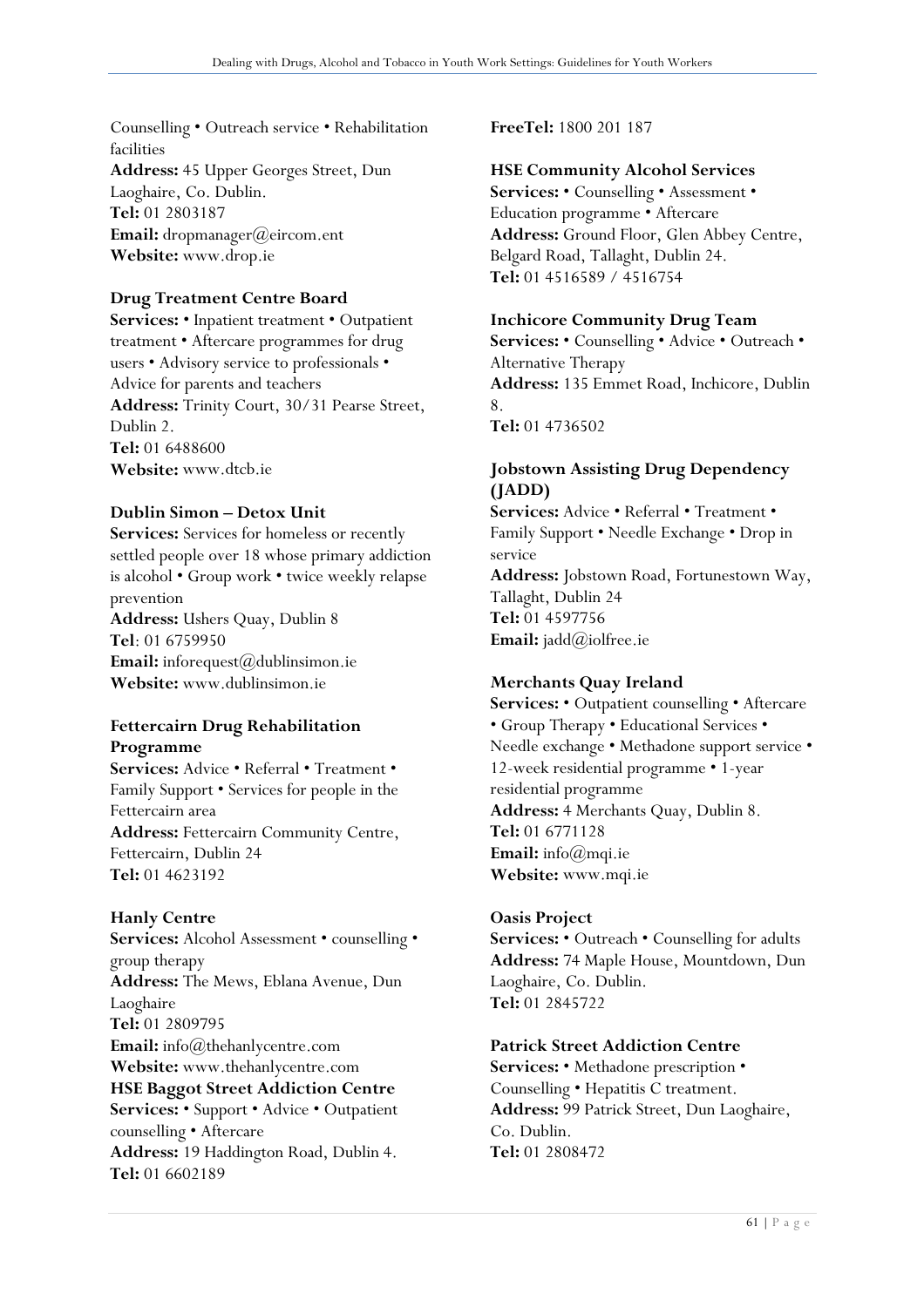Counselling • Outreach service • Rehabilitation facilities
**Address:** 45 Upper Georges Street, Dun Laoghaire, Co. Dublin.
**Tel:** 01 2803187
**Email:** dropmanager@eircom.ent
**Website:** www.drop.ie

### Drug Treatment Centre Board

**Services:** • Inpatient treatment • Outpatient treatment • Aftercare programmes for drug users • Advisory service to professionals • Advice for parents and teachers
**Address:** Trinity Court, 30/31 Pearse Street, Dublin 2.
**Tel:** 01 6488600
**Website:** www.dtcb.ie

### Dublin Simon – Detox Unit

**Services:** Services for homeless or recently settled people over 18 whose primary addiction is alcohol • Group work • twice weekly relapse prevention
**Address:** Ushers Quay, Dublin 8
**Tel**: 01 6759950
**Email:** inforequest@dublinsimon.ie
**Website:** www.dublinsimon.ie

### Fettercairn Drug Rehabilitation Programme

**Services:** Advice • Referral • Treatment • Family Support • Services for people in the Fettercairn area
**Address:** Fettercairn Community Centre, Fettercairn, Dublin 24
**Tel:** 01 4623192

### Hanly Centre

**Services:** Alcohol Assessment • counselling • group therapy
**Address:** The Mews, Eblana Avenue, Dun Laoghaire
**Tel:** 01 2809795
**Email:** info@thehanlycentre.com
**Website:** www.thehanlycentre.com

### HSE Baggot Street Addiction Centre

**Services:** • Support • Advice • Outpatient counselling • Aftercare
**Address:** 19 Haddington Road, Dublin 4.
**Tel:** 01 6602189
**FreeTel:** 1800 201 187

### HSE Community Alcohol Services

**Services:** • Counselling • Assessment • Education programme • Aftercare
**Address:** Ground Floor, Glen Abbey Centre, Belgard Road, Tallaght, Dublin 24.
**Tel:** 01 4516589 / 4516754

### Inchicore Community Drug Team

**Services:** • Counselling • Advice • Outreach • Alternative Therapy
**Address:** 135 Emmet Road, Inchicore, Dublin 8.
**Tel:** 01 4736502

### Jobstown Assisting Drug Dependency (JADD)

**Services:** Advice • Referral • Treatment • Family Support • Needle Exchange • Drop in service
**Address:** Jobstown Road, Fortunestown Way, Tallaght, Dublin 24
**Tel:** 01 4597756
**Email:** jadd@iolfree.ie

### Merchants Quay Ireland

**Services:** • Outpatient counselling • Aftercare • Group Therapy • Educational Services • Needle exchange • Methadone support service • 12-week residential programme • 1-year residential programme
**Address:** 4 Merchants Quay, Dublin 8.
**Tel:** 01 6771128
**Email:** info@mqi.ie
**Website:** www.mqi.ie

### Oasis Project

**Services:** • Outreach • Counselling for adults
**Address:** 74 Maple House, Mountdown, Dun Laoghaire, Co. Dublin.
**Tel:** 01 2845722

### Patrick Street Addiction Centre

**Services:** • Methadone prescription • Counselling • Hepatitis C treatment.
**Address:** 99 Patrick Street, Dun Laoghaire, Co. Dublin.
**Tel:** 01 2808472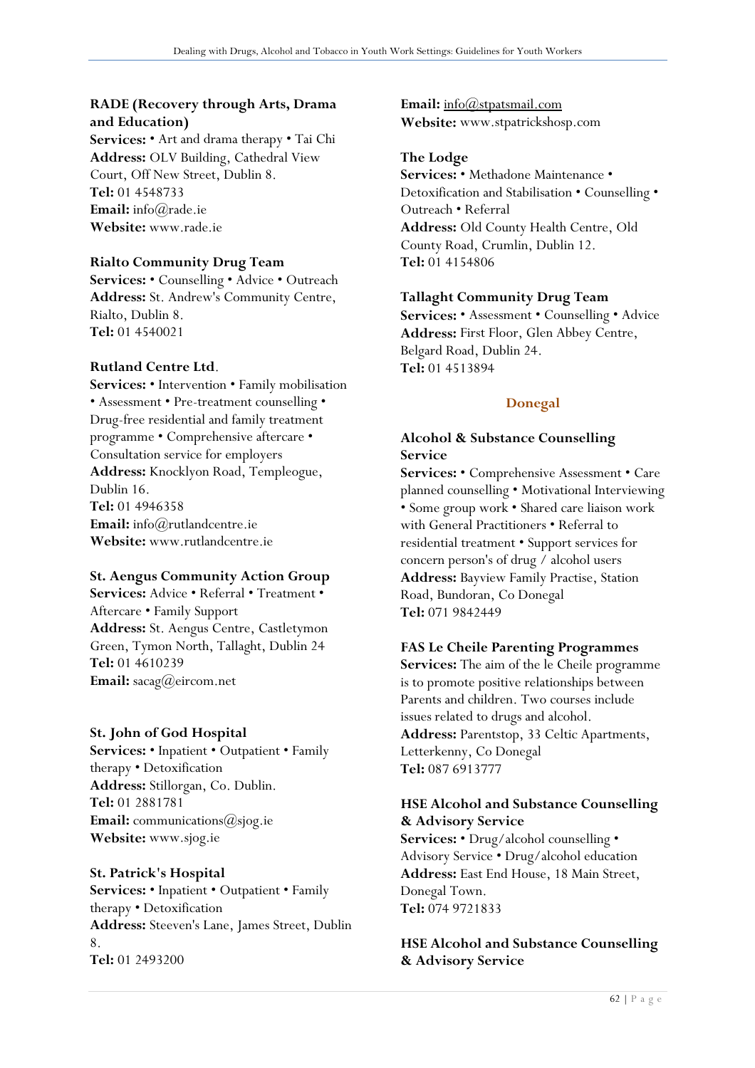**RADE (Recovery through Arts, Drama and Education)**
**Services:** • Art and drama therapy • Tai Chi
**Address:** OLV Building, Cathedral View Court, Off New Street, Dublin 8.
**Tel:** 01 4548733
**Email:** info@rade.ie
**Website:** www.rade.ie

**Rialto Community Drug Team**
**Services:** • Counselling • Advice • Outreach
**Address:** St. Andrew's Community Centre, Rialto, Dublin 8.
**Tel:** 01 4540021

**Rutland Centre Ltd**.
**Services:** • Intervention • Family mobilisation • Assessment • Pre-treatment counselling • Drug-free residential and family treatment programme • Comprehensive aftercare • Consultation service for employers
**Address:** Knocklyon Road, Templeogue, Dublin 16.
**Tel:** 01 4946358
**Email:** info@rutlandcentre.ie
**Website:** www.rutlandcentre.ie

**St. Aengus Community Action Group**
**Services:** Advice • Referral • Treatment • Aftercare • Family Support
**Address:** St. Aengus Centre, Castletymon Green, Tymon North, Tallaght, Dublin 24
**Tel:** 01 4610239
**Email:** sacag@eircom.net

**St. John of God Hospital**
**Services:** • Inpatient • Outpatient • Family therapy • Detoxification
**Address:** Stillorgan, Co. Dublin.
**Tel:** 01 2881781
**Email:** communications@sjog.ie
**Website:** www.sjog.ie

**St. Patrick's Hospital**
**Services:** • Inpatient • Outpatient • Family therapy • Detoxification
**Address:** Steeven's Lane, James Street, Dublin 8.
**Tel:** 01 2493200
**Email:** info@stpatsmail.com
**Website:** www.stpatrickshosp.com

**The Lodge**
**Services:** • Methadone Maintenance • Detoxification and Stabilisation • Counselling • Outreach • Referral
**Address:** Old County Health Centre, Old County Road, Crumlin, Dublin 12.
**Tel:** 01 4154806

**Tallaght Community Drug Team**
**Services:** • Assessment • Counselling • Advice
**Address:** First Floor, Glen Abbey Centre, Belgard Road, Dublin 24.
**Tel:** 01 4513894

## Donegal

**Alcohol & Substance Counselling Service**
**Services:** • Comprehensive Assessment • Care planned counselling • Motivational Interviewing • Some group work • Shared care liaison work with General Practitioners • Referral to residential treatment • Support services for concern person's of drug / alcohol users
**Address:** Bayview Family Practise, Station Road, Bundoran, Co Donegal
**Tel:** 071 9842449

**FAS Le Cheile Parenting Programmes**
**Services:** The aim of the le Cheile programme is to promote positive relationships between Parents and children. Two courses include issues related to drugs and alcohol.
**Address:** Parentstop, 33 Celtic Apartments, Letterkenny, Co Donegal
**Tel:** 087 6913777

**HSE Alcohol and Substance Counselling & Advisory Service**
**Services:** • Drug/alcohol counselling • Advisory Service • Drug/alcohol education
**Address:** East End House, 18 Main Street, Donegal Town.
**Tel:** 074 9721833

**HSE Alcohol and Substance Counselling & Advisory Service**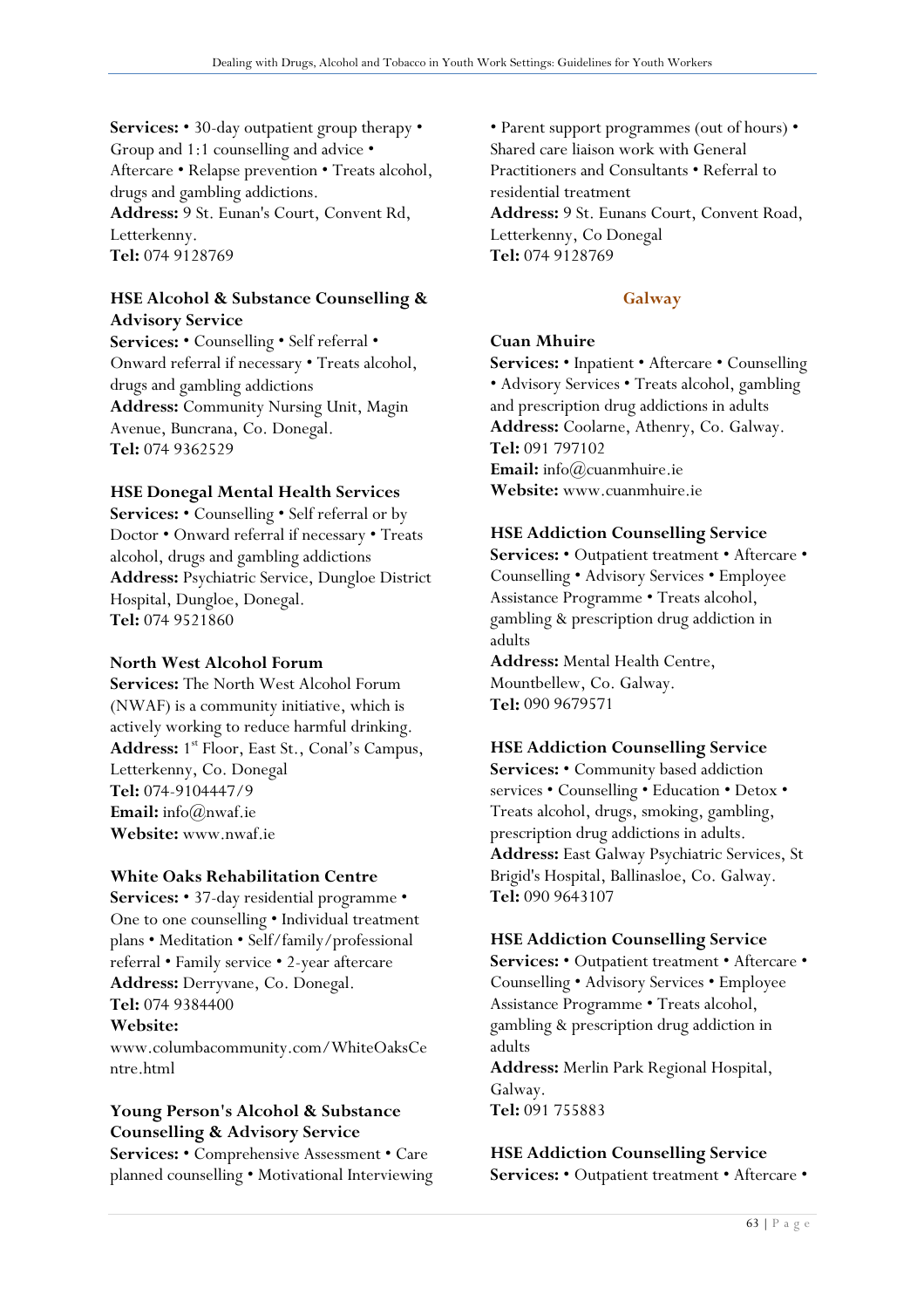**Services:** • 30-day outpatient group therapy • Group and 1:1 counselling and advice • Aftercare • Relapse prevention • Treats alcohol, drugs and gambling addictions.
**Address:** 9 St. Eunan's Court, Convent Rd, Letterkenny.
**Tel:** 074 9128769

**HSE Alcohol & Substance Counselling & Advisory Service**
**Services:** • Counselling • Self referral • Onward referral if necessary • Treats alcohol, drugs and gambling addictions
**Address:** Community Nursing Unit, Magin Avenue, Buncrana, Co. Donegal.
**Tel:** 074 9362529

**HSE Donegal Mental Health Services**
**Services:** • Counselling • Self referral or by Doctor • Onward referral if necessary • Treats alcohol, drugs and gambling addictions
**Address:** Psychiatric Service, Dungloe District Hospital, Dungloe, Donegal.
**Tel:** 074 9521860

**North West Alcohol Forum**
**Services:** The North West Alcohol Forum (NWAF) is a community initiative, which is actively working to reduce harmful drinking.
**Address:** 1st Floor, East St., Conal's Campus, Letterkenny, Co. Donegal
**Tel:** 074-9104447/9
**Email:** info@nwaf.ie
**Website:** www.nwaf.ie

**White Oaks Rehabilitation Centre**
**Services:** • 37-day residential programme • One to one counselling • Individual treatment plans • Meditation • Self/family/professional referral • Family service • 2-year aftercare
**Address:** Derryvane, Co. Donegal.
**Tel:** 074 9384400
**Website:** www.columbacommunity.com/WhiteOaksCentre.html

**Young Person's Alcohol & Substance Counselling & Advisory Service**
**Services:** • Comprehensive Assessment • Care planned counselling • Motivational Interviewing • Parent support programmes (out of hours) • Shared care liaison work with General Practitioners and Consultants • Referral to residential treatment
**Address:** 9 St. Eunans Court, Convent Road, Letterkenny, Co Donegal
**Tel:** 074 9128769

## Galway

**Cuan Mhuire**
**Services:** • Inpatient • Aftercare • Counselling • Advisory Services • Treats alcohol, gambling and prescription drug addictions in adults
**Address:** Coolarne, Athenry, Co. Galway.
**Tel:** 091 797102
**Email:** info@cuanmhuire.ie
**Website:** www.cuanmhuire.ie

**HSE Addiction Counselling Service**
**Services:** • Outpatient treatment • Aftercare • Counselling • Advisory Services • Employee Assistance Programme • Treats alcohol, gambling & prescription drug addiction in adults
**Address:** Mental Health Centre, Mountbellew, Co. Galway.
**Tel:** 090 9679571

**HSE Addiction Counselling Service**
**Services:** • Community based addiction services • Counselling • Education • Detox • Treats alcohol, drugs, smoking, gambling, prescription drug addictions in adults.
**Address:** East Galway Psychiatric Services, St Brigid's Hospital, Ballinasloe, Co. Galway.
**Tel:** 090 9643107

**HSE Addiction Counselling Service**
**Services:** • Outpatient treatment • Aftercare • Counselling • Advisory Services • Employee Assistance Programme • Treats alcohol, gambling & prescription drug addiction in adults
**Address:** Merlin Park Regional Hospital, Galway.
**Tel:** 091 755883

**HSE Addiction Counselling Service**
**Services:** • Outpatient treatment • Aftercare •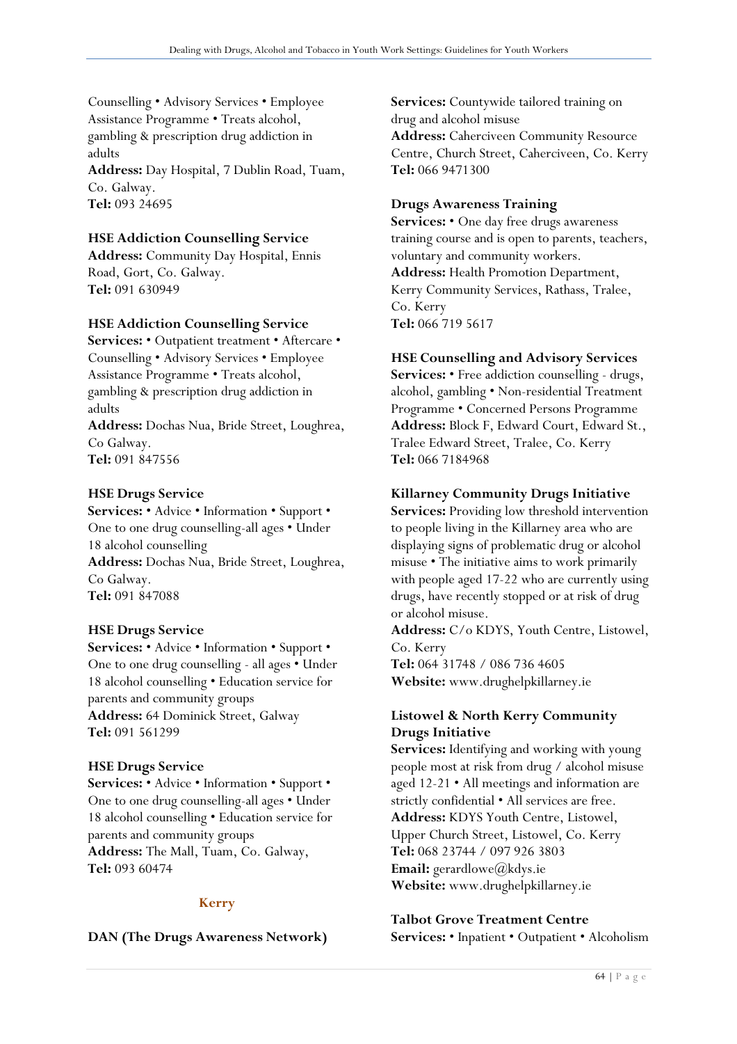Counselling • Advisory Services • Employee Assistance Programme • Treats alcohol, gambling & prescription drug addiction in adults
**Address:** Day Hospital, 7 Dublin Road, Tuam, Co. Galway.
**Tel:** 093 24695

**HSE Addiction Counselling Service**
**Address:** Community Day Hospital, Ennis Road, Gort, Co. Galway.
**Tel:** 091 630949

**HSE Addiction Counselling Service**
**Services:** • Outpatient treatment • Aftercare • Counselling • Advisory Services • Employee Assistance Programme • Treats alcohol, gambling & prescription drug addiction in adults
**Address:** Dochas Nua, Bride Street, Loughrea, Co Galway.
**Tel:** 091 847556

**HSE Drugs Service**
**Services:** • Advice • Information • Support • One to one drug counselling-all ages • Under 18 alcohol counselling
**Address:** Dochas Nua, Bride Street, Loughrea, Co Galway.
**Tel:** 091 847088

**HSE Drugs Service**
**Services:** • Advice • Information • Support • One to one drug counselling - all ages • Under 18 alcohol counselling • Education service for parents and community groups
**Address:** 64 Dominick Street, Galway
**Tel:** 091 561299

**HSE Drugs Service**
**Services:** • Advice • Information • Support • One to one drug counselling-all ages • Under 18 alcohol counselling • Education service for parents and community groups
**Address:** The Mall, Tuam, Co. Galway,
**Tel:** 093 60474

### Kerry

**DAN (The Drugs Awareness Network)**
**Services:** Countywide tailored training on drug and alcohol misuse
**Address:** Caherciveen Community Resource Centre, Church Street, Caherciveen, Co. Kerry
**Tel:** 066 9471300

**Drugs Awareness Training**
**Services:** • One day free drugs awareness training course and is open to parents, teachers, voluntary and community workers.
**Address:** Health Promotion Department, Kerry Community Services, Rathass, Tralee, Co. Kerry
**Tel:** 066 719 5617

**HSE Counselling and Advisory Services**
**Services:** • Free addiction counselling - drugs, alcohol, gambling • Non-residential Treatment Programme • Concerned Persons Programme
**Address:** Block F, Edward Court, Edward St., Tralee Edward Street, Tralee, Co. Kerry
**Tel:** 066 7184968

**Killarney Community Drugs Initiative**
**Services:** Providing low threshold intervention to people living in the Killarney area who are displaying signs of problematic drug or alcohol misuse • The initiative aims to work primarily with people aged 17-22 who are currently using drugs, have recently stopped or at risk of drug or alcohol misuse.
**Address:** C/o KDYS, Youth Centre, Listowel, Co. Kerry
**Tel:** 064 31748 / 086 736 4605
**Website:** www.drughelpkillarney.ie

**Listowel & North Kerry Community Drugs Initiative**
**Services:** Identifying and working with young people most at risk from drug / alcohol misuse aged 12-21 • All meetings and information are strictly confidential • All services are free.
**Address:** KDYS Youth Centre, Listowel, Upper Church Street, Listowel, Co. Kerry
**Tel:** 068 23744 / 097 926 3803
**Email:** gerardlowe@kdys.ie
**Website:** www.drughelpkillarney.ie

**Talbot Grove Treatment Centre**
**Services:** • Inpatient • Outpatient • Alcoholism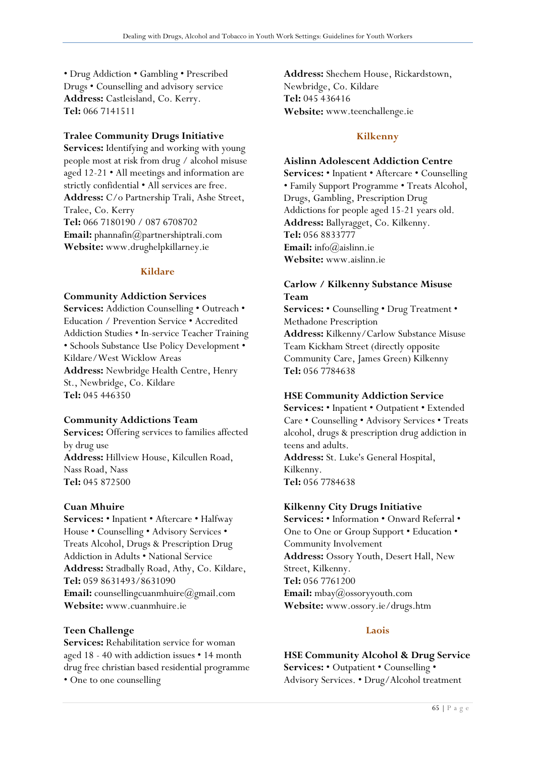• Drug Addiction • Gambling • Prescribed Drugs • Counselling and advisory service
**Address:** Castleisland, Co. Kerry.
**Tel:** 066 7141511

**Tralee Community Drugs Initiative**
**Services:** Identifying and working with young people most at risk from drug / alcohol misuse aged 12-21 • All meetings and information are strictly confidential • All services are free.
**Address:** C/o Partnership Trali, Ashe Street, Tralee, Co. Kerry
**Tel:** 066 7180190 / 087 6708702
**Email:** phannafin@partnershiptrali.com
**Website:** www.drughelpkillarney.ie

## Kildare

**Community Addiction Services**
**Services:** Addiction Counselling • Outreach • Education / Prevention Service • Accredited Addiction Studies • In-service Teacher Training • Schools Substance Use Policy Development • Kildare/West Wicklow Areas
**Address:** Newbridge Health Centre, Henry St., Newbridge, Co. Kildare
**Tel:** 045 446350

**Community Addictions Team**
**Services:** Offering services to families affected by drug use
**Address:** Hillview House, Kilcullen Road, Nass Road, Nass
**Tel:** 045 872500

**Cuan Mhuire**
**Services:** • Inpatient • Aftercare • Halfway House • Counselling • Advisory Services • Treats Alcohol, Drugs & Prescription Drug Addiction in Adults • National Service
**Address:** Stradbally Road, Athy, Co. Kildare,
**Tel:** 059 8631493/8631090
**Email:** counsellingcuanmhuire@gmail.com
**Website:** www.cuanmhuire.ie

**Teen Challenge**
**Services:** Rehabilitation service for woman aged 18 - 40 with addiction issues • 14 month drug free christian based residential programme • One to one counselling
**Address:** Shechem House, Rickardstown, Newbridge, Co. Kildare
**Tel:** 045 436416
**Website:** www.teenchallenge.ie

## Kilkenny

**Aislinn Adolescent Addiction Centre**
**Services:** • Inpatient • Aftercare • Counselling • Family Support Programme • Treats Alcohol, Drugs, Gambling, Prescription Drug Addictions for people aged 15-21 years old.
**Address:** Ballyragget, Co. Kilkenny.
**Tel:** 056 8833777
**Email:** info@aislinn.ie
**Website:** www.aislinn.ie

**Carlow / Kilkenny Substance Misuse Team**
**Services:** • Counselling • Drug Treatment • Methadone Prescription
**Address:** Kilkenny/Carlow Substance Misuse Team Kickham Street (directly opposite Community Care, James Green) Kilkenny
**Tel:** 056 7784638

**HSE Community Addiction Service**
**Services:** • Inpatient • Outpatient • Extended Care • Counselling • Advisory Services • Treats alcohol, drugs & prescription drug addiction in teens and adults.
**Address:** St. Luke's General Hospital, Kilkenny.
**Tel:** 056 7784638

**Kilkenny City Drugs Initiative**
**Services:** • Information • Onward Referral • One to One or Group Support • Education • Community Involvement
**Address:** Ossory Youth, Desert Hall, New Street, Kilkenny.
**Tel:** 056 7761200
**Email:** mbay@ossoryyouth.com
**Website:** www.ossory.ie/drugs.htm

## Laois

**HSE Community Alcohol & Drug Service**
**Services:** • Outpatient • Counselling • Advisory Services. • Drug/Alcohol treatment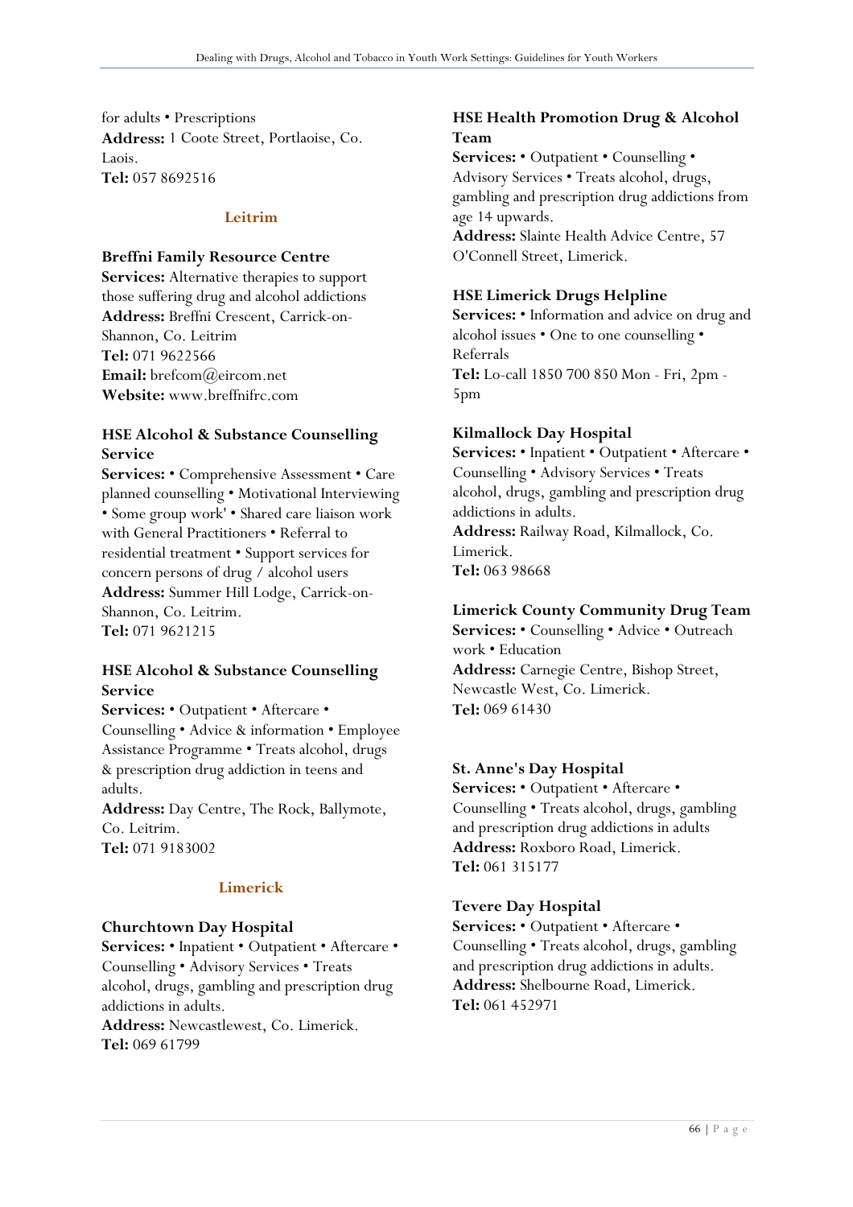for adults • Prescriptions
**Address:** 1 Coote Street, Portlaoise, Co. Laois.
**Tel:** 057 8692516

### Leitrim

**Breffni Family Resource Centre**
**Services:** Alternative therapies to support those suffering drug and alcohol addictions
**Address:** Breffni Crescent, Carrick-on-Shannon, Co. Leitrim
**Tel:** 071 9622566
**Email:** brefcom@eircom.net
**Website:** www.breffnifrc.com

**HSE Alcohol & Substance Counselling Service**
**Services:** • Comprehensive Assessment • Care planned counselling • Motivational Interviewing • Some group work' • Shared care liaison work with General Practitioners • Referral to residential treatment • Support services for concern persons of drug / alcohol users
**Address:** Summer Hill Lodge, Carrick-on-Shannon, Co. Leitrim.
**Tel:** 071 9621215

**HSE Alcohol & Substance Counselling Service**
**Services:** • Outpatient • Aftercare • Counselling • Advice & information • Employee Assistance Programme • Treats alcohol, drugs & prescription drug addiction in teens and adults.
**Address:** Day Centre, The Rock, Ballymote, Co. Leitrim.
**Tel:** 071 9183002

### Limerick

**Churchtown Day Hospital**
**Services:** • Inpatient • Outpatient • Aftercare • Counselling • Advisory Services • Treats alcohol, drugs, gambling and prescription drug addictions in adults.
**Address:** Newcastlewest, Co. Limerick.
**Tel:** 069 61799

**HSE Health Promotion Drug & Alcohol Team**
**Services:** • Outpatient • Counselling • Advisory Services • Treats alcohol, drugs, gambling and prescription drug addictions from age 14 upwards.
**Address:** Slainte Health Advice Centre, 57 O'Connell Street, Limerick.

**HSE Limerick Drugs Helpline**
**Services:** • Information and advice on drug and alcohol issues • One to one counselling • Referrals
**Tel:** Lo-call 1850 700 850 Mon - Fri, 2pm - 5pm

**Kilmallock Day Hospital**
**Services:** • Inpatient • Outpatient • Aftercare • Counselling • Advisory Services • Treats alcohol, drugs, gambling and prescription drug addictions in adults.
**Address:** Railway Road, Kilmallock, Co. Limerick.
**Tel:** 063 98668

**Limerick County Community Drug Team**
**Services:** • Counselling • Advice • Outreach work • Education
**Address:** Carnegie Centre, Bishop Street, Newcastle West, Co. Limerick.
**Tel:** 069 61430

**St. Anne's Day Hospital**
**Services:** • Outpatient • Aftercare • Counselling • Treats alcohol, drugs, gambling and prescription drug addictions in adults
**Address:** Roxboro Road, Limerick.
**Tel:** 061 315177

**Tevere Day Hospital**
**Services:** • Outpatient • Aftercare • Counselling • Treats alcohol, drugs, gambling and prescription drug addictions in adults.
**Address:** Shelbourne Road, Limerick.
**Tel:** 061 452971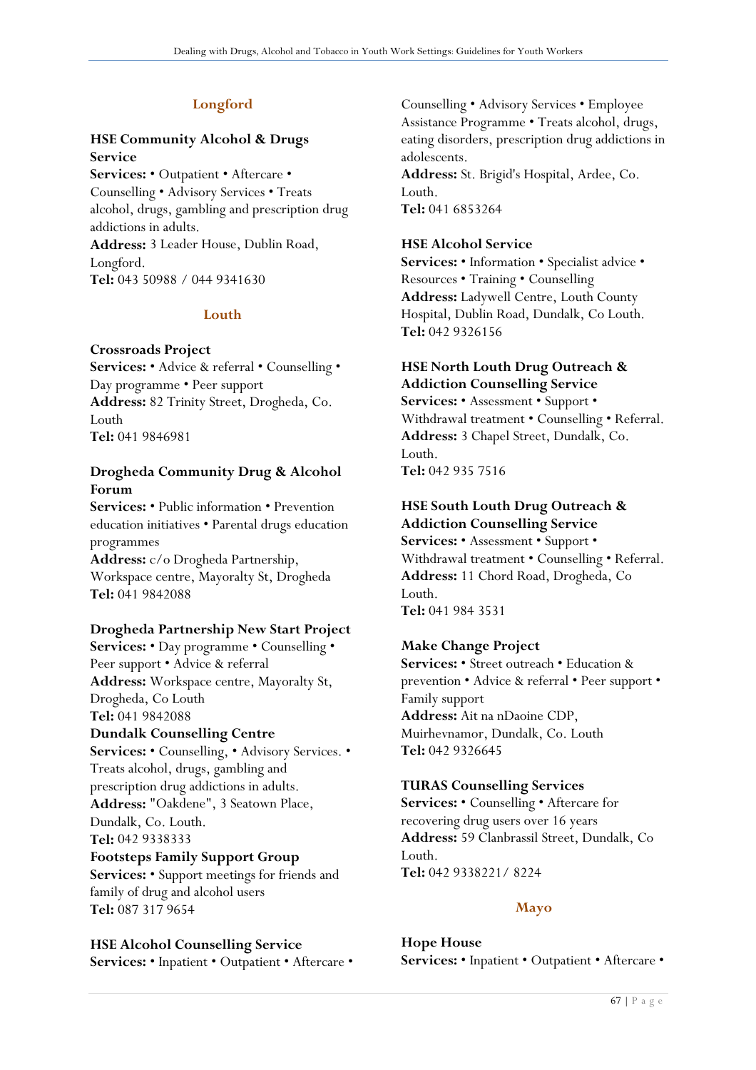## Longford

### HSE Community Alcohol & Drugs Service

**Services:** • Outpatient • Aftercare • Counselling • Advisory Services • Treats alcohol, drugs, gambling and prescription drug addictions in adults.
**Address:** 3 Leader House, Dublin Road, Longford.
**Tel:** 043 50988 / 044 9341630

## Louth

### Crossroads Project

**Services:** • Advice & referral • Counselling • Day programme • Peer support
**Address:** 82 Trinity Street, Drogheda, Co. Louth
**Tel:** 041 9846981

### Drogheda Community Drug & Alcohol Forum

**Services:** • Public information • Prevention education initiatives • Parental drugs education programmes
**Address:** c/o Drogheda Partnership, Workspace centre, Mayoralty St, Drogheda
**Tel:** 041 9842088

### Drogheda Partnership New Start Project

**Services:** • Day programme • Counselling • Peer support • Advice & referral
**Address:** Workspace centre, Mayoralty St, Drogheda, Co Louth
**Tel:** 041 9842088

### Dundalk Counselling Centre

**Services:** • Counselling, • Advisory Services. • Treats alcohol, drugs, gambling and prescription drug addictions in adults.
**Address:** "Oakdene", 3 Seatown Place, Dundalk, Co. Louth.
**Tel:** 042 9338333

### Footsteps Family Support Group

**Services:** • Support meetings for friends and family of drug and alcohol users
**Tel:** 087 317 9654

### HSE Alcohol Counselling Service

**Services:** • Inpatient • Outpatient • Aftercare • Counselling • Advisory Services • Employee Assistance Programme • Treats alcohol, drugs, eating disorders, prescription drug addictions in adolescents.
**Address:** St. Brigid's Hospital, Ardee, Co. Louth.
**Tel:** 041 6853264

### HSE Alcohol Service

**Services:** • Information • Specialist advice • Resources • Training • Counselling
**Address:** Ladywell Centre, Louth County Hospital, Dublin Road, Dundalk, Co Louth.
**Tel:** 042 9326156

### HSE North Louth Drug Outreach & Addiction Counselling Service

**Services:** • Assessment • Support • Withdrawal treatment • Counselling • Referral.
**Address:** 3 Chapel Street, Dundalk, Co. Louth.
**Tel:** 042 935 7516

### HSE South Louth Drug Outreach & Addiction Counselling Service

**Services:** • Assessment • Support • Withdrawal treatment • Counselling • Referral.
**Address:** 11 Chord Road, Drogheda, Co Louth.
**Tel:** 041 984 3531

### Make Change Project

**Services:** • Street outreach • Education & prevention • Advice & referral • Peer support • Family support
**Address:** Ait na nDaoine CDP, Muirhevnamor, Dundalk, Co. Louth
**Tel:** 042 9326645

### TURAS Counselling Services

**Services:** • Counselling • Aftercare for recovering drug users over 16 years
**Address:** 59 Clanbrassil Street, Dundalk, Co Louth.
**Tel:** 042 9338221/ 8224

## Mayo

### Hope House

**Services:** • Inpatient • Outpatient • Aftercare •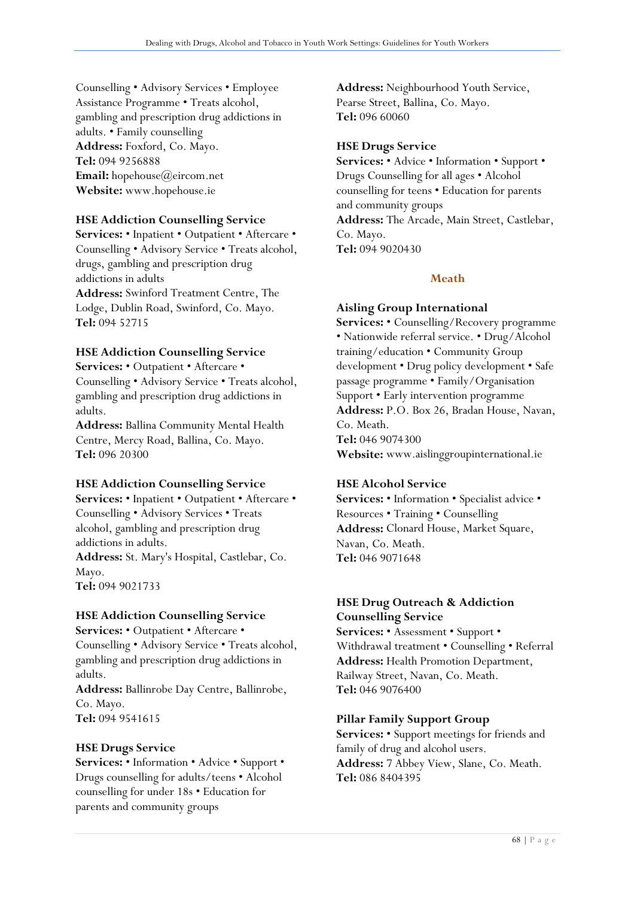Counselling • Advisory Services • Employee Assistance Programme • Treats alcohol, gambling and prescription drug addictions in adults. • Family counselling
**Address:** Foxford, Co. Mayo.
**Tel:** 094 9256888
**Email:** hopehouse@eircom.net
**Website:** www.hopehouse.ie

### HSE Addiction Counselling Service

**Services:** • Inpatient • Outpatient • Aftercare • Counselling • Advisory Service • Treats alcohol, drugs, gambling and prescription drug addictions in adults
**Address:** Swinford Treatment Centre, The Lodge, Dublin Road, Swinford, Co. Mayo.
**Tel:** 094 52715

### HSE Addiction Counselling Service

**Services:** • Outpatient • Aftercare • Counselling • Advisory Service • Treats alcohol, gambling and prescription drug addictions in adults.
**Address:** Ballina Community Mental Health Centre, Mercy Road, Ballina, Co. Mayo.
**Tel:** 096 20300

### HSE Addiction Counselling Service

**Services:** • Inpatient • Outpatient • Aftercare • Counselling • Advisory Services • Treats alcohol, gambling and prescription drug addictions in adults.
**Address:** St. Mary's Hospital, Castlebar, Co. Mayo.
**Tel:** 094 9021733

### HSE Addiction Counselling Service

**Services:** • Outpatient • Aftercare • Counselling • Advisory Service • Treats alcohol, gambling and prescription drug addictions in adults.
**Address:** Ballinrobe Day Centre, Ballinrobe, Co. Mayo.
**Tel:** 094 9541615

### HSE Drugs Service

**Services:** • Information • Advice • Support • Drugs counselling for adults/teens • Alcohol counselling for under 18s • Education for parents and community groups
**Address:** Neighbourhood Youth Service, Pearse Street, Ballina, Co. Mayo.
**Tel:** 096 60060

### HSE Drugs Service

**Services:** • Advice • Information • Support • Drugs Counselling for all ages • Alcohol counselling for teens • Education for parents and community groups
**Address:** The Arcade, Main Street, Castlebar, Co. Mayo.
**Tel:** 094 9020430

## Meath

### Aisling Group International

**Services:** • Counselling/Recovery programme • Nationwide referral service. • Drug/Alcohol training/education • Community Group development • Drug policy development • Safe passage programme • Family/Organisation Support • Early intervention programme
**Address:** P.O. Box 26, Bradan House, Navan, Co. Meath.
**Tel:** 046 9074300
**Website:** www.aislinggroupinternational.ie

### HSE Alcohol Service

**Services:** • Information • Specialist advice • Resources • Training • Counselling
**Address:** Clonard House, Market Square, Navan, Co. Meath.
**Tel:** 046 9071648

### HSE Drug Outreach & Addiction Counselling Service

**Services:** • Assessment • Support • Withdrawal treatment • Counselling • Referral
**Address:** Health Promotion Department, Railway Street, Navan, Co. Meath.
**Tel:** 046 9076400

### Pillar Family Support Group

**Services:** • Support meetings for friends and family of drug and alcohol users.
**Address:** 7 Abbey View, Slane, Co. Meath.
**Tel:** 086 8404395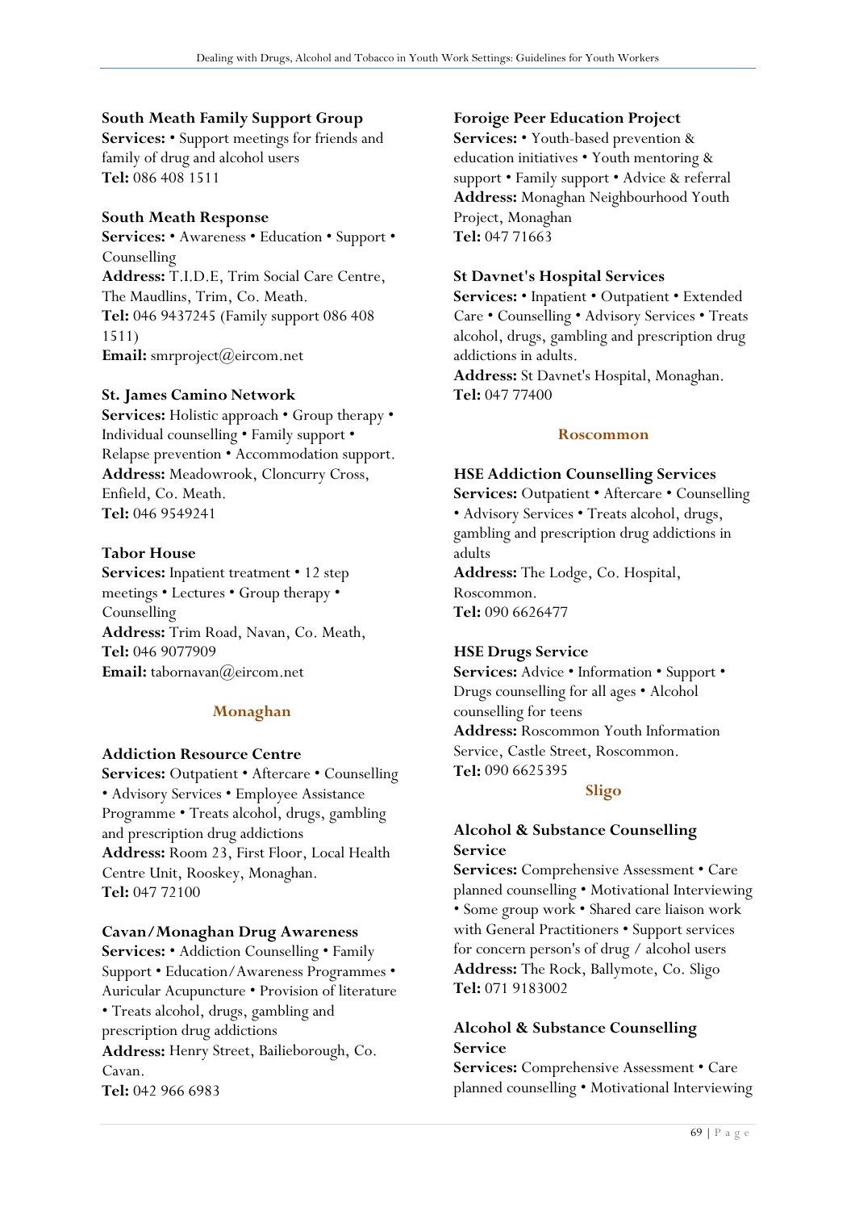**South Meath Family Support Group**
**Services:** • Support meetings for friends and family of drug and alcohol users
**Tel:** 086 408 1511

**South Meath Response**
**Services:** • Awareness • Education • Support • Counselling
**Address:** T.I.D.E, Trim Social Care Centre, The Maudlins, Trim, Co. Meath.
**Tel:** 046 9437245 (Family support 086 408 1511)
**Email:** smrproject@eircom.net

**St. James Camino Network**
**Services:** Holistic approach • Group therapy • Individual counselling • Family support • Relapse prevention • Accommodation support.
**Address:** Meadowrook, Cloncurry Cross, Enfield, Co. Meath.
**Tel:** 046 9549241

**Tabor House**
**Services:** Inpatient treatment • 12 step meetings • Lectures • Group therapy • Counselling
**Address:** Trim Road, Navan, Co. Meath,
**Tel:** 046 9077909
**Email:** tabornavan@eircom.net

## Monaghan

**Addiction Resource Centre**
**Services:** Outpatient • Aftercare • Counselling • Advisory Services • Employee Assistance Programme • Treats alcohol, drugs, gambling and prescription drug addictions
**Address:** Room 23, First Floor, Local Health Centre Unit, Rooskey, Monaghan.
**Tel:** 047 72100

**Cavan/Monaghan Drug Awareness**
**Services:** • Addiction Counselling • Family Support • Education/Awareness Programmes • Auricular Acupuncture • Provision of literature • Treats alcohol, drugs, gambling and prescription drug addictions
**Address:** Henry Street, Bailieborough, Co. Cavan.
**Tel:** 042 966 6983

**Foroige Peer Education Project**
**Services:** • Youth-based prevention & education initiatives • Youth mentoring & support • Family support • Advice & referral
**Address:** Monaghan Neighbourhood Youth Project, Monaghan
**Tel:** 047 71663

**St Davnet's Hospital Services**
**Services:** • Inpatient • Outpatient • Extended Care • Counselling • Advisory Services • Treats alcohol, drugs, gambling and prescription drug addictions in adults.
**Address:** St Davnet's Hospital, Monaghan.
**Tel:** 047 77400

## Roscommon

**HSE Addiction Counselling Services**
**Services:** Outpatient • Aftercare • Counselling • Advisory Services • Treats alcohol, drugs, gambling and prescription drug addictions in adults
**Address:** The Lodge, Co. Hospital, Roscommon.
**Tel:** 090 6626477

**HSE Drugs Service**
**Services:** Advice • Information • Support • Drugs counselling for all ages • Alcohol counselling for teens
**Address:** Roscommon Youth Information Service, Castle Street, Roscommon.
**Tel:** 090 6625395

## Sligo

**Alcohol & Substance Counselling Service**
**Services:** Comprehensive Assessment • Care planned counselling • Motivational Interviewing • Some group work • Shared care liaison work with General Practitioners • Support services for concern person's of drug / alcohol users
**Address:** The Rock, Ballymote, Co. Sligo
**Tel:** 071 9183002

**Alcohol & Substance Counselling Service**
**Services:** Comprehensive Assessment • Care planned counselling • Motivational Interviewing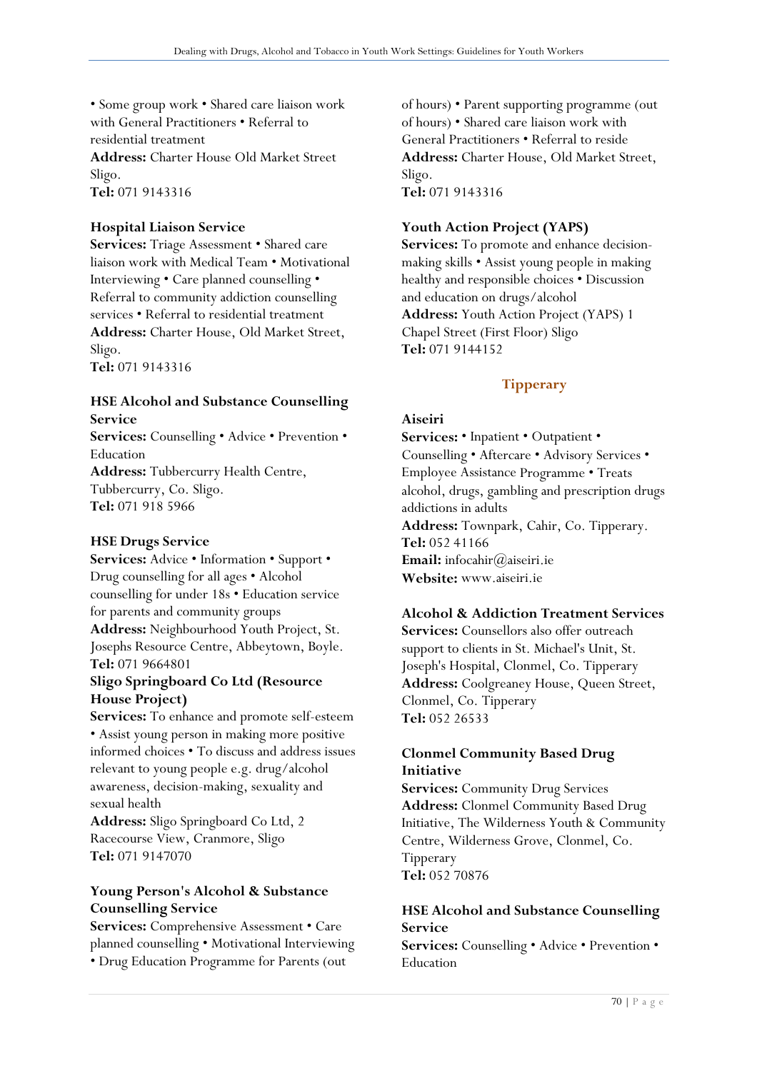• Some group work • Shared care liaison work with General Practitioners • Referral to residential treatment
**Address:** Charter House Old Market Street Sligo.
**Tel:** 071 9143316

**Hospital Liaison Service**
**Services:** Triage Assessment • Shared care liaison work with Medical Team • Motivational Interviewing • Care planned counselling • Referral to community addiction counselling services • Referral to residential treatment
**Address:** Charter House, Old Market Street, Sligo.
**Tel:** 071 9143316

**HSE Alcohol and Substance Counselling Service**
**Services:** Counselling • Advice • Prevention • Education
**Address:** Tubbercurry Health Centre, Tubbercurry, Co. Sligo.
**Tel:** 071 918 5966

**HSE Drugs Service**
**Services:** Advice • Information • Support • Drug counselling for all ages • Alcohol counselling for under 18s • Education service for parents and community groups
**Address:** Neighbourhood Youth Project, St. Josephs Resource Centre, Abbeytown, Boyle.
**Tel:** 071 9664801

**Sligo Springboard Co Ltd (Resource House Project)**
**Services:** To enhance and promote self-esteem • Assist young person in making more positive informed choices • To discuss and address issues relevant to young people e.g. drug/alcohol awareness, decision-making, sexuality and sexual health
**Address:** Sligo Springboard Co Ltd, 2 Racecourse View, Cranmore, Sligo
**Tel:** 071 9147070

**Young Person's Alcohol & Substance Counselling Service**
**Services:** Comprehensive Assessment • Care planned counselling • Motivational Interviewing • Drug Education Programme for Parents (out of hours) • Parent supporting programme (out of hours) • Shared care liaison work with General Practitioners • Referral to reside
**Address:** Charter House, Old Market Street, Sligo.
**Tel:** 071 9143316

**Youth Action Project (YAPS)**
**Services:** To promote and enhance decision-making skills • Assist young people in making healthy and responsible choices • Discussion and education on drugs/alcohol
**Address:** Youth Action Project (YAPS) 1 Chapel Street (First Floor) Sligo
**Tel:** 071 9144152

## Tipperary

**Aiseiri**
**Services:** • Inpatient • Outpatient • Counselling • Aftercare • Advisory Services • Employee Assistance Programme • Treats alcohol, drugs, gambling and prescription drugs addictions in adults
**Address:** Townpark, Cahir, Co. Tipperary.
**Tel:** 052 41166
**Email:** infocahir@aiseiri.ie
**Website:** www.aiseiri.ie

**Alcohol & Addiction Treatment Services**
**Services:** Counsellors also offer outreach support to clients in St. Michael's Unit, St. Joseph's Hospital, Clonmel, Co. Tipperary
**Address:** Coolgreaney House, Queen Street, Clonmel, Co. Tipperary
**Tel:** 052 26533

**Clonmel Community Based Drug Initiative**
**Services:** Community Drug Services
**Address:** Clonmel Community Based Drug Initiative, The Wilderness Youth & Community Centre, Wilderness Grove, Clonmel, Co. Tipperary
**Tel:** 052 70876

**HSE Alcohol and Substance Counselling Service**
**Services:** Counselling • Advice • Prevention • Education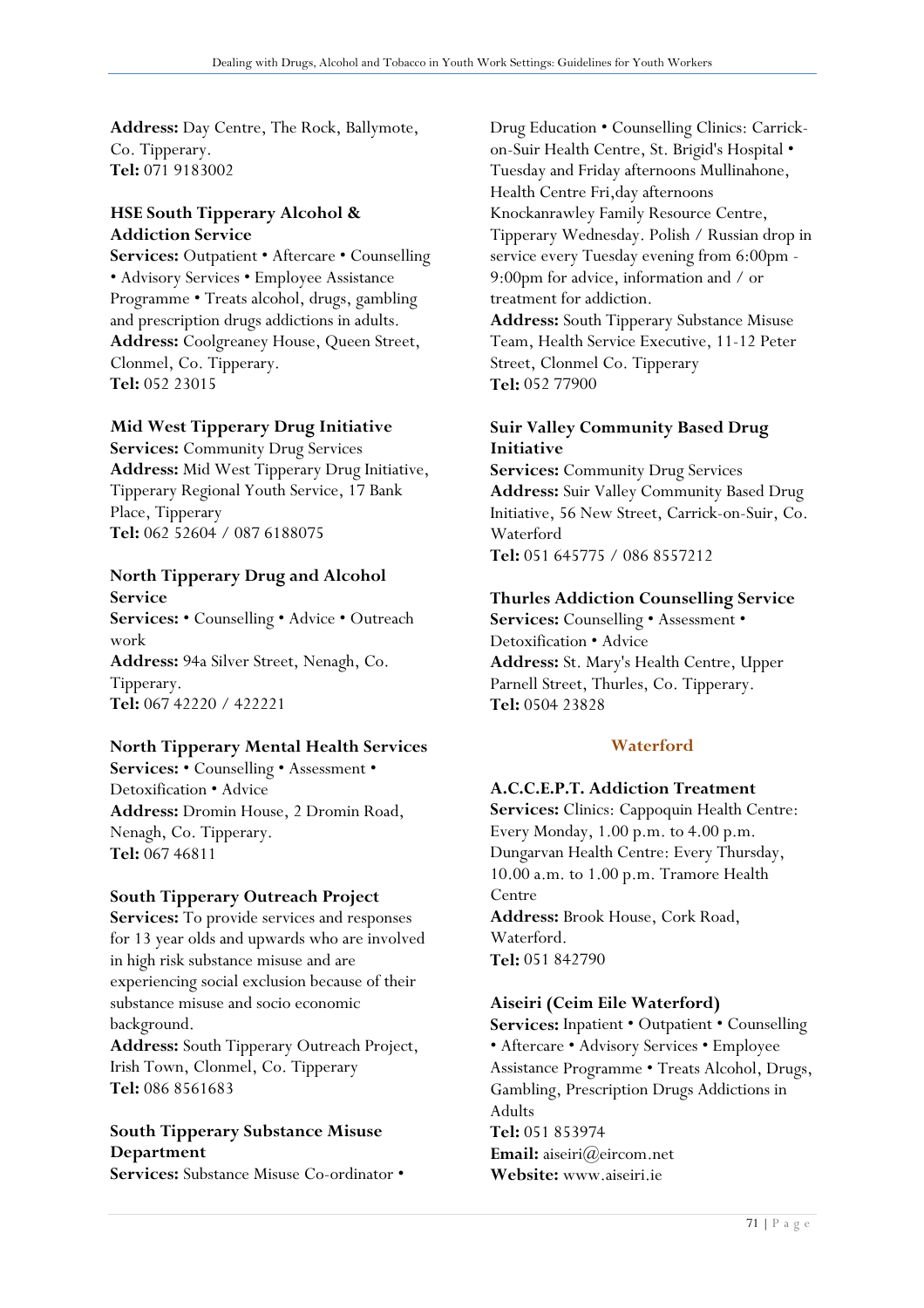**Address:** Day Centre, The Rock, Ballymote, Co. Tipperary.
**Tel:** 071 9183002

**HSE South Tipperary Alcohol & Addiction Service**
**Services:** Outpatient • Aftercare • Counselling • Advisory Services • Employee Assistance Programme • Treats alcohol, drugs, gambling and prescription drugs addictions in adults.
**Address:** Coolgreaney House, Queen Street, Clonmel, Co. Tipperary.
**Tel:** 052 23015

**Mid West Tipperary Drug Initiative**
**Services:** Community Drug Services
**Address:** Mid West Tipperary Drug Initiative, Tipperary Regional Youth Service, 17 Bank Place, Tipperary
**Tel:** 062 52604 / 087 6188075

**North Tipperary Drug and Alcohol Service**
**Services:** • Counselling • Advice • Outreach work
**Address:** 94a Silver Street, Nenagh, Co. Tipperary.
**Tel:** 067 42220 / 422221

**North Tipperary Mental Health Services**
**Services:** • Counselling • Assessment • Detoxification • Advice
**Address:** Dromin House, 2 Dromin Road, Nenagh, Co. Tipperary.
**Tel:** 067 46811

**South Tipperary Outreach Project**
**Services:** To provide services and responses for 13 year olds and upwards who are involved in high risk substance misuse and are experiencing social exclusion because of their substance misuse and socio economic background.
**Address:** South Tipperary Outreach Project, Irish Town, Clonmel, Co. Tipperary
**Tel:** 086 8561683

**South Tipperary Substance Misuse Department**
**Services:** Substance Misuse Co-ordinator • Drug Education • Counselling Clinics: Carrick-on-Suir Health Centre, St. Brigid's Hospital • Tuesday and Friday afternoons Mullinahone, Health Centre Fri,day afternoons Knockanrawley Family Resource Centre, Tipperary Wednesday. Polish / Russian drop in service every Tuesday evening from 6:00pm - 9:00pm for advice, information and / or treatment for addiction.
**Address:** South Tipperary Substance Misuse Team, Health Service Executive, 11-12 Peter Street, Clonmel Co. Tipperary
**Tel:** 052 77900

**Suir Valley Community Based Drug Initiative**
**Services:** Community Drug Services
**Address:** Suir Valley Community Based Drug Initiative, 56 New Street, Carrick-on-Suir, Co. Waterford
**Tel:** 051 645775 / 086 8557212

**Thurles Addiction Counselling Service**
**Services:** Counselling • Assessment • Detoxification • Advice
**Address:** St. Mary's Health Centre, Upper Parnell Street, Thurles, Co. Tipperary.
**Tel:** 0504 23828

## Waterford

**A.C.C.E.P.T. Addiction Treatment**
**Services:** Clinics: Cappoquin Health Centre: Every Monday, 1.00 p.m. to 4.00 p.m. Dungarvan Health Centre: Every Thursday, 10.00 a.m. to 1.00 p.m. Tramore Health Centre
**Address:** Brook House, Cork Road, Waterford.
**Tel:** 051 842790

**Aiseiri (Ceim Eile Waterford)**
**Services:** Inpatient • Outpatient • Counselling • Aftercare • Advisory Services • Employee Assistance Programme • Treats Alcohol, Drugs, Gambling, Prescription Drugs Addictions in Adults
**Tel:** 051 853974
**Email:** aiseiri@eircom.net
**Website:** www.aiseiri.ie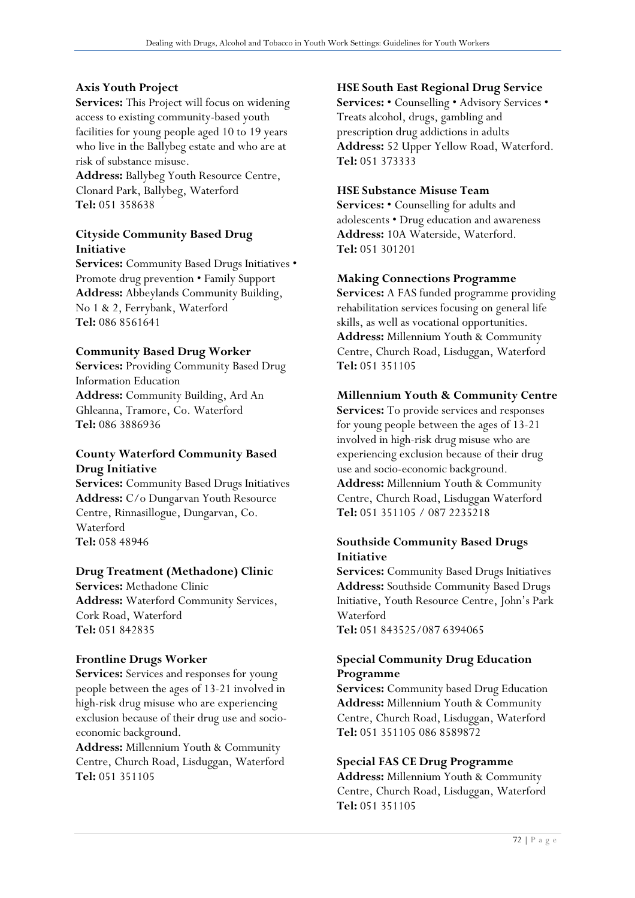### Axis Youth Project

**Services:** This Project will focus on widening access to existing community-based youth facilities for young people aged 10 to 19 years who live in the Ballybeg estate and who are at risk of substance misuse.
**Address:** Ballybeg Youth Resource Centre, Clonard Park, Ballybeg, Waterford
**Tel:** 051 358638

### Cityside Community Based Drug Initiative

**Services:** Community Based Drugs Initiatives • Promote drug prevention • Family Support
**Address:** Abbeylands Community Building, No 1 & 2, Ferrybank, Waterford
**Tel:** 086 8561641

### Community Based Drug Worker

**Services:** Providing Community Based Drug Information Education
**Address:** Community Building, Ard An Ghleanna, Tramore, Co. Waterford
**Tel:** 086 3886936

### County Waterford Community Based Drug Initiative

**Services:** Community Based Drugs Initiatives
**Address:** C/o Dungarvan Youth Resource Centre, Rinnasillogue, Dungarvan, Co. Waterford
**Tel:** 058 48946

### Drug Treatment (Methadone) Clinic

**Services:** Methadone Clinic
**Address:** Waterford Community Services, Cork Road, Waterford
**Tel:** 051 842835

### Frontline Drugs Worker

**Services:** Services and responses for young people between the ages of 13-21 involved in high-risk drug misuse who are experiencing exclusion because of their drug use and socio-economic background.
**Address:** Millennium Youth & Community Centre, Church Road, Lisduggan, Waterford
**Tel:** 051 351105

### HSE South East Regional Drug Service

**Services:** • Counselling • Advisory Services • Treats alcohol, drugs, gambling and prescription drug addictions in adults
**Address:** 52 Upper Yellow Road, Waterford.
**Tel:** 051 373333

### HSE Substance Misuse Team

**Services:** • Counselling for adults and adolescents • Drug education and awareness
**Address:** 10A Waterside, Waterford.
**Tel:** 051 301201

### Making Connections Programme

**Services:** A FAS funded programme providing rehabilitation services focusing on general life skills, as well as vocational opportunities.
**Address:** Millennium Youth & Community Centre, Church Road, Lisduggan, Waterford
**Tel:** 051 351105

### Millennium Youth & Community Centre

**Services:** To provide services and responses for young people between the ages of 13-21 involved in high-risk drug misuse who are experiencing exclusion because of their drug use and socio-economic background.
**Address:** Millennium Youth & Community Centre, Church Road, Lisduggan Waterford
**Tel:** 051 351105 / 087 2235218

### Southside Community Based Drugs Initiative

**Services:** Community Based Drugs Initiatives
**Address:** Southside Community Based Drugs Initiative, Youth Resource Centre, John's Park Waterford
**Tel:** 051 843525/087 6394065

### Special Community Drug Education Programme

**Services:** Community based Drug Education
**Address:** Millennium Youth & Community Centre, Church Road, Lisduggan, Waterford
**Tel:** 051 351105 086 8589872

### Special FAS CE Drug Programme

**Address:** Millennium Youth & Community Centre, Church Road, Lisduggan, Waterford
**Tel:** 051 351105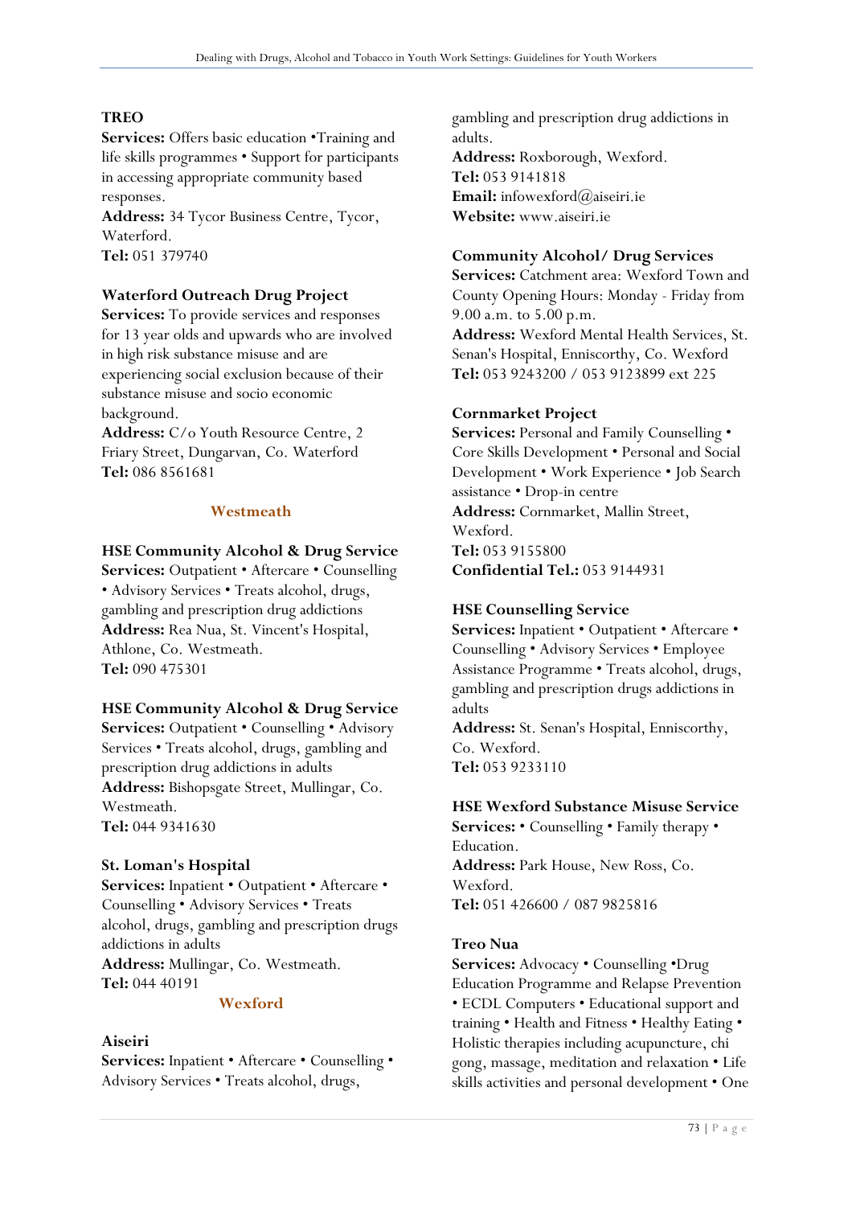**TREO**

**Services:** Offers basic education •Training and life skills programmes • Support for participants in accessing appropriate community based responses.

**Address:** 34 Tycor Business Centre, Tycor, Waterford.

**Tel:** 051 379740

**Waterford Outreach Drug Project**

**Services:** To provide services and responses for 13 year olds and upwards who are involved in high risk substance misuse and are experiencing social exclusion because of their substance misuse and socio economic background.

**Address:** C/o Youth Resource Centre, 2 Friary Street, Dungarvan, Co. Waterford

**Tel:** 086 8561681

## Westmeath

**HSE Community Alcohol & Drug Service**

**Services:** Outpatient • Aftercare • Counselling • Advisory Services • Treats alcohol, drugs, gambling and prescription drug addictions

**Address:** Rea Nua, St. Vincent's Hospital, Athlone, Co. Westmeath.

**Tel:** 090 475301

**HSE Community Alcohol & Drug Service**

**Services:** Outpatient • Counselling • Advisory Services • Treats alcohol, drugs, gambling and prescription drug addictions in adults

**Address:** Bishopsgate Street, Mullingar, Co. Westmeath.

**Tel:** 044 9341630

**St. Loman's Hospital**

**Services:** Inpatient • Outpatient • Aftercare • Counselling • Advisory Services • Treats alcohol, drugs, gambling and prescription drugs addictions in adults

**Address:** Mullingar, Co. Westmeath.

**Tel:** 044 40191

## Wexford

**Aiseiri**

**Services:** Inpatient • Aftercare • Counselling • Advisory Services • Treats alcohol, drugs, gambling and prescription drug addictions in adults.

**Address:** Roxborough, Wexford.

**Tel:** 053 9141818

**Email:** infowexford@aiseiri.ie

**Website:** www.aiseiri.ie

**Community Alcohol/ Drug Services**

**Services:** Catchment area: Wexford Town and County Opening Hours: Monday - Friday from 9.00 a.m. to 5.00 p.m.

**Address:** Wexford Mental Health Services, St. Senan's Hospital, Enniscorthy, Co. Wexford

**Tel:** 053 9243200 / 053 9123899 ext 225

**Cornmarket Project**

**Services:** Personal and Family Counselling • Core Skills Development • Personal and Social Development • Work Experience • Job Search assistance • Drop-in centre

**Address:** Cornmarket, Mallin Street, Wexford.

**Tel:** 053 9155800

**Confidential Tel.:** 053 9144931

**HSE Counselling Service**

**Services:** Inpatient • Outpatient • Aftercare • Counselling • Advisory Services • Employee Assistance Programme • Treats alcohol, drugs, gambling and prescription drugs addictions in adults

**Address:** St. Senan's Hospital, Enniscorthy, Co. Wexford.

**Tel:** 053 9233110

**HSE Wexford Substance Misuse Service**

**Services:** • Counselling • Family therapy • Education.

**Address:** Park House, New Ross, Co. Wexford.

**Tel:** 051 426600 / 087 9825816

**Treo Nua**

**Services:** Advocacy • Counselling •Drug Education Programme and Relapse Prevention • ECDL Computers • Educational support and training • Health and Fitness • Healthy Eating • Holistic therapies including acupuncture, chi gong, massage, meditation and relaxation • Life skills activities and personal development • One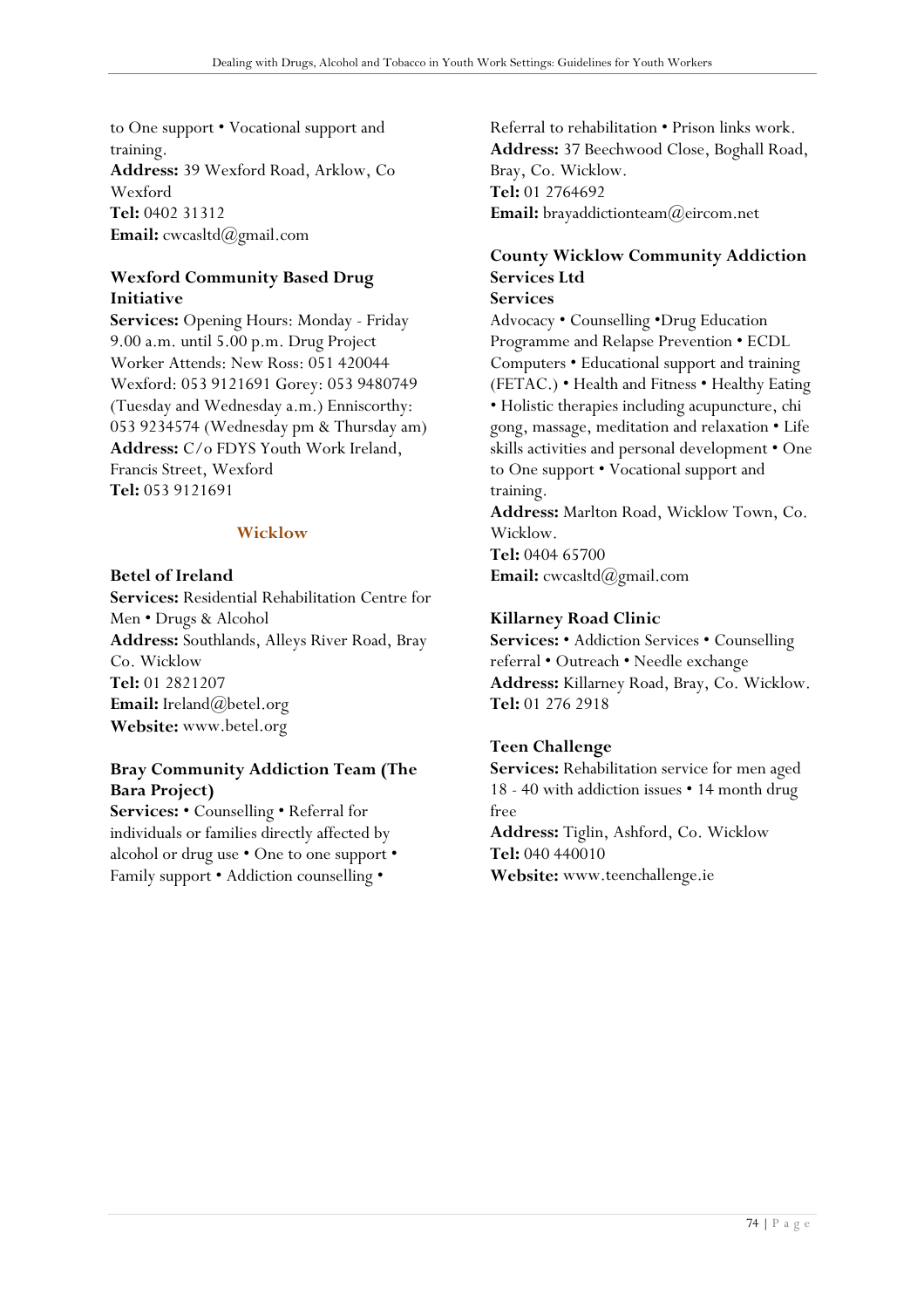to One support • Vocational support and training.
**Address:** 39 Wexford Road, Arklow, Co Wexford
**Tel:** 0402 31312
**Email:** cwcasltd@gmail.com

**Wexford Community Based Drug Initiative**
**Services:** Opening Hours: Monday - Friday 9.00 a.m. until 5.00 p.m. Drug Project Worker Attends: New Ross: 051 420044 Wexford: 053 9121691 Gorey: 053 9480749 (Tuesday and Wednesday a.m.) Enniscorthy: 053 9234574 (Wednesday pm & Thursday am)
**Address:** C/o FDYS Youth Work Ireland, Francis Street, Wexford
**Tel:** 053 9121691

## Wicklow

**Betel of Ireland**
**Services:** Residential Rehabilitation Centre for Men • Drugs & Alcohol
**Address:** Southlands, Alleys River Road, Bray Co. Wicklow
**Tel:** 01 2821207
**Email:** Ireland@betel.org
**Website:** www.betel.org

**Bray Community Addiction Team (The Bara Project)**
**Services:** • Counselling • Referral for individuals or families directly affected by alcohol or drug use • One to one support • Family support • Addiction counselling • Referral to rehabilitation • Prison links work.
**Address:** 37 Beechwood Close, Boghall Road, Bray, Co. Wicklow.
**Tel:** 01 2764692
**Email:** brayaddictionteam@eircom.net

**County Wicklow Community Addiction Services Ltd**
**Services**
Advocacy • Counselling •Drug Education Programme and Relapse Prevention • ECDL Computers • Educational support and training (FETAC.) • Health and Fitness • Healthy Eating • Holistic therapies including acupuncture, chi gong, massage, meditation and relaxation • Life skills activities and personal development • One to One support • Vocational support and training.
**Address:** Marlton Road, Wicklow Town, Co. Wicklow.
**Tel:** 0404 65700
**Email:** cwcasltd@gmail.com

**Killarney Road Clinic**
**Services:** • Addiction Services • Counselling referral • Outreach • Needle exchange
**Address:** Killarney Road, Bray, Co. Wicklow.
**Tel:** 01 276 2918

**Teen Challenge**
**Services:** Rehabilitation service for men aged 18 - 40 with addiction issues • 14 month drug free
**Address:** Tiglin, Ashford, Co. Wicklow
**Tel:** 040 440010
**Website:** www.teenchallenge.ie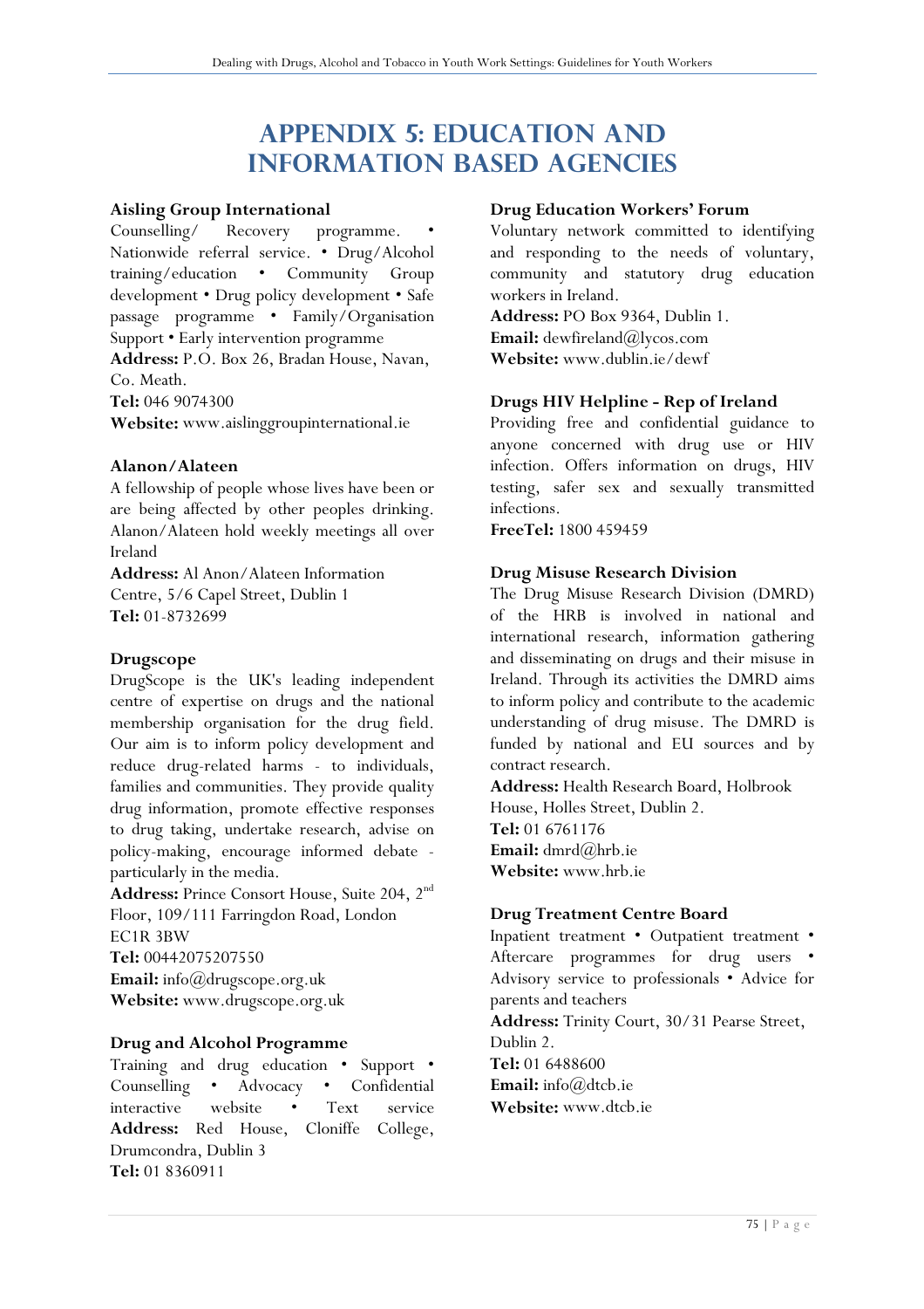# APPENDIX 5: EDUCATION AND INFORMATION BASED AGENCIES

**Aisling Group International**
Counselling/ Recovery programme. • Nationwide referral service. • Drug/Alcohol training/education • Community Group development • Drug policy development • Safe passage programme • Family/Organisation Support • Early intervention programme
**Address:** P.O. Box 26, Bradan House, Navan, Co. Meath.
**Tel:** 046 9074300
**Website:** www.aislinggroupinternational.ie

**Alanon/Alateen**
A fellowship of people whose lives have been or are being affected by other peoples drinking. Alanon/Alateen hold weekly meetings all over Ireland
**Address:** Al Anon/Alateen Information Centre, 5/6 Capel Street, Dublin 1
**Tel:** 01-8732699

**Drugscope**
DrugScope is the UK's leading independent centre of expertise on drugs and the national membership organisation for the drug field. Our aim is to inform policy development and reduce drug-related harms - to individuals, families and communities. They provide quality drug information, promote effective responses to drug taking, undertake research, advise on policy-making, encourage informed debate - particularly in the media.
**Address:** Prince Consort House, Suite 204, 2nd Floor, 109/111 Farringdon Road, London EC1R 3BW
**Tel:** 00442075207550
**Email:** info@drugscope.org.uk
**Website:** www.drugscope.org.uk

**Drug and Alcohol Programme**
Training and drug education • Support • Counselling • Advocacy • Confidential interactive website • Text service
**Address:** Red House, Cloniffe College, Drumcondra, Dublin 3
**Tel:** 01 8360911

**Drug Education Workers' Forum**
Voluntary network committed to identifying and responding to the needs of voluntary, community and statutory drug education workers in Ireland.
**Address:** PO Box 9364, Dublin 1.
**Email:** dewfireland@lycos.com
**Website:** www.dublin.ie/dewf

**Drugs HIV Helpline - Rep of Ireland**
Providing free and confidential guidance to anyone concerned with drug use or HIV infection. Offers information on drugs, HIV testing, safer sex and sexually transmitted infections.
**FreeTel:** 1800 459459

**Drug Misuse Research Division**
The Drug Misuse Research Division (DMRD) of the HRB is involved in national and international research, information gathering and disseminating on drugs and their misuse in Ireland. Through its activities the DMRD aims to inform policy and contribute to the academic understanding of drug misuse. The DMRD is funded by national and EU sources and by contract research.
**Address:** Health Research Board, Holbrook House, Holles Street, Dublin 2.
**Tel:** 01 6761176
**Email:** dmrd@hrb.ie
**Website:** www.hrb.ie

**Drug Treatment Centre Board**
Inpatient treatment • Outpatient treatment • Aftercare programmes for drug users • Advisory service to professionals • Advice for parents and teachers
**Address:** Trinity Court, 30/31 Pearse Street, Dublin 2.
**Tel:** 01 6488600
**Email:** info@dtcb.ie
**Website:** www.dtcb.ie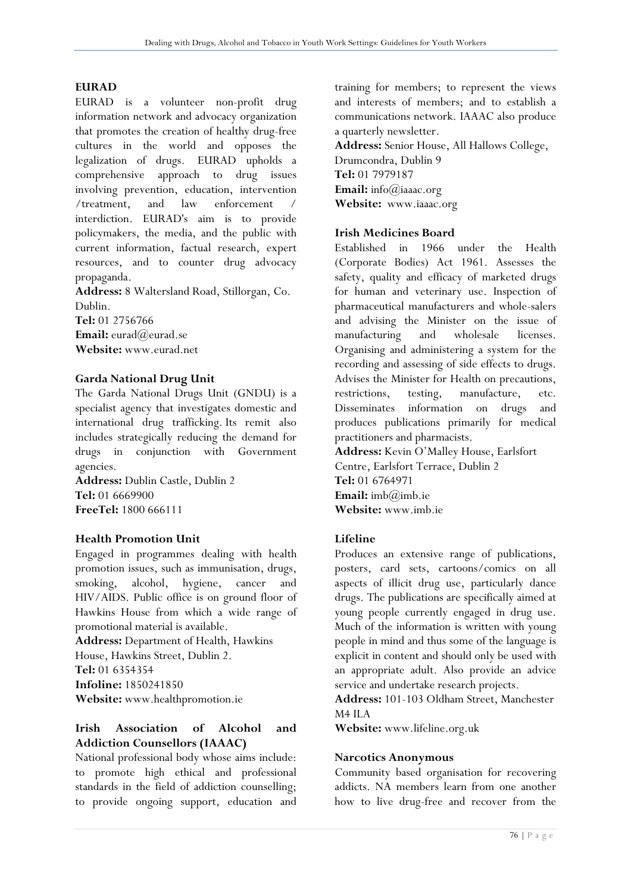## EURAD

EURAD is a volunteer non-profit drug information network and advocacy organization that promotes the creation of healthy drug-free cultures in the world and opposes the legalization of drugs. EURAD upholds a comprehensive approach to drug issues involving prevention, education, intervention /treatment, and law enforcement / interdiction. EURAD's aim is to provide policymakers, the media, and the public with current information, factual research, expert resources, and to counter drug advocacy propaganda.

**Address:** 8 Waltersland Road, Stillorgan, Co. Dublin.
**Tel:** 01 2756766
**Email:** eurad@eurad.se
**Website:** www.eurad.net

## Garda National Drug Unit

The Garda National Drugs Unit (GNDU) is a specialist agency that investigates domestic and international drug trafficking. Its remit also includes strategically reducing the demand for drugs in conjunction with Government agencies.

**Address:** Dublin Castle, Dublin 2
**Tel:** 01 6669900
**FreeTel:** 1800 666111

## Health Promotion Unit

Engaged in programmes dealing with health promotion issues, such as immunisation, drugs, smoking, alcohol, hygiene, cancer and HIV/AIDS. Public office is on ground floor of Hawkins House from which a wide range of promotional material is available.

**Address:** Department of Health, Hawkins House, Hawkins Street, Dublin 2.
**Tel:** 01 6354354
**Infoline:** 1850241850
**Website:** www.healthpromotion.ie

## Irish Association of Alcohol and Addiction Counsellors (IAAAC)

National professional body whose aims include: to promote high ethical and professional standards in the field of addiction counselling; to provide ongoing support, education and training for members; to represent the views and interests of members; and to establish a communications network. IAAAC also produce a quarterly newsletter.

**Address:** Senior House, All Hallows College, Drumcondra, Dublin 9
**Tel:** 01 7979187
**Email:** info@iaaac.org
**Website:** www.iaaac.org

## Irish Medicines Board

Established in 1966 under the Health (Corporate Bodies) Act 1961. Assesses the safety, quality and efficacy of marketed drugs for human and veterinary use. Inspection of pharmaceutical manufacturers and whole-salers and advising the Minister on the issue of manufacturing and wholesale licenses. Organising and administering a system for the recording and assessing of side effects to drugs. Advises the Minister for Health on precautions, restrictions, testing, manufacture, etc. Disseminates information on drugs and produces publications primarily for medical practitioners and pharmacists.

**Address:** Kevin O'Malley House, Earlsfort Centre, Earlsfort Terrace, Dublin 2
**Tel:** 01 6764971
**Email:** imb@imb.ie
**Website:** www.imb.ie

## Lifeline

Produces an extensive range of publications, posters, card sets, cartoons/comics on all aspects of illicit drug use, particularly dance drugs. The publications are specifically aimed at young people currently engaged in drug use. Much of the information is written with young people in mind and thus some of the language is explicit in content and should only be used with an appropriate adult. Also provide an advice service and undertake research projects.

**Address:** 101-103 Oldham Street, Manchester M4 ILA
**Website:** www.lifeline.org.uk

## Narcotics Anonymous

Community based organisation for recovering addicts. NA members learn from one another how to live drug-free and recover from the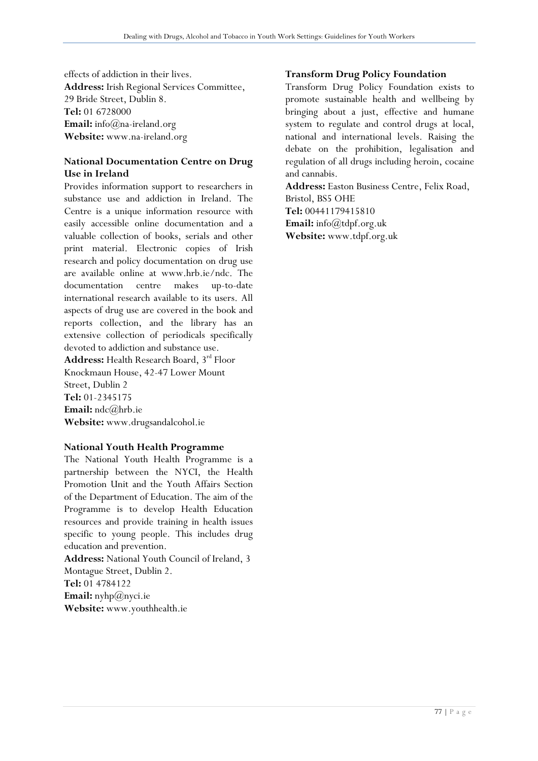effects of addiction in their lives.
**Address:** Irish Regional Services Committee, 29 Bride Street, Dublin 8.
**Tel:** 01 6728000
**Email:** info@na-ireland.org
**Website:** www.na-ireland.org

### National Documentation Centre on Drug Use in Ireland

Provides information support to researchers in substance use and addiction in Ireland. The Centre is a unique information resource with easily accessible online documentation and a valuable collection of books, serials and other print material. Electronic copies of Irish research and policy documentation on drug use are available online at www.hrb.ie/ndc. The documentation centre makes up-to-date international research available to its users. All aspects of drug use are covered in the book and reports collection, and the library has an extensive collection of periodicals specifically devoted to addiction and substance use.
**Address:** Health Research Board, 3rd Floor Knockmaun House, 42-47 Lower Mount Street, Dublin 2
**Tel:** 01-2345175
**Email:** ndc@hrb.ie
**Website:** www.drugsandalcohol.ie

### National Youth Health Programme

The National Youth Health Programme is a partnership between the NYCI, the Health Promotion Unit and the Youth Affairs Section of the Department of Education. The aim of the Programme is to develop Health Education resources and provide training in health issues specific to young people. This includes drug education and prevention.
**Address:** National Youth Council of Ireland, 3 Montague Street, Dublin 2.
**Tel:** 01 4784122
**Email:** nyhp@nyci.ie
**Website:** www.youthhealth.ie

### Transform Drug Policy Foundation

Transform Drug Policy Foundation exists to promote sustainable health and wellbeing by bringing about a just, effective and humane system to regulate and control drugs at local, national and international levels. Raising the debate on the prohibition, legalisation and regulation of all drugs including heroin, cocaine and cannabis.
**Address:** Easton Business Centre, Felix Road, Bristol, BS5 OHE
**Tel:** 00441179415810
**Email:** info@tdpf.org.uk
**Website:** www.tdpf.org.uk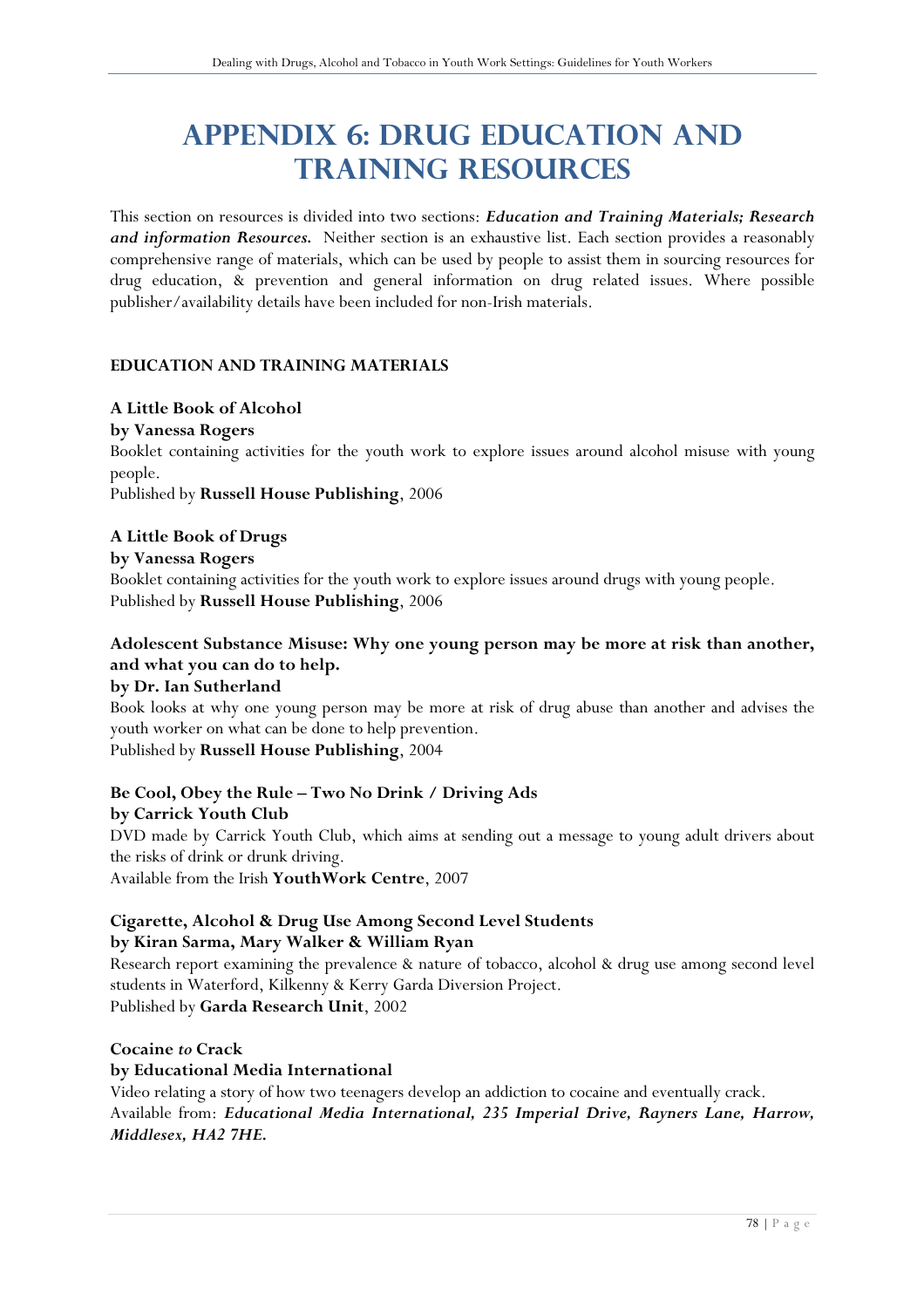# APPENDIX 6: DRUG EDUCATION AND TRAINING RESOURCES

This section on resources is divided into two sections: ***Education and Training Materials; Research and information Resources.*** Neither section is an exhaustive list. Each section provides a reasonably comprehensive range of materials, which can be used by people to assist them in sourcing resources for drug education, & prevention and general information on drug related issues. Where possible publisher/availability details have been included for non-Irish materials.

## EDUCATION AND TRAINING MATERIALS

**A Little Book of Alcohol**
**by Vanessa Rogers**
Booklet containing activities for the youth work to explore issues around alcohol misuse with young people.
Published by **Russell House Publishing**, 2006

**A Little Book of Drugs**
**by Vanessa Rogers**
Booklet containing activities for the youth work to explore issues around drugs with young people.
Published by **Russell House Publishing**, 2006

**Adolescent Substance Misuse: Why one young person may be more at risk than another, and what you can do to help.**
**by Dr. Ian Sutherland**
Book looks at why one young person may be more at risk of drug abuse than another and advises the youth worker on what can be done to help prevention.
Published by **Russell House Publishing**, 2004

**Be Cool, Obey the Rule – Two No Drink / Driving Ads**
**by Carrick Youth Club**
DVD made by Carrick Youth Club, which aims at sending out a message to young adult drivers about the risks of drink or drunk driving.
Available from the Irish **YouthWork Centre**, 2007

**Cigarette, Alcohol & Drug Use Among Second Level Students**
**by Kiran Sarma, Mary Walker & William Ryan**
Research report examining the prevalence & nature of tobacco, alcohol & drug use among second level students in Waterford, Kilkenny & Kerry Garda Diversion Project.
Published by **Garda Research Unit**, 2002

**Cocaine *to* Crack**
**by Educational Media International**
Video relating a story of how two teenagers develop an addiction to cocaine and eventually crack.
Available from: ***Educational Media International, 235 Imperial Drive, Rayners Lane, Harrow, Middlesex, HA2 7HE.***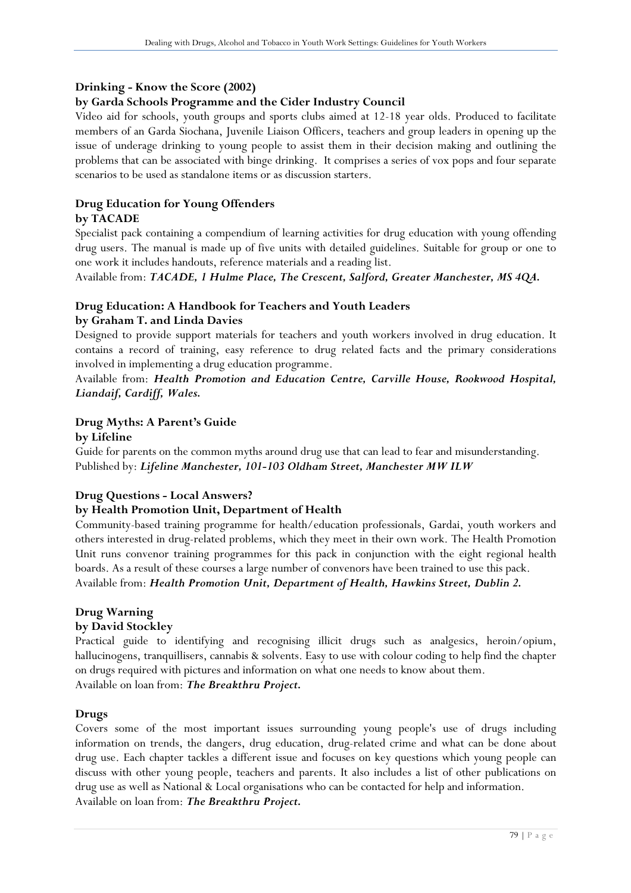**Drinking - Know the Score (2002)**
**by Garda Schools Programme and the Cider Industry Council**

Video aid for schools, youth groups and sports clubs aimed at 12-18 year olds. Produced to facilitate members of an Garda Siochana, Juvenile Liaison Officers, teachers and group leaders in opening up the issue of underage drinking to young people to assist them in their decision making and outlining the problems that can be associated with binge drinking. It comprises a series of vox pops and four separate scenarios to be used as standalone items or as discussion starters.

**Drug Education for Young Offenders**
**by TACADE**

Specialist pack containing a compendium of learning activities for drug education with young offending drug users. The manual is made up of five units with detailed guidelines. Suitable for group or one to one work it includes handouts, reference materials and a reading list.

Available from: ***TACADE, 1 Hulme Place, The Crescent, Salford, Greater Manchester, MS 4QA.***

**Drug Education: A Handbook for Teachers and Youth Leaders**
**by Graham T. and Linda Davies**

Designed to provide support materials for teachers and youth workers involved in drug education. It contains a record of training, easy reference to drug related facts and the primary considerations involved in implementing a drug education programme.

Available from: ***Health Promotion and Education Centre, Carville House, Rookwood Hospital, Liandaif, Cardiff, Wales.***

**Drug Myths: A Parent's Guide**
**by Lifeline**

Guide for parents on the common myths around drug use that can lead to fear and misunderstanding.
Published by: ***Lifeline Manchester, 101-103 Oldham Street, Manchester MW ILW***

**Drug Questions - Local Answers?**
**by Health Promotion Unit, Department of Health**

Community-based training programme for health/education professionals, Gardai, youth workers and others interested in drug-related problems, which they meet in their own work. The Health Promotion Unit runs convenor training programmes for this pack in conjunction with the eight regional health boards. As a result of these courses a large number of convenors have been trained to use this pack.
Available from: ***Health Promotion Unit, Department of Health, Hawkins Street, Dublin 2.***

**Drug Warning**
**by David Stockley**

Practical guide to identifying and recognising illicit drugs such as analgesics, heroin/opium, hallucinogens, tranquillisers, cannabis & solvents. Easy to use with colour coding to help find the chapter on drugs required with pictures and information on what one needs to know about them.
Available on loan from: ***The Breakthru Project.***

**Drugs**

Covers some of the most important issues surrounding young people's use of drugs including information on trends, the dangers, drug education, drug-related crime and what can be done about drug use. Each chapter tackles a different issue and focuses on key questions which young people can discuss with other young people, teachers and parents. It also includes a list of other publications on drug use as well as National & Local organisations who can be contacted for help and information.
Available on loan from: ***The Breakthru Project.***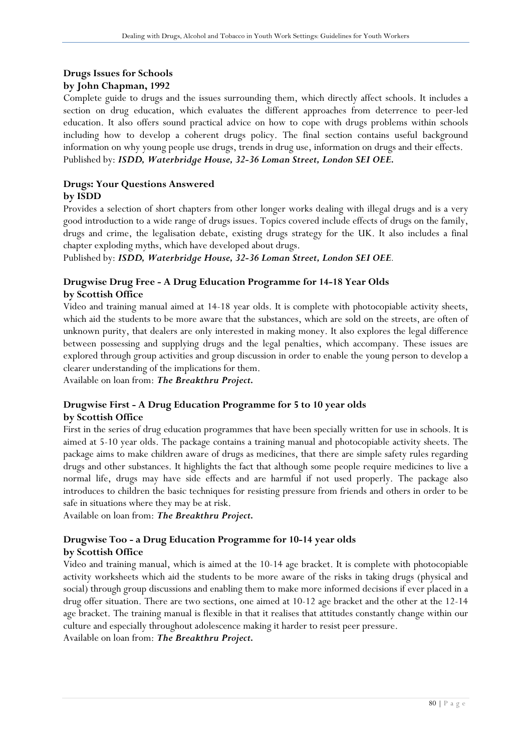### Drugs Issues for Schools
**by John Chapman, 1992**

Complete guide to drugs and the issues surrounding them, which directly affect schools. It includes a section on drug education, which evaluates the different approaches from deterrence to peer-led education. It also offers sound practical advice on how to cope with drugs problems within schools including how to develop a coherent drugs policy. The final section contains useful background information on why young people use drugs, trends in drug use, information on drugs and their effects.
Published by: ***ISDD, Waterbridge House, 32-36 Loman Street, London SEI OEE.***

### Drugs: Your Questions Answered
**by ISDD**

Provides a selection of short chapters from other longer works dealing with illegal drugs and is a very good introduction to a wide range of drugs issues. Topics covered include effects of drugs on the family, drugs and crime, the legalisation debate, existing drugs strategy for the UK. It also includes a final chapter exploding myths, which have developed about drugs.
Published by: ***ISDD, Waterbridge House, 32-36 Loman Street, London SEI OEE**.*

### Drugwise Drug Free - A Drug Education Programme for 14-18 Year Olds
**by Scottish Office**

Video and training manual aimed at 14-18 year olds. It is complete with photocopiable activity sheets, which aid the students to be more aware that the substances, which are sold on the streets, are often of unknown purity, that dealers are only interested in making money. It also explores the legal difference between possessing and supplying drugs and the legal penalties, which accompany. These issues are explored through group activities and group discussion in order to enable the young person to develop a clearer understanding of the implications for them.
Available on loan from: ***The Breakthru Project.***

### Drugwise First - A Drug Education Programme for 5 to 10 year olds
**by Scottish Office**

First in the series of drug education programmes that have been specially written for use in schools. It is aimed at 5-10 year olds. The package contains a training manual and photocopiable activity sheets. The package aims to make children aware of drugs as medicines, that there are simple safety rules regarding drugs and other substances. It highlights the fact that although some people require medicines to live a normal life, drugs may have side effects and are harmful if not used properly. The package also introduces to children the basic techniques for resisting pressure from friends and others in order to be safe in situations where they may be at risk.
Available on loan from: ***The Breakthru Project.***

### Drugwise Too - a Drug Education Programme for 10-14 year olds
**by Scottish Office**

Video and training manual, which is aimed at the 10-14 age bracket. It is complete with photocopiable activity worksheets which aid the students to be more aware of the risks in taking drugs (physical and social) through group discussions and enabling them to make more informed decisions if ever placed in a drug offer situation. There are two sections, one aimed at 10-12 age bracket and the other at the 12-14 age bracket. The training manual is flexible in that it realises that attitudes constantly change within our culture and especially throughout adolescence making it harder to resist peer pressure.
Available on loan from: ***The Breakthru Project.***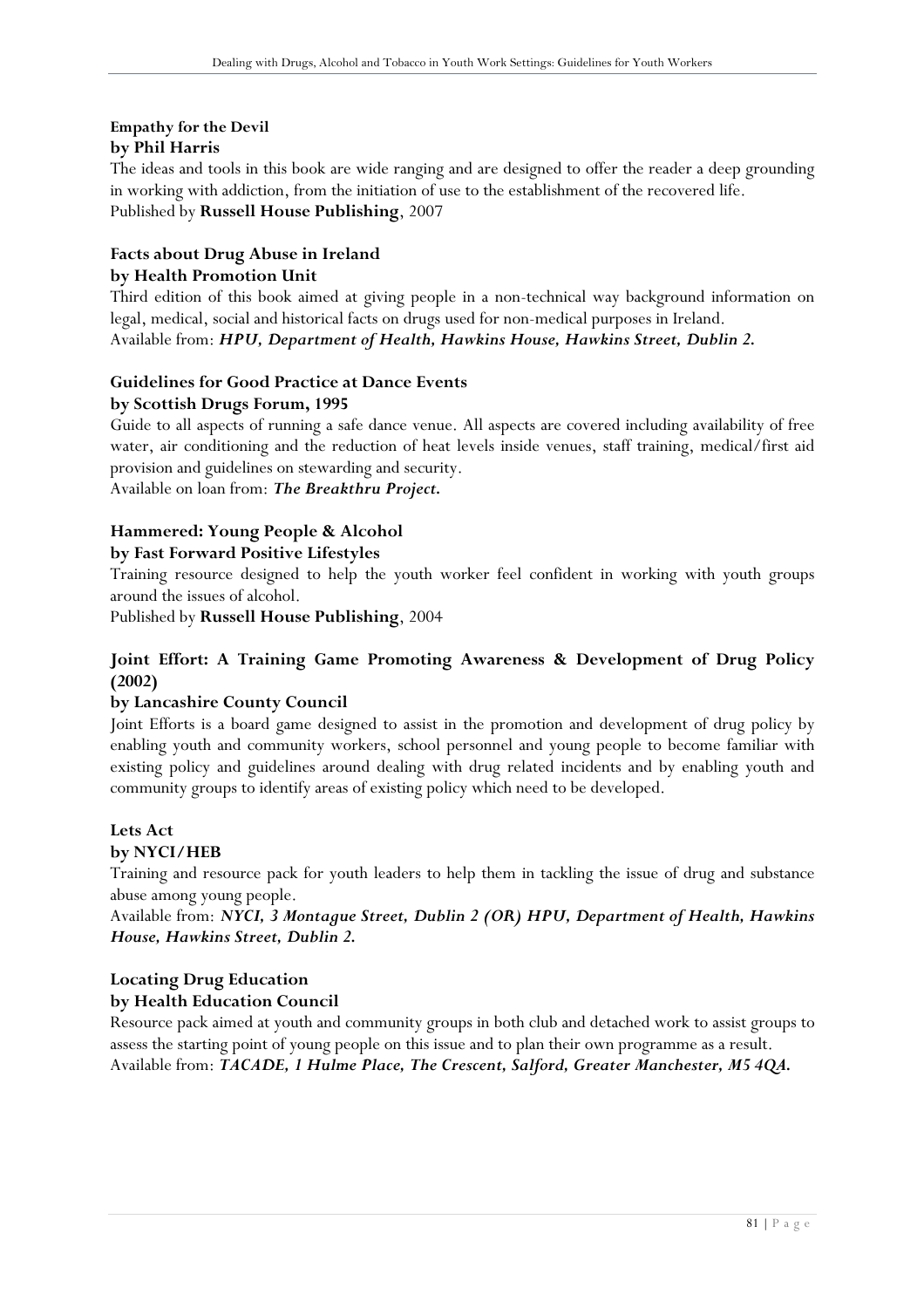**Empathy for the Devil**
**by Phil Harris**

The ideas and tools in this book are wide ranging and are designed to offer the reader a deep grounding in working with addiction, from the initiation of use to the establishment of the recovered life.
Published by **Russell House Publishing**, 2007

**Facts about Drug Abuse in Ireland**
**by Health Promotion Unit**

Third edition of this book aimed at giving people in a non-technical way background information on legal, medical, social and historical facts on drugs used for non-medical purposes in Ireland.
Available from: ***HPU, Department of Health, Hawkins House, Hawkins Street, Dublin 2.***

**Guidelines for Good Practice at Dance Events**
**by Scottish Drugs Forum, 1995**

Guide to all aspects of running a safe dance venue. All aspects are covered including availability of free water, air conditioning and the reduction of heat levels inside venues, staff training, medical/first aid provision and guidelines on stewarding and security.
Available on loan from: ***The Breakthru Project.***

**Hammered: Young People & Alcohol**
**by Fast Forward Positive Lifestyles**

Training resource designed to help the youth worker feel confident in working with youth groups around the issues of alcohol.
Published by **Russell House Publishing**, 2004

**Joint Effort: A Training Game Promoting Awareness & Development of Drug Policy (2002)**
**by Lancashire County Council**

Joint Efforts is a board game designed to assist in the promotion and development of drug policy by enabling youth and community workers, school personnel and young people to become familiar with existing policy and guidelines around dealing with drug related incidents and by enabling youth and community groups to identify areas of existing policy which need to be developed.

**Lets Act**
**by NYCI/HEB**

Training and resource pack for youth leaders to help them in tackling the issue of drug and substance abuse among young people.
Available from: ***NYCI, 3 Montague Street, Dublin 2 (OR) HPU, Department of Health, Hawkins House, Hawkins Street, Dublin 2.***

**Locating Drug Education**
**by Health Education Council**

Resource pack aimed at youth and community groups in both club and detached work to assist groups to assess the starting point of young people on this issue and to plan their own programme as a result.
Available from: ***TACADE, 1 Hulme Place, The Crescent, Salford, Greater Manchester, M5 4QA.***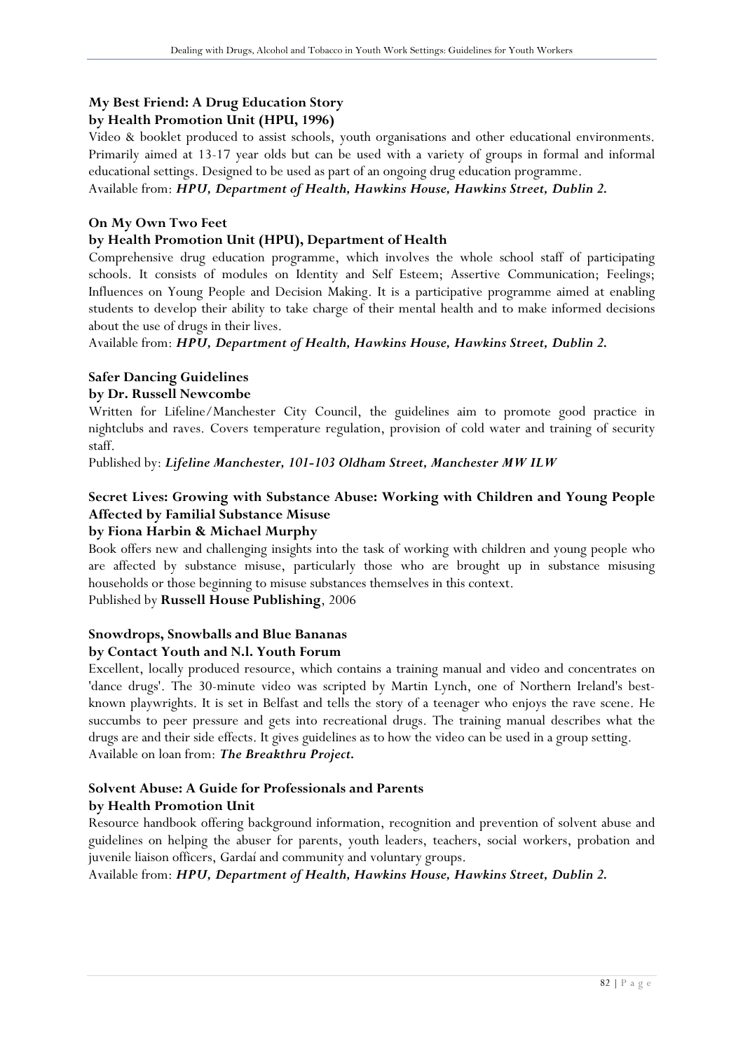**My Best Friend: A Drug Education Story**
**by Health Promotion Unit (HPU, 1996)**

Video & booklet produced to assist schools, youth organisations and other educational environments. Primarily aimed at 13-17 year olds but can be used with a variety of groups in formal and informal educational settings. Designed to be used as part of an ongoing drug education programme.

Available from: ***HPU, Department of Health, Hawkins House, Hawkins Street, Dublin 2.***

**On My Own Two Feet**
**by Health Promotion Unit (HPU), Department of Health**

Comprehensive drug education programme, which involves the whole school staff of participating schools. It consists of modules on Identity and Self Esteem; Assertive Communication; Feelings; Influences on Young People and Decision Making. It is a participative programme aimed at enabling students to develop their ability to take charge of their mental health and to make informed decisions about the use of drugs in their lives.

Available from: ***HPU, Department of Health, Hawkins House, Hawkins Street, Dublin 2.***

**Safer Dancing Guidelines**
**by Dr. Russell Newcombe**

Written for Lifeline/Manchester City Council, the guidelines aim to promote good practice in nightclubs and raves. Covers temperature regulation, provision of cold water and training of security staff.

Published by: ***Lifeline Manchester, 101-103 Oldham Street, Manchester MW ILW***

**Secret Lives: Growing with Substance Abuse: Working with Children and Young People Affected by Familial Substance Misuse**
**by Fiona Harbin & Michael Murphy**

Book offers new and challenging insights into the task of working with children and young people who are affected by substance misuse, particularly those who are brought up in substance misusing households or those beginning to misuse substances themselves in this context.

Published by **Russell House Publishing**, 2006

**Snowdrops, Snowballs and Blue Bananas**
**by Contact Youth and N.l. Youth Forum**

Excellent, locally produced resource, which contains a training manual and video and concentrates on 'dance drugs'. The 30-minute video was scripted by Martin Lynch, one of Northern Ireland's best-known playwrights. It is set in Belfast and tells the story of a teenager who enjoys the rave scene. He succumbs to peer pressure and gets into recreational drugs. The training manual describes what the drugs are and their side effects. It gives guidelines as to how the video can be used in a group setting.

Available on loan from: ***The Breakthru Project.***

**Solvent Abuse: A Guide for Professionals and Parents**
**by Health Promotion Unit**

Resource handbook offering background information, recognition and prevention of solvent abuse and guidelines on helping the abuser for parents, youth leaders, teachers, social workers, probation and juvenile liaison officers, Gardaí and community and voluntary groups.

Available from: ***HPU, Department of Health, Hawkins House, Hawkins Street, Dublin 2.***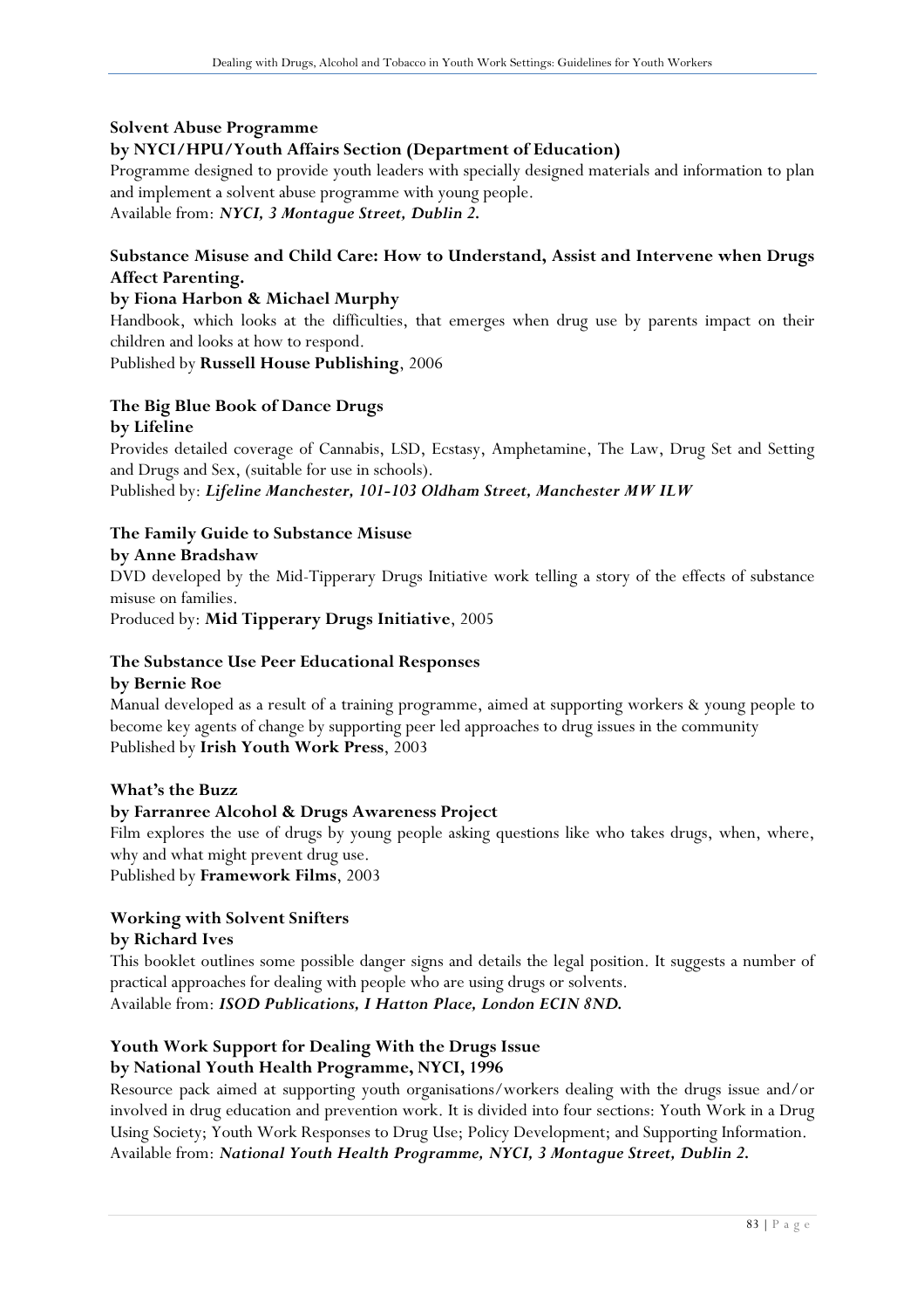**Solvent Abuse Programme**
**by NYCI/HPU/Youth Affairs Section (Department of Education)**
Programme designed to provide youth leaders with specially designed materials and information to plan and implement a solvent abuse programme with young people.
Available from: ***NYCI, 3 Montague Street, Dublin 2.***

**Substance Misuse and Child Care: How to Understand, Assist and Intervene when Drugs Affect Parenting.**
**by Fiona Harbon & Michael Murphy**
Handbook, which looks at the difficulties, that emerges when drug use by parents impact on their children and looks at how to respond.
Published by **Russell House Publishing**, 2006

**The Big Blue Book of Dance Drugs**
**by Lifeline**
Provides detailed coverage of Cannabis, LSD, Ecstasy, Amphetamine, The Law, Drug Set and Setting and Drugs and Sex, (suitable for use in schools).
Published by: ***Lifeline Manchester, 101-103 Oldham Street, Manchester MW ILW***

**The Family Guide to Substance Misuse**
**by Anne Bradshaw**
DVD developed by the Mid-Tipperary Drugs Initiative work telling a story of the effects of substance misuse on families.
Produced by: **Mid Tipperary Drugs Initiative**, 2005

**The Substance Use Peer Educational Responses**
**by Bernie Roe**
Manual developed as a result of a training programme, aimed at supporting workers & young people to become key agents of change by supporting peer led approaches to drug issues in the community
Published by **Irish Youth Work Press**, 2003

**What's the Buzz**
**by Farranree Alcohol & Drugs Awareness Project**
Film explores the use of drugs by young people asking questions like who takes drugs, when, where, why and what might prevent drug use.
Published by **Framework Films**, 2003

**Working with Solvent Snifters**
**by Richard Ives**
This booklet outlines some possible danger signs and details the legal position. It suggests a number of practical approaches for dealing with people who are using drugs or solvents.
Available from: ***ISOD Publications, I Hatton Place, London ECIN 8ND.***

**Youth Work Support for Dealing With the Drugs Issue**
**by National Youth Health Programme, NYCI, 1996**
Resource pack aimed at supporting youth organisations/workers dealing with the drugs issue and/or involved in drug education and prevention work. It is divided into four sections: Youth Work in a Drug Using Society; Youth Work Responses to Drug Use; Policy Development; and Supporting Information.
Available from: ***National Youth Health Programme, NYCI, 3 Montague Street, Dublin 2.***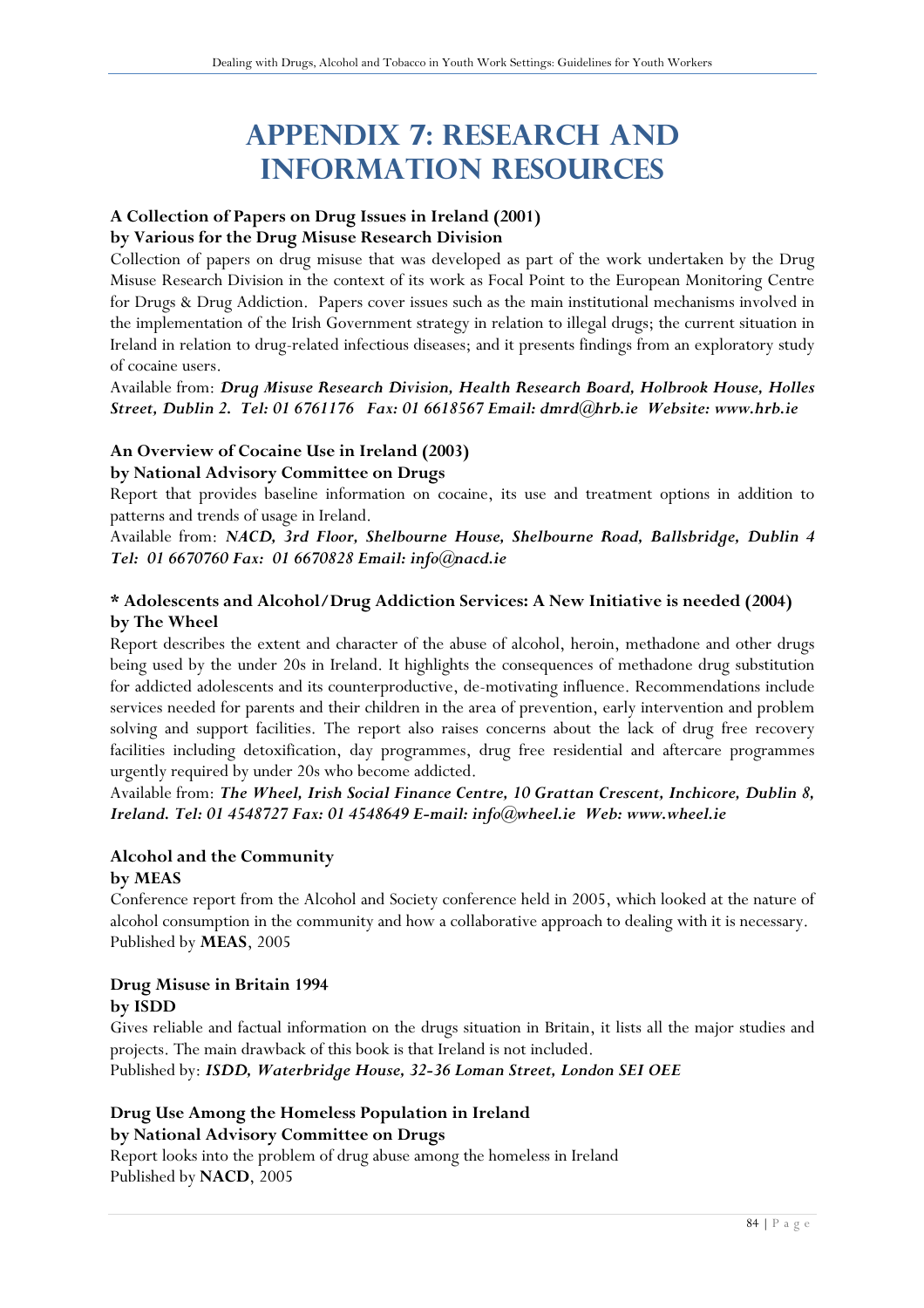# Appendix 7: Research and Information Resources

**A Collection of Papers on Drug Issues in Ireland (2001)**
**by Various for the Drug Misuse Research Division**

Collection of papers on drug misuse that was developed as part of the work undertaken by the Drug Misuse Research Division in the context of its work as Focal Point to the European Monitoring Centre for Drugs & Drug Addiction. Papers cover issues such as the main institutional mechanisms involved in the implementation of the Irish Government strategy in relation to illegal drugs; the current situation in Ireland in relation to drug-related infectious diseases; and it presents findings from an exploratory study of cocaine users.

Available from: ***Drug Misuse Research Division, Health Research Board, Holbrook House, Holles Street, Dublin 2. Tel: 01 6761176 Fax: 01 6618567 Email: dmrd@hrb.ie Website: www.hrb.ie***

**An Overview of Cocaine Use in Ireland (2003)**
**by National Advisory Committee on Drugs**

Report that provides baseline information on cocaine, its use and treatment options in addition to patterns and trends of usage in Ireland.

Available from: ***NACD, 3rd Floor, Shelbourne House, Shelbourne Road, Ballsbridge, Dublin 4 Tel: 01 6670760 Fax: 01 6670828 Email: info@nacd.ie***

**\* Adolescents and Alcohol/Drug Addiction Services: A New Initiative is needed (2004)**
**by The Wheel**

Report describes the extent and character of the abuse of alcohol, heroin, methadone and other drugs being used by the under 20s in Ireland. It highlights the consequences of methadone drug substitution for addicted adolescents and its counterproductive, de-motivating influence. Recommendations include services needed for parents and their children in the area of prevention, early intervention and problem solving and support facilities. The report also raises concerns about the lack of drug free recovery facilities including detoxification, day programmes, drug free residential and aftercare programmes urgently required by under 20s who become addicted.

Available from: ***The Wheel, Irish Social Finance Centre, 10 Grattan Crescent, Inchicore, Dublin 8, Ireland. Tel: 01 4548727 Fax: 01 4548649 E-mail: info@wheel.ie Web: www.wheel.ie***

**Alcohol and the Community**
**by MEAS**

Conference report from the Alcohol and Society conference held in 2005, which looked at the nature of alcohol consumption in the community and how a collaborative approach to dealing with it is necessary.
Published by **MEAS**, 2005

**Drug Misuse in Britain 1994**
**by ISDD**

Gives reliable and factual information on the drugs situation in Britain, it lists all the major studies and projects. The main drawback of this book is that Ireland is not included.
Published by: ***ISDD, Waterbridge House, 32-36 Loman Street, London SEI OEE***

**Drug Use Among the Homeless Population in Ireland**
**by National Advisory Committee on Drugs**

Report looks into the problem of drug abuse among the homeless in Ireland
Published by **NACD**, 2005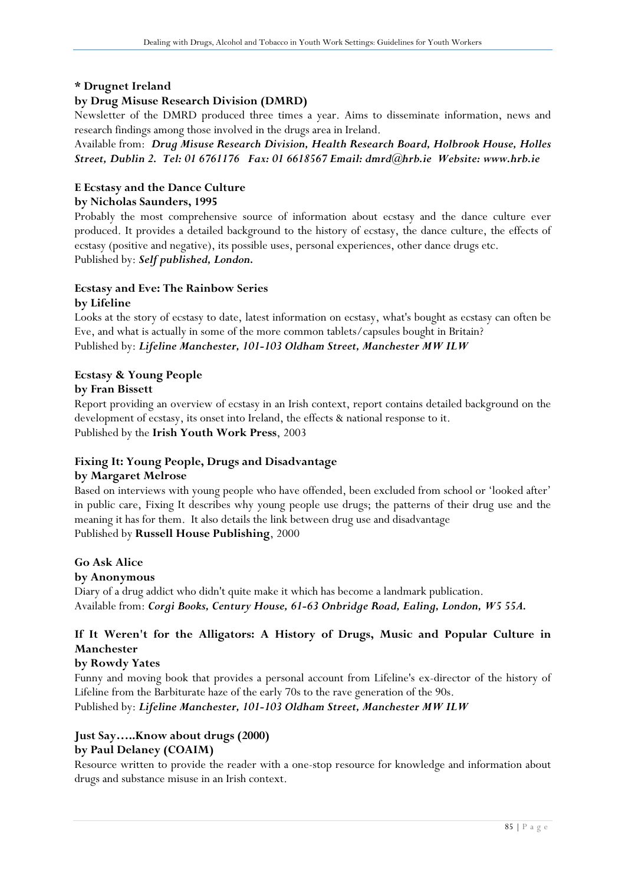**\* Drugnet Ireland**

**by Drug Misuse Research Division (DMRD)**

Newsletter of the DMRD produced three times a year. Aims to disseminate information, news and research findings among those involved in the drugs area in Ireland.

Available from: ***Drug Misuse Research Division, Health Research Board, Holbrook House, Holles Street, Dublin 2. Tel: 01 6761176 Fax: 01 6618567 Email: dmrd@hrb.ie Website: www.hrb.ie***

**E Ecstasy and the Dance Culture**

**by Nicholas Saunders, 1995**

Probably the most comprehensive source of information about ecstasy and the dance culture ever produced. It provides a detailed background to the history of ecstasy, the dance culture, the effects of ecstasy (positive and negative), its possible uses, personal experiences, other dance drugs etc.

Published by: ***Self published, London.***

**Ecstasy and Eve: The Rainbow Series**

**by Lifeline**

Looks at the story of ecstasy to date, latest information on ecstasy, what's bought as ecstasy can often be Eve, and what is actually in some of the more common tablets/capsules bought in Britain?

Published by: ***Lifeline Manchester, 101-103 Oldham Street, Manchester MW ILW***

**Ecstasy & Young People**

**by Fran Bissett**

Report providing an overview of ecstasy in an Irish context, report contains detailed background on the development of ecstasy, its onset into Ireland, the effects & national response to it.

Published by the **Irish Youth Work Press**, 2003

**Fixing It: Young People, Drugs and Disadvantage**

**by Margaret Melrose**

Based on interviews with young people who have offended, been excluded from school or 'looked after' in public care, Fixing It describes why young people use drugs; the patterns of their drug use and the meaning it has for them. It also details the link between drug use and disadvantage

Published by **Russell House Publishing**, 2000

**Go Ask Alice**

**by Anonymous**

Diary of a drug addict who didn't quite make it which has become a landmark publication.

Available from: ***Corgi Books, Century House, 61-63 Onbridge Road, Ealing, London, W5 55A.***

**If It Weren't for the Alligators: A History of Drugs, Music and Popular Culture in Manchester**

**by Rowdy Yates**

Funny and moving book that provides a personal account from Lifeline's ex-director of the history of Lifeline from the Barbiturate haze of the early 70s to the rave generation of the 90s.

Published by: ***Lifeline Manchester, 101-103 Oldham Street, Manchester MW ILW***

**Just Say…..Know about drugs (2000)**

**by Paul Delaney (COAIM)**

Resource written to provide the reader with a one-stop resource for knowledge and information about drugs and substance misuse in an Irish context.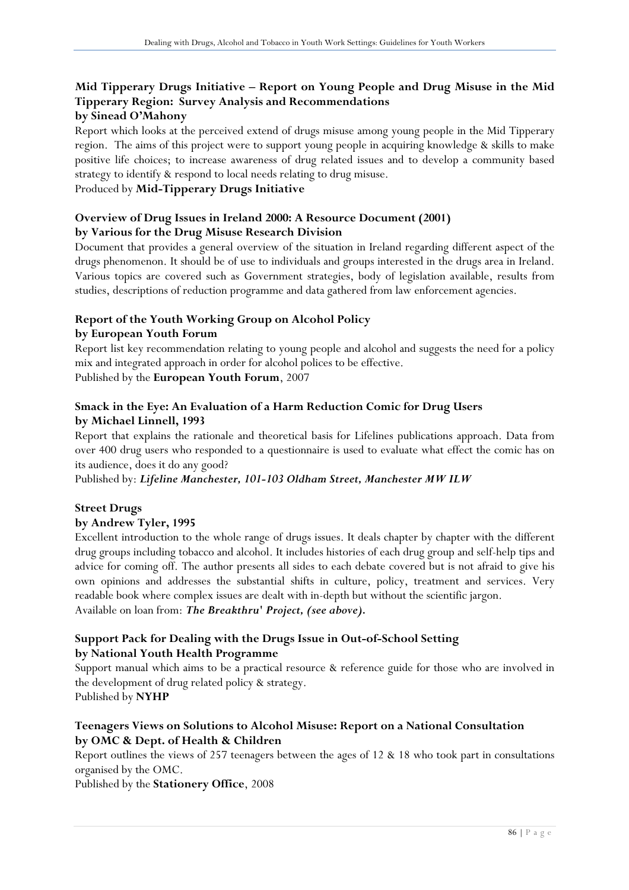**Mid Tipperary Drugs Initiative – Report on Young People and Drug Misuse in the Mid Tipperary Region: Survey Analysis and Recommendations**
**by Sinead O'Mahony**

Report which looks at the perceived extend of drugs misuse among young people in the Mid Tipperary region. The aims of this project were to support young people in acquiring knowledge & skills to make positive life choices; to increase awareness of drug related issues and to develop a community based strategy to identify & respond to local needs relating to drug misuse.

Produced by **Mid-Tipperary Drugs Initiative**

**Overview of Drug Issues in Ireland 2000: A Resource Document (2001)**
**by Various for the Drug Misuse Research Division**

Document that provides a general overview of the situation in Ireland regarding different aspect of the drugs phenomenon. It should be of use to individuals and groups interested in the drugs area in Ireland. Various topics are covered such as Government strategies, body of legislation available, results from studies, descriptions of reduction programme and data gathered from law enforcement agencies.

**Report of the Youth Working Group on Alcohol Policy**
**by European Youth Forum**

Report list key recommendation relating to young people and alcohol and suggests the need for a policy mix and integrated approach in order for alcohol polices to be effective.

Published by the **European Youth Forum**, 2007

**Smack in the Eye: An Evaluation of a Harm Reduction Comic for Drug Users**
**by Michael Linnell, 1993**

Report that explains the rationale and theoretical basis for Lifelines publications approach. Data from over 400 drug users who responded to a questionnaire is used to evaluate what effect the comic has on its audience, does it do any good?

Published by: ***Lifeline Manchester, 101-103 Oldham Street, Manchester MW ILW***

**Street Drugs**
**by Andrew Tyler, 1995**

Excellent introduction to the whole range of drugs issues. It deals chapter by chapter with the different drug groups including tobacco and alcohol. It includes histories of each drug group and self-help tips and advice for coming off. The author presents all sides to each debate covered but is not afraid to give his own opinions and addresses the substantial shifts in culture, policy, treatment and services. Very readable book where complex issues are dealt with in-depth but without the scientific jargon.

Available on loan from: ***The Breakthru' Project, (see above).***

**Support Pack for Dealing with the Drugs Issue in Out-of-School Setting**
**by National Youth Health Programme**

Support manual which aims to be a practical resource & reference guide for those who are involved in the development of drug related policy & strategy.

Published by **NYHP**

**Teenagers Views on Solutions to Alcohol Misuse: Report on a National Consultation**
**by OMC & Dept. of Health & Children**

Report outlines the views of 257 teenagers between the ages of 12 & 18 who took part in consultations organised by the OMC.

Published by the **Stationery Office**, 2008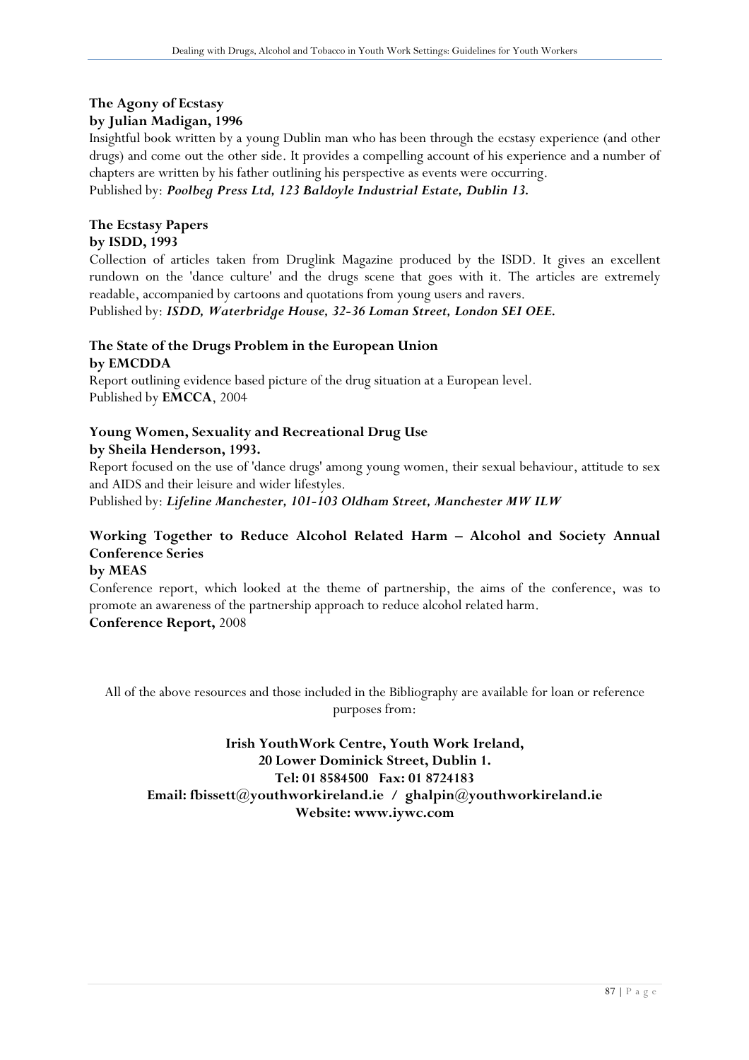**The Agony of Ecstasy**
**by Julian Madigan, 1996**

Insightful book written by a young Dublin man who has been through the ecstasy experience (and other drugs) and come out the other side. It provides a compelling account of his experience and a number of chapters are written by his father outlining his perspective as events were occurring.
Published by: ***Poolbeg Press Ltd, 123 Baldoyle Industrial Estate, Dublin 13.***

**The Ecstasy Papers**
**by ISDD, 1993**

Collection of articles taken from Druglink Magazine produced by the ISDD. It gives an excellent rundown on the 'dance culture' and the drugs scene that goes with it. The articles are extremely readable, accompanied by cartoons and quotations from young users and ravers.
Published by: ***ISDD, Waterbridge House, 32-36 Loman Street, London SEI OEE.***

**The State of the Drugs Problem in the European Union**
**by EMCDDA**

Report outlining evidence based picture of the drug situation at a European level.
Published by **EMCCA**, 2004

**Young Women, Sexuality and Recreational Drug Use**
**by Sheila Henderson, 1993.**

Report focused on the use of 'dance drugs' among young women, their sexual behaviour, attitude to sex and AIDS and their leisure and wider lifestyles.
Published by: ***Lifeline Manchester, 101-103 Oldham Street, Manchester MW ILW***

**Working Together to Reduce Alcohol Related Harm – Alcohol and Society Annual Conference Series**
**by MEAS**

Conference report, which looked at the theme of partnership, the aims of the conference, was to promote an awareness of the partnership approach to reduce alcohol related harm.
**Conference Report,** 2008

All of the above resources and those included in the Bibliography are available for loan or reference purposes from:

**Irish YouthWork Centre, Youth Work Ireland,**
**20 Lower Dominick Street, Dublin 1.**
**Tel: 01 8584500 Fax: 01 8724183**
**Email: fbissett@youthworkireland.ie / ghalpin@youthworkireland.ie**
**Website: www.iywc.com**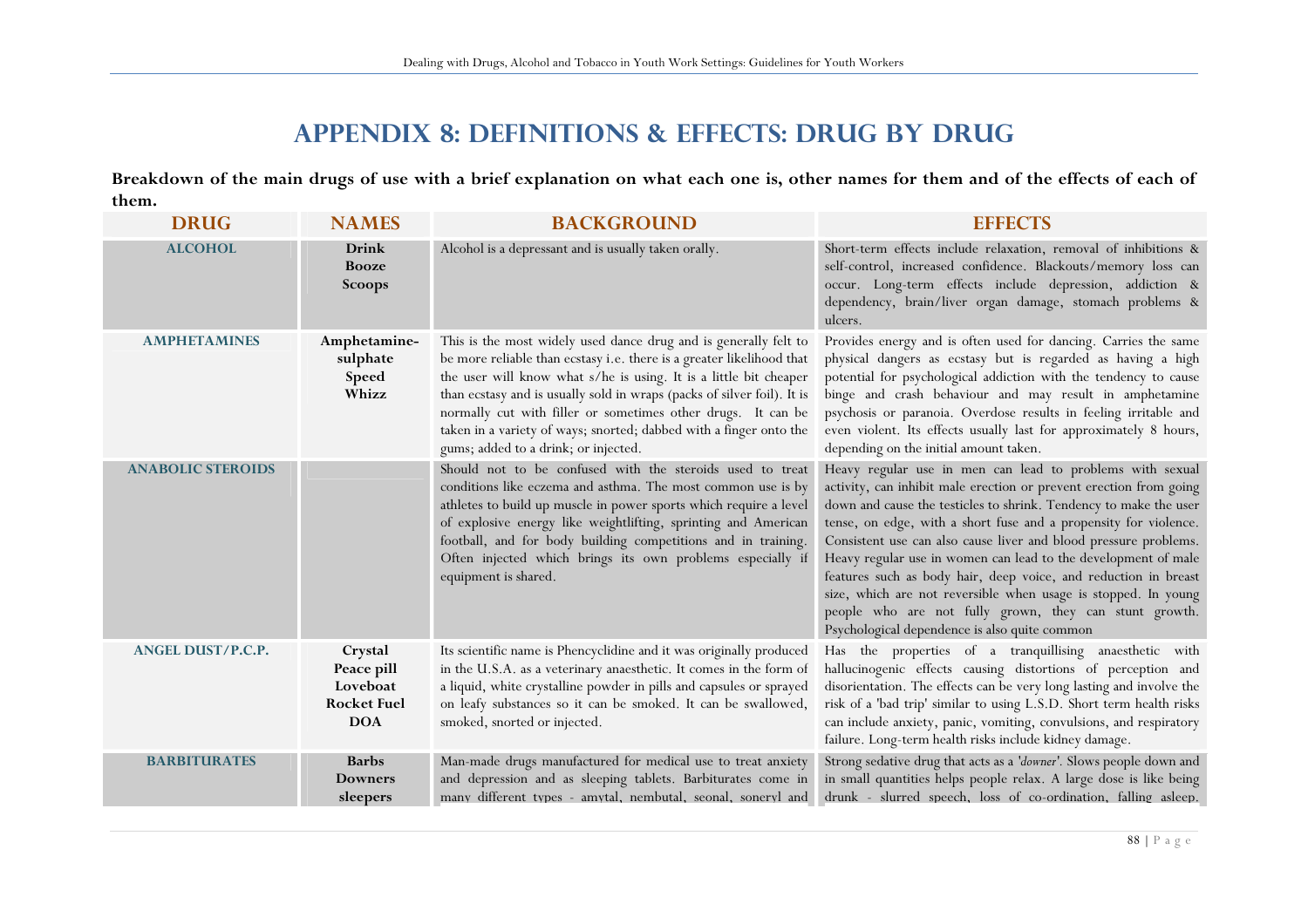# APPENDIX 8: DEFINITIONS & EFFECTS: DRUG BY DRUG

**Breakdown of the main drugs of use with a brief explanation on what each one is, other names for them and of the effects of each of them.**

| DRUG | NAMES | BACKGROUND | EFFECTS |
|---|---|---|---|
| **ALCOHOL** | **Drink**<br>**Booze**<br>**Scoops** | Alcohol is a depressant and is usually taken orally. | Short-term effects include relaxation, removal of inhibitions & self-control, increased confidence. Blackouts/memory loss can occur. Long-term effects include depression, addiction & dependency, brain/liver organ damage, stomach problems & ulcers. |
| **AMPHETAMINES** | **Amphetamine-sulphate**<br>**Speed**<br>**Whizz** | This is the most widely used dance drug and is generally felt to be more reliable than ecstasy i.e. there is a greater likelihood that the user will know what s/he is using. It is a little bit cheaper than ecstasy and is usually sold in wraps (packs of silver foil). It is normally cut with filler or sometimes other drugs. It can be taken in a variety of ways; snorted; dabbed with a finger onto the gums; added to a drink; or injected. | Provides energy and is often used for dancing. Carries the same physical dangers as ecstasy but is regarded as having a high potential for psychological addiction with the tendency to cause binge and crash behaviour and may result in amphetamine psychosis or paranoia. Overdose results in feeling irritable and even violent. Its effects usually last for approximately 8 hours, depending on the initial amount taken. |
| **ANABOLIC STEROIDS** | | Should not to be confused with the steroids used to treat conditions like eczema and asthma. The most common use is by athletes to build up muscle in power sports which require a level of explosive energy like weightlifting, sprinting and American football, and for body building competitions and in training. Often injected which brings its own problems especially if equipment is shared. | Heavy regular use in men can lead to problems with sexual activity, can inhibit male erection or prevent erection from going down and cause the testicles to shrink. Tendency to make the user tense, on edge, with a short fuse and a propensity for violence. Consistent use can also cause liver and blood pressure problems. Heavy regular use in women can lead to the development of male features such as body hair, deep voice, and reduction in breast size, which are not reversible when usage is stopped. In young people who are not fully grown, they can stunt growth. Psychological dependence is also quite common |
| **ANGEL DUST/P.C.P.** | **Crystal**<br>**Peace pill**<br>**Loveboat**<br>**Rocket Fuel**<br>**DOA** | Its scientific name is Phencyclidine and it was originally produced in the U.S.A. as a veterinary anaesthetic. It comes in the form of a liquid, white crystalline powder in pills and capsules or sprayed on leafy substances so it can be smoked. It can be swallowed, smoked, snorted or injected. | Has the properties of a tranquillising anaesthetic with hallucinogenic effects causing distortions of perception and disorientation. The effects can be very long lasting and involve the risk of a 'bad trip' similar to using L.S.D. Short term health risks can include anxiety, panic, vomiting, convulsions, and respiratory failure. Long-term health risks include kidney damage. |
| **BARBITURATES** | **Barbs**<br>**Downers**<br>**sleepers** | Man-made drugs manufactured for medical use to treat anxiety and depression and as sleeping tablets. Barbiturates come in many different types - amytal, nembutal, seonal, soneryl and | Strong sedative drug that acts as a '*downer*'. Slows people down and in small quantities helps people relax. A large dose is like being drunk - slurred speech, loss of co-ordination, falling asleep. |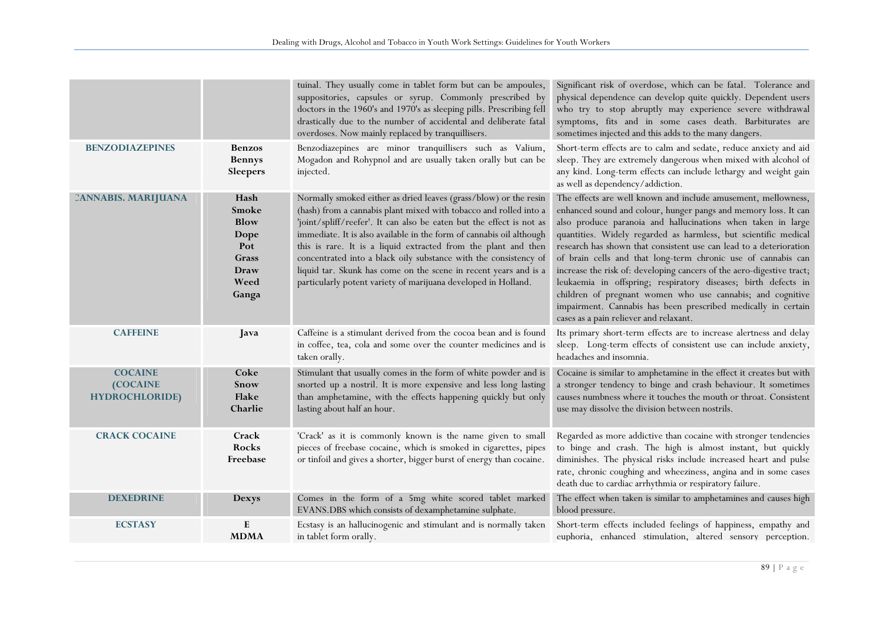| | | | |
|---|---|---|---|
| | | tuinal. They usually come in tablet form but can be ampoules, suppositories, capsules or syrup. Commonly prescribed by doctors in the 1960's and 1970's as sleeping pills. Prescribing fell drastically due to the number of accidental and deliberate fatal overdoses. Now mainly replaced by tranquillisers. | Significant risk of overdose, which can be fatal. Tolerance and physical dependence can develop quite quickly. Dependent users who try to stop abruptly may experience severe withdrawal symptoms, fits and in some cases death. Barbiturates are sometimes injected and this adds to the many dangers. |
| **BENZODIAZEPINES** | **Benzos**<br>**Bennys**<br>**Sleepers** | Benzodiazepines are minor tranquillisers such as Valium, Mogadon and Rohypnol and are usually taken orally but can be injected. | Short-term effects are to calm and sedate, reduce anxiety and aid sleep. They are extremely dangerous when mixed with alcohol of any kind. Long-term effects can include lethargy and weight gain as well as dependency/addiction. |
| **CANNABIS. MARIJUANA** | **Hash**<br>**Smoke**<br>**Blow**<br>**Dope**<br>**Pot**<br>**Grass**<br>**Draw**<br>**Weed**<br>**Ganga** | Normally smoked either as dried leaves (grass/blow) or the resin (hash) from a cannabis plant mixed with tobacco and rolled into a 'joint/spliff/reefer'. It can also be eaten but the effect is not as immediate. It is also available in the form of cannabis oil although this is rare. It is a liquid extracted from the plant and then concentrated into a black oily substance with the consistency of liquid tar. Skunk has come on the scene in recent years and is a particularly potent variety of marijuana developed in Holland. | The effects are well known and include amusement, mellowness, enhanced sound and colour, hunger pangs and memory loss. It can also produce paranoia and hallucinations when taken in large quantities. Widely regarded as harmless, but scientific medical research has shown that consistent use can lead to a deterioration of brain cells and that long-term chronic use of cannabis can increase the risk of: developing cancers of the aero-digestive tract; leukaemia in offspring; respiratory diseases; birth defects in children of pregnant women who use cannabis; and cognitive impairment. Cannabis has been prescribed medically in certain cases as a pain reliever and relaxant. |
| **CAFFEINE** | **Java** | Caffeine is a stimulant derived from the cocoa bean and is found in coffee, tea, cola and some over the counter medicines and is taken orally. | Its primary short-term effects are to increase alertness and delay sleep. Long-term effects of consistent use can include anxiety, headaches and insomnia. |
| **COCAINE (COCAINE HYDROCHLORIDE)** | **Coke**<br>**Snow**<br>**Flake**<br>**Charlie** | Stimulant that usually comes in the form of white powder and is snorted up a nostril. It is more expensive and less long lasting than amphetamine, with the effects happening quickly but only lasting about half an hour. | Cocaine is similar to amphetamine in the effect it creates but with a stronger tendency to binge and crash behaviour. It sometimes causes numbness where it touches the mouth or throat. Consistent use may dissolve the division between nostrils. |
| **CRACK COCAINE** | **Crack**<br>**Rocks**<br>**Freebase** | 'Crack' as it is commonly known is the name given to small pieces of freebase cocaine, which is smoked in cigarettes, pipes or tinfoil and gives a shorter, bigger burst of energy than cocaine. | Regarded as more addictive than cocaine with stronger tendencies to binge and crash. The high is almost instant, but quickly diminishes. The physical risks include increased heart and pulse rate, chronic coughing and wheeziness, angina and in some cases death due to cardiac arrhythmia or respiratory failure. |
| **DEXEDRINE** | **Dexys** | Comes in the form of a 5mg white scored tablet marked EVANS.DBS which consists of dexamphetamine sulphate. | The effect when taken is similar to amphetamines and causes high blood pressure. |
| **ECSTASY** | **E**<br>**MDMA** | Ecstasy is an hallucinogenic and stimulant and is normally taken in tablet form orally. | Short-term effects included feelings of happiness, empathy and euphoria, enhanced stimulation, altered sensory perception. |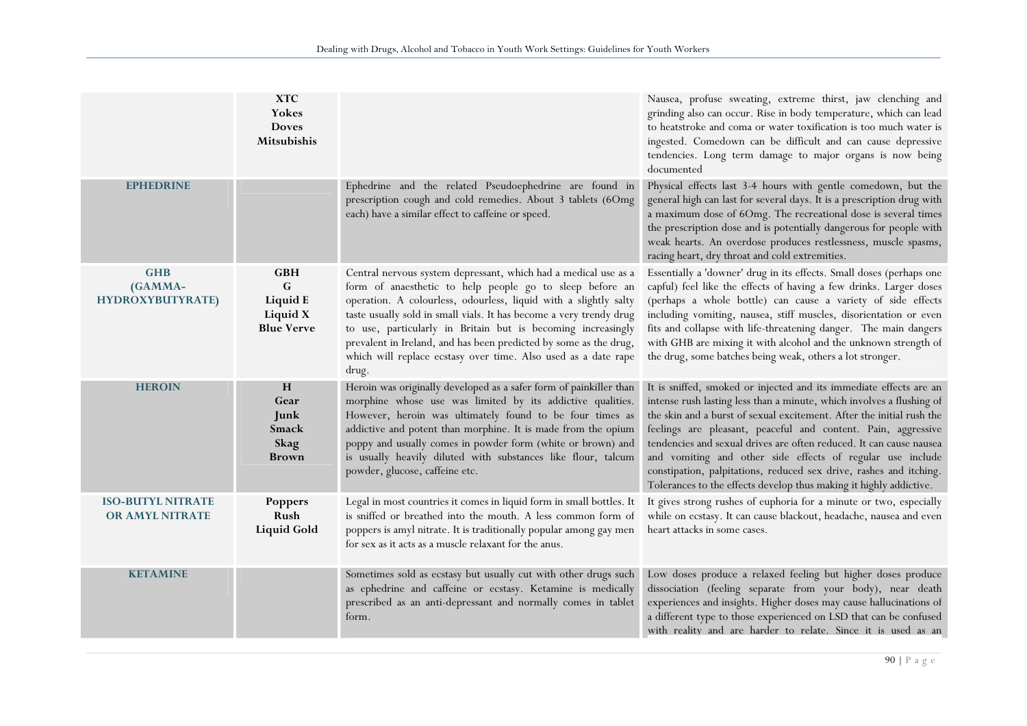| | | | |
|---|---|---|---|
| | **XTC**<br>**Yokes**<br>**Doves**<br>**Mitsubishis** | | Nausea, profuse sweating, extreme thirst, jaw clenching and grinding also can occur. Rise in body temperature, which can lead to heatstroke and coma or water toxification is too much water is ingested. Comedown can be difficult and can cause depressive tendencies. Long term damage to major organs is now being documented |
| **EPHEDRINE** | | Ephedrine and the related Pseudoephedrine are found in prescription cough and cold remedies. About 3 tablets (6Omg each) have a similar effect to caffeine or speed. | Physical effects last 3-4 hours with gentle comedown, but the general high can last for several days. It is a prescription drug with a maximum dose of 6Omg. The recreational dose is several times the prescription dose and is potentially dangerous for people with weak hearts. An overdose produces restlessness, muscle spasms, racing heart, dry throat and cold extremities. |
| **GHB (GAMMA-HYDROXYBUTYRATE)** | **GBH**<br>**G**<br>**Liquid E**<br>**Liquid X**<br>**Blue Verve** | Central nervous system depressant, which had a medical use as a form of anaesthetic to help people go to sleep before an operation. A colourless, odourless, liquid with a slightly salty taste usually sold in small vials. It has become a very trendy drug to use, particularly in Britain but is becoming increasingly prevalent in Ireland, and has been predicted by some as the drug, which will replace ecstasy over time. Also used as a date rape drug. | Essentially a 'downer' drug in its effects. Small doses (perhaps one capful) feel like the effects of having a few drinks. Larger doses (perhaps a whole bottle) can cause a variety of side effects including vomiting, nausea, stiff muscles, disorientation or even fits and collapse with life-threatening danger. The main dangers with GHB are mixing it with alcohol and the unknown strength of the drug, some batches being weak, others a lot stronger. |
| **HEROIN** | **H**<br>**Gear**<br>**Junk**<br>**Smack**<br>**Skag**<br>**Brown** | Heroin was originally developed as a safer form of painkiller than morphine whose use was limited by its addictive qualities. However, heroin was ultimately found to be four times as addictive and potent than morphine. It is made from the opium poppy and usually comes in powder form (white or brown) and is usually heavily diluted with substances like flour, talcum powder, glucose, caffeine etc. | It is sniffed, smoked or injected and its immediate effects are an intense rush lasting less than a minute, which involves a flushing of the skin and a burst of sexual excitement. After the initial rush the feelings are pleasant, peaceful and content. Pain, aggressive tendencies and sexual drives are often reduced. It can cause nausea and vomiting and other side effects of regular use include constipation, palpitations, reduced sex drive, rashes and itching. Tolerances to the effects develop thus making it highly addictive. |
| **ISO-BUTYL NITRATE OR AMYL NITRATE** | **Poppers**<br>**Rush**<br>**Liquid Gold** | Legal in most countries it comes in liquid form in small bottles. It is sniffed or breathed into the mouth. A less common form of poppers is amyl nitrate. It is traditionally popular among gay men for sex as it acts as a muscle relaxant for the anus. | It gives strong rushes of euphoria for a minute or two, especially while on ecstasy. It can cause blackout, headache, nausea and even heart attacks in some cases. |
| **KETAMINE** | | Sometimes sold as ecstasy but usually cut with other drugs such as ephedrine and caffeine or ecstasy. Ketamine is medically prescribed as an anti-depressant and normally comes in tablet form. | Low doses produce a relaxed feeling but higher doses produce dissociation (feeling separate from your body), near death experiences and insights. Higher doses may cause hallucinations of a different type to those experienced on LSD that can be confused with reality and are harder to relate. Since it is used as an |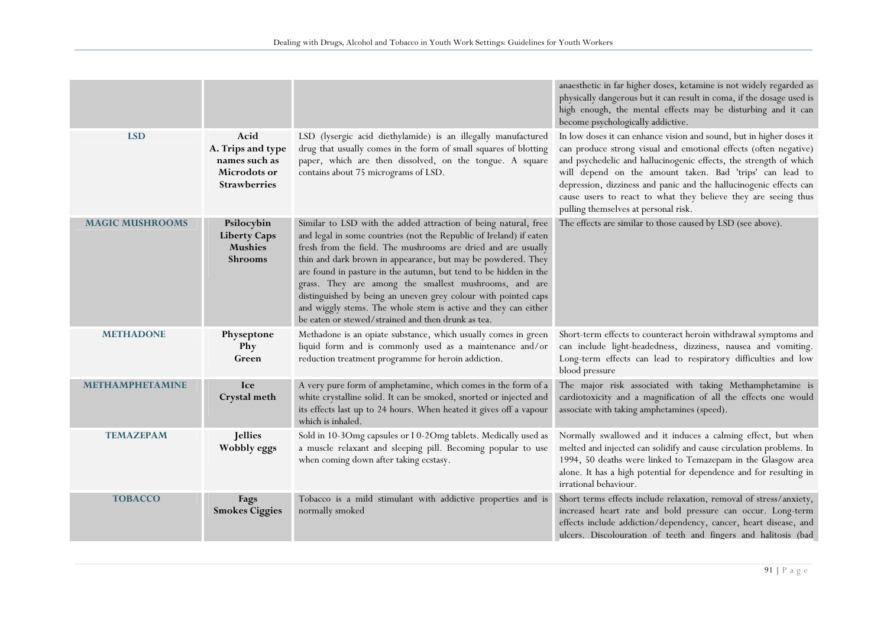| | | | |
|---|---|---|---|
| | | | anaesthetic in far higher doses, ketamine is not widely regarded as physically dangerous but it can result in coma, if the dosage used is high enough, the mental effects may be disturbing and it can become psychologically addictive. |
| **LSD** | **Acid A. Trips and type names such as Microdots or Strawberries** | LSD (lysergic acid diethylamide) is an illegally manufactured drug that usually comes in the form of small squares of blotting paper, which are then dissolved, on the tongue. A square contains about 75 micrograms of LSD. | In low doses it can enhance vision and sound, but in higher doses it can produce strong visual and emotional effects (often negative) and psychedelic and hallucinogenic effects, the strength of which will depend on the amount taken. Bad 'trips' can lead to depression, dizziness and panic and the hallucinogenic effects can cause users to react to what they believe they are seeing thus pulling themselves at personal risk. |
| **MAGIC MUSHROOMS** | **Psilocybin Liberty Caps Mushies Shrooms** | Similar to LSD with the added attraction of being natural, free and legal in some countries (not the Republic of Ireland) if eaten fresh from the field. The mushrooms are dried and are usually thin and dark brown in appearance, but may be powdered. They are found in pasture in the autumn, but tend to be hidden in the grass. They are among the smallest mushrooms, and are distinguished by being an uneven grey colour with pointed caps and wiggly stems. The whole stem is active and they can either be eaten or stewed/strained and then drunk as tea. | The effects are similar to those caused by LSD (see above). |
| **METHADONE** | **Physeptone Phy Green** | Methadone is an opiate substance, which usually comes in green liquid form and is commonly used as a maintenance and/or reduction treatment programme for heroin addiction. | Short-term effects to counteract heroin withdrawal symptoms and can include light-headedness, dizziness, nausea and vomiting. Long-term effects can lead to respiratory difficulties and low blood pressure |
| **METHAMPHETAMINE** | **Ice Crystal meth** | A very pure form of amphetamine, which comes in the form of a white crystalline solid. It can be smoked, snorted or injected and its effects last up to 24 hours. When heated it gives off a vapour which is inhaled. | The major risk associated with taking Methamphetamine is cardiotoxicity and a magnification of all the effects one would associate with taking amphetamines (speed). |
| **TEMAZEPAM** | **Jellies Wobbly eggs** | Sold in 10-3Omg capsules or I 0-2Omg tablets. Medically used as a muscle relaxant and sleeping pill. Becoming popular to use when coming down after taking ecstasy. | Normally swallowed and it induces a calming effect, but when melted and injected can solidify and cause circulation problems. In 1994, 50 deaths were linked to Temazepam in the Glasgow area alone. It has a high potential for dependence and for resulting in irrational behaviour. |
| **TOBACCO** | **Fags Smokes Ciggies** | Tobacco is a mild stimulant with addictive properties and is normally smoked | Short terms effects include relaxation, removal of stress/anxiety, increased heart rate and bold pressure can occur. Long-term effects include addiction/dependency, cancer, heart disease, and ulcers. Discolouration of teeth and fingers and halitosis (bad |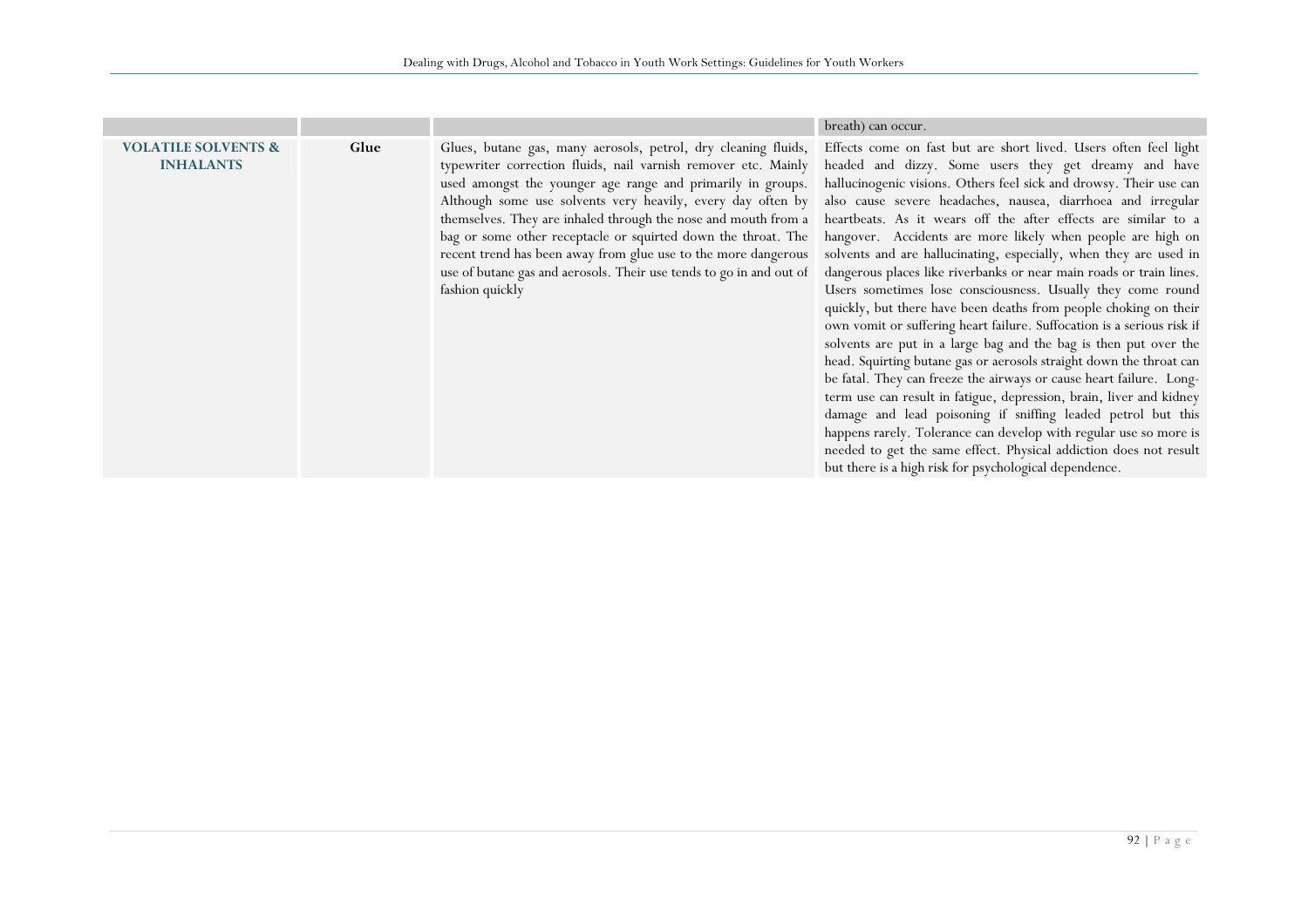| | | | breath) can occur. |
|---|---|---|---|
| **VOLATILE SOLVENTS & INHALANTS** | **Glue** | Glues, butane gas, many aerosols, petrol, dry cleaning fluids, typewriter correction fluids, nail varnish remover etc. Mainly used amongst the younger age range and primarily in groups. Although some use solvents very heavily, every day often by themselves. They are inhaled through the nose and mouth from a bag or some other receptacle or squirted down the throat. The recent trend has been away from glue use to the more dangerous use of butane gas and aerosols. Their use tends to go in and out of fashion quickly | Effects come on fast but are short lived. Users often feel light headed and dizzy. Some users they get dreamy and have hallucinogenic visions. Others feel sick and drowsy. Their use can also cause severe headaches, nausea, diarrhoea and irregular heartbeats. As it wears off the after effects are similar to a hangover. Accidents are more likely when people are high on solvents and are hallucinating, especially, when they are used in dangerous places like riverbanks or near main roads or train lines. Users sometimes lose consciousness. Usually they come round quickly, but there have been deaths from people choking on their own vomit or suffering heart failure. Suffocation is a serious risk if solvents are put in a large bag and the bag is then put over the head. Squirting butane gas or aerosols straight down the throat can be fatal. They can freeze the airways or cause heart failure. Long-term use can result in fatigue, depression, brain, liver and kidney damage and lead poisoning if sniffing leaded petrol but this happens rarely. Tolerance can develop with regular use so more is needed to get the same effect. Physical addiction does not result but there is a high risk for psychological dependence. |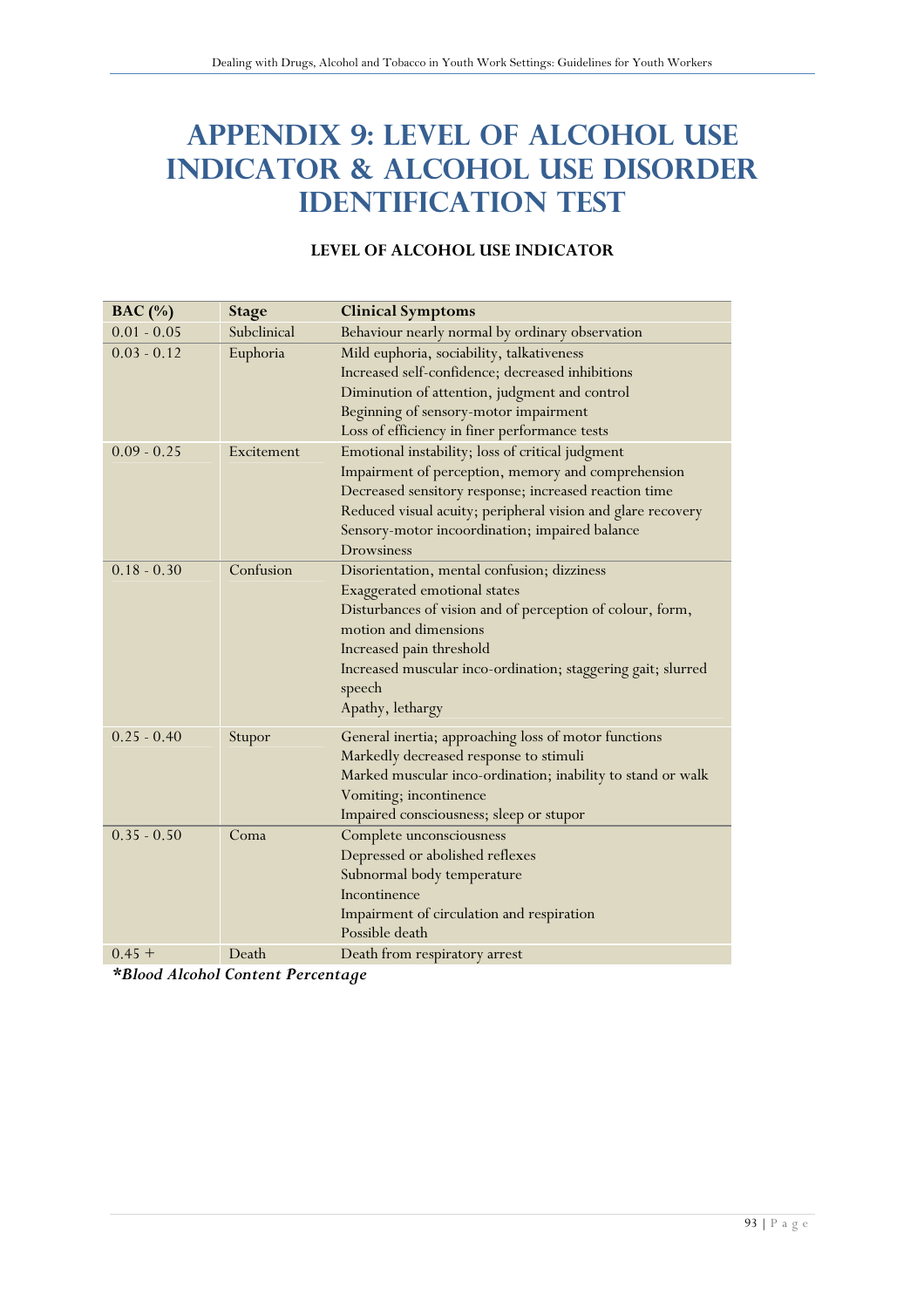# APPENDIX 9: LEVEL OF ALCOHOL USE INDICATOR & ALCOHOL USE DISORDER IDENTIFICATION TEST

## LEVEL OF ALCOHOL USE INDICATOR

| BAC (%) | Stage | Clinical Symptoms |
|---|---|---|
| 0.01 - 0.05 | Subclinical | Behaviour nearly normal by ordinary observation |
| 0.03 - 0.12 | Euphoria | Mild euphoria, sociability, talkativeness<br>Increased self-confidence; decreased inhibitions<br>Diminution of attention, judgment and control<br>Beginning of sensory-motor impairment<br>Loss of efficiency in finer performance tests |
| 0.09 - 0.25 | Excitement | Emotional instability; loss of critical judgment<br>Impairment of perception, memory and comprehension<br>Decreased sensitory response; increased reaction time<br>Reduced visual acuity; peripheral vision and glare recovery<br>Sensory-motor incoordination; impaired balance<br>Drowsiness |
| 0.18 - 0.30 | Confusion | Disorientation, mental confusion; dizziness<br>Exaggerated emotional states<br>Disturbances of vision and of perception of colour, form, motion and dimensions<br>Increased pain threshold<br>Increased muscular inco-ordination; staggering gait; slurred speech<br>Apathy, lethargy |
| 0.25 - 0.40 | Stupor | General inertia; approaching loss of motor functions<br>Markedly decreased response to stimuli<br>Marked muscular inco-ordination; inability to stand or walk<br>Vomiting; incontinence<br>Impaired consciousness; sleep or stupor |
| 0.35 - 0.50 | Coma | Complete unconsciousness<br>Depressed or abolished reflexes<br>Subnormal body temperature<br>Incontinence<br>Impairment of circulation and respiration<br>Possible death |
| 0.45 + | Death | Death from respiratory arrest |

***Blood Alcohol Content Percentage**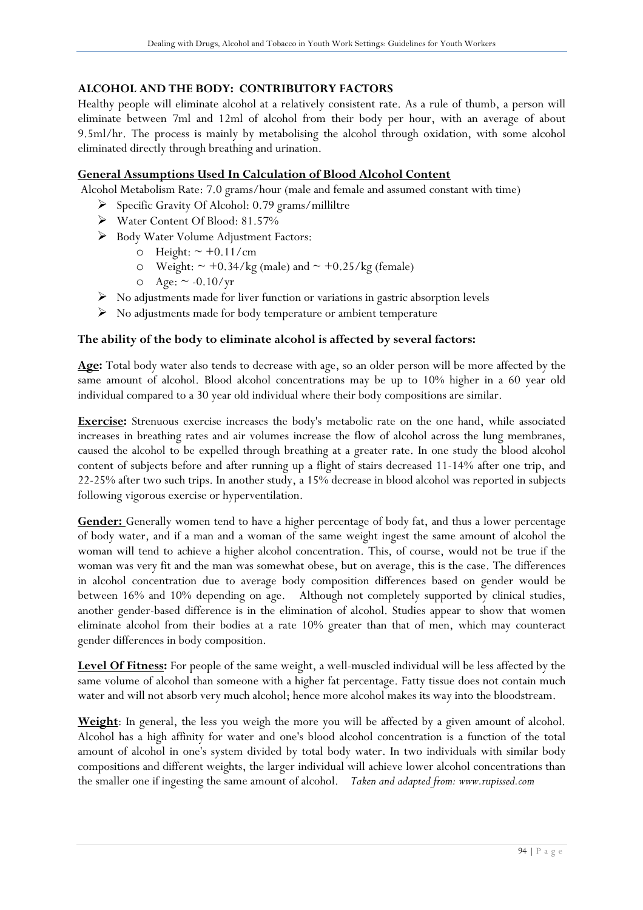## ALCOHOL AND THE BODY: CONTRIBUTORY FACTORS

Healthy people will eliminate alcohol at a relatively consistent rate. As a rule of thumb, a person will eliminate between 7ml and 12ml of alcohol from their body per hour, with an average of about 9.5ml/hr. The process is mainly by metabolising the alcohol through oxidation, with some alcohol eliminated directly through breathing and urination.

### General Assumptions Used In Calculation of Blood Alcohol Content

Alcohol Metabolism Rate: 7.0 grams/hour (male and female and assumed constant with time)

- Specific Gravity Of Alcohol: 0.79 grams/millilitre
- Water Content Of Blood: 81.57%
- Body Water Volume Adjustment Factors:
  - Height: ~ +0.11/cm
  - Weight: ~ +0.34/kg (male) and ~ +0.25/kg (female)
  - Age: ~ -0.10/yr
- No adjustments made for liver function or variations in gastric absorption levels
- No adjustments made for body temperature or ambient temperature

### The ability of the body to eliminate alcohol is affected by several factors:

**Age:** Total body water also tends to decrease with age, so an older person will be more affected by the same amount of alcohol. Blood alcohol concentrations may be up to 10% higher in a 60 year old individual compared to a 30 year old individual where their body compositions are similar.

**Exercise:** Strenuous exercise increases the body's metabolic rate on the one hand, while associated increases in breathing rates and air volumes increase the flow of alcohol across the lung membranes, caused the alcohol to be expelled through breathing at a greater rate. In one study the blood alcohol content of subjects before and after running up a flight of stairs decreased 11-14% after one trip, and 22-25% after two such trips. In another study, a 15% decrease in blood alcohol was reported in subjects following vigorous exercise or hyperventilation.

**Gender:** Generally women tend to have a higher percentage of body fat, and thus a lower percentage of body water, and if a man and a woman of the same weight ingest the same amount of alcohol the woman will tend to achieve a higher alcohol concentration. This, of course, would not be true if the woman was very fit and the man was somewhat obese, but on average, this is the case. The differences in alcohol concentration due to average body composition differences based on gender would be between 16% and 10% depending on age. Although not completely supported by clinical studies, another gender-based difference is in the elimination of alcohol. Studies appear to show that women eliminate alcohol from their bodies at a rate 10% greater than that of men, which may counteract gender differences in body composition.

**Level Of Fitness:** For people of the same weight, a well-muscled individual will be less affected by the same volume of alcohol than someone with a higher fat percentage. Fatty tissue does not contain much water and will not absorb very much alcohol; hence more alcohol makes its way into the bloodstream.

**Weight**: In general, the less you weigh the more you will be affected by a given amount of alcohol. Alcohol has a high affinity for water and one's blood alcohol concentration is a function of the total amount of alcohol in one's system divided by total body water. In two individuals with similar body compositions and different weights, the larger individual will achieve lower alcohol concentrations than the smaller one if ingesting the same amount of alcohol. *Taken and adapted from: www.rupissed.com*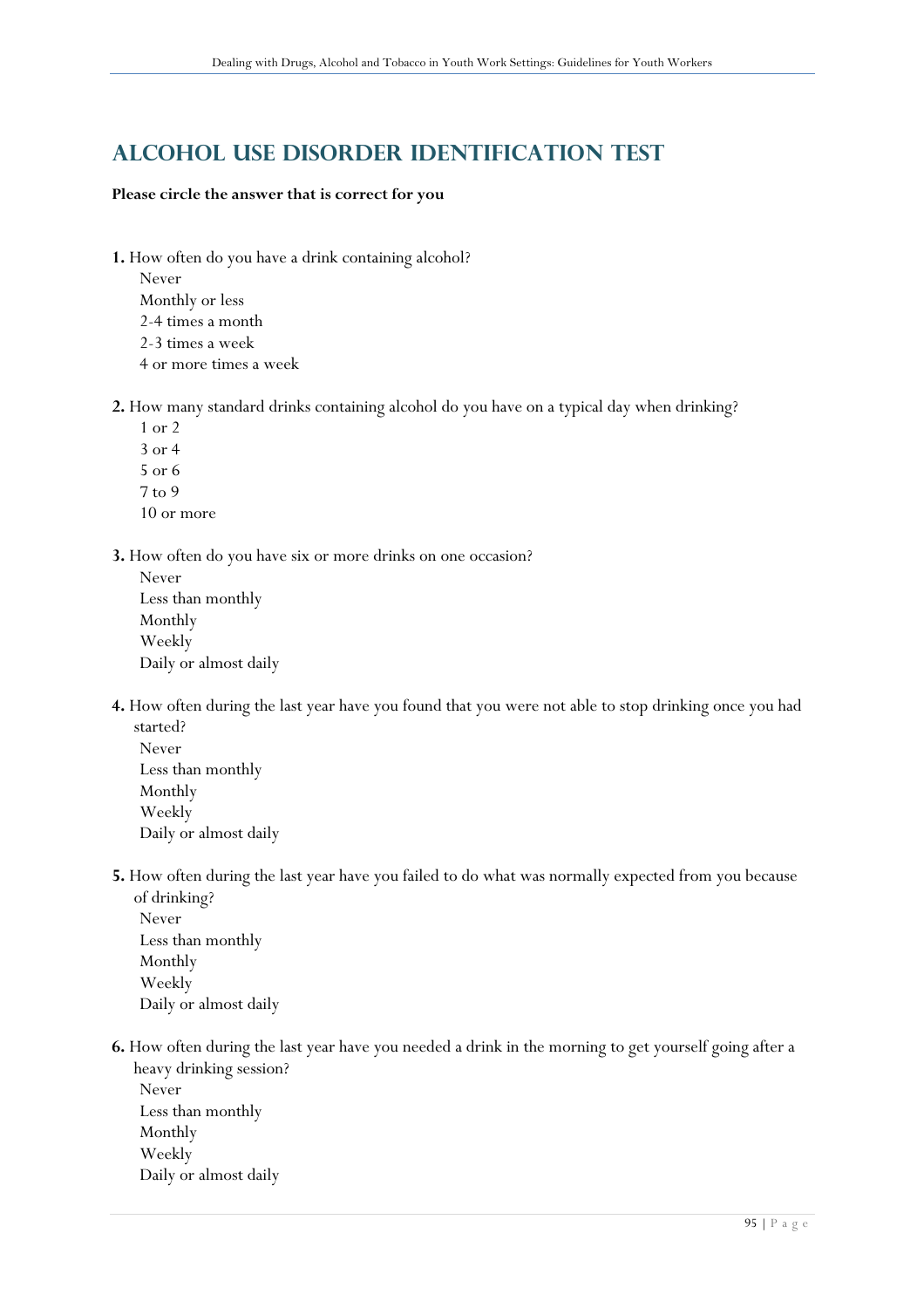# Alcohol Use Disorder Identification Test

**Please circle the answer that is correct for you**

**1.** How often do you have a drink containing alcohol?
- Never
- Monthly or less
- 2-4 times a month
- 2-3 times a week
- 4 or more times a week

**2.** How many standard drinks containing alcohol do you have on a typical day when drinking?
- 1 or 2
- 3 or 4
- 5 or 6
- 7 to 9
- 10 or more

**3.** How often do you have six or more drinks on one occasion?
- Never
- Less than monthly
- Monthly
- Weekly
- Daily or almost daily

**4.** How often during the last year have you found that you were not able to stop drinking once you had started?
- Never
- Less than monthly
- Monthly
- Weekly
- Daily or almost daily

**5.** How often during the last year have you failed to do what was normally expected from you because of drinking?
- Never
- Less than monthly
- Monthly
- Weekly
- Daily or almost daily

**6.** How often during the last year have you needed a drink in the morning to get yourself going after a heavy drinking session?
- Never
- Less than monthly
- Monthly
- Weekly
- Daily or almost daily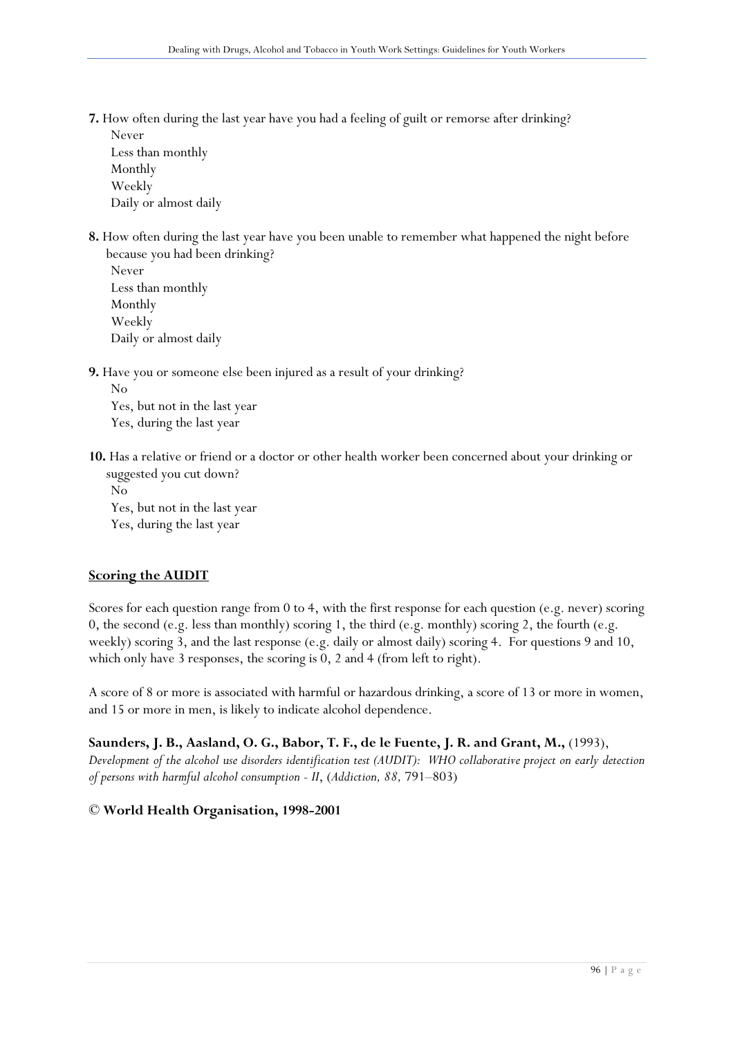**7.** How often during the last year have you had a feeling of guilt or remorse after drinking?

Never
Less than monthly
Monthly
Weekly
Daily or almost daily

**8.** How often during the last year have you been unable to remember what happened the night before because you had been drinking?

Never
Less than monthly
Monthly
Weekly
Daily or almost daily

**9.** Have you or someone else been injured as a result of your drinking?

No
Yes, but not in the last year
Yes, during the last year

**10.** Has a relative or friend or a doctor or other health worker been concerned about your drinking or suggested you cut down?

No
Yes, but not in the last year
Yes, during the last year

## Scoring the AUDIT

Scores for each question range from 0 to 4, with the first response for each question (e.g. never) scoring 0, the second (e.g. less than monthly) scoring 1, the third (e.g. monthly) scoring 2, the fourth (e.g. weekly) scoring 3, and the last response (e.g. daily or almost daily) scoring 4. For questions 9 and 10, which only have 3 responses, the scoring is 0, 2 and 4 (from left to right).

A score of 8 or more is associated with harmful or hazardous drinking, a score of 13 or more in women, and 15 or more in men, is likely to indicate alcohol dependence.

**Saunders, J. B., Aasland, O. G., Babor, T. F., de le Fuente, J. R. and Grant, M.,** (1993), *Development of the alcohol use disorders identification test (AUDIT): WHO collaborative project on early detection of persons with harmful alcohol consumption - II*, (*Addiction, 88,* 791–803)

**© World Health Organisation, 1998-2001**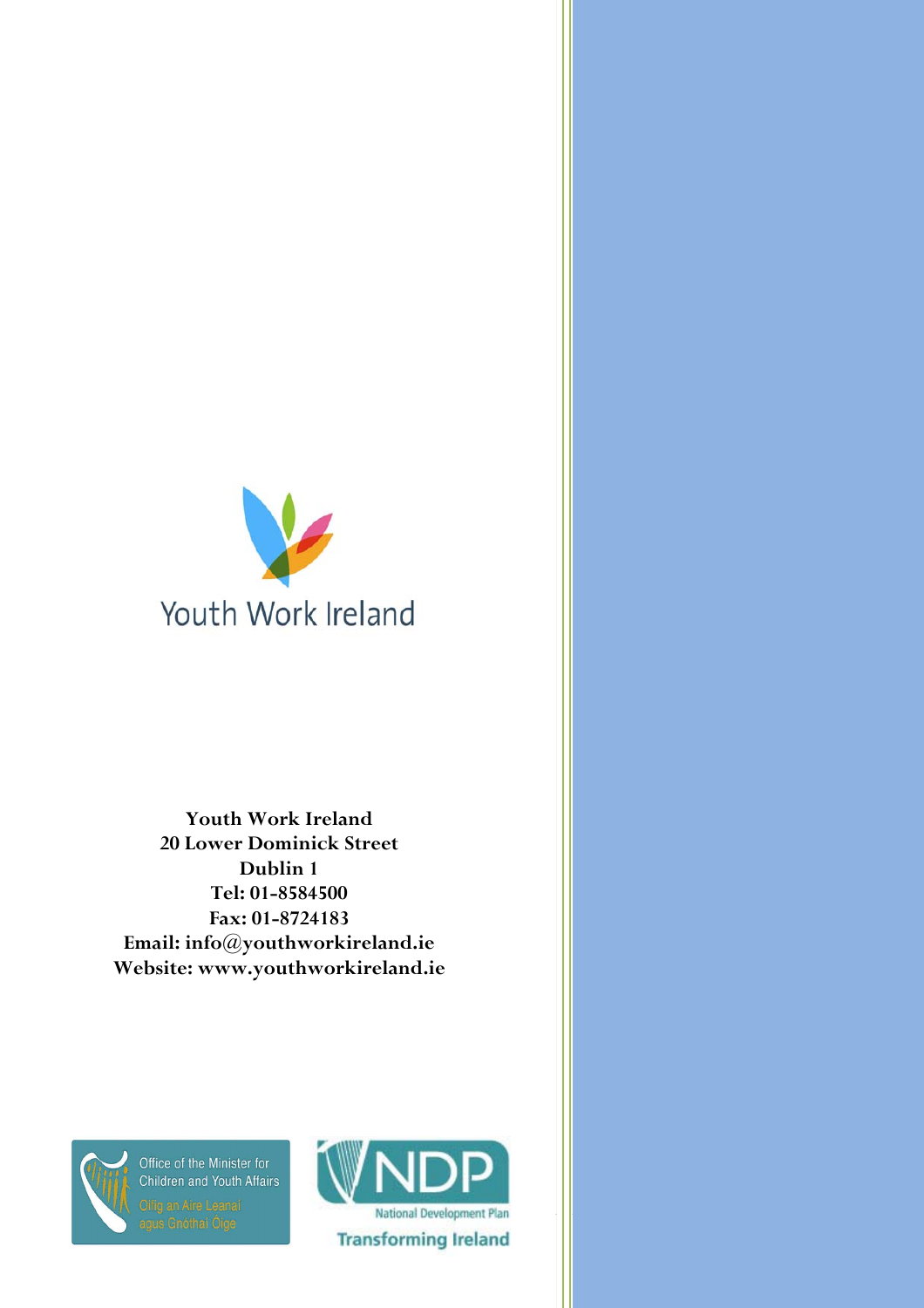Youth Work Ireland

**Youth Work Ireland**
**20 Lower Dominick Street**
**Dublin 1**
**Tel: 01-8584500**
**Fax: 01-8724183**
**Email: info@youthworkireland.ie**
**Website: www.youthworkireland.ie**

Office of the Minister for Children and Youth Affairs
Oifig an Aire Leanaí agus Gnóthaí Óige

NDP
National Development Plan
Transforming Ireland